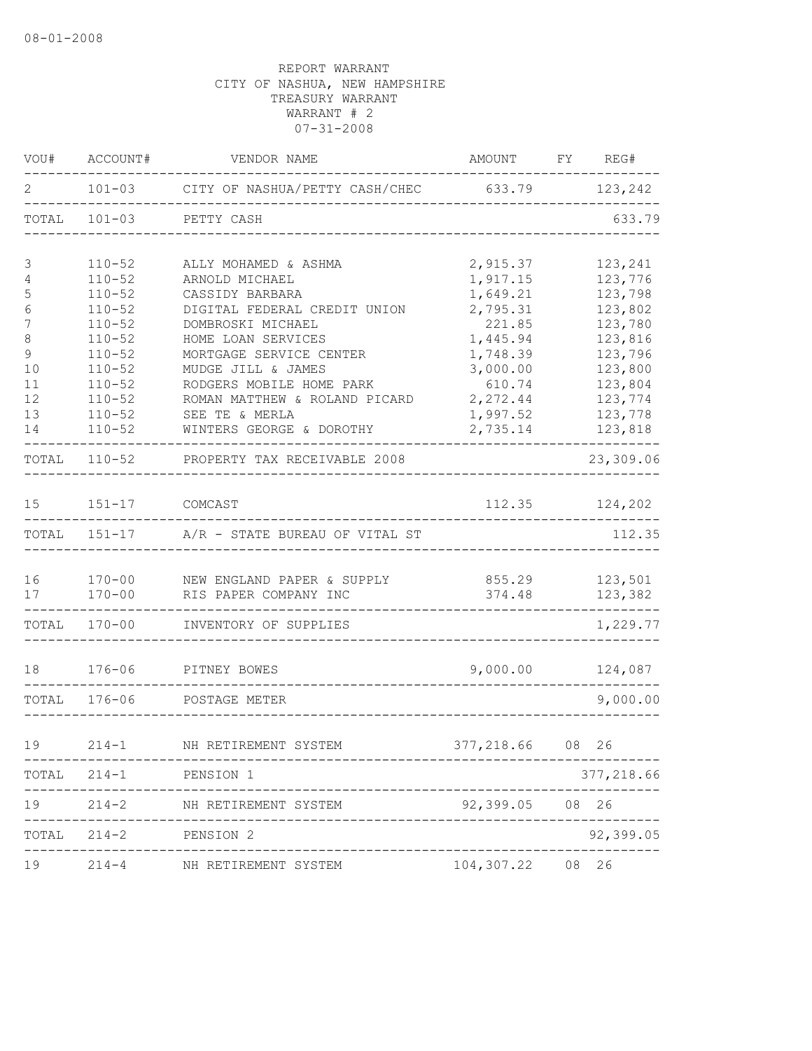08-01-2008

REPORT WARRANT
CITY OF NASHUA, NEW HAMPSHIRE
TREASURY WARRANT
WARRANT # 2
07-31-2008

| VOU# | ACCOUNT# | VENDOR NAME | AMOUNT | FY | REG# |
|---|---|---|---|---|---|
| 2 | 101-03 | CITY OF NASHUA/PETTY CASH/CHEC | 633.79 | | 123,242 |
| TOTAL | 101-03 | PETTY CASH | | | 633.79 |
| 3 | 110-52 | ALLY MOHAMED & ASHMA | 2,915.37 | | 123,241 |
| 4 | 110-52 | ARNOLD MICHAEL | 1,917.15 | | 123,776 |
| 5 | 110-52 | CASSIDY BARBARA | 1,649.21 | | 123,798 |
| 6 | 110-52 | DIGITAL FEDERAL CREDIT UNION | 2,795.31 | | 123,802 |
| 7 | 110-52 | DOMBROSKI MICHAEL | 221.85 | | 123,780 |
| 8 | 110-52 | HOME LOAN SERVICES | 1,445.94 | | 123,816 |
| 9 | 110-52 | MORTGAGE SERVICE CENTER | 1,748.39 | | 123,796 |
| 10 | 110-52 | MUDGE JILL & JAMES | 3,000.00 | | 123,800 |
| 11 | 110-52 | RODGERS MOBILE HOME PARK | 610.74 | | 123,804 |
| 12 | 110-52 | ROMAN MATTHEW & ROLAND PICARD | 2,272.44 | | 123,774 |
| 13 | 110-52 | SEE TE & MERLA | 1,997.52 | | 123,778 |
| 14 | 110-52 | WINTERS GEORGE & DOROTHY | 2,735.14 | | 123,818 |
| TOTAL | 110-52 | PROPERTY TAX RECEIVABLE 2008 | | | 23,309.06 |
| 15 | 151-17 | COMCAST | 112.35 | | 124,202 |
| TOTAL | 151-17 | A/R - STATE BUREAU OF VITAL ST | | | 112.35 |
| 16 | 170-00 | NEW ENGLAND PAPER & SUPPLY | 855.29 | | 123,501 |
| 17 | 170-00 | RIS PAPER COMPANY INC | 374.48 | | 123,382 |
| TOTAL | 170-00 | INVENTORY OF SUPPLIES | | | 1,229.77 |
| 18 | 176-06 | PITNEY BOWES | 9,000.00 | | 124,087 |
| TOTAL | 176-06 | POSTAGE METER | | | 9,000.00 |
| 19 | 214-1 | NH RETIREMENT SYSTEM | 377,218.66 | 08 | 26 |
| TOTAL | 214-1 | PENSION 1 | | | 377,218.66 |
| 19 | 214-2 | NH RETIREMENT SYSTEM | 92,399.05 | 08 | 26 |
| TOTAL | 214-2 | PENSION 2 | | | 92,399.05 |
| 19 | 214-4 | NH RETIREMENT SYSTEM | 104,307.22 | 08 | 26 |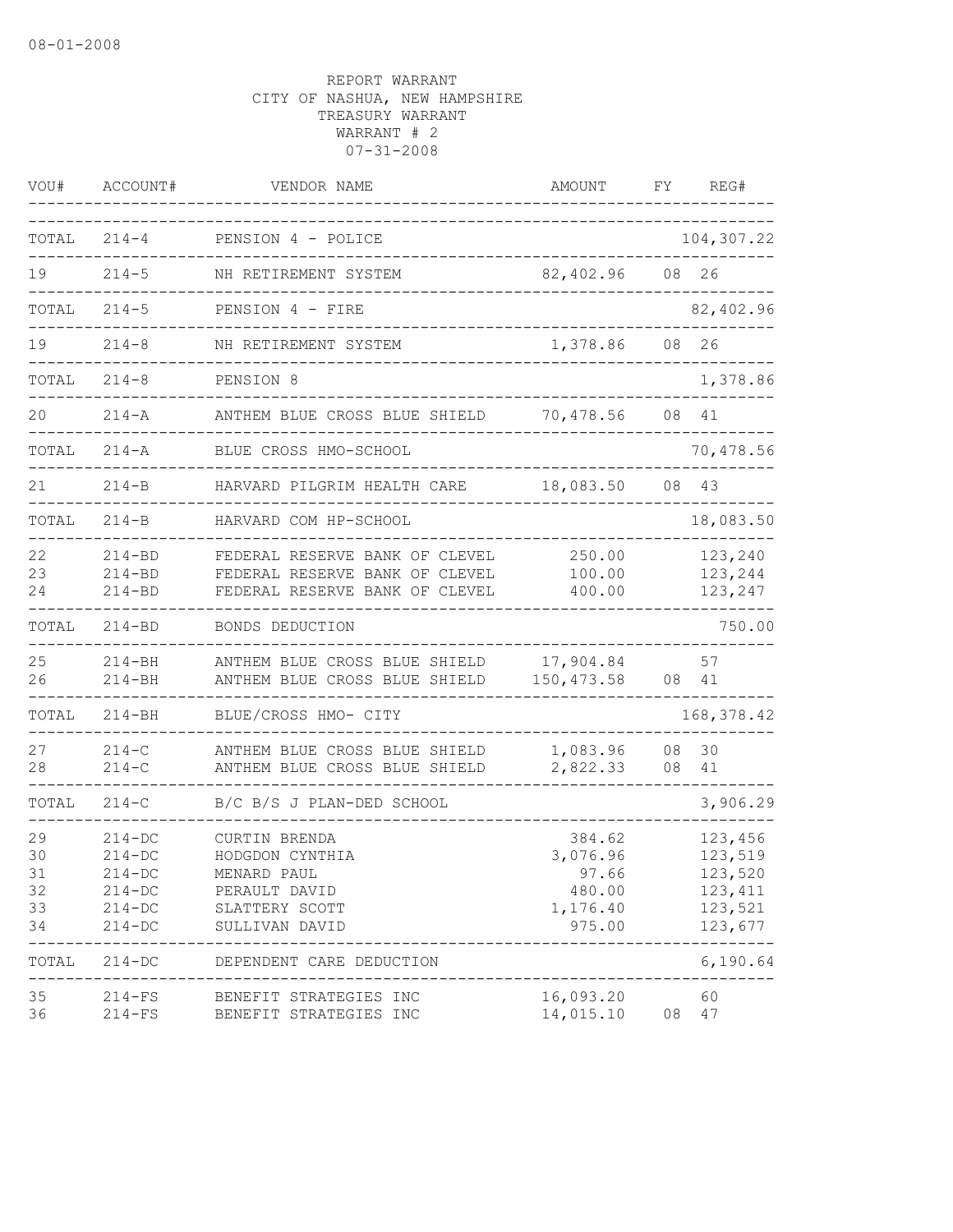08-01-2008

REPORT WARRANT
CITY OF NASHUA, NEW HAMPSHIRE
TREASURY WARRANT
WARRANT # 2
07-31-2008

| VOU# | ACCOUNT# | VENDOR NAME | AMOUNT | FY | REG# |
|---|---|---|---|---|---|
| TOTAL | 214-4 | PENSION 4 - POLICE | | | 104,307.22 |
| 19 | 214-5 | NH RETIREMENT SYSTEM | 82,402.96 | 08 | 26 |
| TOTAL | 214-5 | PENSION 4 - FIRE | | | 82,402.96 |
| 19 | 214-8 | NH RETIREMENT SYSTEM | 1,378.86 | 08 | 26 |
| TOTAL | 214-8 | PENSION 8 | | | 1,378.86 |
| 20 | 214-A | ANTHEM BLUE CROSS BLUE SHIELD | 70,478.56 | 08 | 41 |
| TOTAL | 214-A | BLUE CROSS HMO-SCHOOL | | | 70,478.56 |
| 21 | 214-B | HARVARD PILGRIM HEALTH CARE | 18,083.50 | 08 | 43 |
| TOTAL | 214-B | HARVARD COM HP-SCHOOL | | | 18,083.50 |
| 22 | 214-BD | FEDERAL RESERVE BANK OF CLEVEL | 250.00 | | 123,240 |
| 23 | 214-BD | FEDERAL RESERVE BANK OF CLEVEL | 100.00 | | 123,244 |
| 24 | 214-BD | FEDERAL RESERVE BANK OF CLEVEL | 400.00 | | 123,247 |
| TOTAL | 214-BD | BONDS DEDUCTION | | | 750.00 |
| 25 | 214-BH | ANTHEM BLUE CROSS BLUE SHIELD | 17,904.84 | | 57 |
| 26 | 214-BH | ANTHEM BLUE CROSS BLUE SHIELD | 150,473.58 | 08 | 41 |
| TOTAL | 214-BH | BLUE/CROSS HMO- CITY | | | 168,378.42 |
| 27 | 214-C | ANTHEM BLUE CROSS BLUE SHIELD | 1,083.96 | 08 | 30 |
| 28 | 214-C | ANTHEM BLUE CROSS BLUE SHIELD | 2,822.33 | 08 | 41 |
| TOTAL | 214-C | B/C B/S J PLAN-DED SCHOOL | | | 3,906.29 |
| 29 | 214-DC | CURTIN BRENDA | 384.62 | | 123,456 |
| 30 | 214-DC | HODGDON CYNTHIA | 3,076.96 | | 123,519 |
| 31 | 214-DC | MENARD PAUL | 97.66 | | 123,520 |
| 32 | 214-DC | PERAULT DAVID | 480.00 | | 123,411 |
| 33 | 214-DC | SLATTERY SCOTT | 1,176.40 | | 123,521 |
| 34 | 214-DC | SULLIVAN DAVID | 975.00 | | 123,677 |
| TOTAL | 214-DC | DEPENDENT CARE DEDUCTION | | | 6,190.64 |
| 35 | 214-FS | BENEFIT STRATEGIES INC | 16,093.20 | | 60 |
| 36 | 214-FS | BENEFIT STRATEGIES INC | 14,015.10 | 08 | 47 |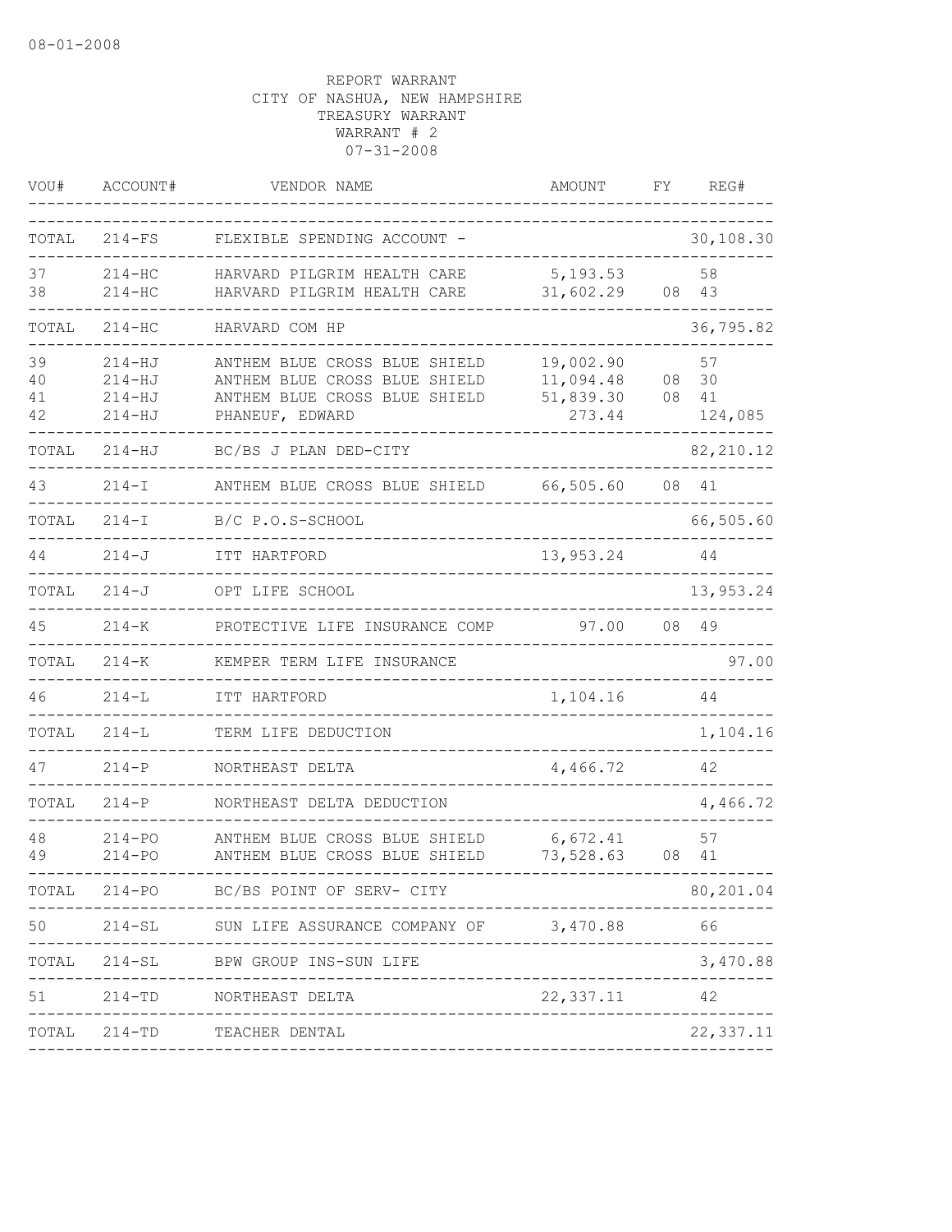08-01-2008

REPORT WARRANT
CITY OF NASHUA, NEW HAMPSHIRE
TREASURY WARRANT
WARRANT # 2
07-31-2008

| VOU# | ACCOUNT# | VENDOR NAME | AMOUNT | FY | REG# |
|---|---|---|---|---|---|
| TOTAL | 214-FS | FLEXIBLE SPENDING ACCOUNT - | | | 30,108.30 |
| 37 | 214-HC | HARVARD PILGRIM HEALTH CARE | 5,193.53 | | 58 |
| 38 | 214-HC | HARVARD PILGRIM HEALTH CARE | 31,602.29 | 08 | 43 |
| TOTAL | 214-HC | HARVARD COM HP | | | 36,795.82 |
| 39 | 214-HJ | ANTHEM BLUE CROSS BLUE SHIELD | 19,002.90 | | 57 |
| 40 | 214-HJ | ANTHEM BLUE CROSS BLUE SHIELD | 11,094.48 | 08 | 30 |
| 41 | 214-HJ | ANTHEM BLUE CROSS BLUE SHIELD | 51,839.30 | 08 | 41 |
| 42 | 214-HJ | PHANEUF, EDWARD | 273.44 | | 124,085 |
| TOTAL | 214-HJ | BC/BS J PLAN DED-CITY | | | 82,210.12 |
| 43 | 214-I | ANTHEM BLUE CROSS BLUE SHIELD | 66,505.60 | 08 | 41 |
| TOTAL | 214-I | B/C P.O.S-SCHOOL | | | 66,505.60 |
| 44 | 214-J | ITT HARTFORD | 13,953.24 | | 44 |
| TOTAL | 214-J | OPT LIFE SCHOOL | | | 13,953.24 |
| 45 | 214-K | PROTECTIVE LIFE INSURANCE COMP | 97.00 | 08 | 49 |
| TOTAL | 214-K | KEMPER TERM LIFE INSURANCE | | | 97.00 |
| 46 | 214-L | ITT HARTFORD | 1,104.16 | | 44 |
| TOTAL | 214-L | TERM LIFE DEDUCTION | | | 1,104.16 |
| 47 | 214-P | NORTHEAST DELTA | 4,466.72 | | 42 |
| TOTAL | 214-P | NORTHEAST DELTA DEDUCTION | | | 4,466.72 |
| 48 | 214-PO | ANTHEM BLUE CROSS BLUE SHIELD | 6,672.41 | | 57 |
| 49 | 214-PO | ANTHEM BLUE CROSS BLUE SHIELD | 73,528.63 | 08 | 41 |
| TOTAL | 214-PO | BC/BS POINT OF SERV- CITY | | | 80,201.04 |
| 50 | 214-SL | SUN LIFE ASSURANCE COMPANY OF | 3,470.88 | | 66 |
| TOTAL | 214-SL | BPW GROUP INS-SUN LIFE | | | 3,470.88 |
| 51 | 214-TD | NORTHEAST DELTA | 22,337.11 | | 42 |
| TOTAL | 214-TD | TEACHER DENTAL | | | 22,337.11 |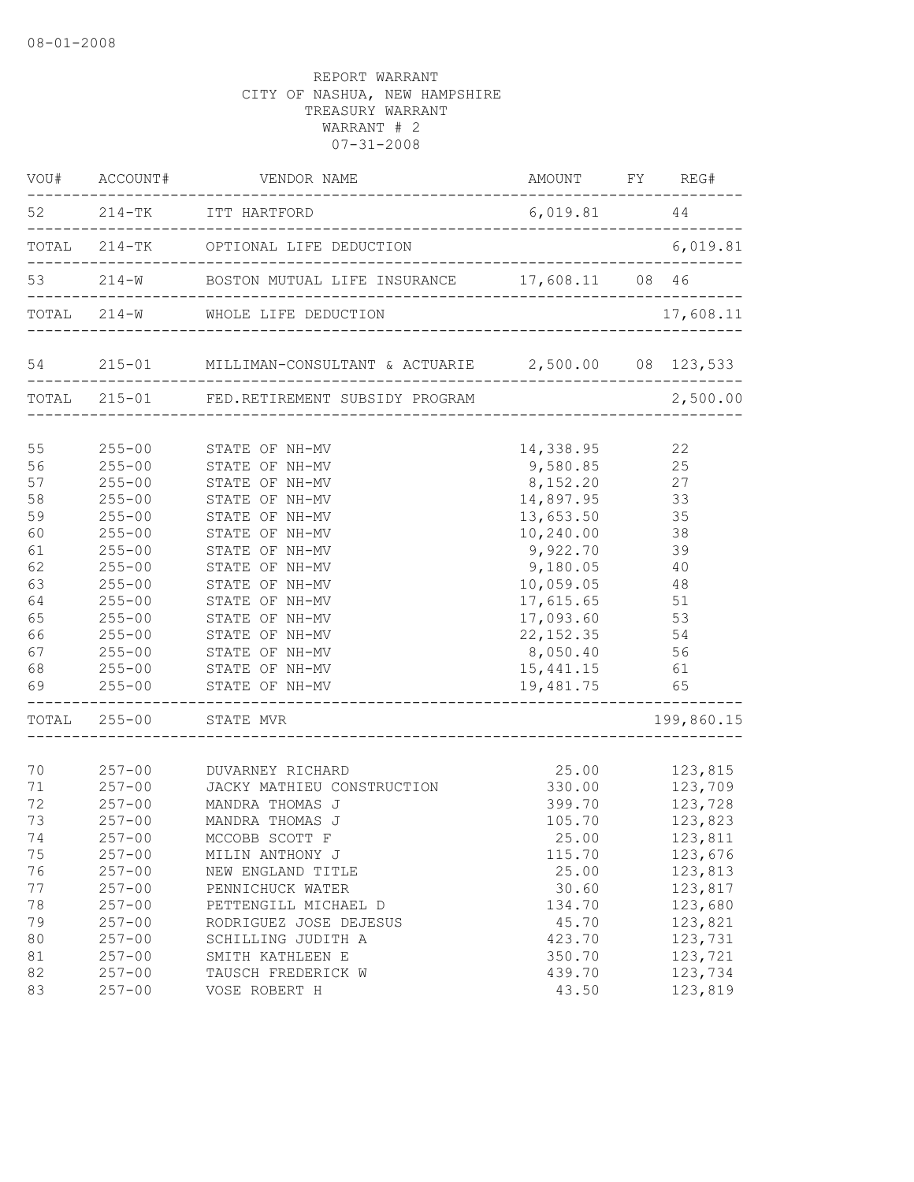08-01-2008

REPORT WARRANT
CITY OF NASHUA, NEW HAMPSHIRE
TREASURY WARRANT
WARRANT # 2
07-31-2008

| VOU# | ACCOUNT# | VENDOR NAME | AMOUNT | FY | REG# |
|---|---|---|---|---|---|
| 52 | 214-TK | ITT HARTFORD | 6,019.81 | | 44 |
| TOTAL | 214-TK | OPTIONAL LIFE DEDUCTION | | | 6,019.81 |
| 53 | 214-W | BOSTON MUTUAL LIFE INSURANCE | 17,608.11 | 08 | 46 |
| TOTAL | 214-W | WHOLE LIFE DEDUCTION | | | 17,608.11 |
| 54 | 215-01 | MILLIMAN-CONSULTANT & ACTUARIE | 2,500.00 | 08 | 123,533 |
| TOTAL | 215-01 | FED.RETIREMENT SUBSIDY PROGRAM | | | 2,500.00 |
| 55 | 255-00 | STATE OF NH-MV | 14,338.95 | | 22 |
| 56 | 255-00 | STATE OF NH-MV | 9,580.85 | | 25 |
| 57 | 255-00 | STATE OF NH-MV | 8,152.20 | | 27 |
| 58 | 255-00 | STATE OF NH-MV | 14,897.95 | | 33 |
| 59 | 255-00 | STATE OF NH-MV | 13,653.50 | | 35 |
| 60 | 255-00 | STATE OF NH-MV | 10,240.00 | | 38 |
| 61 | 255-00 | STATE OF NH-MV | 9,922.70 | | 39 |
| 62 | 255-00 | STATE OF NH-MV | 9,180.05 | | 40 |
| 63 | 255-00 | STATE OF NH-MV | 10,059.05 | | 48 |
| 64 | 255-00 | STATE OF NH-MV | 17,615.65 | | 51 |
| 65 | 255-00 | STATE OF NH-MV | 17,093.60 | | 53 |
| 66 | 255-00 | STATE OF NH-MV | 22,152.35 | | 54 |
| 67 | 255-00 | STATE OF NH-MV | 8,050.40 | | 56 |
| 68 | 255-00 | STATE OF NH-MV | 15,441.15 | | 61 |
| 69 | 255-00 | STATE OF NH-MV | 19,481.75 | | 65 |
| TOTAL | 255-00 | STATE MVR | | | 199,860.15 |
| 70 | 257-00 | DUVARNEY RICHARD | 25.00 | | 123,815 |
| 71 | 257-00 | JACKY MATHIEU CONSTRUCTION | 330.00 | | 123,709 |
| 72 | 257-00 | MANDRA THOMAS J | 399.70 | | 123,728 |
| 73 | 257-00 | MANDRA THOMAS J | 105.70 | | 123,823 |
| 74 | 257-00 | MCCOBB SCOTT F | 25.00 | | 123,811 |
| 75 | 257-00 | MILIN ANTHONY J | 115.70 | | 123,676 |
| 76 | 257-00 | NEW ENGLAND TITLE | 25.00 | | 123,813 |
| 77 | 257-00 | PENNICHUCK WATER | 30.60 | | 123,817 |
| 78 | 257-00 | PETTENGILL MICHAEL D | 134.70 | | 123,680 |
| 79 | 257-00 | RODRIGUEZ JOSE DEJESUS | 45.70 | | 123,821 |
| 80 | 257-00 | SCHILLING JUDITH A | 423.70 | | 123,731 |
| 81 | 257-00 | SMITH KATHLEEN E | 350.70 | | 123,721 |
| 82 | 257-00 | TAUSCH FREDERICK W | 439.70 | | 123,734 |
| 83 | 257-00 | VOSE ROBERT H | 43.50 | | 123,819 |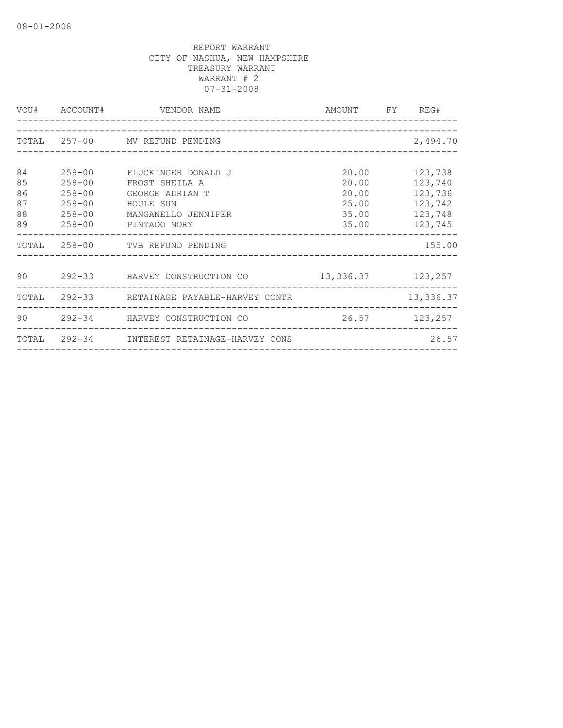REPORT WARRANT
CITY OF NASHUA, NEW HAMPSHIRE
TREASURY WARRANT
WARRANT # 2
07-31-2008

| VOU# | ACCOUNT# | VENDOR NAME | AMOUNT | FY | REG# |
|---|---|---|---|---|---|
| TOTAL | 257-00 | MV REFUND PENDING | | | 2,494.70 |
| 84 | 258-00 | FLUCKINGER DONALD J | 20.00 | | 123,738 |
| 85 | 258-00 | FROST SHEILA A | 20.00 | | 123,740 |
| 86 | 258-00 | GEORGE ADRIAN T | 20.00 | | 123,736 |
| 87 | 258-00 | HOULE SUN | 25.00 | | 123,742 |
| 88 | 258-00 | MANGANELLO JENNIFER | 35.00 | | 123,748 |
| 89 | 258-00 | PINTADO NORY | 35.00 | | 123,745 |
| TOTAL | 258-00 | TVB REFUND PENDING | | | 155.00 |
| 90 | 292-33 | HARVEY CONSTRUCTION CO | 13,336.37 | | 123,257 |
| TOTAL | 292-33 | RETAINAGE PAYABLE-HARVEY CONTR | | | 13,336.37 |
| 90 | 292-34 | HARVEY CONSTRUCTION CO | 26.57 | | 123,257 |
| TOTAL | 292-34 | INTEREST RETAINAGE-HARVEY CONS | | | 26.57 |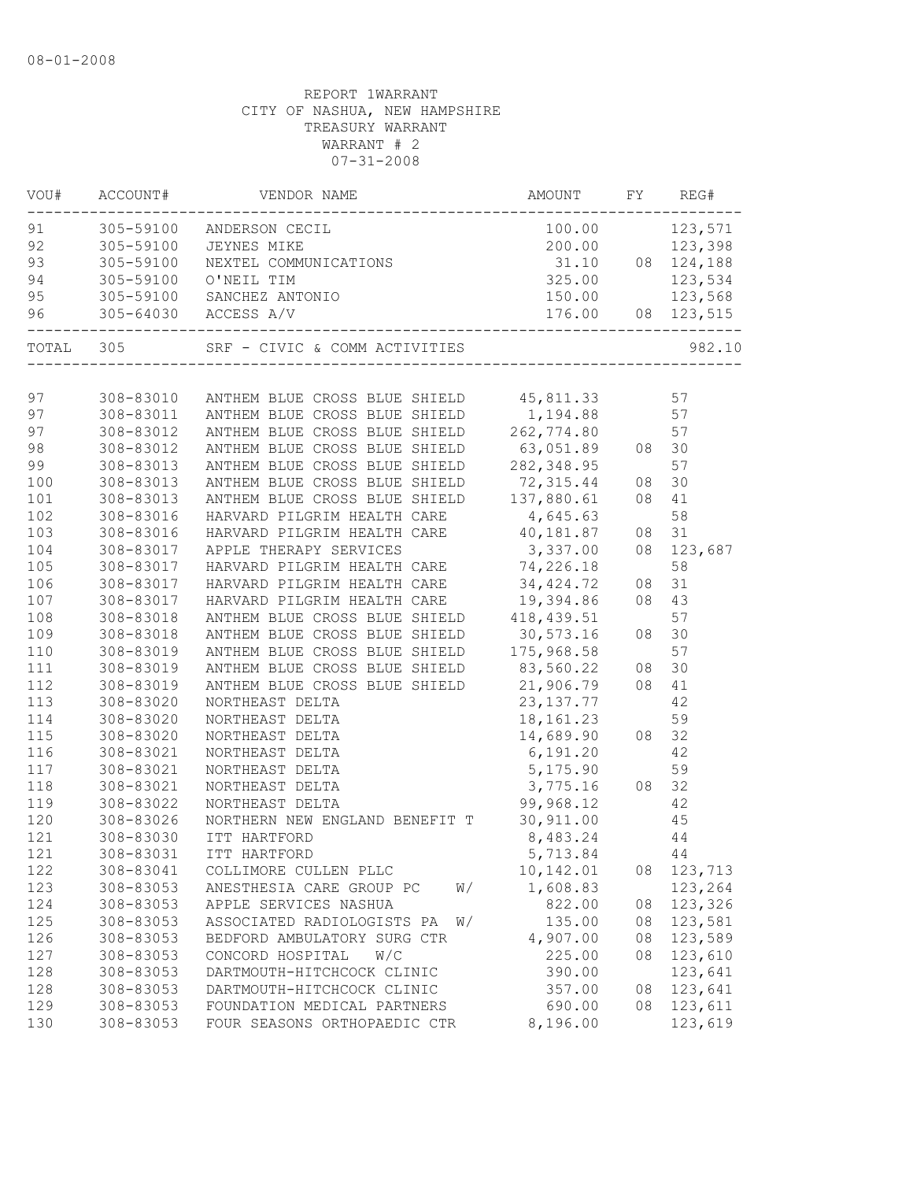08-01-2008

REPORT 1WARRANT
CITY OF NASHUA, NEW HAMPSHIRE
TREASURY WARRANT
WARRANT # 2
07-31-2008

| VOU# | ACCOUNT# | VENDOR NAME | AMOUNT | FY | REG# |
|---|---|---|---|---|---|
| 91 | 305-59100 | ANDERSON CECIL | 100.00 | | 123,571 |
| 92 | 305-59100 | JEYNES MIKE | 200.00 | | 123,398 |
| 93 | 305-59100 | NEXTEL COMMUNICATIONS | 31.10 | 08 | 124,188 |
| 94 | 305-59100 | O'NEIL TIM | 325.00 | | 123,534 |
| 95 | 305-59100 | SANCHEZ ANTONIO | 150.00 | | 123,568 |
| 96 | 305-64030 | ACCESS A/V | 176.00 | 08 | 123,515 |
| TOTAL | 305 | SRF - CIVIC & COMM ACTIVITIES | | | 982.10 |
| 97 | 308-83010 | ANTHEM BLUE CROSS BLUE SHIELD | 45,811.33 | | 57 |
| 97 | 308-83011 | ANTHEM BLUE CROSS BLUE SHIELD | 1,194.88 | | 57 |
| 97 | 308-83012 | ANTHEM BLUE CROSS BLUE SHIELD | 262,774.80 | | 57 |
| 98 | 308-83012 | ANTHEM BLUE CROSS BLUE SHIELD | 63,051.89 | 08 | 30 |
| 99 | 308-83013 | ANTHEM BLUE CROSS BLUE SHIELD | 282,348.95 | | 57 |
| 100 | 308-83013 | ANTHEM BLUE CROSS BLUE SHIELD | 72,315.44 | 08 | 30 |
| 101 | 308-83013 | ANTHEM BLUE CROSS BLUE SHIELD | 137,880.61 | 08 | 41 |
| 102 | 308-83016 | HARVARD PILGRIM HEALTH CARE | 4,645.63 | | 58 |
| 103 | 308-83016 | HARVARD PILGRIM HEALTH CARE | 40,181.87 | 08 | 31 |
| 104 | 308-83017 | APPLE THERAPY SERVICES | 3,337.00 | 08 | 123,687 |
| 105 | 308-83017 | HARVARD PILGRIM HEALTH CARE | 74,226.18 | | 58 |
| 106 | 308-83017 | HARVARD PILGRIM HEALTH CARE | 34,424.72 | 08 | 31 |
| 107 | 308-83017 | HARVARD PILGRIM HEALTH CARE | 19,394.86 | 08 | 43 |
| 108 | 308-83018 | ANTHEM BLUE CROSS BLUE SHIELD | 418,439.51 | | 57 |
| 109 | 308-83018 | ANTHEM BLUE CROSS BLUE SHIELD | 30,573.16 | 08 | 30 |
| 110 | 308-83019 | ANTHEM BLUE CROSS BLUE SHIELD | 175,968.58 | | 57 |
| 111 | 308-83019 | ANTHEM BLUE CROSS BLUE SHIELD | 83,560.22 | 08 | 30 |
| 112 | 308-83019 | ANTHEM BLUE CROSS BLUE SHIELD | 21,906.79 | 08 | 41 |
| 113 | 308-83020 | NORTHEAST DELTA | 23,137.77 | | 42 |
| 114 | 308-83020 | NORTHEAST DELTA | 18,161.23 | | 59 |
| 115 | 308-83020 | NORTHEAST DELTA | 14,689.90 | 08 | 32 |
| 116 | 308-83021 | NORTHEAST DELTA | 6,191.20 | | 42 |
| 117 | 308-83021 | NORTHEAST DELTA | 5,175.90 | | 59 |
| 118 | 308-83021 | NORTHEAST DELTA | 3,775.16 | 08 | 32 |
| 119 | 308-83022 | NORTHEAST DELTA | 99,968.12 | | 42 |
| 120 | 308-83026 | NORTHERN NEW ENGLAND BENEFIT T | 30,911.00 | | 45 |
| 121 | 308-83030 | ITT HARTFORD | 8,483.24 | | 44 |
| 121 | 308-83031 | ITT HARTFORD | 5,713.84 | | 44 |
| 122 | 308-83041 | COLLIMORE CULLEN PLLC | 10,142.01 | 08 | 123,713 |
| 123 | 308-83053 | ANESTHESIA CARE GROUP PC W/ | 1,608.83 | | 123,264 |
| 124 | 308-83053 | APPLE SERVICES NASHUA | 822.00 | 08 | 123,326 |
| 125 | 308-83053 | ASSOCIATED RADIOLOGISTS PA W/ | 135.00 | 08 | 123,581 |
| 126 | 308-83053 | BEDFORD AMBULATORY SURG CTR | 4,907.00 | 08 | 123,589 |
| 127 | 308-83053 | CONCORD HOSPITAL W/C | 225.00 | 08 | 123,610 |
| 128 | 308-83053 | DARTMOUTH-HITCHCOCK CLINIC | 390.00 | | 123,641 |
| 128 | 308-83053 | DARTMOUTH-HITCHCOCK CLINIC | 357.00 | 08 | 123,641 |
| 129 | 308-83053 | FOUNDATION MEDICAL PARTNERS | 690.00 | 08 | 123,611 |
| 130 | 308-83053 | FOUR SEASONS ORTHOPAEDIC CTR | 8,196.00 | | 123,619 |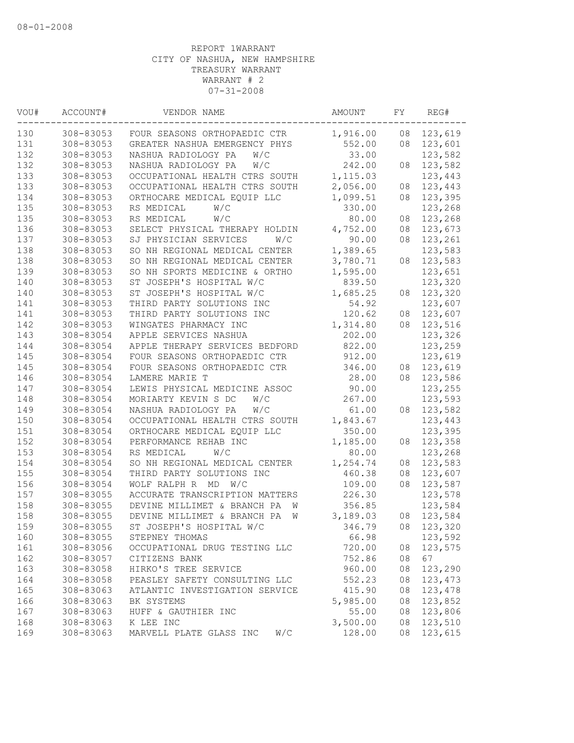08-01-2008

REPORT 1WARRANT
CITY OF NASHUA, NEW HAMPSHIRE
TREASURY WARRANT
WARRANT # 2
07-31-2008

| VOU# | ACCOUNT# | VENDOR NAME | AMOUNT | FY | REG# |
|---|---|---|---|---|---|
| 130 | 308-83053 | FOUR SEASONS ORTHOPAEDIC CTR | 1,916.00 | 08 | 123,619 |
| 131 | 308-83053 | GREATER NASHUA EMERGENCY PHYS | 552.00 | 08 | 123,601 |
| 132 | 308-83053 | NASHUA RADIOLOGY PA W/C | 33.00 | | 123,582 |
| 132 | 308-83053 | NASHUA RADIOLOGY PA W/C | 242.00 | 08 | 123,582 |
| 133 | 308-83053 | OCCUPATIONAL HEALTH CTRS SOUTH | 1,115.03 | | 123,443 |
| 133 | 308-83053 | OCCUPATIONAL HEALTH CTRS SOUTH | 2,056.00 | 08 | 123,443 |
| 134 | 308-83053 | ORTHOCARE MEDICAL EQUIP LLC | 1,099.51 | 08 | 123,395 |
| 135 | 308-83053 | RS MEDICAL W/C | 330.00 | | 123,268 |
| 135 | 308-83053 | RS MEDICAL W/C | 80.00 | 08 | 123,268 |
| 136 | 308-83053 | SELECT PHYSICAL THERAPY HOLDIN | 4,752.00 | 08 | 123,673 |
| 137 | 308-83053 | SJ PHYSICIAN SERVICES W/C | 90.00 | 08 | 123,261 |
| 138 | 308-83053 | SO NH REGIONAL MEDICAL CENTER | 1,389.65 | | 123,583 |
| 138 | 308-83053 | SO NH REGIONAL MEDICAL CENTER | 3,780.71 | 08 | 123,583 |
| 139 | 308-83053 | SO NH SPORTS MEDICINE & ORTHO | 1,595.00 | | 123,651 |
| 140 | 308-83053 | ST JOSEPH'S HOSPITAL W/C | 839.50 | | 123,320 |
| 140 | 308-83053 | ST JOSEPH'S HOSPITAL W/C | 1,685.25 | 08 | 123,320 |
| 141 | 308-83053 | THIRD PARTY SOLUTIONS INC | 54.92 | | 123,607 |
| 141 | 308-83053 | THIRD PARTY SOLUTIONS INC | 120.62 | 08 | 123,607 |
| 142 | 308-83053 | WINGATES PHARMACY INC | 1,314.80 | 08 | 123,516 |
| 143 | 308-83054 | APPLE SERVICES NASHUA | 202.00 | | 123,326 |
| 144 | 308-83054 | APPLE THERAPY SERVICES BEDFORD | 822.00 | | 123,259 |
| 145 | 308-83054 | FOUR SEASONS ORTHOPAEDIC CTR | 912.00 | | 123,619 |
| 145 | 308-83054 | FOUR SEASONS ORTHOPAEDIC CTR | 346.00 | 08 | 123,619 |
| 146 | 308-83054 | LAMERE MARIE T | 28.00 | 08 | 123,586 |
| 147 | 308-83054 | LEWIS PHYSICAL MEDICINE ASSOC | 90.00 | | 123,255 |
| 148 | 308-83054 | MORIARTY KEVIN S DC W/C | 267.00 | | 123,593 |
| 149 | 308-83054 | NASHUA RADIOLOGY PA W/C | 61.00 | 08 | 123,582 |
| 150 | 308-83054 | OCCUPATIONAL HEALTH CTRS SOUTH | 1,843.67 | | 123,443 |
| 151 | 308-83054 | ORTHOCARE MEDICAL EQUIP LLC | 350.00 | | 123,395 |
| 152 | 308-83054 | PERFORMANCE REHAB INC | 1,185.00 | 08 | 123,358 |
| 153 | 308-83054 | RS MEDICAL W/C | 80.00 | | 123,268 |
| 154 | 308-83054 | SO NH REGIONAL MEDICAL CENTER | 1,254.74 | 08 | 123,583 |
| 155 | 308-83054 | THIRD PARTY SOLUTIONS INC | 460.38 | 08 | 123,607 |
| 156 | 308-83054 | WOLF RALPH R MD W/C | 109.00 | 08 | 123,587 |
| 157 | 308-83055 | ACCURATE TRANSCRIPTION MATTERS | 226.30 | | 123,578 |
| 158 | 308-83055 | DEVINE MILLIMET & BRANCH PA W | 356.85 | | 123,584 |
| 158 | 308-83055 | DEVINE MILLIMET & BRANCH PA W | 3,189.03 | 08 | 123,584 |
| 159 | 308-83055 | ST JOSEPH'S HOSPITAL W/C | 346.79 | 08 | 123,320 |
| 160 | 308-83055 | STEPNEY THOMAS | 66.98 | | 123,592 |
| 161 | 308-83056 | OCCUPATIONAL DRUG TESTING LLC | 720.00 | 08 | 123,575 |
| 162 | 308-83057 | CITIZENS BANK | 752.86 | 08 | 67 |
| 163 | 308-83058 | HIRKO'S TREE SERVICE | 960.00 | 08 | 123,290 |
| 164 | 308-83058 | PEASLEY SAFETY CONSULTING LLC | 552.23 | 08 | 123,473 |
| 165 | 308-83063 | ATLANTIC INVESTIGATION SERVICE | 415.90 | 08 | 123,478 |
| 166 | 308-83063 | BK SYSTEMS | 5,985.00 | 08 | 123,852 |
| 167 | 308-83063 | HUFF & GAUTHIER INC | 55.00 | 08 | 123,806 |
| 168 | 308-83063 | K LEE INC | 3,500.00 | 08 | 123,510 |
| 169 | 308-83063 | MARVELL PLATE GLASS INC W/C | 128.00 | 08 | 123,615 |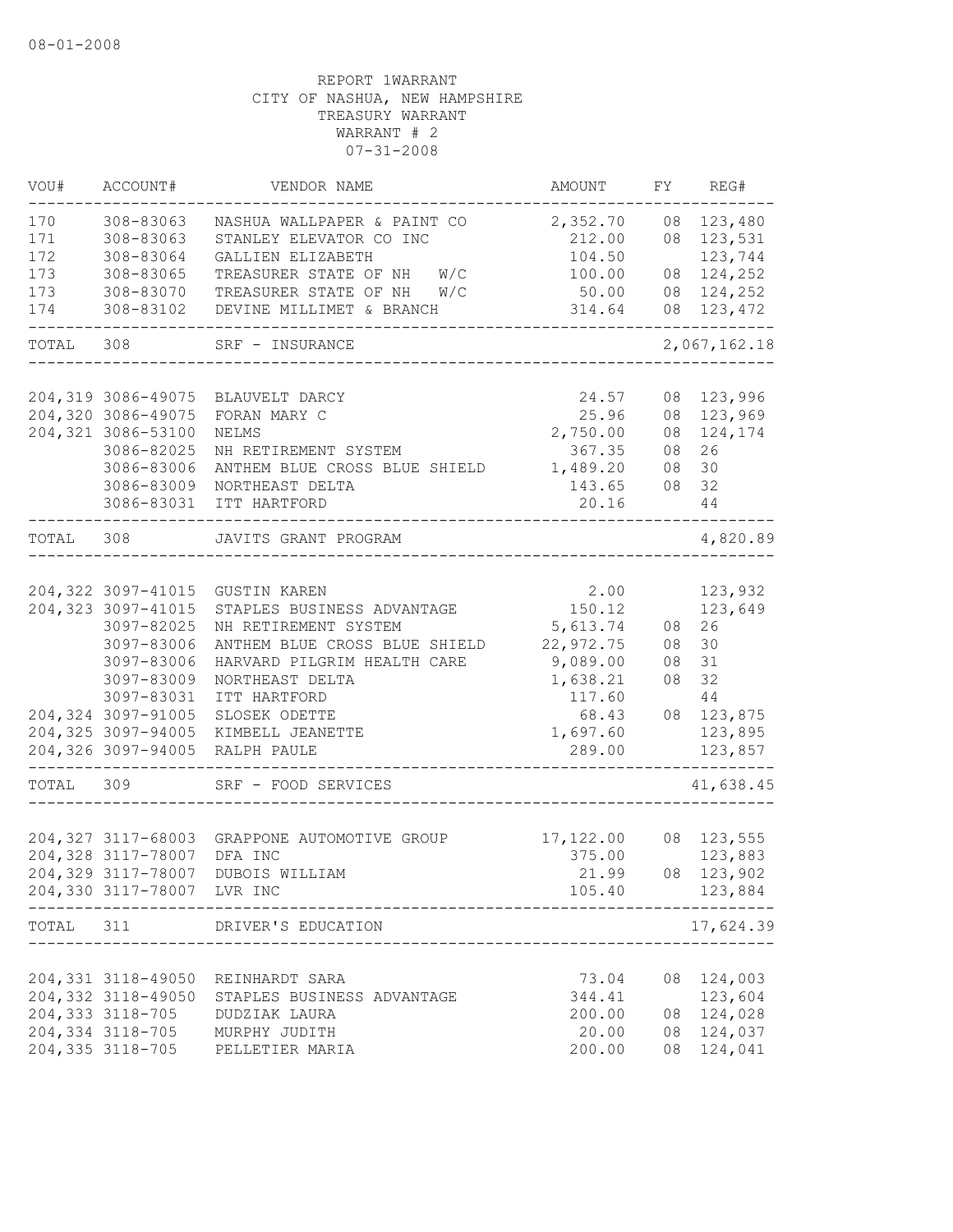08-01-2008

REPORT 1WARRANT
CITY OF NASHUA, NEW HAMPSHIRE
TREASURY WARRANT
WARRANT # 2
07-31-2008

| VOU# | ACCOUNT# | VENDOR NAME | AMOUNT | FY | REG# |
|---|---|---|---|---|---|
| 170 | 308-83063 | NASHUA WALLPAPER & PAINT CO | 2,352.70 | 08 | 123,480 |
| 171 | 308-83063 | STANLEY ELEVATOR CO INC | 212.00 | 08 | 123,531 |
| 172 | 308-83064 | GALLIEN ELIZABETH | 104.50 | | 123,744 |
| 173 | 308-83065 | TREASURER STATE OF NH W/C | 100.00 | 08 | 124,252 |
| 173 | 308-83070 | TREASURER STATE OF NH W/C | 50.00 | 08 | 124,252 |
| 174 | 308-83102 | DEVINE MILLIMET & BRANCH | 314.64 | 08 | 123,472 |
| TOTAL | 308 | SRF - INSURANCE | | | 2,067,162.18 |
| 204,319 | 3086-49075 | BLAUVELT DARCY | 24.57 | 08 | 123,996 |
| 204,320 | 3086-49075 | FORAN MARY C | 25.96 | 08 | 123,969 |
| 204,321 | 3086-53100 | NELMS | 2,750.00 | 08 | 124,174 |
| | 3086-82025 | NH RETIREMENT SYSTEM | 367.35 | 08 | 26 |
| | 3086-83006 | ANTHEM BLUE CROSS BLUE SHIELD | 1,489.20 | 08 | 30 |
| | 3086-83009 | NORTHEAST DELTA | 143.65 | 08 | 32 |
| | 3086-83031 | ITT HARTFORD | 20.16 | | 44 |
| TOTAL | 308 | JAVITS GRANT PROGRAM | | | 4,820.89 |
| 204,322 | 3097-41015 | GUSTIN KAREN | 2.00 | | 123,932 |
| 204,323 | 3097-41015 | STAPLES BUSINESS ADVANTAGE | 150.12 | | 123,649 |
| | 3097-82025 | NH RETIREMENT SYSTEM | 5,613.74 | 08 | 26 |
| | 3097-83006 | ANTHEM BLUE CROSS BLUE SHIELD | 22,972.75 | 08 | 30 |
| | 3097-83006 | HARVARD PILGRIM HEALTH CARE | 9,089.00 | 08 | 31 |
| | 3097-83009 | NORTHEAST DELTA | 1,638.21 | 08 | 32 |
| | 3097-83031 | ITT HARTFORD | 117.60 | | 44 |
| 204,324 | 3097-91005 | SLOSEK ODETTE | 68.43 | 08 | 123,875 |
| 204,325 | 3097-94005 | KIMBELL JEANETTE | 1,697.60 | | 123,895 |
| 204,326 | 3097-94005 | RALPH PAULE | 289.00 | | 123,857 |
| TOTAL | 309 | SRF - FOOD SERVICES | | | 41,638.45 |
| 204,327 | 3117-68003 | GRAPPONE AUTOMOTIVE GROUP | 17,122.00 | 08 | 123,555 |
| 204,328 | 3117-78007 | DFA INC | 375.00 | | 123,883 |
| 204,329 | 3117-78007 | DUBOIS WILLIAM | 21.99 | 08 | 123,902 |
| 204,330 | 3117-78007 | LVR INC | 105.40 | | 123,884 |
| TOTAL | 311 | DRIVER'S EDUCATION | | | 17,624.39 |
| 204,331 | 3118-49050 | REINHARDT SARA | 73.04 | 08 | 124,003 |
| 204,332 | 3118-49050 | STAPLES BUSINESS ADVANTAGE | 344.41 | | 123,604 |
| 204,333 | 3118-705 | DUDZIAK LAURA | 200.00 | 08 | 124,028 |
| 204,334 | 3118-705 | MURPHY JUDITH | 20.00 | 08 | 124,037 |
| 204,335 | 3118-705 | PELLETIER MARIA | 200.00 | 08 | 124,041 |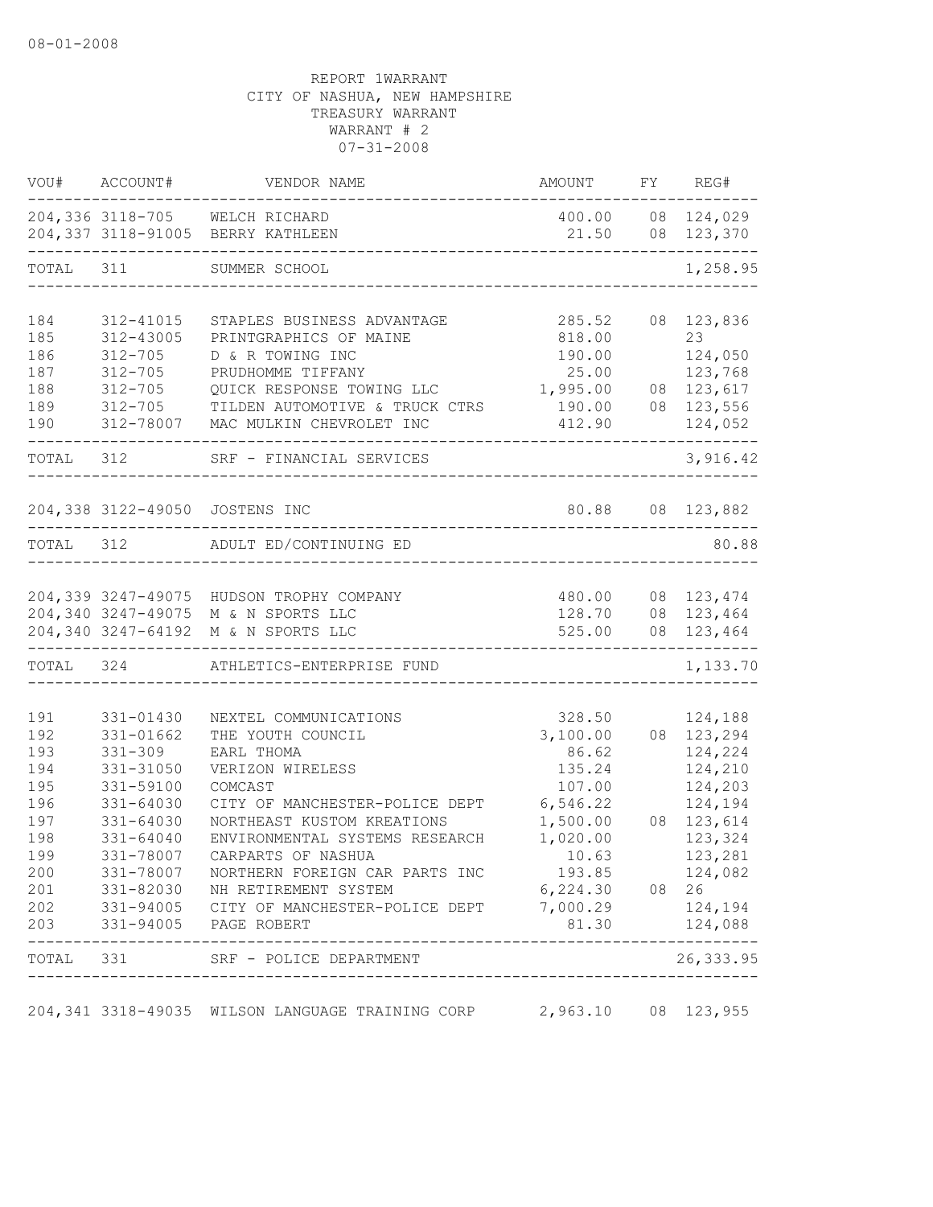08-01-2008

REPORT 1WARRANT
CITY OF NASHUA, NEW HAMPSHIRE
TREASURY WARRANT
WARRANT # 2
07-31-2008

| VOU# | ACCOUNT# | VENDOR NAME | AMOUNT | FY | REG# |
|---|---|---|---|---|---|
| 204,336 | 3118-705 | WELCH RICHARD | 400.00 | 08 | 124,029 |
| 204,337 | 3118-91005 | BERRY KATHLEEN | 21.50 | 08 | 123,370 |
| TOTAL | 311 | SUMMER SCHOOL | | | 1,258.95 |
| 184 | 312-41015 | STAPLES BUSINESS ADVANTAGE | 285.52 | 08 | 123,836 |
| 185 | 312-43005 | PRINTGRAPHICS OF MAINE | 818.00 | | 23 |
| 186 | 312-705 | D & R TOWING INC | 190.00 | | 124,050 |
| 187 | 312-705 | PRUDHOMME TIFFANY | 25.00 | | 123,768 |
| 188 | 312-705 | QUICK RESPONSE TOWING LLC | 1,995.00 | 08 | 123,617 |
| 189 | 312-705 | TILDEN AUTOMOTIVE & TRUCK CTRS | 190.00 | 08 | 123,556 |
| 190 | 312-78007 | MAC MULKIN CHEVROLET INC | 412.90 | | 124,052 |
| TOTAL | 312 | SRF - FINANCIAL SERVICES | | | 3,916.42 |
| 204,338 | 3122-49050 | JOSTENS INC | 80.88 | 08 | 123,882 |
| TOTAL | 312 | ADULT ED/CONTINUING ED | | | 80.88 |
| 204,339 | 3247-49075 | HUDSON TROPHY COMPANY | 480.00 | 08 | 123,474 |
| 204,340 | 3247-49075 | M & N SPORTS LLC | 128.70 | 08 | 123,464 |
| 204,340 | 3247-64192 | M & N SPORTS LLC | 525.00 | 08 | 123,464 |
| TOTAL | 324 | ATHLETICS-ENTERPRISE FUND | | | 1,133.70 |
| 191 | 331-01430 | NEXTEL COMMUNICATIONS | 328.50 | | 124,188 |
| 192 | 331-01662 | THE YOUTH COUNCIL | 3,100.00 | 08 | 123,294 |
| 193 | 331-309 | EARL THOMA | 86.62 | | 124,224 |
| 194 | 331-31050 | VERIZON WIRELESS | 135.24 | | 124,210 |
| 195 | 331-59100 | COMCAST | 107.00 | | 124,203 |
| 196 | 331-64030 | CITY OF MANCHESTER-POLICE DEPT | 6,546.22 | | 124,194 |
| 197 | 331-64030 | NORTHEAST KUSTOM KREATIONS | 1,500.00 | 08 | 123,614 |
| 198 | 331-64040 | ENVIRONMENTAL SYSTEMS RESEARCH | 1,020.00 | | 123,324 |
| 199 | 331-78007 | CARPARTS OF NASHUA | 10.63 | | 123,281 |
| 200 | 331-78007 | NORTHERN FOREIGN CAR PARTS INC | 193.85 | | 124,082 |
| 201 | 331-82030 | NH RETIREMENT SYSTEM | 6,224.30 | 08 | 26 |
| 202 | 331-94005 | CITY OF MANCHESTER-POLICE DEPT | 7,000.29 | | 124,194 |
| 203 | 331-94005 | PAGE ROBERT | 81.30 | | 124,088 |
| TOTAL | 331 | SRF - POLICE DEPARTMENT | | | 26,333.95 |
| 204,341 | 3318-49035 | WILSON LANGUAGE TRAINING CORP | 2,963.10 | 08 | 123,955 |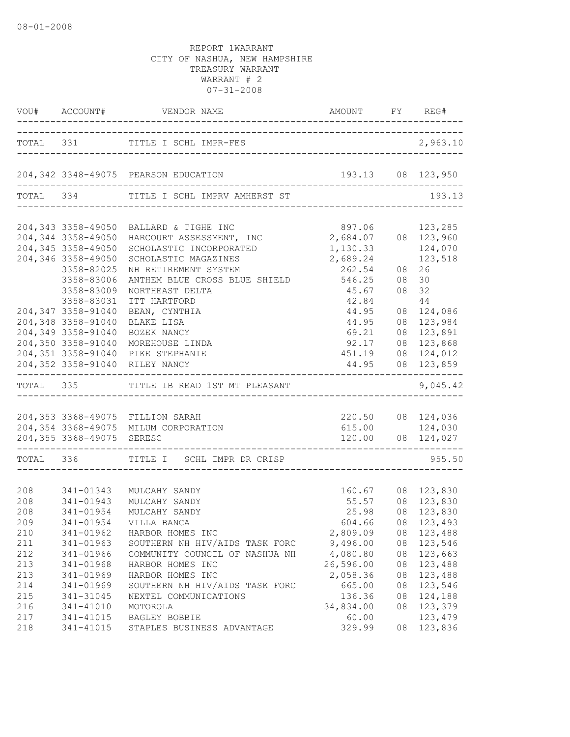08-01-2008

REPORT 1WARRANT
CITY OF NASHUA, NEW HAMPSHIRE
TREASURY WARRANT
WARRANT # 2
07-31-2008

| VOU# | ACCOUNT# | VENDOR NAME | AMOUNT | FY | REG# |
|---|---|---|---|---|---|
| TOTAL | 331 | TITLE I SCHL IMPR-FES | | | 2,963.10 |
| 204,342 | 3348-49075 | PEARSON EDUCATION | 193.13 | 08 | 123,950 |
| TOTAL | 334 | TITLE I SCHL IMPRV AMHERST ST | | | 193.13 |
| 204,343 | 3358-49050 | BALLARD & TIGHE INC | 897.06 | | 123,285 |
| 204,344 | 3358-49050 | HARCOURT ASSESSMENT, INC | 2,684.07 | 08 | 123,960 |
| 204,345 | 3358-49050 | SCHOLASTIC INCORPORATED | 1,130.33 | | 124,070 |
| 204,346 | 3358-49050 | SCHOLASTIC MAGAZINES | 2,689.24 | | 123,518 |
| | 3358-82025 | NH RETIREMENT SYSTEM | 262.54 | 08 | 26 |
| | 3358-83006 | ANTHEM BLUE CROSS BLUE SHIELD | 546.25 | 08 | 30 |
| | 3358-83009 | NORTHEAST DELTA | 45.67 | 08 | 32 |
| | 3358-83031 | ITT HARTFORD | 42.84 | | 44 |
| 204,347 | 3358-91040 | BEAN, CYNTHIA | 44.95 | 08 | 124,086 |
| 204,348 | 3358-91040 | BLAKE LISA | 44.95 | 08 | 123,984 |
| 204,349 | 3358-91040 | BOZEK NANCY | 69.21 | 08 | 123,891 |
| 204,350 | 3358-91040 | MOREHOUSE LINDA | 92.17 | 08 | 123,868 |
| 204,351 | 3358-91040 | PIKE STEPHANIE | 451.19 | 08 | 124,012 |
| 204,352 | 3358-91040 | RILEY NANCY | 44.95 | 08 | 123,859 |
| TOTAL | 335 | TITLE IB READ 1ST MT PLEASANT | | | 9,045.42 |
| 204,353 | 3368-49075 | FILLION SARAH | 220.50 | 08 | 124,036 |
| 204,354 | 3368-49075 | MILUM CORPORATION | 615.00 | | 124,030 |
| 204,355 | 3368-49075 | SERESC | 120.00 | 08 | 124,027 |
| TOTAL | 336 | TITLE I SCHL IMPR DR CRISP | | | 955.50 |
| 208 | 341-01343 | MULCAHY SANDY | 160.67 | 08 | 123,830 |
| 208 | 341-01943 | MULCAHY SANDY | 55.57 | 08 | 123,830 |
| 208 | 341-01954 | MULCAHY SANDY | 25.98 | 08 | 123,830 |
| 209 | 341-01954 | VILLA BANCA | 604.66 | 08 | 123,493 |
| 210 | 341-01962 | HARBOR HOMES INC | 2,809.09 | 08 | 123,488 |
| 211 | 341-01963 | SOUTHERN NH HIV/AIDS TASK FORC | 9,496.00 | 08 | 123,546 |
| 212 | 341-01966 | COMMUNITY COUNCIL OF NASHUA NH | 4,080.80 | 08 | 123,663 |
| 213 | 341-01968 | HARBOR HOMES INC | 26,596.00 | 08 | 123,488 |
| 213 | 341-01969 | HARBOR HOMES INC | 2,058.36 | 08 | 123,488 |
| 214 | 341-01969 | SOUTHERN NH HIV/AIDS TASK FORC | 665.00 | 08 | 123,546 |
| 215 | 341-31045 | NEXTEL COMMUNICATIONS | 136.36 | 08 | 124,188 |
| 216 | 341-41010 | MOTOROLA | 34,834.00 | 08 | 123,379 |
| 217 | 341-41015 | BAGLEY BOBBIE | 60.00 | | 123,479 |
| 218 | 341-41015 | STAPLES BUSINESS ADVANTAGE | 329.99 | 08 | 123,836 |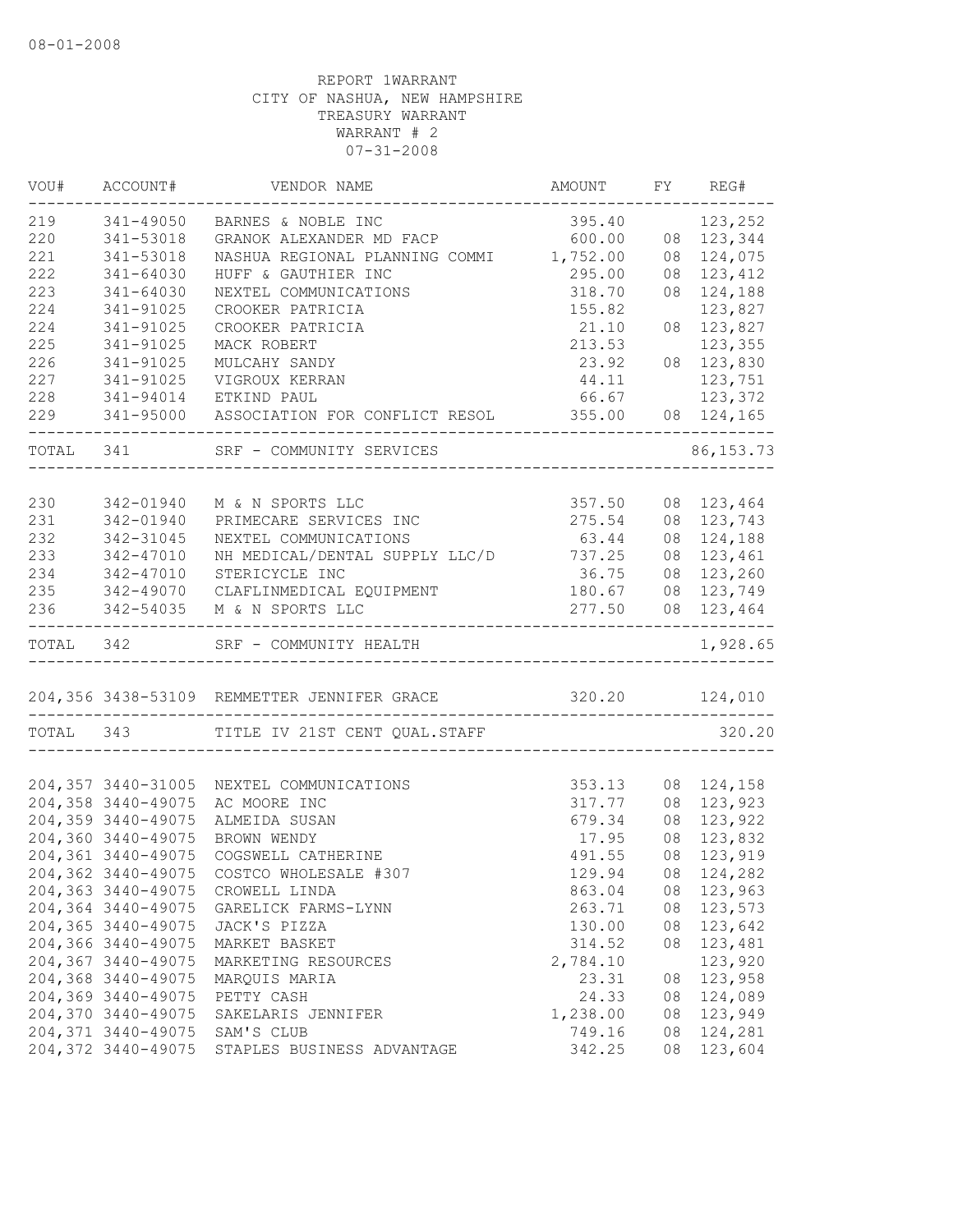08-01-2008

REPORT 1WARRANT
CITY OF NASHUA, NEW HAMPSHIRE
TREASURY WARRANT
WARRANT # 2
07-31-2008

| VOU# | ACCOUNT# | VENDOR NAME | AMOUNT | FY | REG# |
|---|---|---|---|---|---|
| 219 | 341-49050 | BARNES & NOBLE INC | 395.40 | | 123,252 |
| 220 | 341-53018 | GRANOK ALEXANDER MD FACP | 600.00 | 08 | 123,344 |
| 221 | 341-53018 | NASHUA REGIONAL PLANNING COMMI | 1,752.00 | 08 | 124,075 |
| 222 | 341-64030 | HUFF & GAUTHIER INC | 295.00 | 08 | 123,412 |
| 223 | 341-64030 | NEXTEL COMMUNICATIONS | 318.70 | 08 | 124,188 |
| 224 | 341-91025 | CROOKER PATRICIA | 155.82 | | 123,827 |
| 224 | 341-91025 | CROOKER PATRICIA | 21.10 | 08 | 123,827 |
| 225 | 341-91025 | MACK ROBERT | 213.53 | | 123,355 |
| 226 | 341-91025 | MULCAHY SANDY | 23.92 | 08 | 123,830 |
| 227 | 341-91025 | VIGROUX KERRAN | 44.11 | | 123,751 |
| 228 | 341-94014 | ETKIND PAUL | 66.67 | | 123,372 |
| 229 | 341-95000 | ASSOCIATION FOR CONFLICT RESOL | 355.00 | 08 | 124,165 |
| TOTAL | 341 | SRF - COMMUNITY SERVICES | | | 86,153.73 |
| 230 | 342-01940 | M & N SPORTS LLC | 357.50 | 08 | 123,464 |
| 231 | 342-01940 | PRIMECARE SERVICES INC | 275.54 | 08 | 123,743 |
| 232 | 342-31045 | NEXTEL COMMUNICATIONS | 63.44 | 08 | 124,188 |
| 233 | 342-47010 | NH MEDICAL/DENTAL SUPPLY LLC/D | 737.25 | 08 | 123,461 |
| 234 | 342-47010 | STERICYCLE INC | 36.75 | 08 | 123,260 |
| 235 | 342-49070 | CLAFLINMEDICAL EQUIPMENT | 180.67 | 08 | 123,749 |
| 236 | 342-54035 | M & N SPORTS LLC | 277.50 | 08 | 123,464 |
| TOTAL | 342 | SRF - COMMUNITY HEALTH | | | 1,928.65 |
| 204,356 | 3438-53109 | REMMETTER JENNIFER GRACE | 320.20 | | 124,010 |
| TOTAL | 343 | TITLE IV 21ST CENT QUAL.STAFF | | | 320.20 |
| 204,357 | 3440-31005 | NEXTEL COMMUNICATIONS | 353.13 | 08 | 124,158 |
| 204,358 | 3440-49075 | AC MOORE INC | 317.77 | 08 | 123,923 |
| 204,359 | 3440-49075 | ALMEIDA SUSAN | 679.34 | 08 | 123,922 |
| 204,360 | 3440-49075 | BROWN WENDY | 17.95 | 08 | 123,832 |
| 204,361 | 3440-49075 | COGSWELL CATHERINE | 491.55 | 08 | 123,919 |
| 204,362 | 3440-49075 | COSTCO WHOLESALE #307 | 129.94 | 08 | 124,282 |
| 204,363 | 3440-49075 | CROWELL LINDA | 863.04 | 08 | 123,963 |
| 204,364 | 3440-49075 | GARELICK FARMS-LYNN | 263.71 | 08 | 123,573 |
| 204,365 | 3440-49075 | JACK'S PIZZA | 130.00 | 08 | 123,642 |
| 204,366 | 3440-49075 | MARKET BASKET | 314.52 | 08 | 123,481 |
| 204,367 | 3440-49075 | MARKETING RESOURCES | 2,784.10 | | 123,920 |
| 204,368 | 3440-49075 | MARQUIS MARIA | 23.31 | 08 | 123,958 |
| 204,369 | 3440-49075 | PETTY CASH | 24.33 | 08 | 124,089 |
| 204,370 | 3440-49075 | SAKELARIS JENNIFER | 1,238.00 | 08 | 123,949 |
| 204,371 | 3440-49075 | SAM'S CLUB | 749.16 | 08 | 124,281 |
| 204,372 | 3440-49075 | STAPLES BUSINESS ADVANTAGE | 342.25 | 08 | 123,604 |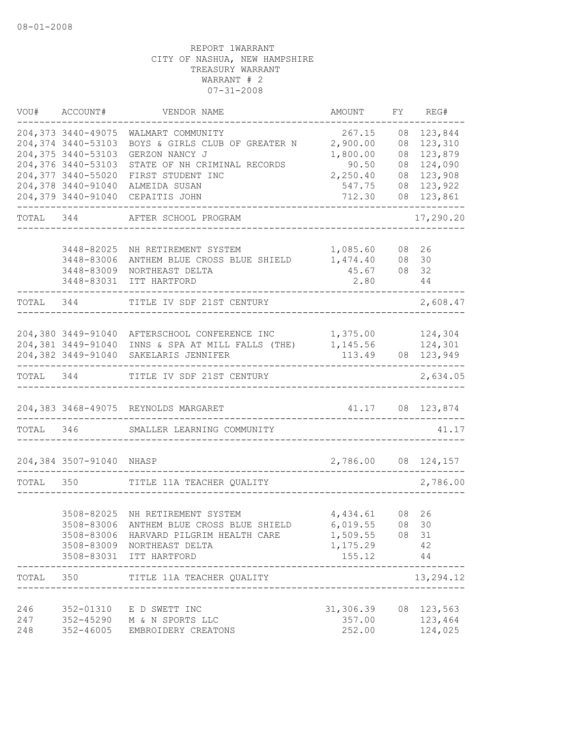08-01-2008

REPORT 1WARRANT
CITY OF NASHUA, NEW HAMPSHIRE
TREASURY WARRANT
WARRANT # 2
07-31-2008

| VOU# | ACCOUNT# | VENDOR NAME | AMOUNT | FY | REG# |
|---|---|---|---|---|---|
| 204,373 | 3440-49075 | WALMART COMMUNITY | 267.15 | 08 | 123,844 |
| 204,374 | 3440-53103 | BOYS & GIRLS CLUB OF GREATER N | 2,900.00 | 08 | 123,310 |
| 204,375 | 3440-53103 | GERZON NANCY J | 1,800.00 | 08 | 123,879 |
| 204,376 | 3440-53103 | STATE OF NH CRIMINAL RECORDS | 90.50 | 08 | 124,090 |
| 204,377 | 3440-55020 | FIRST STUDENT INC | 2,250.40 | 08 | 123,908 |
| 204,378 | 3440-91040 | ALMEIDA SUSAN | 547.75 | 08 | 123,922 |
| 204,379 | 3440-91040 | CEPAITIS JOHN | 712.30 | 08 | 123,861 |
| TOTAL | 344 | AFTER SCHOOL PROGRAM | | | 17,290.20 |
| | 3448-82025 | NH RETIREMENT SYSTEM | 1,085.60 | 08 | 26 |
| | 3448-83006 | ANTHEM BLUE CROSS BLUE SHIELD | 1,474.40 | 08 | 30 |
| | 3448-83009 | NORTHEAST DELTA | 45.67 | 08 | 32 |
| | 3448-83031 | ITT HARTFORD | 2.80 | | 44 |
| TOTAL | 344 | TITLE IV SDF 21ST CENTURY | | | 2,608.47 |
| 204,380 | 3449-91040 | AFTERSCHOOL CONFERENCE INC | 1,375.00 | | 124,304 |
| 204,381 | 3449-91040 | INNS & SPA AT MILL FALLS (THE) | 1,145.56 | | 124,301 |
| 204,382 | 3449-91040 | SAKELARIS JENNIFER | 113.49 | 08 | 123,949 |
| TOTAL | 344 | TITLE IV SDF 21ST CENTURY | | | 2,634.05 |
| 204,383 | 3468-49075 | REYNOLDS MARGARET | 41.17 | 08 | 123,874 |
| TOTAL | 346 | SMALLER LEARNING COMMUNITY | | | 41.17 |
| 204,384 | 3507-91040 | NHASP | 2,786.00 | 08 | 124,157 |
| TOTAL | 350 | TITLE 11A TEACHER QUALITY | | | 2,786.00 |
| | 3508-82025 | NH RETIREMENT SYSTEM | 4,434.61 | 08 | 26 |
| | 3508-83006 | ANTHEM BLUE CROSS BLUE SHIELD | 6,019.55 | 08 | 30 |
| | 3508-83006 | HARVARD PILGRIM HEALTH CARE | 1,509.55 | 08 | 31 |
| | 3508-83009 | NORTHEAST DELTA | 1,175.29 | | 42 |
| | 3508-83031 | ITT HARTFORD | 155.12 | | 44 |
| TOTAL | 350 | TITLE 11A TEACHER QUALITY | | | 13,294.12 |
| 246 | 352-01310 | E D SWETT INC | 31,306.39 | 08 | 123,563 |
| 247 | 352-45290 | M & N SPORTS LLC | 357.00 | | 123,464 |
| 248 | 352-46005 | EMBROIDERY CREATONS | 252.00 | | 124,025 |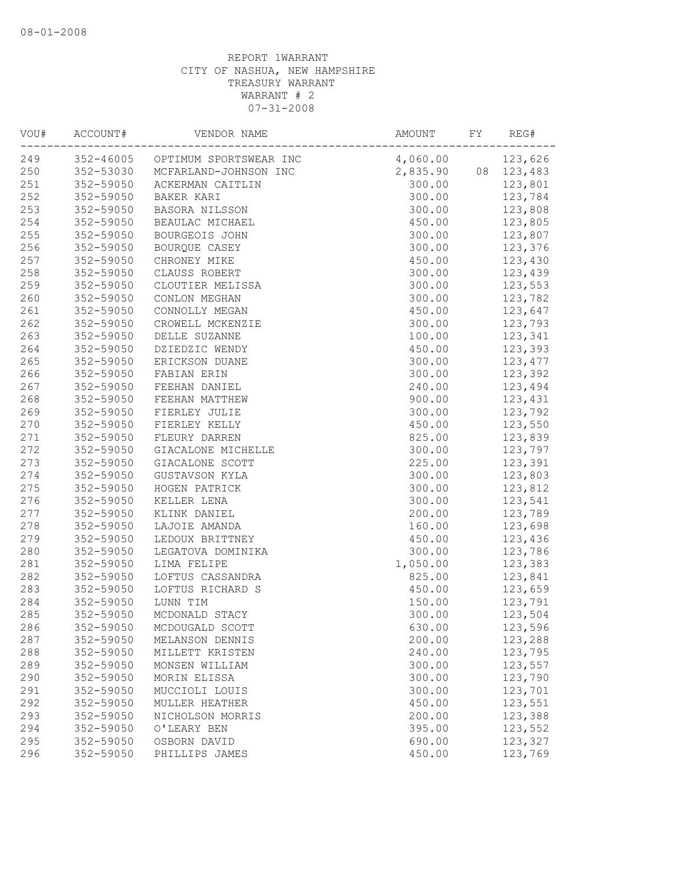REPORT 1WARRANT
CITY OF NASHUA, NEW HAMPSHIRE
TREASURY WARRANT
WARRANT # 2
07-31-2008

| VOU# | ACCOUNT# | VENDOR NAME | AMOUNT | FY | REG# |
|---|---|---|---|---|---|
| 249 | 352-46005 | OPTIMUM SPORTSWEAR INC | 4,060.00 | | 123,626 |
| 250 | 352-53030 | MCFARLAND-JOHNSON INC | 2,835.90 | 08 | 123,483 |
| 251 | 352-59050 | ACKERMAN CAITLIN | 300.00 | | 123,801 |
| 252 | 352-59050 | BAKER KARI | 300.00 | | 123,784 |
| 253 | 352-59050 | BASORA NILSSON | 300.00 | | 123,808 |
| 254 | 352-59050 | BEAULAC MICHAEL | 450.00 | | 123,805 |
| 255 | 352-59050 | BOURGEOIS JOHN | 300.00 | | 123,807 |
| 256 | 352-59050 | BOURQUE CASEY | 300.00 | | 123,376 |
| 257 | 352-59050 | CHRONEY MIKE | 450.00 | | 123,430 |
| 258 | 352-59050 | CLAUSS ROBERT | 300.00 | | 123,439 |
| 259 | 352-59050 | CLOUTIER MELISSA | 300.00 | | 123,553 |
| 260 | 352-59050 | CONLON MEGHAN | 300.00 | | 123,782 |
| 261 | 352-59050 | CONNOLLY MEGAN | 450.00 | | 123,647 |
| 262 | 352-59050 | CROWELL MCKENZIE | 300.00 | | 123,793 |
| 263 | 352-59050 | DELLE SUZANNE | 100.00 | | 123,341 |
| 264 | 352-59050 | DZIEDZIC WENDY | 450.00 | | 123,393 |
| 265 | 352-59050 | ERICKSON DUANE | 300.00 | | 123,477 |
| 266 | 352-59050 | FABIAN ERIN | 300.00 | | 123,392 |
| 267 | 352-59050 | FEEHAN DANIEL | 240.00 | | 123,494 |
| 268 | 352-59050 | FEEHAN MATTHEW | 900.00 | | 123,431 |
| 269 | 352-59050 | FIERLEY JULIE | 300.00 | | 123,792 |
| 270 | 352-59050 | FIERLEY KELLY | 450.00 | | 123,550 |
| 271 | 352-59050 | FLEURY DARREN | 825.00 | | 123,839 |
| 272 | 352-59050 | GIACALONE MICHELLE | 300.00 | | 123,797 |
| 273 | 352-59050 | GIACALONE SCOTT | 225.00 | | 123,391 |
| 274 | 352-59050 | GUSTAVSON KYLA | 300.00 | | 123,803 |
| 275 | 352-59050 | HOGEN PATRICK | 300.00 | | 123,812 |
| 276 | 352-59050 | KELLER LENA | 300.00 | | 123,541 |
| 277 | 352-59050 | KLINK DANIEL | 200.00 | | 123,789 |
| 278 | 352-59050 | LAJOIE AMANDA | 160.00 | | 123,698 |
| 279 | 352-59050 | LEDOUX BRITTNEY | 450.00 | | 123,436 |
| 280 | 352-59050 | LEGATOVA DOMINIKA | 300.00 | | 123,786 |
| 281 | 352-59050 | LIMA FELIPE | 1,050.00 | | 123,383 |
| 282 | 352-59050 | LOFTUS CASSANDRA | 825.00 | | 123,841 |
| 283 | 352-59050 | LOFTUS RICHARD S | 450.00 | | 123,659 |
| 284 | 352-59050 | LUNN TIM | 150.00 | | 123,791 |
| 285 | 352-59050 | MCDONALD STACY | 300.00 | | 123,504 |
| 286 | 352-59050 | MCDOUGALD SCOTT | 630.00 | | 123,596 |
| 287 | 352-59050 | MELANSON DENNIS | 200.00 | | 123,288 |
| 288 | 352-59050 | MILLETT KRISTEN | 240.00 | | 123,795 |
| 289 | 352-59050 | MONSEN WILLIAM | 300.00 | | 123,557 |
| 290 | 352-59050 | MORIN ELISSA | 300.00 | | 123,790 |
| 291 | 352-59050 | MUCCIOLI LOUIS | 300.00 | | 123,701 |
| 292 | 352-59050 | MULLER HEATHER | 450.00 | | 123,551 |
| 293 | 352-59050 | NICHOLSON MORRIS | 200.00 | | 123,388 |
| 294 | 352-59050 | O'LEARY BEN | 395.00 | | 123,552 |
| 295 | 352-59050 | OSBORN DAVID | 690.00 | | 123,327 |
| 296 | 352-59050 | PHILLIPS JAMES | 450.00 | | 123,769 |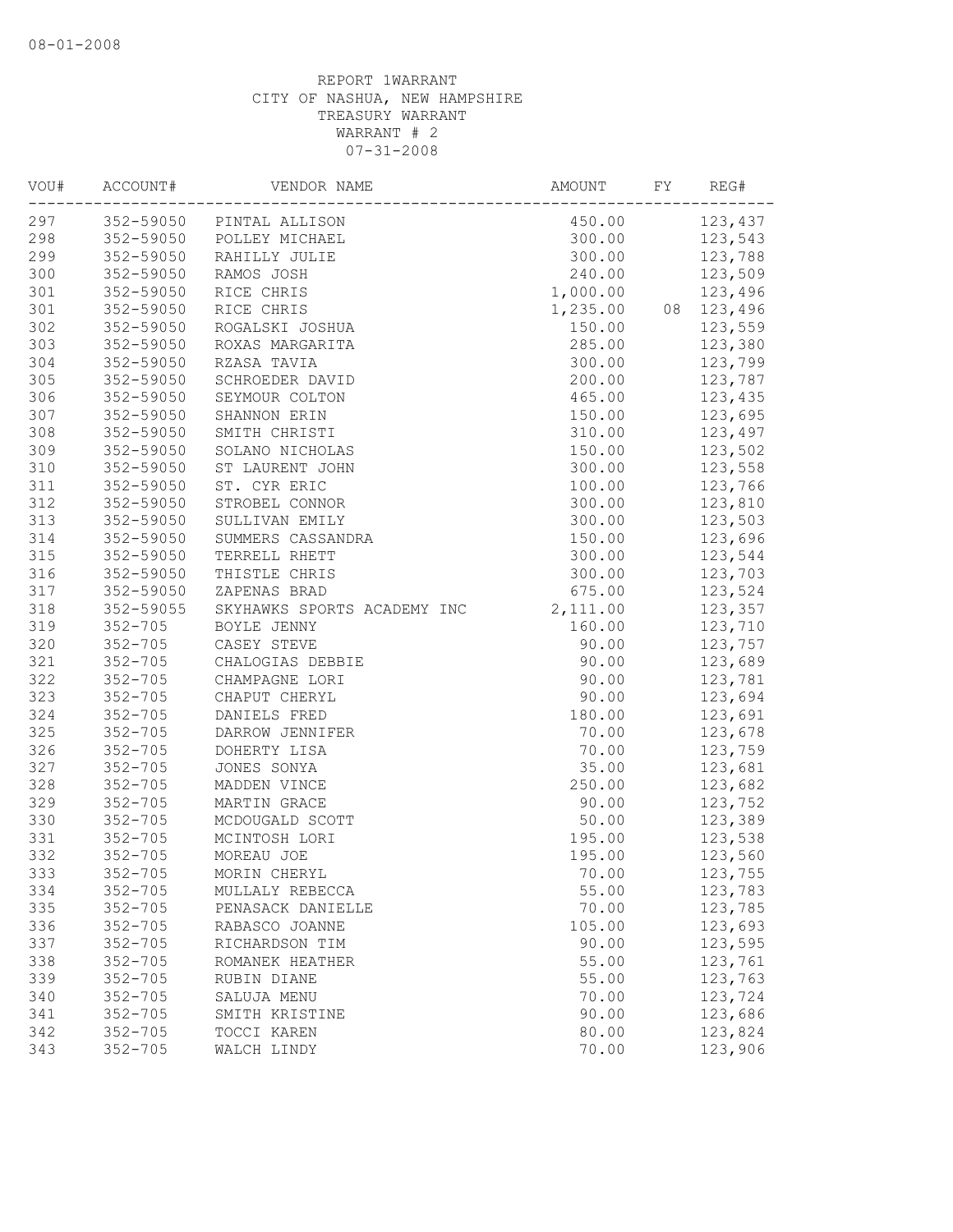REPORT 1WARRANT
CITY OF NASHUA, NEW HAMPSHIRE
TREASURY WARRANT
WARRANT # 2
07-31-2008

| VOU# | ACCOUNT# | VENDOR NAME | AMOUNT | FY | REG# |
|---|---|---|---|---|---|
| 297 | 352-59050 | PINTAL ALLISON | 450.00 | | 123,437 |
| 298 | 352-59050 | POLLEY MICHAEL | 300.00 | | 123,543 |
| 299 | 352-59050 | RAHILLY JULIE | 300.00 | | 123,788 |
| 300 | 352-59050 | RAMOS JOSH | 240.00 | | 123,509 |
| 301 | 352-59050 | RICE CHRIS | 1,000.00 | | 123,496 |
| 301 | 352-59050 | RICE CHRIS | 1,235.00 | 08 | 123,496 |
| 302 | 352-59050 | ROGALSKI JOSHUA | 150.00 | | 123,559 |
| 303 | 352-59050 | ROXAS MARGARITA | 285.00 | | 123,380 |
| 304 | 352-59050 | RZASA TAVIA | 300.00 | | 123,799 |
| 305 | 352-59050 | SCHROEDER DAVID | 200.00 | | 123,787 |
| 306 | 352-59050 | SEYMOUR COLTON | 465.00 | | 123,435 |
| 307 | 352-59050 | SHANNON ERIN | 150.00 | | 123,695 |
| 308 | 352-59050 | SMITH CHRISTI | 310.00 | | 123,497 |
| 309 | 352-59050 | SOLANO NICHOLAS | 150.00 | | 123,502 |
| 310 | 352-59050 | ST LAURENT JOHN | 300.00 | | 123,558 |
| 311 | 352-59050 | ST. CYR ERIC | 100.00 | | 123,766 |
| 312 | 352-59050 | STROBEL CONNOR | 300.00 | | 123,810 |
| 313 | 352-59050 | SULLIVAN EMILY | 300.00 | | 123,503 |
| 314 | 352-59050 | SUMMERS CASSANDRA | 150.00 | | 123,696 |
| 315 | 352-59050 | TERRELL RHETT | 300.00 | | 123,544 |
| 316 | 352-59050 | THISTLE CHRIS | 300.00 | | 123,703 |
| 317 | 352-59050 | ZAPENAS BRAD | 675.00 | | 123,524 |
| 318 | 352-59055 | SKYHAWKS SPORTS ACADEMY INC | 2,111.00 | | 123,357 |
| 319 | 352-705 | BOYLE JENNY | 160.00 | | 123,710 |
| 320 | 352-705 | CASEY STEVE | 90.00 | | 123,757 |
| 321 | 352-705 | CHALOGIAS DEBBIE | 90.00 | | 123,689 |
| 322 | 352-705 | CHAMPAGNE LORI | 90.00 | | 123,781 |
| 323 | 352-705 | CHAPUT CHERYL | 90.00 | | 123,694 |
| 324 | 352-705 | DANIELS FRED | 180.00 | | 123,691 |
| 325 | 352-705 | DARROW JENNIFER | 70.00 | | 123,678 |
| 326 | 352-705 | DOHERTY LISA | 70.00 | | 123,759 |
| 327 | 352-705 | JONES SONYA | 35.00 | | 123,681 |
| 328 | 352-705 | MADDEN VINCE | 250.00 | | 123,682 |
| 329 | 352-705 | MARTIN GRACE | 90.00 | | 123,752 |
| 330 | 352-705 | MCDOUGALD SCOTT | 50.00 | | 123,389 |
| 331 | 352-705 | MCINTOSH LORI | 195.00 | | 123,538 |
| 332 | 352-705 | MOREAU JOE | 195.00 | | 123,560 |
| 333 | 352-705 | MORIN CHERYL | 70.00 | | 123,755 |
| 334 | 352-705 | MULLALY REBECCA | 55.00 | | 123,783 |
| 335 | 352-705 | PENASACK DANIELLE | 70.00 | | 123,785 |
| 336 | 352-705 | RABASCO JOANNE | 105.00 | | 123,693 |
| 337 | 352-705 | RICHARDSON TIM | 90.00 | | 123,595 |
| 338 | 352-705 | ROMANEK HEATHER | 55.00 | | 123,761 |
| 339 | 352-705 | RUBIN DIANE | 55.00 | | 123,763 |
| 340 | 352-705 | SALUJA MENU | 70.00 | | 123,724 |
| 341 | 352-705 | SMITH KRISTINE | 90.00 | | 123,686 |
| 342 | 352-705 | TOCCI KAREN | 80.00 | | 123,824 |
| 343 | 352-705 | WALCH LINDY | 70.00 | | 123,906 |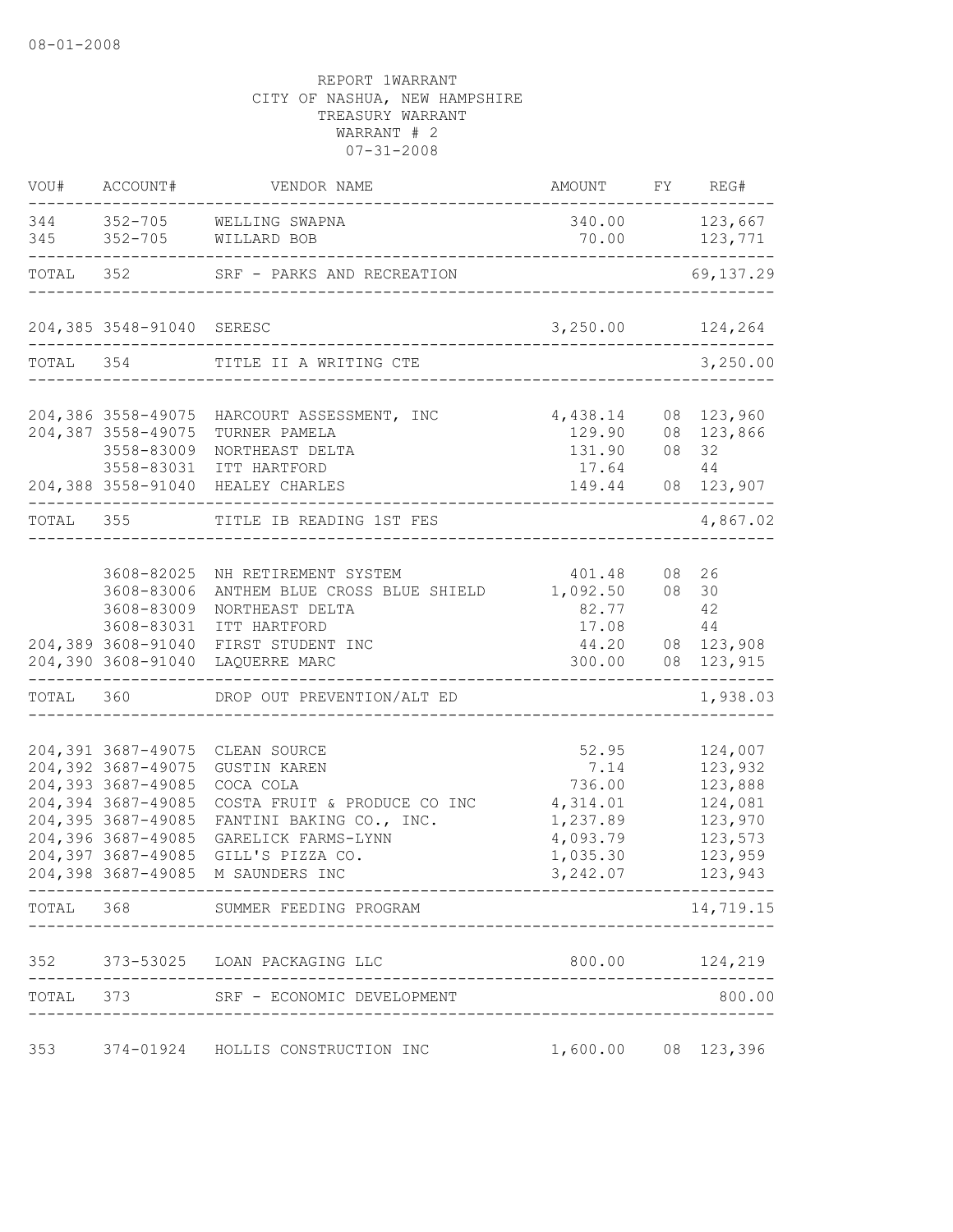08-01-2008

REPORT 1WARRANT
CITY OF NASHUA, NEW HAMPSHIRE
TREASURY WARRANT
WARRANT # 2
07-31-2008

| VOU# | ACCOUNT# | VENDOR NAME | AMOUNT | FY | REG# |
|---|---|---|---|---|---|
| 344 | 352-705 | WELLING SWAPNA | 340.00 | | 123,667 |
| 345 | 352-705 | WILLARD BOB | 70.00 | | 123,771 |
| TOTAL | 352 | SRF - PARKS AND RECREATION | | | 69,137.29 |
| 204,385 | 3548-91040 | SERESC | 3,250.00 | | 124,264 |
| TOTAL | 354 | TITLE II A WRITING CTE | | | 3,250.00 |
| 204,386 | 3558-49075 | HARCOURT ASSESSMENT, INC | 4,438.14 | 08 | 123,960 |
| 204,387 | 3558-49075 | TURNER PAMELA | 129.90 | 08 | 123,866 |
| | 3558-83009 | NORTHEAST DELTA | 131.90 | 08 | 32 |
| | 3558-83031 | ITT HARTFORD | 17.64 | | 44 |
| 204,388 | 3558-91040 | HEALEY CHARLES | 149.44 | 08 | 123,907 |
| TOTAL | 355 | TITLE IB READING 1ST FES | | | 4,867.02 |
| | 3608-82025 | NH RETIREMENT SYSTEM | 401.48 | 08 | 26 |
| | 3608-83006 | ANTHEM BLUE CROSS BLUE SHIELD | 1,092.50 | 08 | 30 |
| | 3608-83009 | NORTHEAST DELTA | 82.77 | | 42 |
| | 3608-83031 | ITT HARTFORD | 17.08 | | 44 |
| 204,389 | 3608-91040 | FIRST STUDENT INC | 44.20 | 08 | 123,908 |
| 204,390 | 3608-91040 | LAQUERRE MARC | 300.00 | 08 | 123,915 |
| TOTAL | 360 | DROP OUT PREVENTION/ALT ED | | | 1,938.03 |
| 204,391 | 3687-49075 | CLEAN SOURCE | 52.95 | | 124,007 |
| 204,392 | 3687-49075 | GUSTIN KAREN | 7.14 | | 123,932 |
| 204,393 | 3687-49085 | COCA COLA | 736.00 | | 123,888 |
| 204,394 | 3687-49085 | COSTA FRUIT & PRODUCE CO INC | 4,314.01 | | 124,081 |
| 204,395 | 3687-49085 | FANTINI BAKING CO., INC. | 1,237.89 | | 123,970 |
| 204,396 | 3687-49085 | GARELICK FARMS-LYNN | 4,093.79 | | 123,573 |
| 204,397 | 3687-49085 | GILL'S PIZZA CO. | 1,035.30 | | 123,959 |
| 204,398 | 3687-49085 | M SAUNDERS INC | 3,242.07 | | 123,943 |
| TOTAL | 368 | SUMMER FEEDING PROGRAM | | | 14,719.15 |
| 352 | 373-53025 | LOAN PACKAGING LLC | 800.00 | | 124,219 |
| TOTAL | 373 | SRF - ECONOMIC DEVELOPMENT | | | 800.00 |
| 353 | 374-01924 | HOLLIS CONSTRUCTION INC | 1,600.00 | 08 | 123,396 |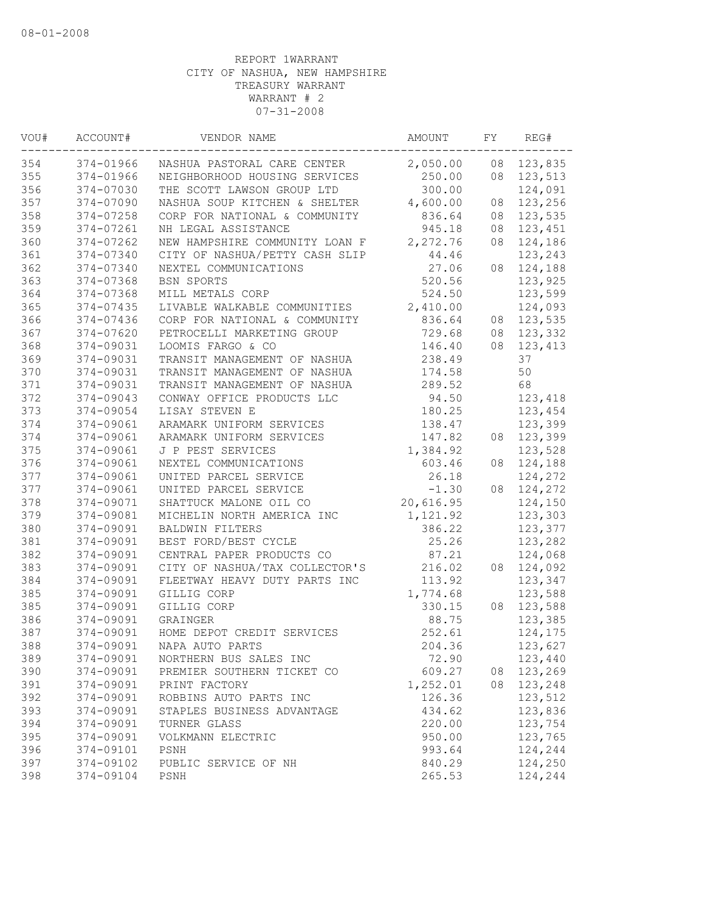08-01-2008

REPORT 1WARRANT
CITY OF NASHUA, NEW HAMPSHIRE
TREASURY WARRANT
WARRANT # 2
07-31-2008

| VOU# | ACCOUNT# | VENDOR NAME | AMOUNT | FY | REG# |
|---|---|---|---|---|---|
| 354 | 374-01966 | NASHUA PASTORAL CARE CENTER | 2,050.00 | 08 | 123,835 |
| 355 | 374-01966 | NEIGHBORHOOD HOUSING SERVICES | 250.00 | 08 | 123,513 |
| 356 | 374-07030 | THE SCOTT LAWSON GROUP LTD | 300.00 | | 124,091 |
| 357 | 374-07090 | NASHUA SOUP KITCHEN & SHELTER | 4,600.00 | 08 | 123,256 |
| 358 | 374-07258 | CORP FOR NATIONAL & COMMUNITY | 836.64 | 08 | 123,535 |
| 359 | 374-07261 | NH LEGAL ASSISTANCE | 945.18 | 08 | 123,451 |
| 360 | 374-07262 | NEW HAMPSHIRE COMMUNITY LOAN F | 2,272.76 | 08 | 124,186 |
| 361 | 374-07340 | CITY OF NASHUA/PETTY CASH SLIP | 44.46 | | 123,243 |
| 362 | 374-07340 | NEXTEL COMMUNICATIONS | 27.06 | 08 | 124,188 |
| 363 | 374-07368 | BSN SPORTS | 520.56 | | 123,925 |
| 364 | 374-07368 | MILL METALS CORP | 524.50 | | 123,599 |
| 365 | 374-07435 | LIVABLE WALKABLE COMMUNITIES | 2,410.00 | | 124,093 |
| 366 | 374-07436 | CORP FOR NATIONAL & COMMUNITY | 836.64 | 08 | 123,535 |
| 367 | 374-07620 | PETROCELLI MARKETING GROUP | 729.68 | 08 | 123,332 |
| 368 | 374-09031 | LOOMIS FARGO & CO | 146.40 | 08 | 123,413 |
| 369 | 374-09031 | TRANSIT MANAGEMENT OF NASHUA | 238.49 | | 37 |
| 370 | 374-09031 | TRANSIT MANAGEMENT OF NASHUA | 174.58 | | 50 |
| 371 | 374-09031 | TRANSIT MANAGEMENT OF NASHUA | 289.52 | | 68 |
| 372 | 374-09043 | CONWAY OFFICE PRODUCTS LLC | 94.50 | | 123,418 |
| 373 | 374-09054 | LISAY STEVEN E | 180.25 | | 123,454 |
| 374 | 374-09061 | ARAMARK UNIFORM SERVICES | 138.47 | | 123,399 |
| 374 | 374-09061 | ARAMARK UNIFORM SERVICES | 147.82 | 08 | 123,399 |
| 375 | 374-09061 | J P PEST SERVICES | 1,384.92 | | 123,528 |
| 376 | 374-09061 | NEXTEL COMMUNICATIONS | 603.46 | 08 | 124,188 |
| 377 | 374-09061 | UNITED PARCEL SERVICE | 26.18 | | 124,272 |
| 377 | 374-09061 | UNITED PARCEL SERVICE | -1.30 | 08 | 124,272 |
| 378 | 374-09071 | SHATTUCK MALONE OIL CO | 20,616.95 | | 124,150 |
| 379 | 374-09081 | MICHELIN NORTH AMERICA INC | 1,121.92 | | 123,303 |
| 380 | 374-09091 | BALDWIN FILTERS | 386.22 | | 123,377 |
| 381 | 374-09091 | BEST FORD/BEST CYCLE | 25.26 | | 123,282 |
| 382 | 374-09091 | CENTRAL PAPER PRODUCTS CO | 87.21 | | 124,068 |
| 383 | 374-09091 | CITY OF NASHUA/TAX COLLECTOR'S | 216.02 | 08 | 124,092 |
| 384 | 374-09091 | FLEETWAY HEAVY DUTY PARTS INC | 113.92 | | 123,347 |
| 385 | 374-09091 | GILLIG CORP | 1,774.68 | | 123,588 |
| 385 | 374-09091 | GILLIG CORP | 330.15 | 08 | 123,588 |
| 386 | 374-09091 | GRAINGER | 88.75 | | 123,385 |
| 387 | 374-09091 | HOME DEPOT CREDIT SERVICES | 252.61 | | 124,175 |
| 388 | 374-09091 | NAPA AUTO PARTS | 204.36 | | 123,627 |
| 389 | 374-09091 | NORTHERN BUS SALES INC | 72.90 | | 123,440 |
| 390 | 374-09091 | PREMIER SOUTHERN TICKET CO | 609.27 | 08 | 123,269 |
| 391 | 374-09091 | PRINT FACTORY | 1,252.01 | 08 | 123,248 |
| 392 | 374-09091 | ROBBINS AUTO PARTS INC | 126.36 | | 123,512 |
| 393 | 374-09091 | STAPLES BUSINESS ADVANTAGE | 434.62 | | 123,836 |
| 394 | 374-09091 | TURNER GLASS | 220.00 | | 123,754 |
| 395 | 374-09091 | VOLKMANN ELECTRIC | 950.00 | | 123,765 |
| 396 | 374-09101 | PSNH | 993.64 | | 124,244 |
| 397 | 374-09102 | PUBLIC SERVICE OF NH | 840.29 | | 124,250 |
| 398 | 374-09104 | PSNH | 265.53 | | 124,244 |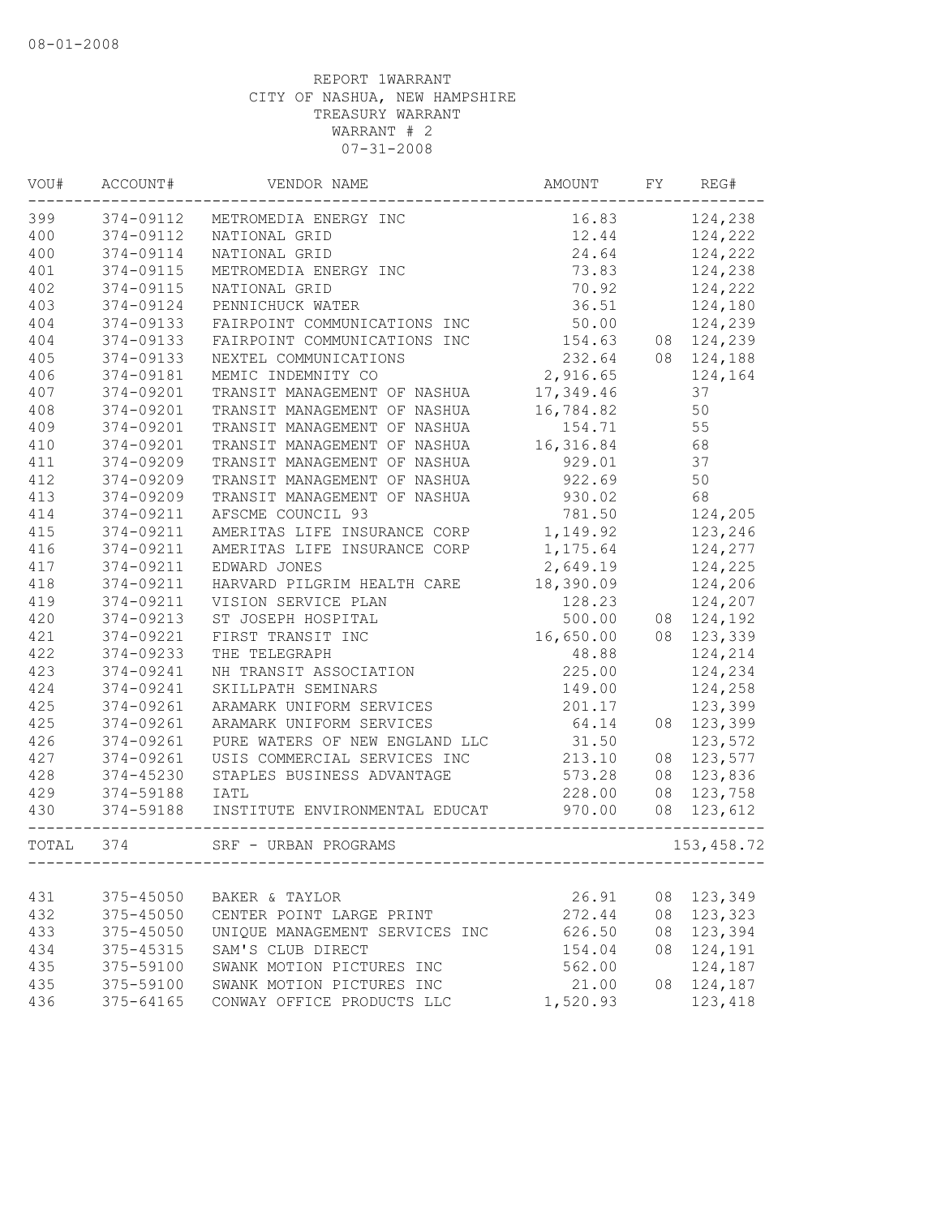08-01-2008

REPORT 1WARRANT
CITY OF NASHUA, NEW HAMPSHIRE
TREASURY WARRANT
WARRANT # 2
07-31-2008

| VOU# | ACCOUNT# | VENDOR NAME | AMOUNT | FY | REG# |
|---|---|---|---|---|---|
| 399 | 374-09112 | METROMEDIA ENERGY INC | 16.83 | | 124,238 |
| 400 | 374-09112 | NATIONAL GRID | 12.44 | | 124,222 |
| 400 | 374-09114 | NATIONAL GRID | 24.64 | | 124,222 |
| 401 | 374-09115 | METROMEDIA ENERGY INC | 73.83 | | 124,238 |
| 402 | 374-09115 | NATIONAL GRID | 70.92 | | 124,222 |
| 403 | 374-09124 | PENNICHUCK WATER | 36.51 | | 124,180 |
| 404 | 374-09133 | FAIRPOINT COMMUNICATIONS INC | 50.00 | | 124,239 |
| 404 | 374-09133 | FAIRPOINT COMMUNICATIONS INC | 154.63 | 08 | 124,239 |
| 405 | 374-09133 | NEXTEL COMMUNICATIONS | 232.64 | 08 | 124,188 |
| 406 | 374-09181 | MEMIC INDEMNITY CO | 2,916.65 | | 124,164 |
| 407 | 374-09201 | TRANSIT MANAGEMENT OF NASHUA | 17,349.46 | | 37 |
| 408 | 374-09201 | TRANSIT MANAGEMENT OF NASHUA | 16,784.82 | | 50 |
| 409 | 374-09201 | TRANSIT MANAGEMENT OF NASHUA | 154.71 | | 55 |
| 410 | 374-09201 | TRANSIT MANAGEMENT OF NASHUA | 16,316.84 | | 68 |
| 411 | 374-09209 | TRANSIT MANAGEMENT OF NASHUA | 929.01 | | 37 |
| 412 | 374-09209 | TRANSIT MANAGEMENT OF NASHUA | 922.69 | | 50 |
| 413 | 374-09209 | TRANSIT MANAGEMENT OF NASHUA | 930.02 | | 68 |
| 414 | 374-09211 | AFSCME COUNCIL 93 | 781.50 | | 124,205 |
| 415 | 374-09211 | AMERITAS LIFE INSURANCE CORP | 1,149.92 | | 123,246 |
| 416 | 374-09211 | AMERITAS LIFE INSURANCE CORP | 1,175.64 | | 124,277 |
| 417 | 374-09211 | EDWARD JONES | 2,649.19 | | 124,225 |
| 418 | 374-09211 | HARVARD PILGRIM HEALTH CARE | 18,390.09 | | 124,206 |
| 419 | 374-09211 | VISION SERVICE PLAN | 128.23 | | 124,207 |
| 420 | 374-09213 | ST JOSEPH HOSPITAL | 500.00 | 08 | 124,192 |
| 421 | 374-09221 | FIRST TRANSIT INC | 16,650.00 | 08 | 123,339 |
| 422 | 374-09233 | THE TELEGRAPH | 48.88 | | 124,214 |
| 423 | 374-09241 | NH TRANSIT ASSOCIATION | 225.00 | | 124,234 |
| 424 | 374-09241 | SKILLPATH SEMINARS | 149.00 | | 124,258 |
| 425 | 374-09261 | ARAMARK UNIFORM SERVICES | 201.17 | | 123,399 |
| 425 | 374-09261 | ARAMARK UNIFORM SERVICES | 64.14 | 08 | 123,399 |
| 426 | 374-09261 | PURE WATERS OF NEW ENGLAND LLC | 31.50 | | 123,572 |
| 427 | 374-09261 | USIS COMMERCIAL SERVICES INC | 213.10 | 08 | 123,577 |
| 428 | 374-45230 | STAPLES BUSINESS ADVANTAGE | 573.28 | 08 | 123,836 |
| 429 | 374-59188 | IATL | 228.00 | 08 | 123,758 |
| 430 | 374-59188 | INSTITUTE ENVIRONMENTAL EDUCAT | 970.00 | 08 | 123,612 |
| TOTAL | 374 | SRF - URBAN PROGRAMS | | | 153,458.72 |
| 431 | 375-45050 | BAKER & TAYLOR | 26.91 | 08 | 123,349 |
| 432 | 375-45050 | CENTER POINT LARGE PRINT | 272.44 | 08 | 123,323 |
| 433 | 375-45050 | UNIQUE MANAGEMENT SERVICES INC | 626.50 | 08 | 123,394 |
| 434 | 375-45315 | SAM'S CLUB DIRECT | 154.04 | 08 | 124,191 |
| 435 | 375-59100 | SWANK MOTION PICTURES INC | 562.00 | | 124,187 |
| 435 | 375-59100 | SWANK MOTION PICTURES INC | 21.00 | 08 | 124,187 |
| 436 | 375-64165 | CONWAY OFFICE PRODUCTS LLC | 1,520.93 | | 123,418 |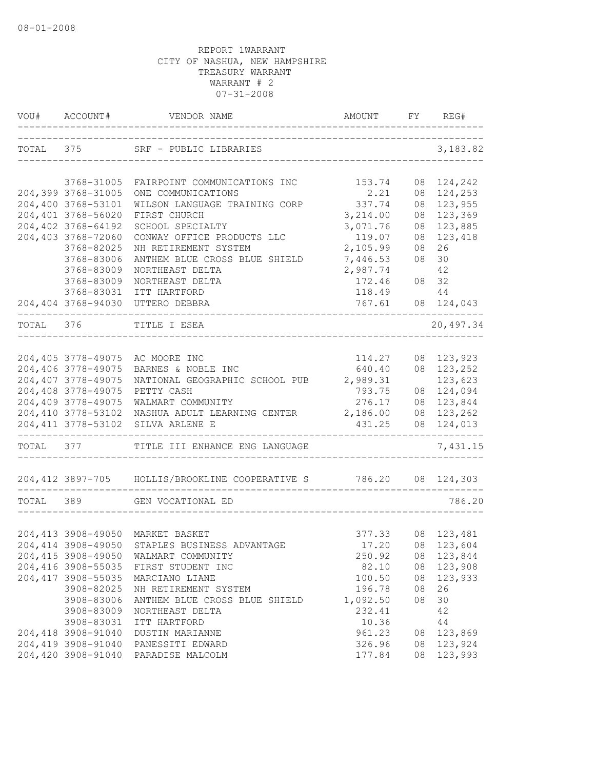08-01-2008

REPORT 1WARRANT
CITY OF NASHUA, NEW HAMPSHIRE
TREASURY WARRANT
WARRANT # 2
07-31-2008

| VOU# | ACCOUNT# | VENDOR NAME | AMOUNT | FY | REG# |
|---|---|---|---|---|---|
| TOTAL | 375 | SRF - PUBLIC LIBRARIES | | | 3,183.82 |
| | 3768-31005 | FAIRPOINT COMMUNICATIONS INC | 153.74 | 08 | 124,242 |
| 204,399 | 3768-31005 | ONE COMMUNICATIONS | 2.21 | 08 | 124,253 |
| 204,400 | 3768-53101 | WILSON LANGUAGE TRAINING CORP | 337.74 | 08 | 123,955 |
| 204,401 | 3768-56020 | FIRST CHURCH | 3,214.00 | 08 | 123,369 |
| 204,402 | 3768-64192 | SCHOOL SPECIALTY | 3,071.76 | 08 | 123,885 |
| 204,403 | 3768-72060 | CONWAY OFFICE PRODUCTS LLC | 119.07 | 08 | 123,418 |
| | 3768-82025 | NH RETIREMENT SYSTEM | 2,105.99 | 08 | 26 |
| | 3768-83006 | ANTHEM BLUE CROSS BLUE SHIELD | 7,446.53 | 08 | 30 |
| | 3768-83009 | NORTHEAST DELTA | 2,987.74 | | 42 |
| | 3768-83009 | NORTHEAST DELTA | 172.46 | 08 | 32 |
| | 3768-83031 | ITT HARTFORD | 118.49 | | 44 |
| 204,404 | 3768-94030 | UTTERO DEBBRA | 767.61 | 08 | 124,043 |
| TOTAL | 376 | TITLE I ESEA | | | 20,497.34 |
| 204,405 | 3778-49075 | AC MOORE INC | 114.27 | 08 | 123,923 |
| 204,406 | 3778-49075 | BARNES & NOBLE INC | 640.40 | 08 | 123,252 |
| 204,407 | 3778-49075 | NATIONAL GEOGRAPHIC SCHOOL PUB | 2,989.31 | | 123,623 |
| 204,408 | 3778-49075 | PETTY CASH | 793.75 | 08 | 124,094 |
| 204,409 | 3778-49075 | WALMART COMMUNITY | 276.17 | 08 | 123,844 |
| 204,410 | 3778-53102 | NASHUA ADULT LEARNING CENTER | 2,186.00 | 08 | 123,262 |
| 204,411 | 3778-53102 | SILVA ARLENE E | 431.25 | 08 | 124,013 |
| TOTAL | 377 | TITLE III ENHANCE ENG LANGUAGE | | | 7,431.15 |
| 204,412 | 3897-705 | HOLLIS/BROOKLINE COOPERATIVE S | 786.20 | 08 | 124,303 |
| TOTAL | 389 | GEN VOCATIONAL ED | | | 786.20 |
| 204,413 | 3908-49050 | MARKET BASKET | 377.33 | 08 | 123,481 |
| 204,414 | 3908-49050 | STAPLES BUSINESS ADVANTAGE | 17.20 | 08 | 123,604 |
| 204,415 | 3908-49050 | WALMART COMMUNITY | 250.92 | 08 | 123,844 |
| 204,416 | 3908-55035 | FIRST STUDENT INC | 82.10 | 08 | 123,908 |
| 204,417 | 3908-55035 | MARCIANO LIANE | 100.50 | 08 | 123,933 |
| | 3908-82025 | NH RETIREMENT SYSTEM | 196.78 | 08 | 26 |
| | 3908-83006 | ANTHEM BLUE CROSS BLUE SHIELD | 1,092.50 | 08 | 30 |
| | 3908-83009 | NORTHEAST DELTA | 232.41 | | 42 |
| | 3908-83031 | ITT HARTFORD | 10.36 | | 44 |
| 204,418 | 3908-91040 | DUSTIN MARIANNE | 961.23 | 08 | 123,869 |
| 204,419 | 3908-91040 | PANESSITI EDWARD | 326.96 | 08 | 123,924 |
| 204,420 | 3908-91040 | PARADISE MALCOLM | 177.84 | 08 | 123,993 |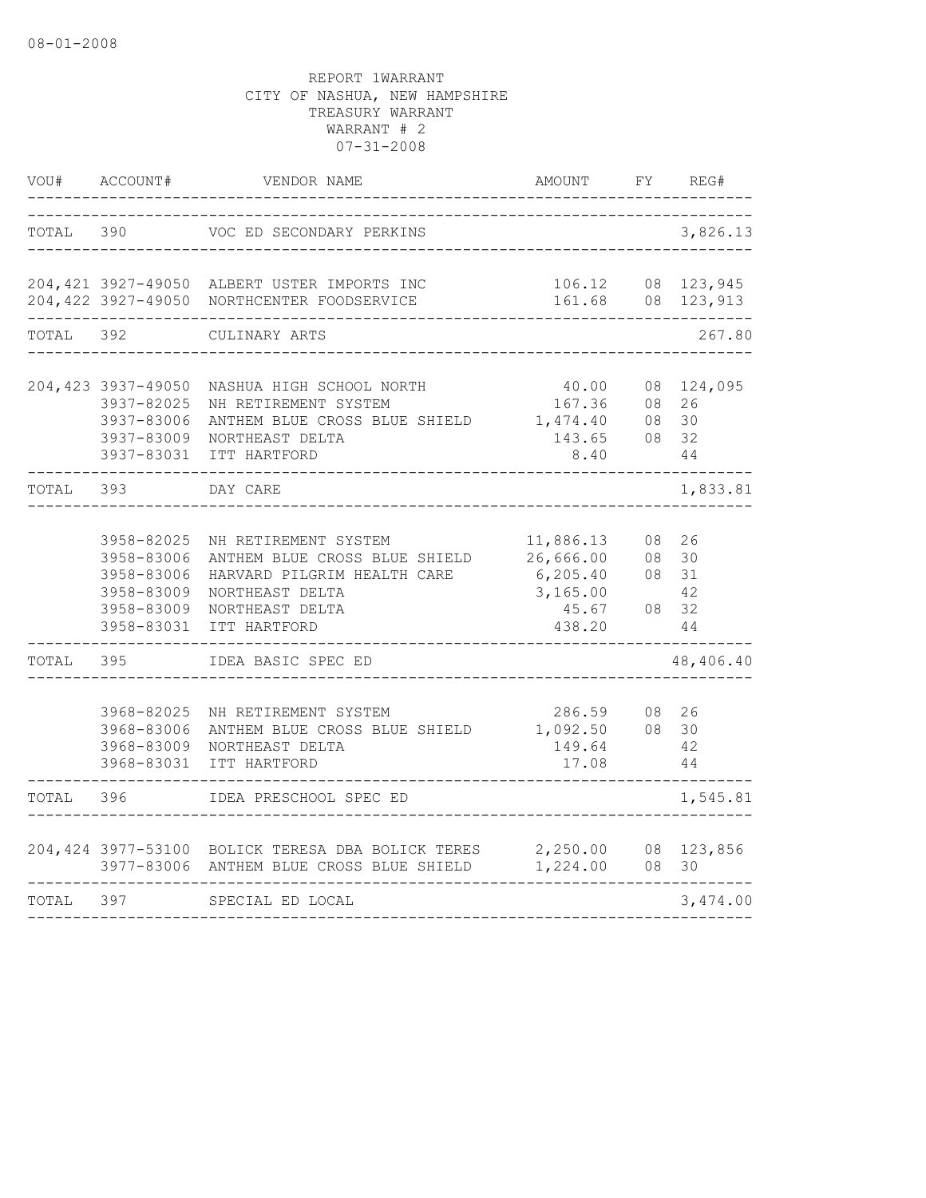08-01-2008

REPORT 1WARRANT
CITY OF NASHUA, NEW HAMPSHIRE
TREASURY WARRANT
WARRANT # 2
07-31-2008

| VOU# | ACCOUNT# | VENDOR NAME | AMOUNT | FY | REG# |
|---|---|---|---|---|---|
| TOTAL | 390 | VOC ED SECONDARY PERKINS | | | 3,826.13 |
| 204,421 | 3927-49050 | ALBERT USTER IMPORTS INC | 106.12 | 08 | 123,945 |
| 204,422 | 3927-49050 | NORTHCENTER FOODSERVICE | 161.68 | 08 | 123,913 |
| TOTAL | 392 | CULINARY ARTS | | | 267.80 |
| 204,423 | 3937-49050 | NASHUA HIGH SCHOOL NORTH | 40.00 | 08 | 124,095 |
| | 3937-82025 | NH RETIREMENT SYSTEM | 167.36 | 08 | 26 |
| | 3937-83006 | ANTHEM BLUE CROSS BLUE SHIELD | 1,474.40 | 08 | 30 |
| | 3937-83009 | NORTHEAST DELTA | 143.65 | 08 | 32 |
| | 3937-83031 | ITT HARTFORD | 8.40 | | 44 |
| TOTAL | 393 | DAY CARE | | | 1,833.81 |
| | 3958-82025 | NH RETIREMENT SYSTEM | 11,886.13 | 08 | 26 |
| | 3958-83006 | ANTHEM BLUE CROSS BLUE SHIELD | 26,666.00 | 08 | 30 |
| | 3958-83006 | HARVARD PILGRIM HEALTH CARE | 6,205.40 | 08 | 31 |
| | 3958-83009 | NORTHEAST DELTA | 3,165.00 | | 42 |
| | 3958-83009 | NORTHEAST DELTA | 45.67 | 08 | 32 |
| | 3958-83031 | ITT HARTFORD | 438.20 | | 44 |
| TOTAL | 395 | IDEA BASIC SPEC ED | | | 48,406.40 |
| | 3968-82025 | NH RETIREMENT SYSTEM | 286.59 | 08 | 26 |
| | 3968-83006 | ANTHEM BLUE CROSS BLUE SHIELD | 1,092.50 | 08 | 30 |
| | 3968-83009 | NORTHEAST DELTA | 149.64 | | 42 |
| | 3968-83031 | ITT HARTFORD | 17.08 | | 44 |
| TOTAL | 396 | IDEA PRESCHOOL SPEC ED | | | 1,545.81 |
| 204,424 | 3977-53100 | BOLICK TERESA DBA BOLICK TERES | 2,250.00 | 08 | 123,856 |
| | 3977-83006 | ANTHEM BLUE CROSS BLUE SHIELD | 1,224.00 | 08 | 30 |
| TOTAL | 397 | SPECIAL ED LOCAL | | | 3,474.00 |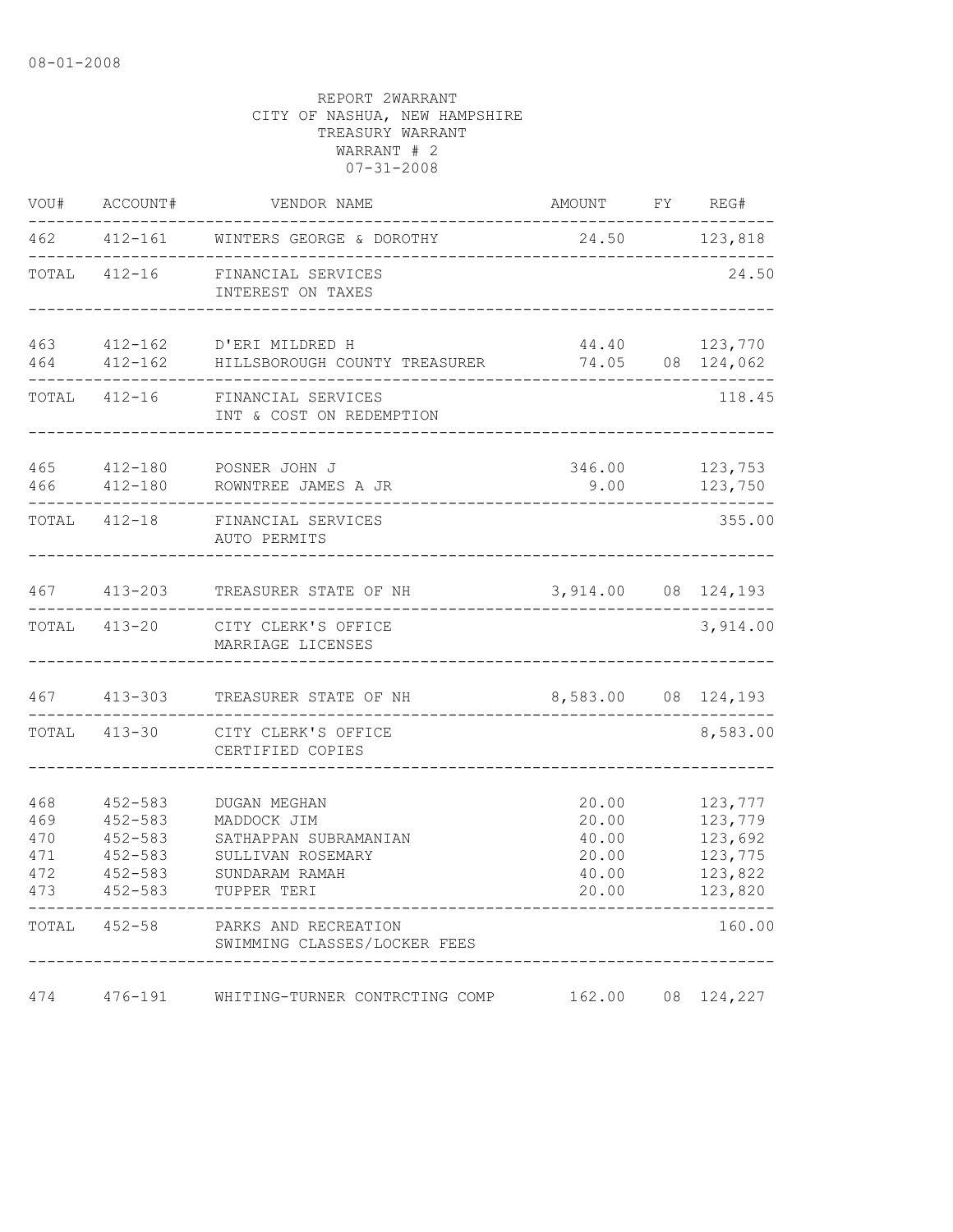08-01-2008

REPORT 2WARRANT
CITY OF NASHUA, NEW HAMPSHIRE
TREASURY WARRANT
WARRANT # 2
07-31-2008

| VOU# | ACCOUNT# | VENDOR NAME | AMOUNT | FY | REG# |
|---|---|---|---|---|---|
| 462 | 412-161 | WINTERS GEORGE & DOROTHY | 24.50 | | 123,818 |
| TOTAL | 412-16 | FINANCIAL SERVICES<br>INTEREST ON TAXES | | | 24.50 |
| 463 | 412-162 | D'ERI MILDRED H | 44.40 | | 123,770 |
| 464 | 412-162 | HILLSBOROUGH COUNTY TREASURER | 74.05 | 08 | 124,062 |
| TOTAL | 412-16 | FINANCIAL SERVICES<br>INT & COST ON REDEMPTION | | | 118.45 |
| 465 | 412-180 | POSNER JOHN J | 346.00 | | 123,753 |
| 466 | 412-180 | ROWNTREE JAMES A JR | 9.00 | | 123,750 |
| TOTAL | 412-18 | FINANCIAL SERVICES<br>AUTO PERMITS | | | 355.00 |
| 467 | 413-203 | TREASURER STATE OF NH | 3,914.00 | 08 | 124,193 |
| TOTAL | 413-20 | CITY CLERK'S OFFICE<br>MARRIAGE LICENSES | | | 3,914.00 |
| 467 | 413-303 | TREASURER STATE OF NH | 8,583.00 | 08 | 124,193 |
| TOTAL | 413-30 | CITY CLERK'S OFFICE<br>CERTIFIED COPIES | | | 8,583.00 |
| 468 | 452-583 | DUGAN MEGHAN | 20.00 | | 123,777 |
| 469 | 452-583 | MADDOCK JIM | 20.00 | | 123,779 |
| 470 | 452-583 | SATHAPPAN SUBRAMANIAN | 40.00 | | 123,692 |
| 471 | 452-583 | SULLIVAN ROSEMARY | 20.00 | | 123,775 |
| 472 | 452-583 | SUNDARAM RAMAH | 40.00 | | 123,822 |
| 473 | 452-583 | TUPPER TERI | 20.00 | | 123,820 |
| TOTAL | 452-58 | PARKS AND RECREATION<br>SWIMMING CLASSES/LOCKER FEES | | | 160.00 |
| 474 | 476-191 | WHITING-TURNER CONTRCTING COMP | 162.00 | 08 | 124,227 |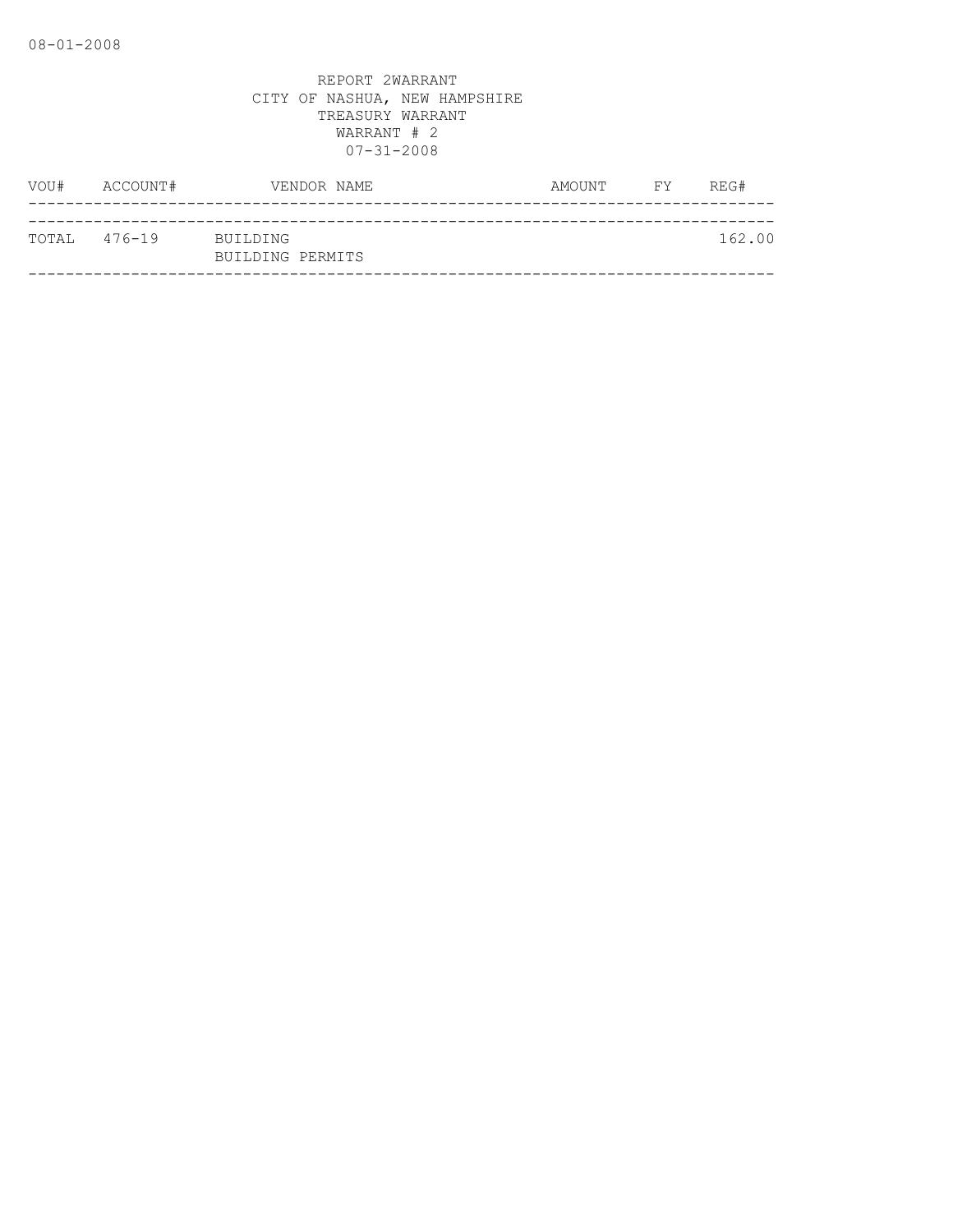REPORT 2WARRANT
CITY OF NASHUA, NEW HAMPSHIRE
TREASURY WARRANT
WARRANT # 2
07-31-2008

| VOU# | ACCOUNT# | VENDOR NAME | AMOUNT | FY | REG# |
|---|---|---|---|---|---|
| TOTAL | 476-19 | BUILDING<br>BUILDING PERMITS | | | 162.00 |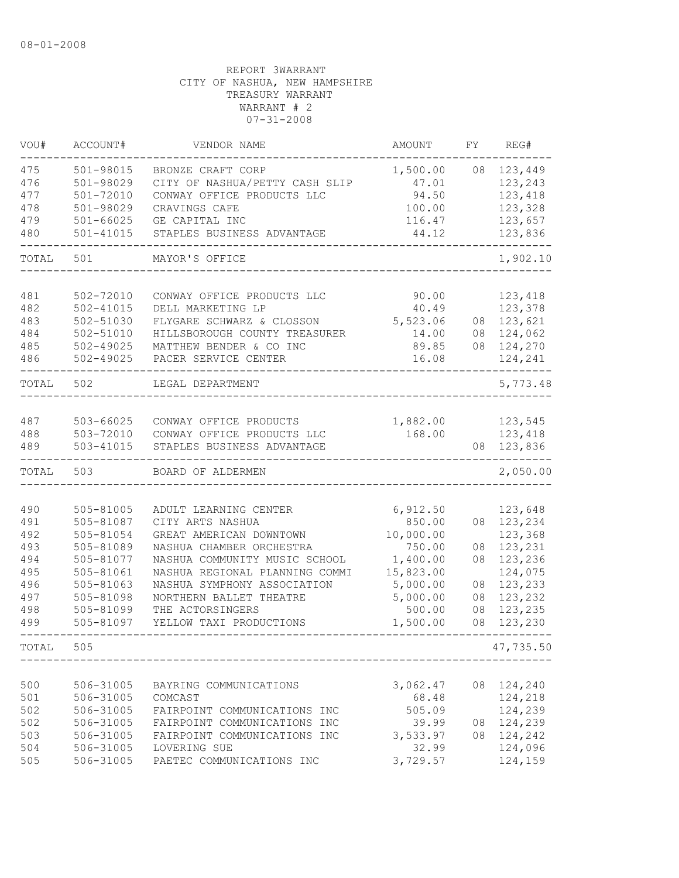08-01-2008

REPORT 3WARRANT
CITY OF NASHUA, NEW HAMPSHIRE
TREASURY WARRANT
WARRANT # 2
07-31-2008

| VOU# | ACCOUNT# | VENDOR NAME | AMOUNT | FY | REG# |
|---|---|---|---|---|---|
| 475 | 501-98015 | BRONZE CRAFT CORP | 1,500.00 | 08 | 123,449 |
| 476 | 501-98029 | CITY OF NASHUA/PETTY CASH SLIP | 47.01 | | 123,243 |
| 477 | 501-72010 | CONWAY OFFICE PRODUCTS LLC | 94.50 | | 123,418 |
| 478 | 501-98029 | CRAVINGS CAFE | 100.00 | | 123,328 |
| 479 | 501-66025 | GE CAPITAL INC | 116.47 | | 123,657 |
| 480 | 501-41015 | STAPLES BUSINESS ADVANTAGE | 44.12 | | 123,836 |
| TOTAL | 501 | MAYOR'S OFFICE | | | 1,902.10 |
| 481 | 502-72010 | CONWAY OFFICE PRODUCTS LLC | 90.00 | | 123,418 |
| 482 | 502-41015 | DELL MARKETING LP | 40.49 | | 123,378 |
| 483 | 502-51030 | FLYGARE SCHWARZ & CLOSSON | 5,523.06 | 08 | 123,621 |
| 484 | 502-51010 | HILLSBOROUGH COUNTY TREASURER | 14.00 | 08 | 124,062 |
| 485 | 502-49025 | MATTHEW BENDER & CO INC | 89.85 | 08 | 124,270 |
| 486 | 502-49025 | PACER SERVICE CENTER | 16.08 | | 124,241 |
| TOTAL | 502 | LEGAL DEPARTMENT | | | 5,773.48 |
| 487 | 503-66025 | CONWAY OFFICE PRODUCTS | 1,882.00 | | 123,545 |
| 488 | 503-72010 | CONWAY OFFICE PRODUCTS LLC | 168.00 | | 123,418 |
| 489 | 503-41015 | STAPLES BUSINESS ADVANTAGE | | 08 | 123,836 |
| TOTAL | 503 | BOARD OF ALDERMEN | | | 2,050.00 |
| 490 | 505-81005 | ADULT LEARNING CENTER | 6,912.50 | | 123,648 |
| 491 | 505-81087 | CITY ARTS NASHUA | 850.00 | 08 | 123,234 |
| 492 | 505-81054 | GREAT AMERICAN DOWNTOWN | 10,000.00 | | 123,368 |
| 493 | 505-81089 | NASHUA CHAMBER ORCHESTRA | 750.00 | 08 | 123,231 |
| 494 | 505-81077 | NASHUA COMMUNITY MUSIC SCHOOL | 1,400.00 | 08 | 123,236 |
| 495 | 505-81061 | NASHUA REGIONAL PLANNING COMMI | 15,823.00 | | 124,075 |
| 496 | 505-81063 | NASHUA SYMPHONY ASSOCIATION | 5,000.00 | 08 | 123,233 |
| 497 | 505-81098 | NORTHERN BALLET THEATRE | 5,000.00 | 08 | 123,232 |
| 498 | 505-81099 | THE ACTORSINGERS | 500.00 | 08 | 123,235 |
| 499 | 505-81097 | YELLOW TAXI PRODUCTIONS | 1,500.00 | 08 | 123,230 |
| TOTAL | 505 | | | | 47,735.50 |
| 500 | 506-31005 | BAYRING COMMUNICATIONS | 3,062.47 | 08 | 124,240 |
| 501 | 506-31005 | COMCAST | 68.48 | | 124,218 |
| 502 | 506-31005 | FAIRPOINT COMMUNICATIONS INC | 505.09 | | 124,239 |
| 502 | 506-31005 | FAIRPOINT COMMUNICATIONS INC | 39.99 | 08 | 124,239 |
| 503 | 506-31005 | FAIRPOINT COMMUNICATIONS INC | 3,533.97 | 08 | 124,242 |
| 504 | 506-31005 | LOVERING SUE | 32.99 | | 124,096 |
| 505 | 506-31005 | PAETEC COMMUNICATIONS INC | 3,729.57 | | 124,159 |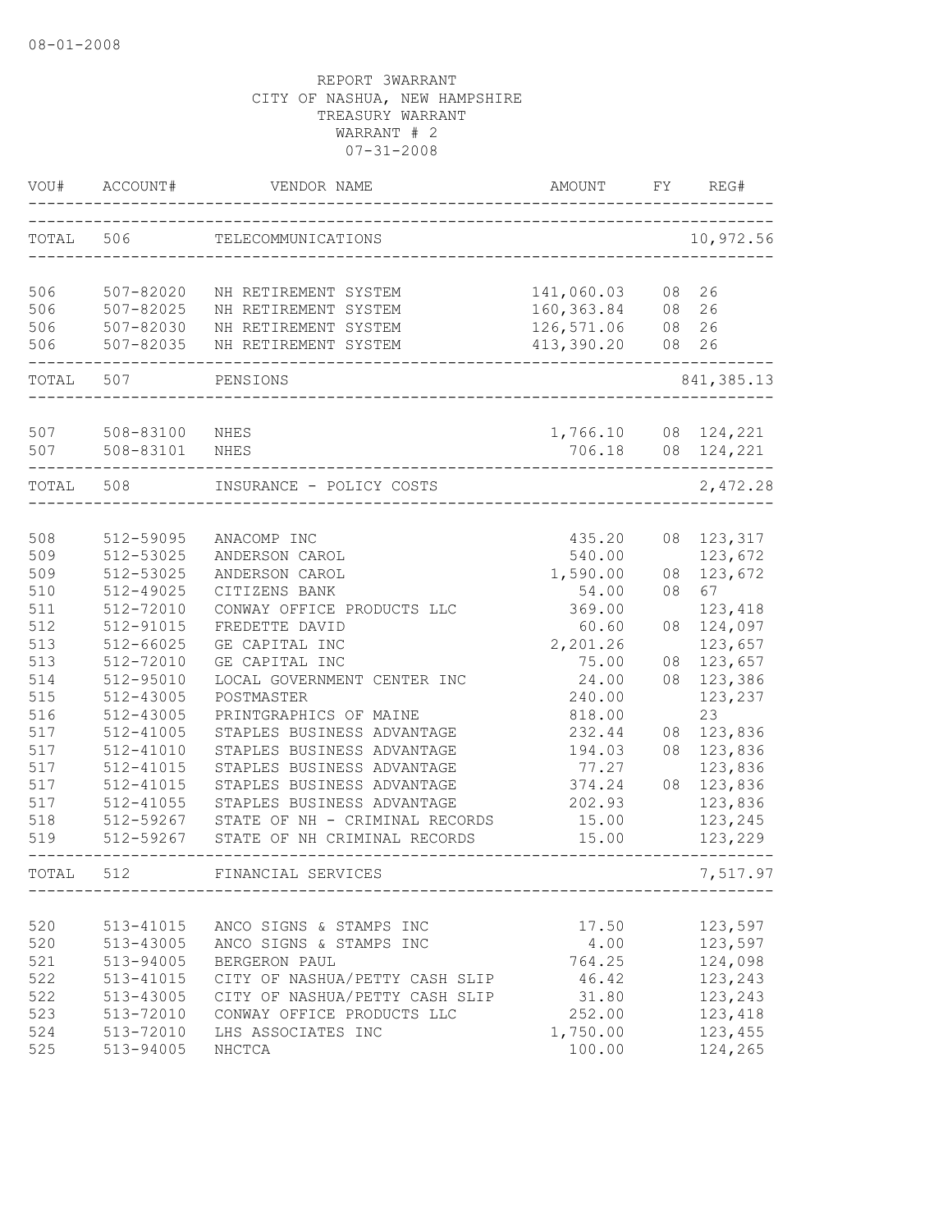08-01-2008

REPORT 3WARRANT
CITY OF NASHUA, NEW HAMPSHIRE
TREASURY WARRANT
WARRANT # 2
07-31-2008

| VOU# | ACCOUNT# | VENDOR NAME | AMOUNT | FY | REG# |
|---|---|---|---|---|---|
| TOTAL | 506 | TELECOMMUNICATIONS | | | 10,972.56 |
| 506 | 507-82020 | NH RETIREMENT SYSTEM | 141,060.03 | 08 | 26 |
| 506 | 507-82025 | NH RETIREMENT SYSTEM | 160,363.84 | 08 | 26 |
| 506 | 507-82030 | NH RETIREMENT SYSTEM | 126,571.06 | 08 | 26 |
| 506 | 507-82035 | NH RETIREMENT SYSTEM | 413,390.20 | 08 | 26 |
| TOTAL | 507 | PENSIONS | | | 841,385.13 |
| 507 | 508-83100 | NHES | 1,766.10 | 08 | 124,221 |
| 507 | 508-83101 | NHES | 706.18 | 08 | 124,221 |
| TOTAL | 508 | INSURANCE - POLICY COSTS | | | 2,472.28 |
| 508 | 512-59095 | ANACOMP INC | 435.20 | 08 | 123,317 |
| 509 | 512-53025 | ANDERSON CAROL | 540.00 | | 123,672 |
| 509 | 512-53025 | ANDERSON CAROL | 1,590.00 | 08 | 123,672 |
| 510 | 512-49025 | CITIZENS BANK | 54.00 | 08 | 67 |
| 511 | 512-72010 | CONWAY OFFICE PRODUCTS LLC | 369.00 | | 123,418 |
| 512 | 512-91015 | FREDETTE DAVID | 60.60 | 08 | 124,097 |
| 513 | 512-66025 | GE CAPITAL INC | 2,201.26 | | 123,657 |
| 513 | 512-72010 | GE CAPITAL INC | 75.00 | 08 | 123,657 |
| 514 | 512-95010 | LOCAL GOVERNMENT CENTER INC | 24.00 | 08 | 123,386 |
| 515 | 512-43005 | POSTMASTER | 240.00 | | 123,237 |
| 516 | 512-43005 | PRINTGRAPHICS OF MAINE | 818.00 | | 23 |
| 517 | 512-41005 | STAPLES BUSINESS ADVANTAGE | 232.44 | 08 | 123,836 |
| 517 | 512-41010 | STAPLES BUSINESS ADVANTAGE | 194.03 | 08 | 123,836 |
| 517 | 512-41015 | STAPLES BUSINESS ADVANTAGE | 77.27 | | 123,836 |
| 517 | 512-41015 | STAPLES BUSINESS ADVANTAGE | 374.24 | 08 | 123,836 |
| 517 | 512-41055 | STAPLES BUSINESS ADVANTAGE | 202.93 | | 123,836 |
| 518 | 512-59267 | STATE OF NH - CRIMINAL RECORDS | 15.00 | | 123,245 |
| 519 | 512-59267 | STATE OF NH CRIMINAL RECORDS | 15.00 | | 123,229 |
| TOTAL | 512 | FINANCIAL SERVICES | | | 7,517.97 |
| 520 | 513-41015 | ANCO SIGNS & STAMPS INC | 17.50 | | 123,597 |
| 520 | 513-43005 | ANCO SIGNS & STAMPS INC | 4.00 | | 123,597 |
| 521 | 513-94005 | BERGERON PAUL | 764.25 | | 124,098 |
| 522 | 513-41015 | CITY OF NASHUA/PETTY CASH SLIP | 46.42 | | 123,243 |
| 522 | 513-43005 | CITY OF NASHUA/PETTY CASH SLIP | 31.80 | | 123,243 |
| 523 | 513-72010 | CONWAY OFFICE PRODUCTS LLC | 252.00 | | 123,418 |
| 524 | 513-72010 | LHS ASSOCIATES INC | 1,750.00 | | 123,455 |
| 525 | 513-94005 | NHCTCA | 100.00 | | 124,265 |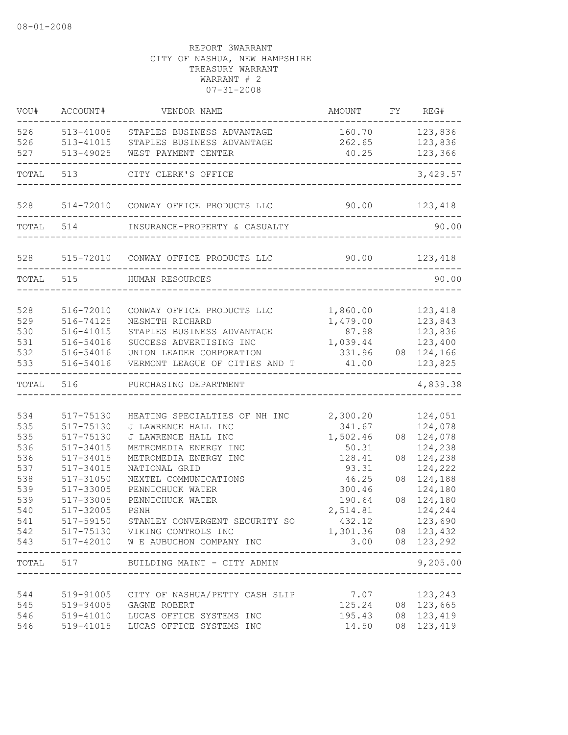08-01-2008

REPORT 3WARRANT
CITY OF NASHUA, NEW HAMPSHIRE
TREASURY WARRANT
WARRANT # 2
07-31-2008

| VOU# | ACCOUNT# | VENDOR NAME | AMOUNT | FY | REG# |
|---|---|---|---|---|---|
| 526 | 513-41005 | STAPLES BUSINESS ADVANTAGE | 160.70 | | 123,836 |
| 526 | 513-41015 | STAPLES BUSINESS ADVANTAGE | 262.65 | | 123,836 |
| 527 | 513-49025 | WEST PAYMENT CENTER | 40.25 | | 123,366 |
| TOTAL | 513 | CITY CLERK'S OFFICE | | | 3,429.57 |
| 528 | 514-72010 | CONWAY OFFICE PRODUCTS LLC | 90.00 | | 123,418 |
| TOTAL | 514 | INSURANCE-PROPERTY & CASUALTY | | | 90.00 |
| 528 | 515-72010 | CONWAY OFFICE PRODUCTS LLC | 90.00 | | 123,418 |
| TOTAL | 515 | HUMAN RESOURCES | | | 90.00 |
| 528 | 516-72010 | CONWAY OFFICE PRODUCTS LLC | 1,860.00 | | 123,418 |
| 529 | 516-74125 | NESMITH RICHARD | 1,479.00 | | 123,843 |
| 530 | 516-41015 | STAPLES BUSINESS ADVANTAGE | 87.98 | | 123,836 |
| 531 | 516-54016 | SUCCESS ADVERTISING INC | 1,039.44 | | 123,400 |
| 532 | 516-54016 | UNION LEADER CORPORATION | 331.96 | 08 | 124,166 |
| 533 | 516-54016 | VERMONT LEAGUE OF CITIES AND T | 41.00 | | 123,825 |
| TOTAL | 516 | PURCHASING DEPARTMENT | | | 4,839.38 |
| 534 | 517-75130 | HEATING SPECIALTIES OF NH INC | 2,300.20 | | 124,051 |
| 535 | 517-75130 | J LAWRENCE HALL INC | 341.67 | | 124,078 |
| 535 | 517-75130 | J LAWRENCE HALL INC | 1,502.46 | 08 | 124,078 |
| 536 | 517-34015 | METROMEDIA ENERGY INC | 50.31 | | 124,238 |
| 536 | 517-34015 | METROMEDIA ENERGY INC | 128.41 | 08 | 124,238 |
| 537 | 517-34015 | NATIONAL GRID | 93.31 | | 124,222 |
| 538 | 517-31050 | NEXTEL COMMUNICATIONS | 46.25 | 08 | 124,188 |
| 539 | 517-33005 | PENNICHUCK WATER | 300.46 | | 124,180 |
| 539 | 517-33005 | PENNICHUCK WATER | 190.64 | 08 | 124,180 |
| 540 | 517-32005 | PSNH | 2,514.81 | | 124,244 |
| 541 | 517-59150 | STANLEY CONVERGENT SECURITY SO | 432.12 | | 123,690 |
| 542 | 517-75130 | VIKING CONTROLS INC | 1,301.36 | 08 | 123,432 |
| 543 | 517-42010 | W E AUBUCHON COMPANY INC | 3.00 | 08 | 123,292 |
| TOTAL | 517 | BUILDING MAINT - CITY ADMIN | | | 9,205.00 |
| 544 | 519-91005 | CITY OF NASHUA/PETTY CASH SLIP | 7.07 | | 123,243 |
| 545 | 519-94005 | GAGNE ROBERT | 125.24 | 08 | 123,665 |
| 546 | 519-41010 | LUCAS OFFICE SYSTEMS INC | 195.43 | 08 | 123,419 |
| 546 | 519-41015 | LUCAS OFFICE SYSTEMS INC | 14.50 | 08 | 123,419 |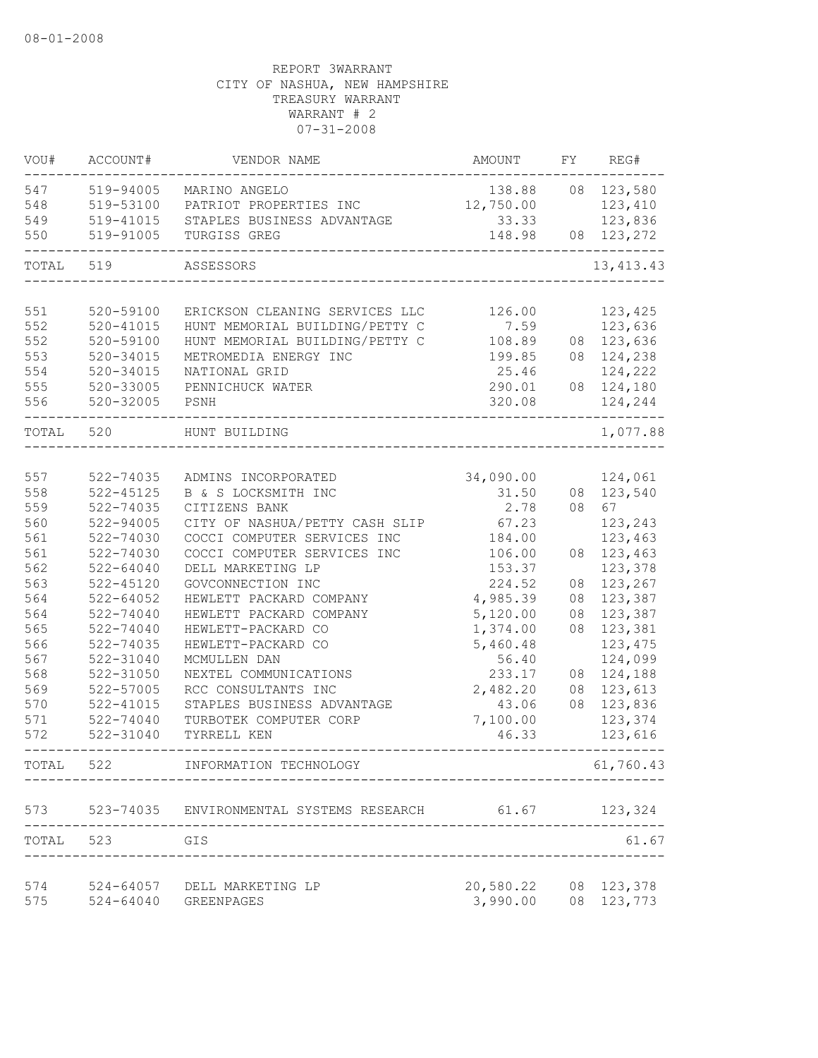08-01-2008

REPORT 3WARRANT
CITY OF NASHUA, NEW HAMPSHIRE
TREASURY WARRANT
WARRANT # 2
07-31-2008

| VOU# | ACCOUNT# | VENDOR NAME | AMOUNT | FY | REG# |
|---|---|---|---|---|---|
| 547 | 519-94005 | MARINO ANGELO | 138.88 | 08 | 123,580 |
| 548 | 519-53100 | PATRIOT PROPERTIES INC | 12,750.00 | | 123,410 |
| 549 | 519-41015 | STAPLES BUSINESS ADVANTAGE | 33.33 | | 123,836 |
| 550 | 519-91005 | TURGISS GREG | 148.98 | 08 | 123,272 |
| TOTAL | 519 | ASSESSORS | | | 13,413.43 |
| 551 | 520-59100 | ERICKSON CLEANING SERVICES LLC | 126.00 | | 123,425 |
| 552 | 520-41015 | HUNT MEMORIAL BUILDING/PETTY C | 7.59 | | 123,636 |
| 552 | 520-59100 | HUNT MEMORIAL BUILDING/PETTY C | 108.89 | 08 | 123,636 |
| 553 | 520-34015 | METROMEDIA ENERGY INC | 199.85 | 08 | 124,238 |
| 554 | 520-34015 | NATIONAL GRID | 25.46 | | 124,222 |
| 555 | 520-33005 | PENNICHUCK WATER | 290.01 | 08 | 124,180 |
| 556 | 520-32005 | PSNH | 320.08 | | 124,244 |
| TOTAL | 520 | HUNT BUILDING | | | 1,077.88 |
| 557 | 522-74035 | ADMINS INCORPORATED | 34,090.00 | | 124,061 |
| 558 | 522-45125 | B & S LOCKSMITH INC | 31.50 | 08 | 123,540 |
| 559 | 522-74035 | CITIZENS BANK | 2.78 | 08 | 67 |
| 560 | 522-94005 | CITY OF NASHUA/PETTY CASH SLIP | 67.23 | | 123,243 |
| 561 | 522-74030 | COCCI COMPUTER SERVICES INC | 184.00 | | 123,463 |
| 561 | 522-74030 | COCCI COMPUTER SERVICES INC | 106.00 | 08 | 123,463 |
| 562 | 522-64040 | DELL MARKETING LP | 153.37 | | 123,378 |
| 563 | 522-45120 | GOVCONNECTION INC | 224.52 | 08 | 123,267 |
| 564 | 522-64052 | HEWLETT PACKARD COMPANY | 4,985.39 | 08 | 123,387 |
| 564 | 522-74040 | HEWLETT PACKARD COMPANY | 5,120.00 | 08 | 123,387 |
| 565 | 522-74040 | HEWLETT-PACKARD CO | 1,374.00 | 08 | 123,381 |
| 566 | 522-74035 | HEWLETT-PACKARD CO | 5,460.48 | | 123,475 |
| 567 | 522-31040 | MCMULLEN DAN | 56.40 | | 124,099 |
| 568 | 522-31050 | NEXTEL COMMUNICATIONS | 233.17 | 08 | 124,188 |
| 569 | 522-57005 | RCC CONSULTANTS INC | 2,482.20 | 08 | 123,613 |
| 570 | 522-41015 | STAPLES BUSINESS ADVANTAGE | 43.06 | 08 | 123,836 |
| 571 | 522-74040 | TURBOTEK COMPUTER CORP | 7,100.00 | | 123,374 |
| 572 | 522-31040 | TYRRELL KEN | 46.33 | | 123,616 |
| TOTAL | 522 | INFORMATION TECHNOLOGY | | | 61,760.43 |
| 573 | 523-74035 | ENVIRONMENTAL SYSTEMS RESEARCH | 61.67 | | 123,324 |
| TOTAL | 523 | GIS | | | 61.67 |
| 574 | 524-64057 | DELL MARKETING LP | 20,580.22 | 08 | 123,378 |
| 575 | 524-64040 | GREENPAGES | 3,990.00 | 08 | 123,773 |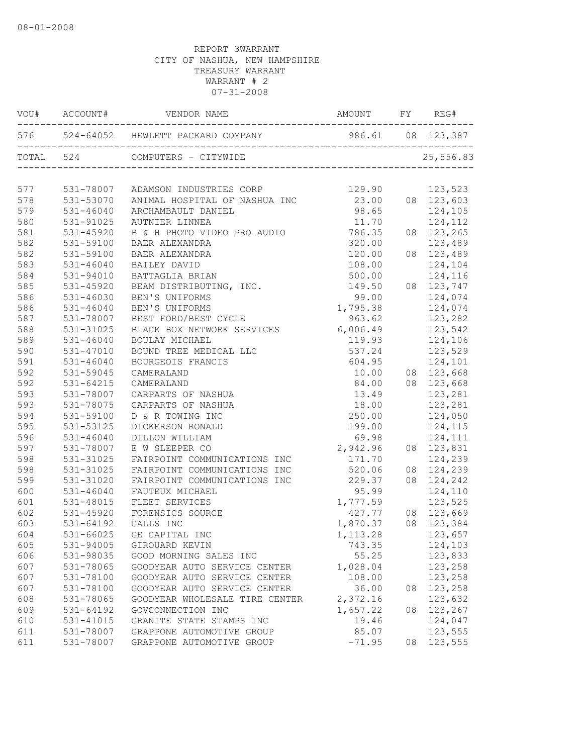08-01-2008

REPORT 3WARRANT
CITY OF NASHUA, NEW HAMPSHIRE
TREASURY WARRANT
WARRANT # 2
07-31-2008

| VOU# | ACCOUNT# | VENDOR NAME | AMOUNT | FY | REG# |
|---|---|---|---|---|---|
| 576 | 524-64052 | HEWLETT PACKARD COMPANY | 986.61 | 08 | 123,387 |
| TOTAL | 524 | COMPUTERS - CITYWIDE | | | 25,556.83 |
| 577 | 531-78007 | ADAMSON INDUSTRIES CORP | 129.90 | | 123,523 |
| 578 | 531-53070 | ANIMAL HOSPITAL OF NASHUA INC | 23.00 | 08 | 123,603 |
| 579 | 531-46040 | ARCHAMBAULT DANIEL | 98.65 | | 124,105 |
| 580 | 531-91025 | AUTNIER LINNEA | 11.70 | | 124,112 |
| 581 | 531-45920 | B & H PHOTO VIDEO PRO AUDIO | 786.35 | 08 | 123,265 |
| 582 | 531-59100 | BAER ALEXANDRA | 320.00 | | 123,489 |
| 582 | 531-59100 | BAER ALEXANDRA | 120.00 | 08 | 123,489 |
| 583 | 531-46040 | BAILEY DAVID | 108.00 | | 124,104 |
| 584 | 531-94010 | BATTAGLIA BRIAN | 500.00 | | 124,116 |
| 585 | 531-45920 | BEAM DISTRIBUTING, INC. | 149.50 | 08 | 123,747 |
| 586 | 531-46030 | BEN'S UNIFORMS | 99.00 | | 124,074 |
| 586 | 531-46040 | BEN'S UNIFORMS | 1,795.38 | | 124,074 |
| 587 | 531-78007 | BEST FORD/BEST CYCLE | 963.62 | | 123,282 |
| 588 | 531-31025 | BLACK BOX NETWORK SERVICES | 6,006.49 | | 123,542 |
| 589 | 531-46040 | BOULAY MICHAEL | 119.93 | | 124,106 |
| 590 | 531-47010 | BOUND TREE MEDICAL LLC | 537.24 | | 123,529 |
| 591 | 531-46040 | BOURGEOIS FRANCIS | 604.95 | | 124,101 |
| 592 | 531-59045 | CAMERALAND | 10.00 | 08 | 123,668 |
| 592 | 531-64215 | CAMERALAND | 84.00 | 08 | 123,668 |
| 593 | 531-78007 | CARPARTS OF NASHUA | 13.49 | | 123,281 |
| 593 | 531-78075 | CARPARTS OF NASHUA | 18.00 | | 123,281 |
| 594 | 531-59100 | D & R TOWING INC | 250.00 | | 124,050 |
| 595 | 531-53125 | DICKERSON RONALD | 199.00 | | 124,115 |
| 596 | 531-46040 | DILLON WILLIAM | 69.98 | | 124,111 |
| 597 | 531-78007 | E W SLEEPER CO | 2,942.96 | 08 | 123,831 |
| 598 | 531-31025 | FAIRPOINT COMMUNICATIONS INC | 171.70 | | 124,239 |
| 598 | 531-31025 | FAIRPOINT COMMUNICATIONS INC | 520.06 | 08 | 124,239 |
| 599 | 531-31020 | FAIRPOINT COMMUNICATIONS INC | 229.37 | 08 | 124,242 |
| 600 | 531-46040 | FAUTEUX MICHAEL | 95.99 | | 124,110 |
| 601 | 531-48015 | FLEET SERVICES | 1,777.59 | | 123,525 |
| 602 | 531-45920 | FORENSICS SOURCE | 427.77 | 08 | 123,669 |
| 603 | 531-64192 | GALLS INC | 1,870.37 | 08 | 123,384 |
| 604 | 531-66025 | GE CAPITAL INC | 1,113.28 | | 123,657 |
| 605 | 531-94005 | GIROUARD KEVIN | 743.35 | | 124,103 |
| 606 | 531-98035 | GOOD MORNING SALES INC | 55.25 | | 123,833 |
| 607 | 531-78065 | GOODYEAR AUTO SERVICE CENTER | 1,028.04 | | 123,258 |
| 607 | 531-78100 | GOODYEAR AUTO SERVICE CENTER | 108.00 | | 123,258 |
| 607 | 531-78100 | GOODYEAR AUTO SERVICE CENTER | 36.00 | 08 | 123,258 |
| 608 | 531-78065 | GOODYEAR WHOLESALE TIRE CENTER | 2,372.16 | | 123,632 |
| 609 | 531-64192 | GOVCONNECTION INC | 1,657.22 | 08 | 123,267 |
| 610 | 531-41015 | GRANITE STATE STAMPS INC | 19.46 | | 124,047 |
| 611 | 531-78007 | GRAPPONE AUTOMOTIVE GROUP | 85.07 | | 123,555 |
| 611 | 531-78007 | GRAPPONE AUTOMOTIVE GROUP | -71.95 | 08 | 123,555 |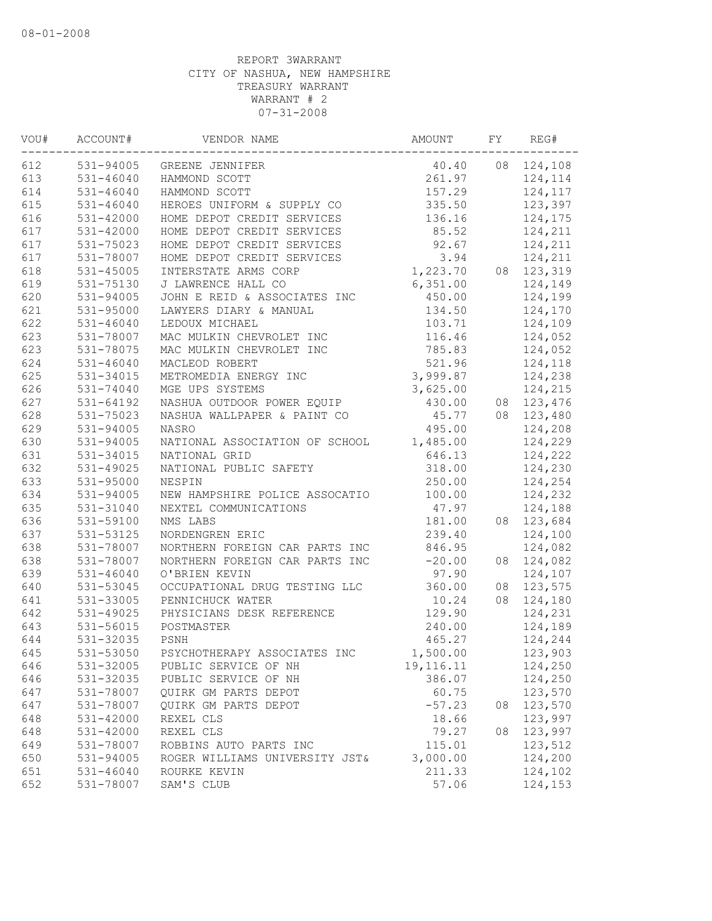08-01-2008

REPORT 3WARRANT
CITY OF NASHUA, NEW HAMPSHIRE
TREASURY WARRANT
WARRANT # 2
07-31-2008

| VOU# | ACCOUNT# | VENDOR NAME | AMOUNT | FY | REG# |
|---|---|---|---|---|---|
| 612 | 531-94005 | GREENE JENNIFER | 40.40 | 08 | 124,108 |
| 613 | 531-46040 | HAMMOND SCOTT | 261.97 | | 124,114 |
| 614 | 531-46040 | HAMMOND SCOTT | 157.29 | | 124,117 |
| 615 | 531-46040 | HEROES UNIFORM & SUPPLY CO | 335.50 | | 123,397 |
| 616 | 531-42000 | HOME DEPOT CREDIT SERVICES | 136.16 | | 124,175 |
| 617 | 531-42000 | HOME DEPOT CREDIT SERVICES | 85.52 | | 124,211 |
| 617 | 531-75023 | HOME DEPOT CREDIT SERVICES | 92.67 | | 124,211 |
| 617 | 531-78007 | HOME DEPOT CREDIT SERVICES | 3.94 | | 124,211 |
| 618 | 531-45005 | INTERSTATE ARMS CORP | 1,223.70 | 08 | 123,319 |
| 619 | 531-75130 | J LAWRENCE HALL CO | 6,351.00 | | 124,149 |
| 620 | 531-94005 | JOHN E REID & ASSOCIATES INC | 450.00 | | 124,199 |
| 621 | 531-95000 | LAWYERS DIARY & MANUAL | 134.50 | | 124,170 |
| 622 | 531-46040 | LEDOUX MICHAEL | 103.71 | | 124,109 |
| 623 | 531-78007 | MAC MULKIN CHEVROLET INC | 116.46 | | 124,052 |
| 623 | 531-78075 | MAC MULKIN CHEVROLET INC | 785.83 | | 124,052 |
| 624 | 531-46040 | MACLEOD ROBERT | 521.96 | | 124,118 |
| 625 | 531-34015 | METROMEDIA ENERGY INC | 3,999.87 | | 124,238 |
| 626 | 531-74040 | MGE UPS SYSTEMS | 3,625.00 | | 124,215 |
| 627 | 531-64192 | NASHUA OUTDOOR POWER EQUIP | 430.00 | 08 | 123,476 |
| 628 | 531-75023 | NASHUA WALLPAPER & PAINT CO | 45.77 | 08 | 123,480 |
| 629 | 531-94005 | NASRO | 495.00 | | 124,208 |
| 630 | 531-94005 | NATIONAL ASSOCIATION OF SCHOOL | 1,485.00 | | 124,229 |
| 631 | 531-34015 | NATIONAL GRID | 646.13 | | 124,222 |
| 632 | 531-49025 | NATIONAL PUBLIC SAFETY | 318.00 | | 124,230 |
| 633 | 531-95000 | NESPIN | 250.00 | | 124,254 |
| 634 | 531-94005 | NEW HAMPSHIRE POLICE ASSOCATIO | 100.00 | | 124,232 |
| 635 | 531-31040 | NEXTEL COMMUNICATIONS | 47.97 | | 124,188 |
| 636 | 531-59100 | NMS LABS | 181.00 | 08 | 123,684 |
| 637 | 531-53125 | NORDENGREN ERIC | 239.40 | | 124,100 |
| 638 | 531-78007 | NORTHERN FOREIGN CAR PARTS INC | 846.95 | | 124,082 |
| 638 | 531-78007 | NORTHERN FOREIGN CAR PARTS INC | -20.00 | 08 | 124,082 |
| 639 | 531-46040 | O'BRIEN KEVIN | 97.90 | | 124,107 |
| 640 | 531-53045 | OCCUPATIONAL DRUG TESTING LLC | 360.00 | 08 | 123,575 |
| 641 | 531-33005 | PENNICHUCK WATER | 10.24 | 08 | 124,180 |
| 642 | 531-49025 | PHYSICIANS DESK REFERENCE | 129.90 | | 124,231 |
| 643 | 531-56015 | POSTMASTER | 240.00 | | 124,189 |
| 644 | 531-32035 | PSNH | 465.27 | | 124,244 |
| 645 | 531-53050 | PSYCHOTHERAPY ASSOCIATES INC | 1,500.00 | | 123,903 |
| 646 | 531-32005 | PUBLIC SERVICE OF NH | 19,116.11 | | 124,250 |
| 646 | 531-32035 | PUBLIC SERVICE OF NH | 386.07 | | 124,250 |
| 647 | 531-78007 | QUIRK GM PARTS DEPOT | 60.75 | | 123,570 |
| 647 | 531-78007 | QUIRK GM PARTS DEPOT | -57.23 | 08 | 123,570 |
| 648 | 531-42000 | REXEL CLS | 18.66 | | 123,997 |
| 648 | 531-42000 | REXEL CLS | 79.27 | 08 | 123,997 |
| 649 | 531-78007 | ROBBINS AUTO PARTS INC | 115.01 | | 123,512 |
| 650 | 531-94005 | ROGER WILLIAMS UNIVERSITY JST& | 3,000.00 | | 124,200 |
| 651 | 531-46040 | ROURKE KEVIN | 211.33 | | 124,102 |
| 652 | 531-78007 | SAM'S CLUB | 57.06 | | 124,153 |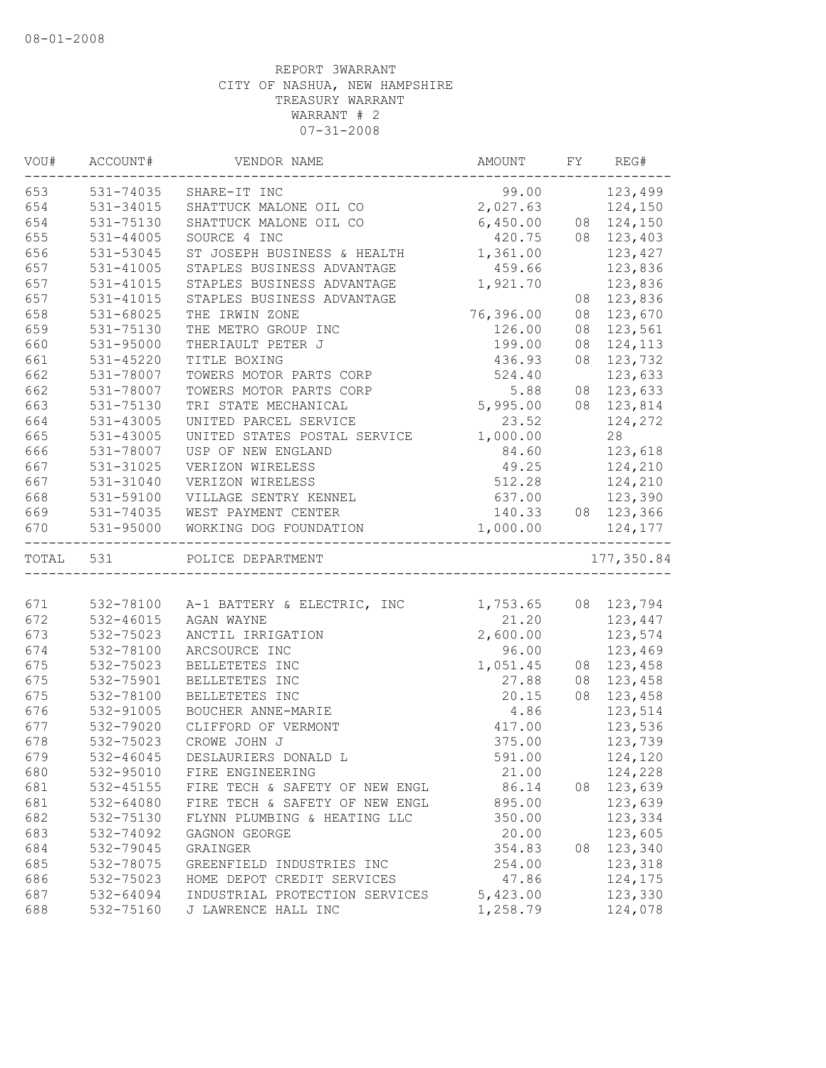08-01-2008

REPORT 3WARRANT
CITY OF NASHUA, NEW HAMPSHIRE
TREASURY WARRANT
WARRANT # 2
07-31-2008

| VOU# | ACCOUNT# | VENDOR NAME | AMOUNT | FY | REG# |
|---|---|---|---|---|---|
| 653 | 531-74035 | SHARE-IT INC | 99.00 | | 123,499 |
| 654 | 531-34015 | SHATTUCK MALONE OIL CO | 2,027.63 | | 124,150 |
| 654 | 531-75130 | SHATTUCK MALONE OIL CO | 6,450.00 | 08 | 124,150 |
| 655 | 531-44005 | SOURCE 4 INC | 420.75 | 08 | 123,403 |
| 656 | 531-53045 | ST JOSEPH BUSINESS & HEALTH | 1,361.00 | | 123,427 |
| 657 | 531-41005 | STAPLES BUSINESS ADVANTAGE | 459.66 | | 123,836 |
| 657 | 531-41015 | STAPLES BUSINESS ADVANTAGE | 1,921.70 | | 123,836 |
| 657 | 531-41015 | STAPLES BUSINESS ADVANTAGE | | 08 | 123,836 |
| 658 | 531-68025 | THE IRWIN ZONE | 76,396.00 | 08 | 123,670 |
| 659 | 531-75130 | THE METRO GROUP INC | 126.00 | 08 | 123,561 |
| 660 | 531-95000 | THERIAULT PETER J | 199.00 | 08 | 124,113 |
| 661 | 531-45220 | TITLE BOXING | 436.93 | 08 | 123,732 |
| 662 | 531-78007 | TOWERS MOTOR PARTS CORP | 524.40 | | 123,633 |
| 662 | 531-78007 | TOWERS MOTOR PARTS CORP | 5.88 | 08 | 123,633 |
| 663 | 531-75130 | TRI STATE MECHANICAL | 5,995.00 | 08 | 123,814 |
| 664 | 531-43005 | UNITED PARCEL SERVICE | 23.52 | | 124,272 |
| 665 | 531-43005 | UNITED STATES POSTAL SERVICE | 1,000.00 | | 28 |
| 666 | 531-78007 | USP OF NEW ENGLAND | 84.60 | | 123,618 |
| 667 | 531-31025 | VERIZON WIRELESS | 49.25 | | 124,210 |
| 667 | 531-31040 | VERIZON WIRELESS | 512.28 | | 124,210 |
| 668 | 531-59100 | VILLAGE SENTRY KENNEL | 637.00 | | 123,390 |
| 669 | 531-74035 | WEST PAYMENT CENTER | 140.33 | 08 | 123,366 |
| 670 | 531-95000 | WORKING DOG FOUNDATION | 1,000.00 | | 124,177 |
| TOTAL | 531 | POLICE DEPARTMENT | | | 177,350.84 |
| 671 | 532-78100 | A-1 BATTERY & ELECTRIC, INC | 1,753.65 | 08 | 123,794 |
| 672 | 532-46015 | AGAN WAYNE | 21.20 | | 123,447 |
| 673 | 532-75023 | ANCTIL IRRIGATION | 2,600.00 | | 123,574 |
| 674 | 532-78100 | ARCSOURCE INC | 96.00 | | 123,469 |
| 675 | 532-75023 | BELLETETES INC | 1,051.45 | 08 | 123,458 |
| 675 | 532-75901 | BELLETETES INC | 27.88 | 08 | 123,458 |
| 675 | 532-78100 | BELLETETES INC | 20.15 | 08 | 123,458 |
| 676 | 532-91005 | BOUCHER ANNE-MARIE | 4.86 | | 123,514 |
| 677 | 532-79020 | CLIFFORD OF VERMONT | 417.00 | | 123,536 |
| 678 | 532-75023 | CROWE JOHN J | 375.00 | | 123,739 |
| 679 | 532-46045 | DESLAURIERS DONALD L | 591.00 | | 124,120 |
| 680 | 532-95010 | FIRE ENGINEERING | 21.00 | | 124,228 |
| 681 | 532-45155 | FIRE TECH & SAFETY OF NEW ENGL | 86.14 | 08 | 123,639 |
| 681 | 532-64080 | FIRE TECH & SAFETY OF NEW ENGL | 895.00 | | 123,639 |
| 682 | 532-75130 | FLYNN PLUMBING & HEATING LLC | 350.00 | | 123,334 |
| 683 | 532-74092 | GAGNON GEORGE | 20.00 | | 123,605 |
| 684 | 532-79045 | GRAINGER | 354.83 | 08 | 123,340 |
| 685 | 532-78075 | GREENFIELD INDUSTRIES INC | 254.00 | | 123,318 |
| 686 | 532-75023 | HOME DEPOT CREDIT SERVICES | 47.86 | | 124,175 |
| 687 | 532-64094 | INDUSTRIAL PROTECTION SERVICES | 5,423.00 | | 123,330 |
| 688 | 532-75160 | J LAWRENCE HALL INC | 1,258.79 | | 124,078 |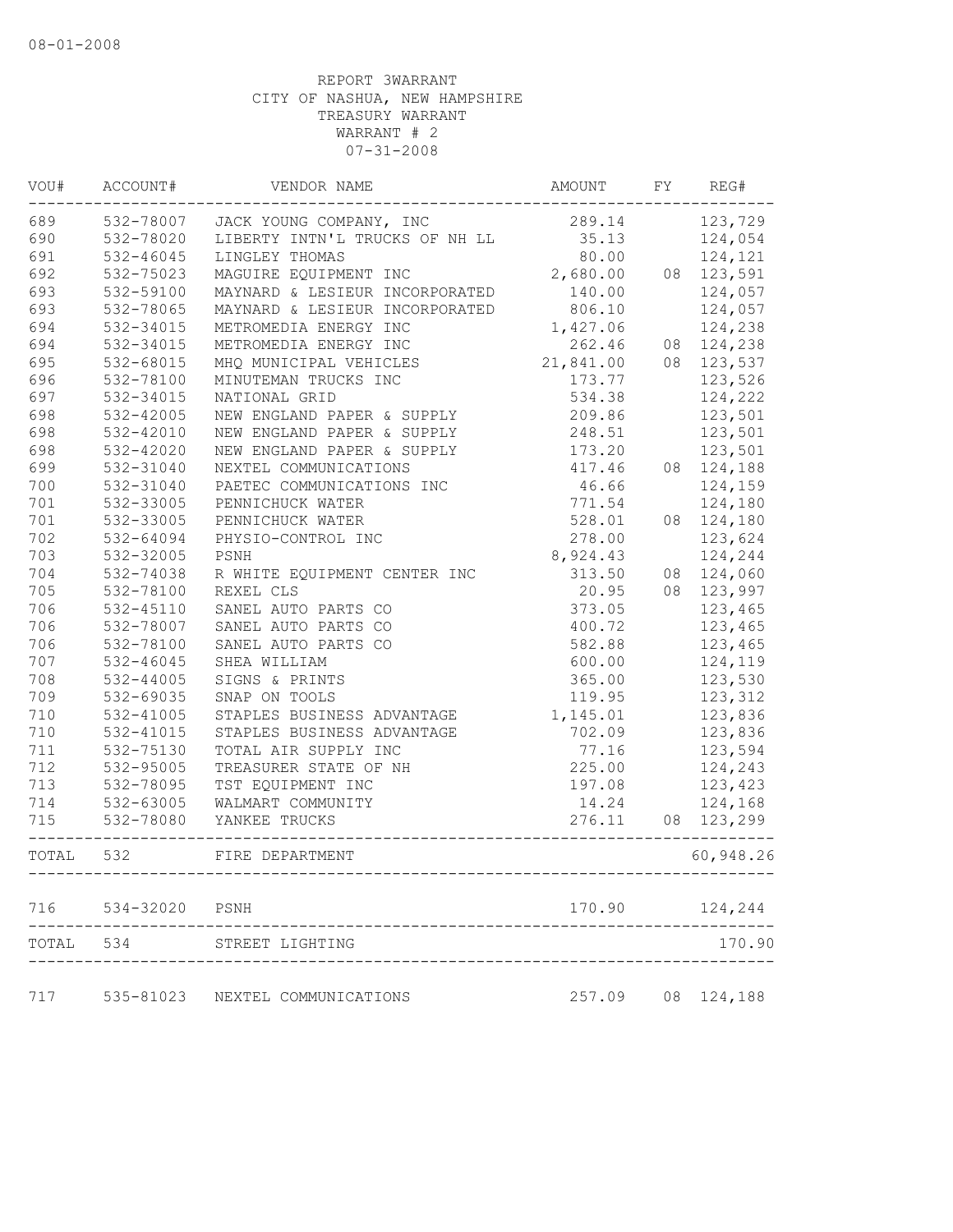08-01-2008

REPORT 3WARRANT
CITY OF NASHUA, NEW HAMPSHIRE
TREASURY WARRANT
WARRANT # 2
07-31-2008

| VOU# | ACCOUNT# | VENDOR NAME | AMOUNT | FY | REG# |
|---|---|---|---|---|---|
| 689 | 532-78007 | JACK YOUNG COMPANY, INC | 289.14 | | 123,729 |
| 690 | 532-78020 | LIBERTY INTN'L TRUCKS OF NH LL | 35.13 | | 124,054 |
| 691 | 532-46045 | LINGLEY THOMAS | 80.00 | | 124,121 |
| 692 | 532-75023 | MAGUIRE EQUIPMENT INC | 2,680.00 | 08 | 123,591 |
| 693 | 532-59100 | MAYNARD & LESIEUR INCORPORATED | 140.00 | | 124,057 |
| 693 | 532-78065 | MAYNARD & LESIEUR INCORPORATED | 806.10 | | 124,057 |
| 694 | 532-34015 | METROMEDIA ENERGY INC | 1,427.06 | | 124,238 |
| 694 | 532-34015 | METROMEDIA ENERGY INC | 262.46 | 08 | 124,238 |
| 695 | 532-68015 | MHQ MUNICIPAL VEHICLES | 21,841.00 | 08 | 123,537 |
| 696 | 532-78100 | MINUTEMAN TRUCKS INC | 173.77 | | 123,526 |
| 697 | 532-34015 | NATIONAL GRID | 534.38 | | 124,222 |
| 698 | 532-42005 | NEW ENGLAND PAPER & SUPPLY | 209.86 | | 123,501 |
| 698 | 532-42010 | NEW ENGLAND PAPER & SUPPLY | 248.51 | | 123,501 |
| 698 | 532-42020 | NEW ENGLAND PAPER & SUPPLY | 173.20 | | 123,501 |
| 699 | 532-31040 | NEXTEL COMMUNICATIONS | 417.46 | 08 | 124,188 |
| 700 | 532-31040 | PAETEC COMMUNICATIONS INC | 46.66 | | 124,159 |
| 701 | 532-33005 | PENNICHUCK WATER | 771.54 | | 124,180 |
| 701 | 532-33005 | PENNICHUCK WATER | 528.01 | 08 | 124,180 |
| 702 | 532-64094 | PHYSIO-CONTROL INC | 278.00 | | 123,624 |
| 703 | 532-32005 | PSNH | 8,924.43 | | 124,244 |
| 704 | 532-74038 | R WHITE EQUIPMENT CENTER INC | 313.50 | 08 | 124,060 |
| 705 | 532-78100 | REXEL CLS | 20.95 | 08 | 123,997 |
| 706 | 532-45110 | SANEL AUTO PARTS CO | 373.05 | | 123,465 |
| 706 | 532-78007 | SANEL AUTO PARTS CO | 400.72 | | 123,465 |
| 706 | 532-78100 | SANEL AUTO PARTS CO | 582.88 | | 123,465 |
| 707 | 532-46045 | SHEA WILLIAM | 600.00 | | 124,119 |
| 708 | 532-44005 | SIGNS & PRINTS | 365.00 | | 123,530 |
| 709 | 532-69035 | SNAP ON TOOLS | 119.95 | | 123,312 |
| 710 | 532-41005 | STAPLES BUSINESS ADVANTAGE | 1,145.01 | | 123,836 |
| 710 | 532-41015 | STAPLES BUSINESS ADVANTAGE | 702.09 | | 123,836 |
| 711 | 532-75130 | TOTAL AIR SUPPLY INC | 77.16 | | 123,594 |
| 712 | 532-95005 | TREASURER STATE OF NH | 225.00 | | 124,243 |
| 713 | 532-78095 | TST EQUIPMENT INC | 197.08 | | 123,423 |
| 714 | 532-63005 | WALMART COMMUNITY | 14.24 | | 124,168 |
| 715 | 532-78080 | YANKEE TRUCKS | 276.11 | 08 | 123,299 |
| TOTAL | 532 | FIRE DEPARTMENT | | | 60,948.26 |
| 716 | 534-32020 | PSNH | 170.90 | | 124,244 |
| TOTAL | 534 | STREET LIGHTING | | | 170.90 |
| 717 | 535-81023 | NEXTEL COMMUNICATIONS | 257.09 | 08 | 124,188 |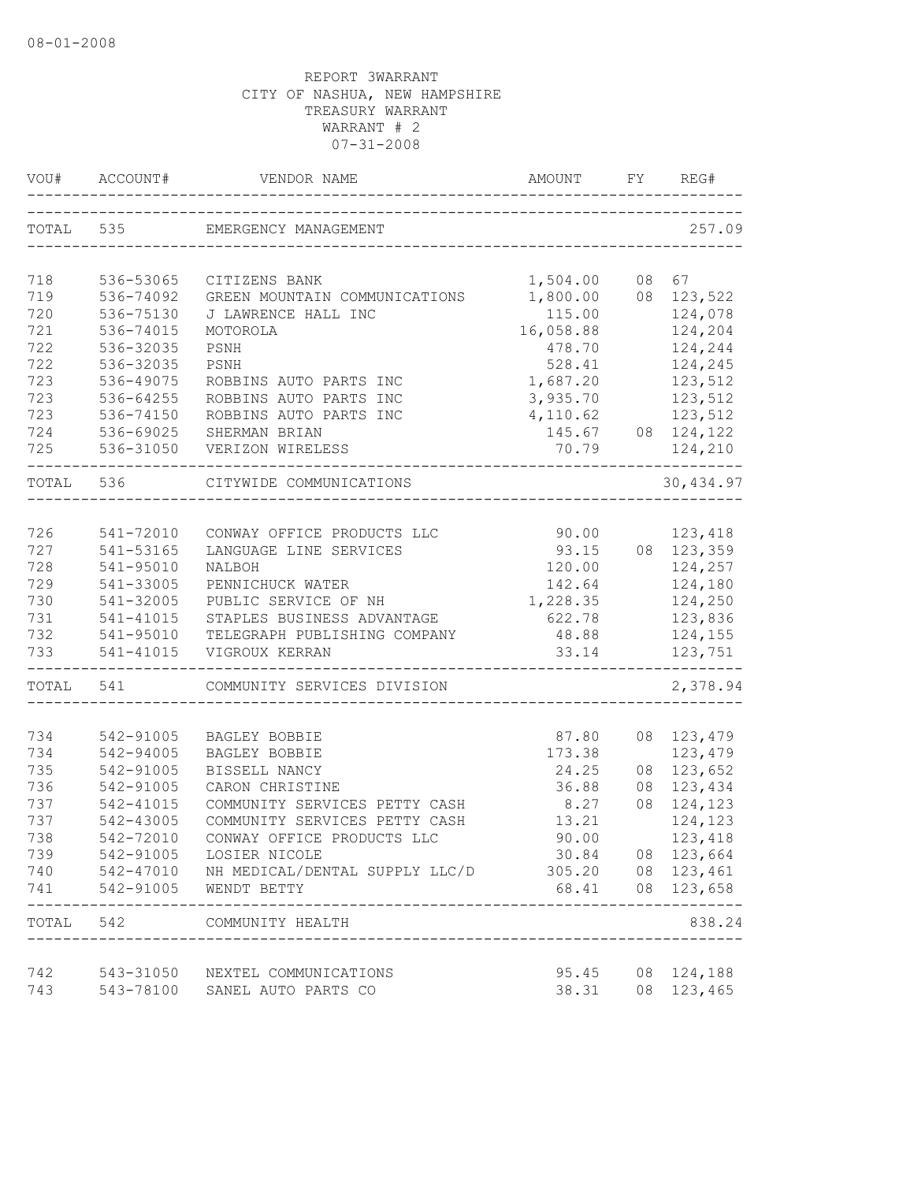08-01-2008

REPORT 3WARRANT
CITY OF NASHUA, NEW HAMPSHIRE
TREASURY WARRANT
WARRANT # 2
07-31-2008

| VOU# | ACCOUNT# | VENDOR NAME | AMOUNT | FY | REG# |
|---|---|---|---|---|---|
| TOTAL | 535 | EMERGENCY MANAGEMENT | | | 257.09 |
| 718 | 536-53065 | CITIZENS BANK | 1,504.00 | 08 | 67 |
| 719 | 536-74092 | GREEN MOUNTAIN COMMUNICATIONS | 1,800.00 | 08 | 123,522 |
| 720 | 536-75130 | J LAWRENCE HALL INC | 115.00 | | 124,078 |
| 721 | 536-74015 | MOTOROLA | 16,058.88 | | 124,204 |
| 722 | 536-32035 | PSNH | 478.70 | | 124,244 |
| 722 | 536-32035 | PSNH | 528.41 | | 124,245 |
| 723 | 536-49075 | ROBBINS AUTO PARTS INC | 1,687.20 | | 123,512 |
| 723 | 536-64255 | ROBBINS AUTO PARTS INC | 3,935.70 | | 123,512 |
| 723 | 536-74150 | ROBBINS AUTO PARTS INC | 4,110.62 | | 123,512 |
| 724 | 536-69025 | SHERMAN BRIAN | 145.67 | 08 | 124,122 |
| 725 | 536-31050 | VERIZON WIRELESS | 70.79 | | 124,210 |
| TOTAL | 536 | CITYWIDE COMMUNICATIONS | | | 30,434.97 |
| 726 | 541-72010 | CONWAY OFFICE PRODUCTS LLC | 90.00 | | 123,418 |
| 727 | 541-53165 | LANGUAGE LINE SERVICES | 93.15 | 08 | 123,359 |
| 728 | 541-95010 | NALBOH | 120.00 | | 124,257 |
| 729 | 541-33005 | PENNICHUCK WATER | 142.64 | | 124,180 |
| 730 | 541-32005 | PUBLIC SERVICE OF NH | 1,228.35 | | 124,250 |
| 731 | 541-41015 | STAPLES BUSINESS ADVANTAGE | 622.78 | | 123,836 |
| 732 | 541-95010 | TELEGRAPH PUBLISHING COMPANY | 48.88 | | 124,155 |
| 733 | 541-41015 | VIGROUX KERRAN | 33.14 | | 123,751 |
| TOTAL | 541 | COMMUNITY SERVICES DIVISION | | | 2,378.94 |
| 734 | 542-91005 | BAGLEY BOBBIE | 87.80 | 08 | 123,479 |
| 734 | 542-94005 | BAGLEY BOBBIE | 173.38 | | 123,479 |
| 735 | 542-91005 | BISSELL NANCY | 24.25 | 08 | 123,652 |
| 736 | 542-91005 | CARON CHRISTINE | 36.88 | 08 | 123,434 |
| 737 | 542-41015 | COMMUNITY SERVICES PETTY CASH | 8.27 | 08 | 124,123 |
| 737 | 542-43005 | COMMUNITY SERVICES PETTY CASH | 13.21 | | 124,123 |
| 738 | 542-72010 | CONWAY OFFICE PRODUCTS LLC | 90.00 | | 123,418 |
| 739 | 542-91005 | LOSIER NICOLE | 30.84 | 08 | 123,664 |
| 740 | 542-47010 | NH MEDICAL/DENTAL SUPPLY LLC/D | 305.20 | 08 | 123,461 |
| 741 | 542-91005 | WENDT BETTY | 68.41 | 08 | 123,658 |
| TOTAL | 542 | COMMUNITY HEALTH | | | 838.24 |
| 742 | 543-31050 | NEXTEL COMMUNICATIONS | 95.45 | 08 | 124,188 |
| 743 | 543-78100 | SANEL AUTO PARTS CO | 38.31 | 08 | 123,465 |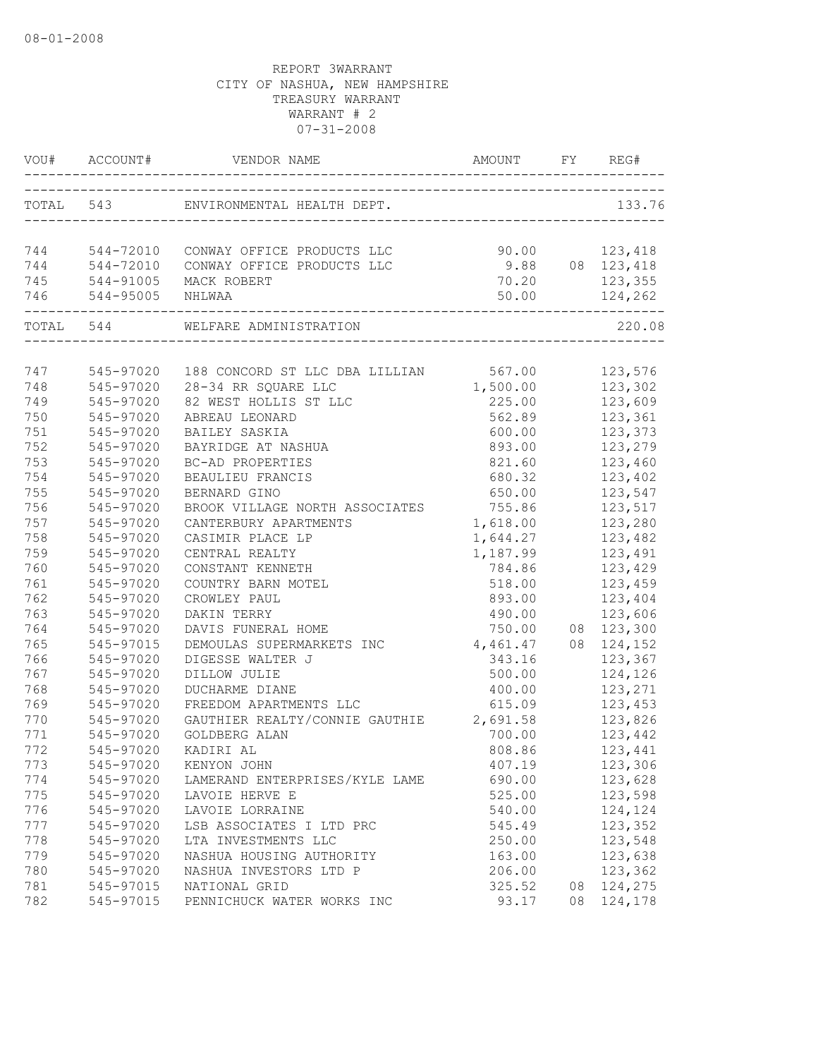08-01-2008

REPORT 3WARRANT
CITY OF NASHUA, NEW HAMPSHIRE
TREASURY WARRANT
WARRANT # 2
07-31-2008

| VOU# | ACCOUNT# | VENDOR NAME | AMOUNT | FY | REG# |
|---|---|---|---|---|---|
| TOTAL 543 | | ENVIRONMENTAL HEALTH DEPT. | | | 133.76 |
| 744 | 544-72010 | CONWAY OFFICE PRODUCTS LLC | 90.00 | | 123,418 |
| 744 | 544-72010 | CONWAY OFFICE PRODUCTS LLC | 9.88 | 08 | 123,418 |
| 745 | 544-91005 | MACK ROBERT | 70.20 | | 123,355 |
| 746 | 544-95005 | NHLWAA | 50.00 | | 124,262 |
| TOTAL 544 | | WELFARE ADMINISTRATION | | | 220.08 |
| 747 | 545-97020 | 188 CONCORD ST LLC DBA LILLIAN | 567.00 | | 123,576 |
| 748 | 545-97020 | 28-34 RR SQUARE LLC | 1,500.00 | | 123,302 |
| 749 | 545-97020 | 82 WEST HOLLIS ST LLC | 225.00 | | 123,609 |
| 750 | 545-97020 | ABREAU LEONARD | 562.89 | | 123,361 |
| 751 | 545-97020 | BAILEY SASKIA | 600.00 | | 123,373 |
| 752 | 545-97020 | BAYRIDGE AT NASHUA | 893.00 | | 123,279 |
| 753 | 545-97020 | BC-AD PROPERTIES | 821.60 | | 123,460 |
| 754 | 545-97020 | BEAULIEU FRANCIS | 680.32 | | 123,402 |
| 755 | 545-97020 | BERNARD GINO | 650.00 | | 123,547 |
| 756 | 545-97020 | BROOK VILLAGE NORTH ASSOCIATES | 755.86 | | 123,517 |
| 757 | 545-97020 | CANTERBURY APARTMENTS | 1,618.00 | | 123,280 |
| 758 | 545-97020 | CASIMIR PLACE LP | 1,644.27 | | 123,482 |
| 759 | 545-97020 | CENTRAL REALTY | 1,187.99 | | 123,491 |
| 760 | 545-97020 | CONSTANT KENNETH | 784.86 | | 123,429 |
| 761 | 545-97020 | COUNTRY BARN MOTEL | 518.00 | | 123,459 |
| 762 | 545-97020 | CROWLEY PAUL | 893.00 | | 123,404 |
| 763 | 545-97020 | DAKIN TERRY | 490.00 | | 123,606 |
| 764 | 545-97020 | DAVIS FUNERAL HOME | 750.00 | 08 | 123,300 |
| 765 | 545-97015 | DEMOULAS SUPERMARKETS INC | 4,461.47 | 08 | 124,152 |
| 766 | 545-97020 | DIGESSE WALTER J | 343.16 | | 123,367 |
| 767 | 545-97020 | DILLOW JULIE | 500.00 | | 124,126 |
| 768 | 545-97020 | DUCHARME DIANE | 400.00 | | 123,271 |
| 769 | 545-97020 | FREEDOM APARTMENTS LLC | 615.09 | | 123,453 |
| 770 | 545-97020 | GAUTHIER REALTY/CONNIE GAUTHIE | 2,691.58 | | 123,826 |
| 771 | 545-97020 | GOLDBERG ALAN | 700.00 | | 123,442 |
| 772 | 545-97020 | KADIRI AL | 808.86 | | 123,441 |
| 773 | 545-97020 | KENYON JOHN | 407.19 | | 123,306 |
| 774 | 545-97020 | LAMERAND ENTERPRISES/KYLE LAME | 690.00 | | 123,628 |
| 775 | 545-97020 | LAVOIE HERVE E | 525.00 | | 123,598 |
| 776 | 545-97020 | LAVOIE LORRAINE | 540.00 | | 124,124 |
| 777 | 545-97020 | LSB ASSOCIATES I LTD PRC | 545.49 | | 123,352 |
| 778 | 545-97020 | LTA INVESTMENTS LLC | 250.00 | | 123,548 |
| 779 | 545-97020 | NASHUA HOUSING AUTHORITY | 163.00 | | 123,638 |
| 780 | 545-97020 | NASHUA INVESTORS LTD P | 206.00 | | 123,362 |
| 781 | 545-97015 | NATIONAL GRID | 325.52 | 08 | 124,275 |
| 782 | 545-97015 | PENNICHUCK WATER WORKS INC | 93.17 | 08 | 124,178 |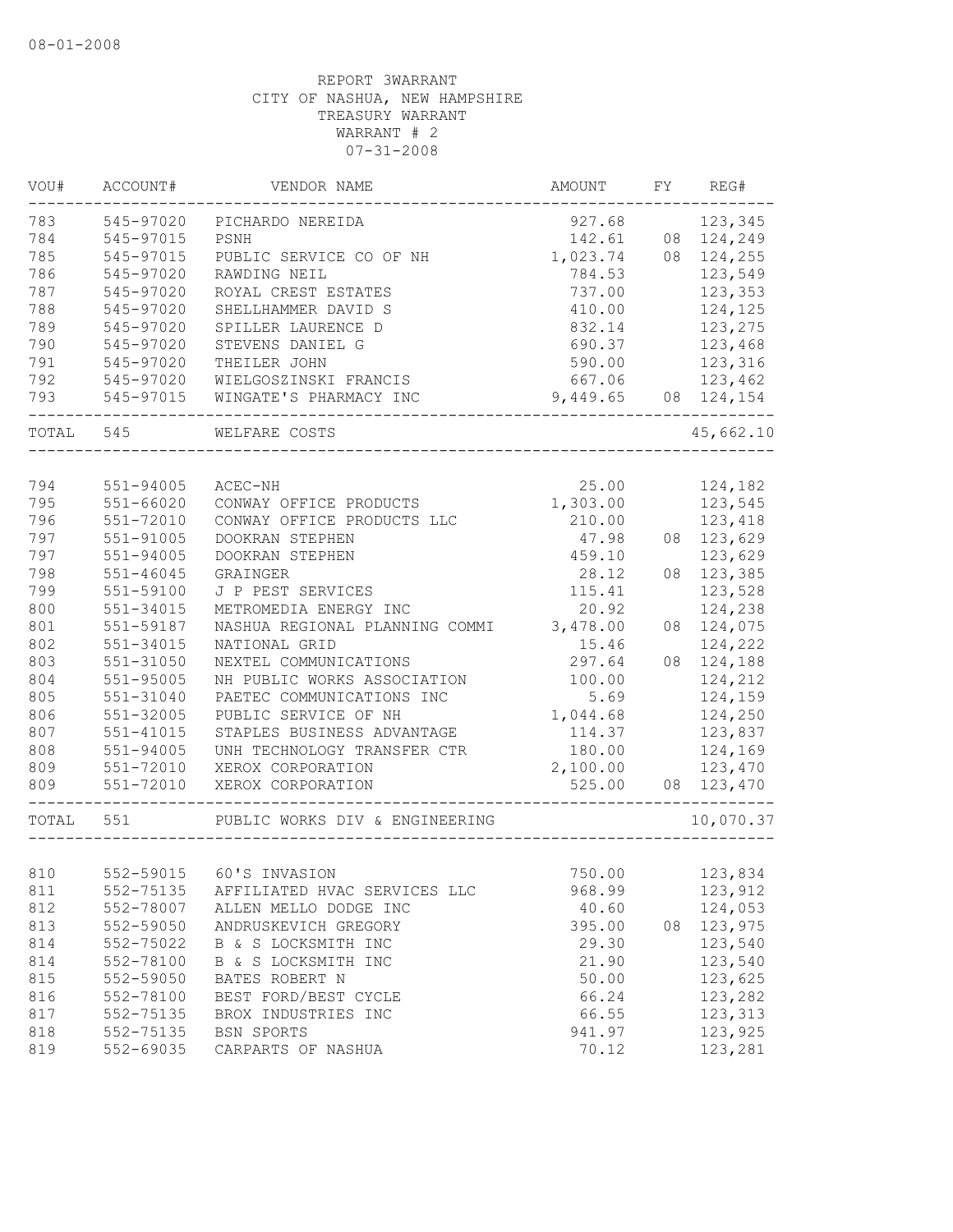08-01-2008

REPORT 3WARRANT
CITY OF NASHUA, NEW HAMPSHIRE
TREASURY WARRANT
WARRANT # 2
07-31-2008

| VOU# | ACCOUNT# | VENDOR NAME | AMOUNT | FY | REG# |
|---|---|---|---|---|---|
| 783 | 545-97020 | PICHARDO NEREIDA | 927.68 | | 123,345 |
| 784 | 545-97015 | PSNH | 142.61 | 08 | 124,249 |
| 785 | 545-97015 | PUBLIC SERVICE CO OF NH | 1,023.74 | 08 | 124,255 |
| 786 | 545-97020 | RAWDING NEIL | 784.53 | | 123,549 |
| 787 | 545-97020 | ROYAL CREST ESTATES | 737.00 | | 123,353 |
| 788 | 545-97020 | SHELLHAMMER DAVID S | 410.00 | | 124,125 |
| 789 | 545-97020 | SPILLER LAURENCE D | 832.14 | | 123,275 |
| 790 | 545-97020 | STEVENS DANIEL G | 690.37 | | 123,468 |
| 791 | 545-97020 | THEILER JOHN | 590.00 | | 123,316 |
| 792 | 545-97020 | WIELGOSZINSKI FRANCIS | 667.06 | | 123,462 |
| 793 | 545-97015 | WINGATE'S PHARMACY INC | 9,449.65 | 08 | 124,154 |
| TOTAL | 545 | WELFARE COSTS | | | 45,662.10 |
| 794 | 551-94005 | ACEC-NH | 25.00 | | 124,182 |
| 795 | 551-66020 | CONWAY OFFICE PRODUCTS | 1,303.00 | | 123,545 |
| 796 | 551-72010 | CONWAY OFFICE PRODUCTS LLC | 210.00 | | 123,418 |
| 797 | 551-91005 | DOOKRAN STEPHEN | 47.98 | 08 | 123,629 |
| 797 | 551-94005 | DOOKRAN STEPHEN | 459.10 | | 123,629 |
| 798 | 551-46045 | GRAINGER | 28.12 | 08 | 123,385 |
| 799 | 551-59100 | J P PEST SERVICES | 115.41 | | 123,528 |
| 800 | 551-34015 | METROMEDIA ENERGY INC | 20.92 | | 124,238 |
| 801 | 551-59187 | NASHUA REGIONAL PLANNING COMMI | 3,478.00 | 08 | 124,075 |
| 802 | 551-34015 | NATIONAL GRID | 15.46 | | 124,222 |
| 803 | 551-31050 | NEXTEL COMMUNICATIONS | 297.64 | 08 | 124,188 |
| 804 | 551-95005 | NH PUBLIC WORKS ASSOCIATION | 100.00 | | 124,212 |
| 805 | 551-31040 | PAETEC COMMUNICATIONS INC | 5.69 | | 124,159 |
| 806 | 551-32005 | PUBLIC SERVICE OF NH | 1,044.68 | | 124,250 |
| 807 | 551-41015 | STAPLES BUSINESS ADVANTAGE | 114.37 | | 123,837 |
| 808 | 551-94005 | UNH TECHNOLOGY TRANSFER CTR | 180.00 | | 124,169 |
| 809 | 551-72010 | XEROX CORPORATION | 2,100.00 | | 123,470 |
| 809 | 551-72010 | XEROX CORPORATION | 525.00 | 08 | 123,470 |
| TOTAL | 551 | PUBLIC WORKS DIV & ENGINEERING | | | 10,070.37 |
| 810 | 552-59015 | 60'S INVASION | 750.00 | | 123,834 |
| 811 | 552-75135 | AFFILIATED HVAC SERVICES LLC | 968.99 | | 123,912 |
| 812 | 552-78007 | ALLEN MELLO DODGE INC | 40.60 | | 124,053 |
| 813 | 552-59050 | ANDRUSKEVICH GREGORY | 395.00 | 08 | 123,975 |
| 814 | 552-75022 | B & S LOCKSMITH INC | 29.30 | | 123,540 |
| 814 | 552-78100 | B & S LOCKSMITH INC | 21.90 | | 123,540 |
| 815 | 552-59050 | BATES ROBERT N | 50.00 | | 123,625 |
| 816 | 552-78100 | BEST FORD/BEST CYCLE | 66.24 | | 123,282 |
| 817 | 552-75135 | BROX INDUSTRIES INC | 66.55 | | 123,313 |
| 818 | 552-75135 | BSN SPORTS | 941.97 | | 123,925 |
| 819 | 552-69035 | CARPARTS OF NASHUA | 70.12 | | 123,281 |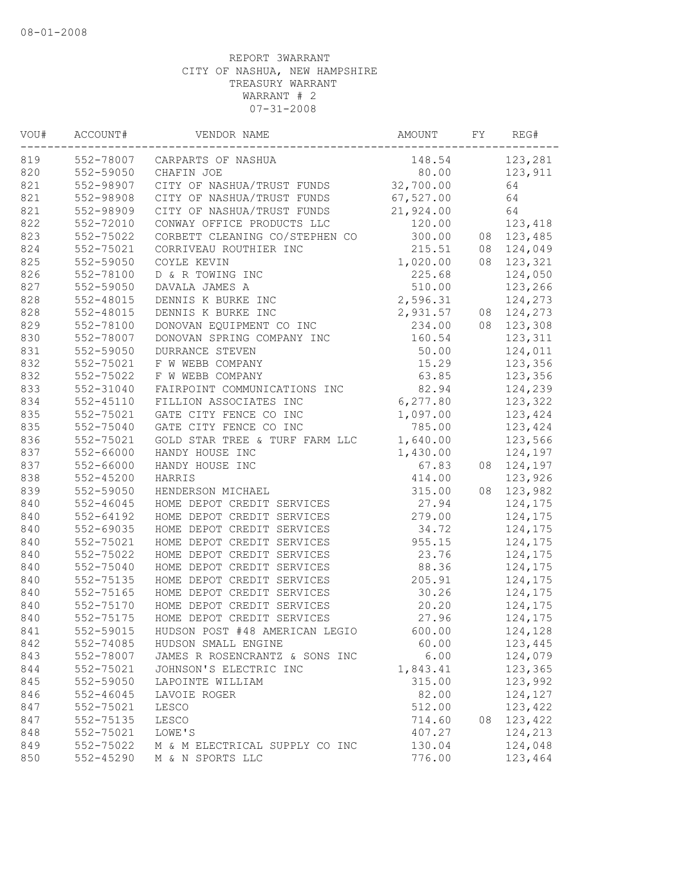08-01-2008

REPORT 3WARRANT
CITY OF NASHUA, NEW HAMPSHIRE
TREASURY WARRANT
WARRANT # 2
07-31-2008

| VOU# | ACCOUNT# | VENDOR NAME | AMOUNT | FY | REG# |
|---|---|---|---|---|---|
| 819 | 552-78007 | CARPARTS OF NASHUA | 148.54 | | 123,281 |
| 820 | 552-59050 | CHAFIN JOE | 80.00 | | 123,911 |
| 821 | 552-98907 | CITY OF NASHUA/TRUST FUNDS | 32,700.00 | | 64 |
| 821 | 552-98908 | CITY OF NASHUA/TRUST FUNDS | 67,527.00 | | 64 |
| 821 | 552-98909 | CITY OF NASHUA/TRUST FUNDS | 21,924.00 | | 64 |
| 822 | 552-72010 | CONWAY OFFICE PRODUCTS LLC | 120.00 | | 123,418 |
| 823 | 552-75022 | CORBETT CLEANING CO/STEPHEN CO | 300.00 | 08 | 123,485 |
| 824 | 552-75021 | CORRIVEAU ROUTHIER INC | 215.51 | 08 | 124,049 |
| 825 | 552-59050 | COYLE KEVIN | 1,020.00 | 08 | 123,321 |
| 826 | 552-78100 | D & R TOWING INC | 225.68 | | 124,050 |
| 827 | 552-59050 | DAVALA JAMES A | 510.00 | | 123,266 |
| 828 | 552-48015 | DENNIS K BURKE INC | 2,596.31 | | 124,273 |
| 828 | 552-48015 | DENNIS K BURKE INC | 2,931.57 | 08 | 124,273 |
| 829 | 552-78100 | DONOVAN EQUIPMENT CO INC | 234.00 | 08 | 123,308 |
| 830 | 552-78007 | DONOVAN SPRING COMPANY INC | 160.54 | | 123,311 |
| 831 | 552-59050 | DURRANCE STEVEN | 50.00 | | 124,011 |
| 832 | 552-75021 | F W WEBB COMPANY | 15.29 | | 123,356 |
| 832 | 552-75022 | F W WEBB COMPANY | 63.85 | | 123,356 |
| 833 | 552-31040 | FAIRPOINT COMMUNICATIONS INC | 82.94 | | 124,239 |
| 834 | 552-45110 | FILLION ASSOCIATES INC | 6,277.80 | | 123,322 |
| 835 | 552-75021 | GATE CITY FENCE CO INC | 1,097.00 | | 123,424 |
| 835 | 552-75040 | GATE CITY FENCE CO INC | 785.00 | | 123,424 |
| 836 | 552-75021 | GOLD STAR TREE & TURF FARM LLC | 1,640.00 | | 123,566 |
| 837 | 552-66000 | HANDY HOUSE INC | 1,430.00 | | 124,197 |
| 837 | 552-66000 | HANDY HOUSE INC | 67.83 | 08 | 124,197 |
| 838 | 552-45200 | HARRIS | 414.00 | | 123,926 |
| 839 | 552-59050 | HENDERSON MICHAEL | 315.00 | 08 | 123,982 |
| 840 | 552-46045 | HOME DEPOT CREDIT SERVICES | 27.94 | | 124,175 |
| 840 | 552-64192 | HOME DEPOT CREDIT SERVICES | 279.00 | | 124,175 |
| 840 | 552-69035 | HOME DEPOT CREDIT SERVICES | 34.72 | | 124,175 |
| 840 | 552-75021 | HOME DEPOT CREDIT SERVICES | 955.15 | | 124,175 |
| 840 | 552-75022 | HOME DEPOT CREDIT SERVICES | 23.76 | | 124,175 |
| 840 | 552-75040 | HOME DEPOT CREDIT SERVICES | 88.36 | | 124,175 |
| 840 | 552-75135 | HOME DEPOT CREDIT SERVICES | 205.91 | | 124,175 |
| 840 | 552-75165 | HOME DEPOT CREDIT SERVICES | 30.26 | | 124,175 |
| 840 | 552-75170 | HOME DEPOT CREDIT SERVICES | 20.20 | | 124,175 |
| 840 | 552-75175 | HOME DEPOT CREDIT SERVICES | 27.96 | | 124,175 |
| 841 | 552-59015 | HUDSON POST #48 AMERICAN LEGIO | 600.00 | | 124,128 |
| 842 | 552-74085 | HUDSON SMALL ENGINE | 60.00 | | 123,445 |
| 843 | 552-78007 | JAMES R ROSENCRANTZ & SONS INC | 6.00 | | 124,079 |
| 844 | 552-75021 | JOHNSON'S ELECTRIC INC | 1,843.41 | | 123,365 |
| 845 | 552-59050 | LAPOINTE WILLIAM | 315.00 | | 123,992 |
| 846 | 552-46045 | LAVOIE ROGER | 82.00 | | 124,127 |
| 847 | 552-75021 | LESCO | 512.00 | | 123,422 |
| 847 | 552-75135 | LESCO | 714.60 | 08 | 123,422 |
| 848 | 552-75021 | LOWE'S | 407.27 | | 124,213 |
| 849 | 552-75022 | M & M ELECTRICAL SUPPLY CO INC | 130.04 | | 124,048 |
| 850 | 552-45290 | M & N SPORTS LLC | 776.00 | | 123,464 |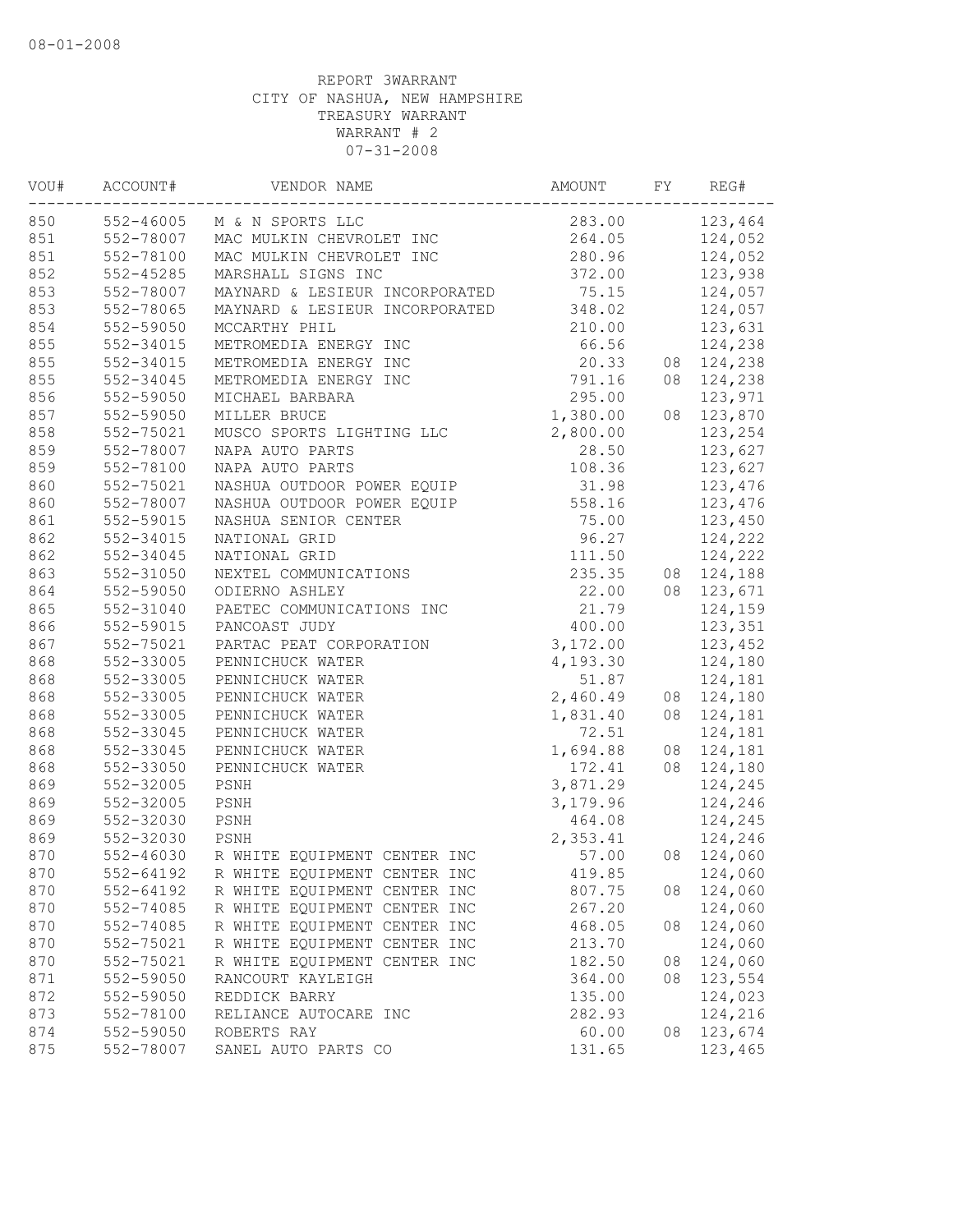08-01-2008

REPORT 3WARRANT
CITY OF NASHUA, NEW HAMPSHIRE
TREASURY WARRANT
WARRANT # 2
07-31-2008

| VOU# | ACCOUNT# | VENDOR NAME | AMOUNT | FY | REG# |
|---|---|---|---|---|---|
| 850 | 552-46005 | M & N SPORTS LLC | 283.00 | | 123,464 |
| 851 | 552-78007 | MAC MULKIN CHEVROLET INC | 264.05 | | 124,052 |
| 851 | 552-78100 | MAC MULKIN CHEVROLET INC | 280.96 | | 124,052 |
| 852 | 552-45285 | MARSHALL SIGNS INC | 372.00 | | 123,938 |
| 853 | 552-78007 | MAYNARD & LESIEUR INCORPORATED | 75.15 | | 124,057 |
| 853 | 552-78065 | MAYNARD & LESIEUR INCORPORATED | 348.02 | | 124,057 |
| 854 | 552-59050 | MCCARTHY PHIL | 210.00 | | 123,631 |
| 855 | 552-34015 | METROMEDIA ENERGY INC | 66.56 | | 124,238 |
| 855 | 552-34015 | METROMEDIA ENERGY INC | 20.33 | 08 | 124,238 |
| 855 | 552-34045 | METROMEDIA ENERGY INC | 791.16 | 08 | 124,238 |
| 856 | 552-59050 | MICHAEL BARBARA | 295.00 | | 123,971 |
| 857 | 552-59050 | MILLER BRUCE | 1,380.00 | 08 | 123,870 |
| 858 | 552-75021 | MUSCO SPORTS LIGHTING LLC | 2,800.00 | | 123,254 |
| 859 | 552-78007 | NAPA AUTO PARTS | 28.50 | | 123,627 |
| 859 | 552-78100 | NAPA AUTO PARTS | 108.36 | | 123,627 |
| 860 | 552-75021 | NASHUA OUTDOOR POWER EQUIP | 31.98 | | 123,476 |
| 860 | 552-78007 | NASHUA OUTDOOR POWER EQUIP | 558.16 | | 123,476 |
| 861 | 552-59015 | NASHUA SENIOR CENTER | 75.00 | | 123,450 |
| 862 | 552-34015 | NATIONAL GRID | 96.27 | | 124,222 |
| 862 | 552-34045 | NATIONAL GRID | 111.50 | | 124,222 |
| 863 | 552-31050 | NEXTEL COMMUNICATIONS | 235.35 | 08 | 124,188 |
| 864 | 552-59050 | ODIERNO ASHLEY | 22.00 | 08 | 123,671 |
| 865 | 552-31040 | PAETEC COMMUNICATIONS INC | 21.79 | | 124,159 |
| 866 | 552-59015 | PANCOAST JUDY | 400.00 | | 123,351 |
| 867 | 552-75021 | PARTAC PEAT CORPORATION | 3,172.00 | | 123,452 |
| 868 | 552-33005 | PENNICHUCK WATER | 4,193.30 | | 124,180 |
| 868 | 552-33005 | PENNICHUCK WATER | 51.87 | | 124,181 |
| 868 | 552-33005 | PENNICHUCK WATER | 2,460.49 | 08 | 124,180 |
| 868 | 552-33005 | PENNICHUCK WATER | 1,831.40 | 08 | 124,181 |
| 868 | 552-33045 | PENNICHUCK WATER | 72.51 | | 124,181 |
| 868 | 552-33045 | PENNICHUCK WATER | 1,694.88 | 08 | 124,181 |
| 868 | 552-33050 | PENNICHUCK WATER | 172.41 | 08 | 124,180 |
| 869 | 552-32005 | PSNH | 3,871.29 | | 124,245 |
| 869 | 552-32005 | PSNH | 3,179.96 | | 124,246 |
| 869 | 552-32030 | PSNH | 464.08 | | 124,245 |
| 869 | 552-32030 | PSNH | 2,353.41 | | 124,246 |
| 870 | 552-46030 | R WHITE EQUIPMENT CENTER INC | 57.00 | 08 | 124,060 |
| 870 | 552-64192 | R WHITE EQUIPMENT CENTER INC | 419.85 | | 124,060 |
| 870 | 552-64192 | R WHITE EQUIPMENT CENTER INC | 807.75 | 08 | 124,060 |
| 870 | 552-74085 | R WHITE EQUIPMENT CENTER INC | 267.20 | | 124,060 |
| 870 | 552-74085 | R WHITE EQUIPMENT CENTER INC | 468.05 | 08 | 124,060 |
| 870 | 552-75021 | R WHITE EQUIPMENT CENTER INC | 213.70 | | 124,060 |
| 870 | 552-75021 | R WHITE EQUIPMENT CENTER INC | 182.50 | 08 | 124,060 |
| 871 | 552-59050 | RANCOURT KAYLEIGH | 364.00 | 08 | 123,554 |
| 872 | 552-59050 | REDDICK BARRY | 135.00 | | 124,023 |
| 873 | 552-78100 | RELIANCE AUTOCARE INC | 282.93 | | 124,216 |
| 874 | 552-59050 | ROBERTS RAY | 60.00 | 08 | 123,674 |
| 875 | 552-78007 | SANEL AUTO PARTS CO | 131.65 | | 123,465 |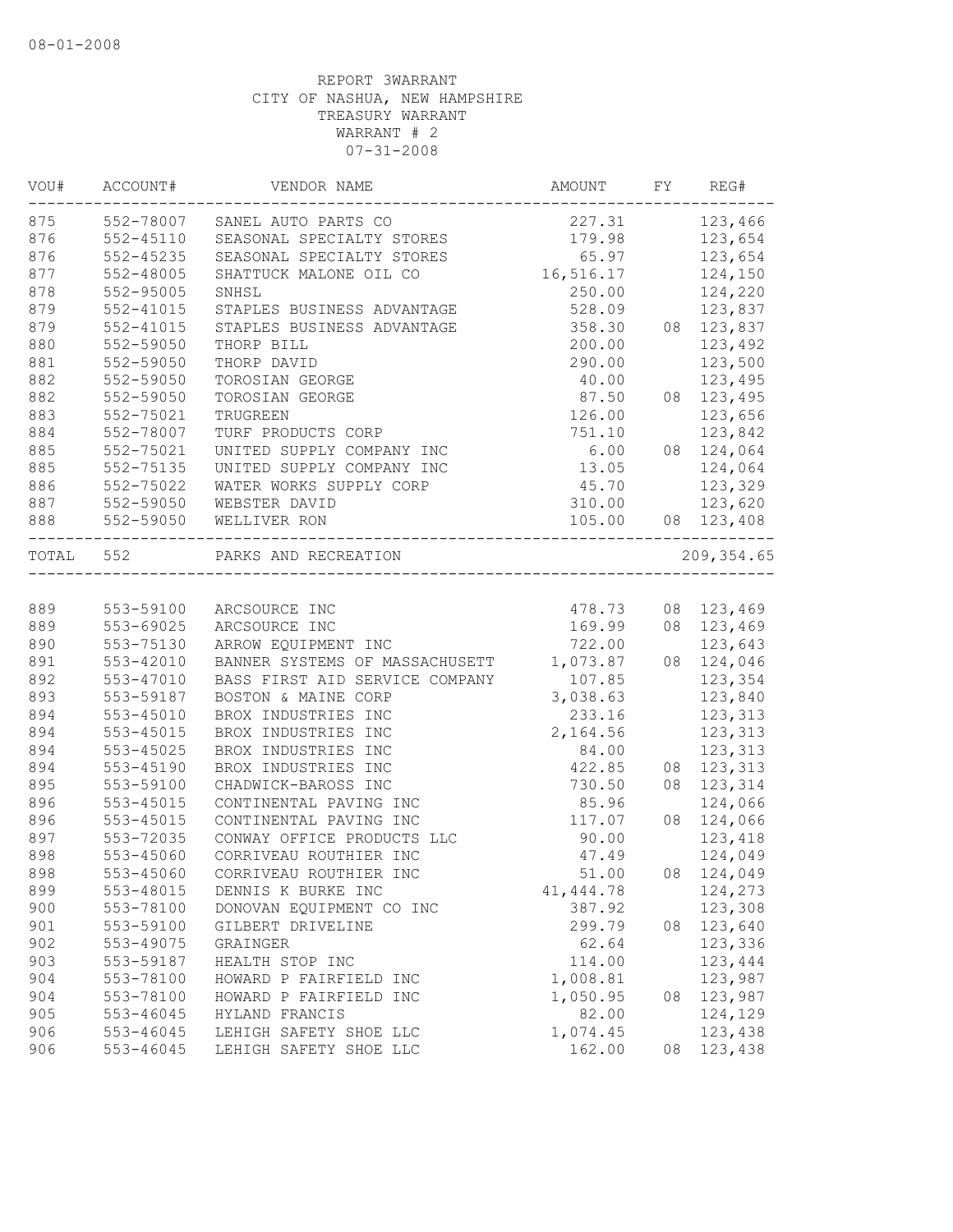08-01-2008

REPORT 3WARRANT
CITY OF NASHUA, NEW HAMPSHIRE
TREASURY WARRANT
WARRANT # 2
07-31-2008

| VOU# | ACCOUNT# | VENDOR NAME | AMOUNT | FY | REG# |
|---|---|---|---|---|---|
| 875 | 552-78007 | SANEL AUTO PARTS CO | 227.31 | | 123,466 |
| 876 | 552-45110 | SEASONAL SPECIALTY STORES | 179.98 | | 123,654 |
| 876 | 552-45235 | SEASONAL SPECIALTY STORES | 65.97 | | 123,654 |
| 877 | 552-48005 | SHATTUCK MALONE OIL CO | 16,516.17 | | 124,150 |
| 878 | 552-95005 | SNHSL | 250.00 | | 124,220 |
| 879 | 552-41015 | STAPLES BUSINESS ADVANTAGE | 528.09 | | 123,837 |
| 879 | 552-41015 | STAPLES BUSINESS ADVANTAGE | 358.30 | 08 | 123,837 |
| 880 | 552-59050 | THORP BILL | 200.00 | | 123,492 |
| 881 | 552-59050 | THORP DAVID | 290.00 | | 123,500 |
| 882 | 552-59050 | TOROSIAN GEORGE | 40.00 | | 123,495 |
| 882 | 552-59050 | TOROSIAN GEORGE | 87.50 | 08 | 123,495 |
| 883 | 552-75021 | TRUGREEN | 126.00 | | 123,656 |
| 884 | 552-78007 | TURF PRODUCTS CORP | 751.10 | | 123,842 |
| 885 | 552-75021 | UNITED SUPPLY COMPANY INC | 6.00 | 08 | 124,064 |
| 885 | 552-75135 | UNITED SUPPLY COMPANY INC | 13.05 | | 124,064 |
| 886 | 552-75022 | WATER WORKS SUPPLY CORP | 45.70 | | 123,329 |
| 887 | 552-59050 | WEBSTER DAVID | 310.00 | | 123,620 |
| 888 | 552-59050 | WELLIVER RON | 105.00 | 08 | 123,408 |
| TOTAL | 552 | PARKS AND RECREATION | | | 209,354.65 |
| 889 | 553-59100 | ARCSOURCE INC | 478.73 | 08 | 123,469 |
| 889 | 553-69025 | ARCSOURCE INC | 169.99 | 08 | 123,469 |
| 890 | 553-75130 | ARROW EQUIPMENT INC | 722.00 | | 123,643 |
| 891 | 553-42010 | BANNER SYSTEMS OF MASSACHUSETT | 1,073.87 | 08 | 124,046 |
| 892 | 553-47010 | BASS FIRST AID SERVICE COMPANY | 107.85 | | 123,354 |
| 893 | 553-59187 | BOSTON & MAINE CORP | 3,038.63 | | 123,840 |
| 894 | 553-45010 | BROX INDUSTRIES INC | 233.16 | | 123,313 |
| 894 | 553-45015 | BROX INDUSTRIES INC | 2,164.56 | | 123,313 |
| 894 | 553-45025 | BROX INDUSTRIES INC | 84.00 | | 123,313 |
| 894 | 553-45190 | BROX INDUSTRIES INC | 422.85 | 08 | 123,313 |
| 895 | 553-59100 | CHADWICK-BAROSS INC | 730.50 | 08 | 123,314 |
| 896 | 553-45015 | CONTINENTAL PAVING INC | 85.96 | | 124,066 |
| 896 | 553-45015 | CONTINENTAL PAVING INC | 117.07 | 08 | 124,066 |
| 897 | 553-72035 | CONWAY OFFICE PRODUCTS LLC | 90.00 | | 123,418 |
| 898 | 553-45060 | CORRIVEAU ROUTHIER INC | 47.49 | | 124,049 |
| 898 | 553-45060 | CORRIVEAU ROUTHIER INC | 51.00 | 08 | 124,049 |
| 899 | 553-48015 | DENNIS K BURKE INC | 41,444.78 | | 124,273 |
| 900 | 553-78100 | DONOVAN EQUIPMENT CO INC | 387.92 | | 123,308 |
| 901 | 553-59100 | GILBERT DRIVELINE | 299.79 | 08 | 123,640 |
| 902 | 553-49075 | GRAINGER | 62.64 | | 123,336 |
| 903 | 553-59187 | HEALTH STOP INC | 114.00 | | 123,444 |
| 904 | 553-78100 | HOWARD P FAIRFIELD INC | 1,008.81 | | 123,987 |
| 904 | 553-78100 | HOWARD P FAIRFIELD INC | 1,050.95 | 08 | 123,987 |
| 905 | 553-46045 | HYLAND FRANCIS | 82.00 | | 124,129 |
| 906 | 553-46045 | LEHIGH SAFETY SHOE LLC | 1,074.45 | | 123,438 |
| 906 | 553-46045 | LEHIGH SAFETY SHOE LLC | 162.00 | 08 | 123,438 |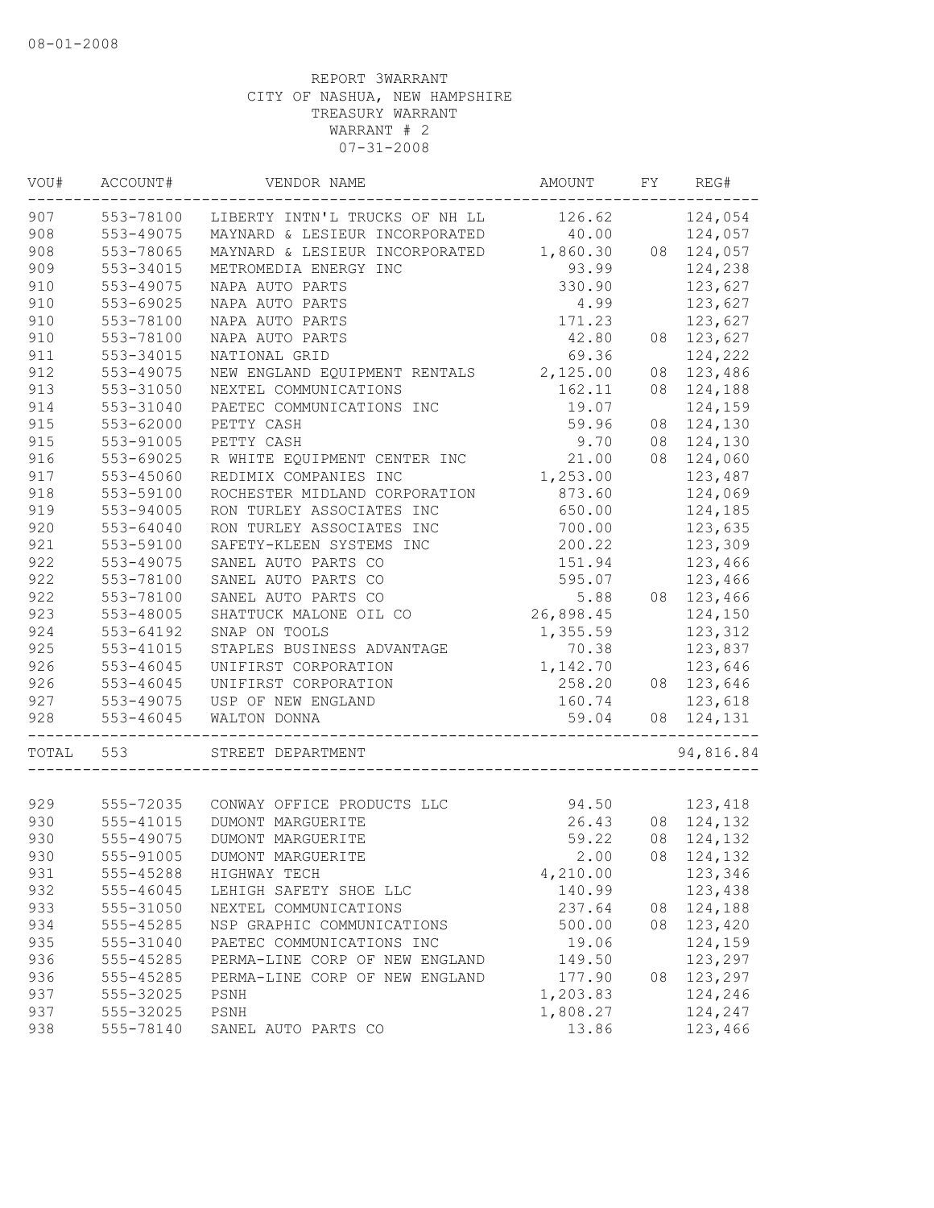08-01-2008

REPORT 3WARRANT
CITY OF NASHUA, NEW HAMPSHIRE
TREASURY WARRANT
WARRANT # 2
07-31-2008

| VOU# | ACCOUNT# | VENDOR NAME | AMOUNT | FY | REG# |
|---|---|---|---|---|---|
| 907 | 553-78100 | LIBERTY INTN'L TRUCKS OF NH LL | 126.62 | | 124,054 |
| 908 | 553-49075 | MAYNARD & LESIEUR INCORPORATED | 40.00 | | 124,057 |
| 908 | 553-78065 | MAYNARD & LESIEUR INCORPORATED | 1,860.30 | 08 | 124,057 |
| 909 | 553-34015 | METROMEDIA ENERGY INC | 93.99 | | 124,238 |
| 910 | 553-49075 | NAPA AUTO PARTS | 330.90 | | 123,627 |
| 910 | 553-69025 | NAPA AUTO PARTS | 4.99 | | 123,627 |
| 910 | 553-78100 | NAPA AUTO PARTS | 171.23 | | 123,627 |
| 910 | 553-78100 | NAPA AUTO PARTS | 42.80 | 08 | 123,627 |
| 911 | 553-34015 | NATIONAL GRID | 69.36 | | 124,222 |
| 912 | 553-49075 | NEW ENGLAND EQUIPMENT RENTALS | 2,125.00 | 08 | 123,486 |
| 913 | 553-31050 | NEXTEL COMMUNICATIONS | 162.11 | 08 | 124,188 |
| 914 | 553-31040 | PAETEC COMMUNICATIONS INC | 19.07 | | 124,159 |
| 915 | 553-62000 | PETTY CASH | 59.96 | 08 | 124,130 |
| 915 | 553-91005 | PETTY CASH | 9.70 | 08 | 124,130 |
| 916 | 553-69025 | R WHITE EQUIPMENT CENTER INC | 21.00 | 08 | 124,060 |
| 917 | 553-45060 | REDIMIX COMPANIES INC | 1,253.00 | | 123,487 |
| 918 | 553-59100 | ROCHESTER MIDLAND CORPORATION | 873.60 | | 124,069 |
| 919 | 553-94005 | RON TURLEY ASSOCIATES INC | 650.00 | | 124,185 |
| 920 | 553-64040 | RON TURLEY ASSOCIATES INC | 700.00 | | 123,635 |
| 921 | 553-59100 | SAFETY-KLEEN SYSTEMS INC | 200.22 | | 123,309 |
| 922 | 553-49075 | SANEL AUTO PARTS CO | 151.94 | | 123,466 |
| 922 | 553-78100 | SANEL AUTO PARTS CO | 595.07 | | 123,466 |
| 922 | 553-78100 | SANEL AUTO PARTS CO | 5.88 | 08 | 123,466 |
| 923 | 553-48005 | SHATTUCK MALONE OIL CO | 26,898.45 | | 124,150 |
| 924 | 553-64192 | SNAP ON TOOLS | 1,355.59 | | 123,312 |
| 925 | 553-41015 | STAPLES BUSINESS ADVANTAGE | 70.38 | | 123,837 |
| 926 | 553-46045 | UNIFIRST CORPORATION | 1,142.70 | | 123,646 |
| 926 | 553-46045 | UNIFIRST CORPORATION | 258.20 | 08 | 123,646 |
| 927 | 553-49075 | USP OF NEW ENGLAND | 160.74 | | 123,618 |
| 928 | 553-46045 | WALTON DONNA | 59.04 | 08 | 124,131 |
| TOTAL | 553 | STREET DEPARTMENT | | | 94,816.84 |
| 929 | 555-72035 | CONWAY OFFICE PRODUCTS LLC | 94.50 | | 123,418 |
| 930 | 555-41015 | DUMONT MARGUERITE | 26.43 | 08 | 124,132 |
| 930 | 555-49075 | DUMONT MARGUERITE | 59.22 | 08 | 124,132 |
| 930 | 555-91005 | DUMONT MARGUERITE | 2.00 | 08 | 124,132 |
| 931 | 555-45288 | HIGHWAY TECH | 4,210.00 | | 123,346 |
| 932 | 555-46045 | LEHIGH SAFETY SHOE LLC | 140.99 | | 123,438 |
| 933 | 555-31050 | NEXTEL COMMUNICATIONS | 237.64 | 08 | 124,188 |
| 934 | 555-45285 | NSP GRAPHIC COMMUNICATIONS | 500.00 | 08 | 123,420 |
| 935 | 555-31040 | PAETEC COMMUNICATIONS INC | 19.06 | | 124,159 |
| 936 | 555-45285 | PERMA-LINE CORP OF NEW ENGLAND | 149.50 | | 123,297 |
| 936 | 555-45285 | PERMA-LINE CORP OF NEW ENGLAND | 177.90 | 08 | 123,297 |
| 937 | 555-32025 | PSNH | 1,203.83 | | 124,246 |
| 937 | 555-32025 | PSNH | 1,808.27 | | 124,247 |
| 938 | 555-78140 | SANEL AUTO PARTS CO | 13.86 | | 123,466 |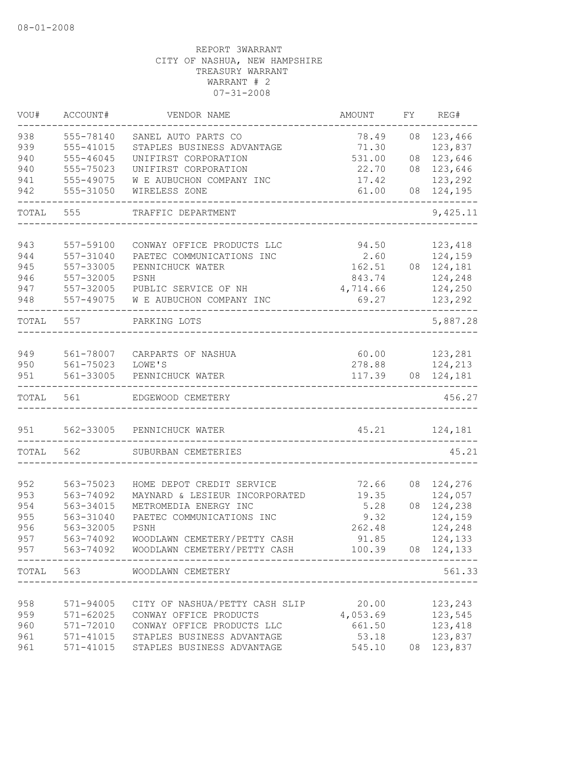08-01-2008

REPORT 3WARRANT
CITY OF NASHUA, NEW HAMPSHIRE
TREASURY WARRANT
WARRANT # 2
07-31-2008

| VOU# | ACCOUNT# | VENDOR NAME | AMOUNT | FY | REG# |
|---|---|---|---|---|---|
| 938 | 555-78140 | SANEL AUTO PARTS CO | 78.49 | 08 | 123,466 |
| 939 | 555-41015 | STAPLES BUSINESS ADVANTAGE | 71.30 | | 123,837 |
| 940 | 555-46045 | UNIFIRST CORPORATION | 531.00 | 08 | 123,646 |
| 940 | 555-75023 | UNIFIRST CORPORATION | 22.70 | 08 | 123,646 |
| 941 | 555-49075 | W E AUBUCHON COMPANY INC | 17.42 | | 123,292 |
| 942 | 555-31050 | WIRELESS ZONE | 61.00 | 08 | 124,195 |
| TOTAL | 555 | TRAFFIC DEPARTMENT | | | 9,425.11 |
| 943 | 557-59100 | CONWAY OFFICE PRODUCTS LLC | 94.50 | | 123,418 |
| 944 | 557-31040 | PAETEC COMMUNICATIONS INC | 2.60 | | 124,159 |
| 945 | 557-33005 | PENNICHUCK WATER | 162.51 | 08 | 124,181 |
| 946 | 557-32005 | PSNH | 843.74 | | 124,248 |
| 947 | 557-32005 | PUBLIC SERVICE OF NH | 4,714.66 | | 124,250 |
| 948 | 557-49075 | W E AUBUCHON COMPANY INC | 69.27 | | 123,292 |
| TOTAL | 557 | PARKING LOTS | | | 5,887.28 |
| 949 | 561-78007 | CARPARTS OF NASHUA | 60.00 | | 123,281 |
| 950 | 561-75023 | LOWE'S | 278.88 | | 124,213 |
| 951 | 561-33005 | PENNICHUCK WATER | 117.39 | 08 | 124,181 |
| TOTAL | 561 | EDGEWOOD CEMETERY | | | 456.27 |
| 951 | 562-33005 | PENNICHUCK WATER | 45.21 | | 124,181 |
| TOTAL | 562 | SUBURBAN CEMETERIES | | | 45.21 |
| 952 | 563-75023 | HOME DEPOT CREDIT SERVICE | 72.66 | 08 | 124,276 |
| 953 | 563-74092 | MAYNARD & LESIEUR INCORPORATED | 19.35 | | 124,057 |
| 954 | 563-34015 | METROMEDIA ENERGY INC | 5.28 | 08 | 124,238 |
| 955 | 563-31040 | PAETEC COMMUNICATIONS INC | 9.32 | | 124,159 |
| 956 | 563-32005 | PSNH | 262.48 | | 124,248 |
| 957 | 563-74092 | WOODLAWN CEMETERY/PETTY CASH | 91.85 | | 124,133 |
| 957 | 563-74092 | WOODLAWN CEMETERY/PETTY CASH | 100.39 | 08 | 124,133 |
| TOTAL | 563 | WOODLAWN CEMETERY | | | 561.33 |
| 958 | 571-94005 | CITY OF NASHUA/PETTY CASH SLIP | 20.00 | | 123,243 |
| 959 | 571-62025 | CONWAY OFFICE PRODUCTS | 4,053.69 | | 123,545 |
| 960 | 571-72010 | CONWAY OFFICE PRODUCTS LLC | 661.50 | | 123,418 |
| 961 | 571-41015 | STAPLES BUSINESS ADVANTAGE | 53.18 | | 123,837 |
| 961 | 571-41015 | STAPLES BUSINESS ADVANTAGE | 545.10 | 08 | 123,837 |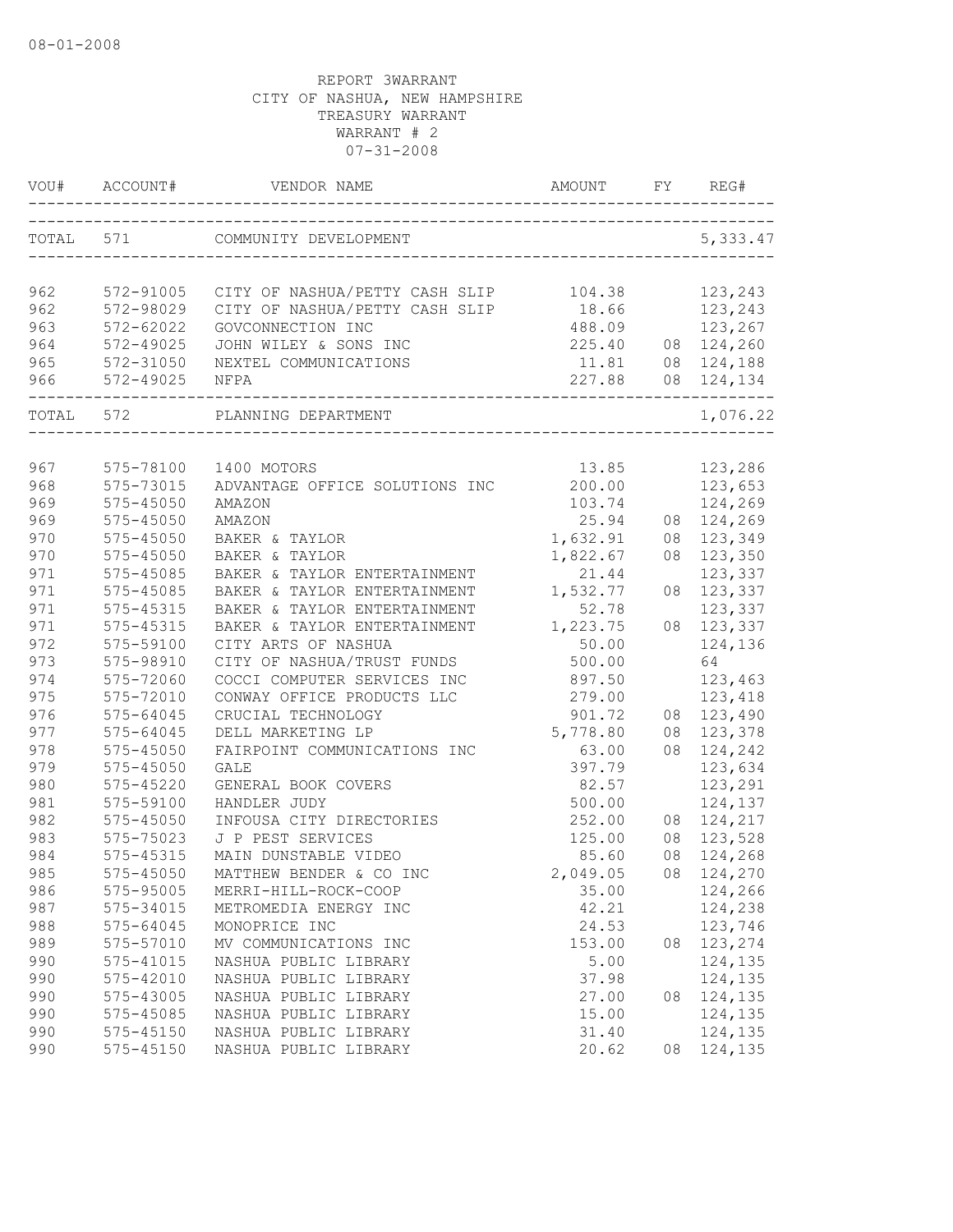08-01-2008

REPORT 3WARRANT
CITY OF NASHUA, NEW HAMPSHIRE
TREASURY WARRANT
WARRANT # 2
07-31-2008

| VOU# | ACCOUNT# | VENDOR NAME | AMOUNT | FY | REG# |
|---|---|---|---|---|---|
| TOTAL | 571 | COMMUNITY DEVELOPMENT | | | 5,333.47 |
| 962 | 572-91005 | CITY OF NASHUA/PETTY CASH SLIP | 104.38 | | 123,243 |
| 962 | 572-98029 | CITY OF NASHUA/PETTY CASH SLIP | 18.66 | | 123,243 |
| 963 | 572-62022 | GOVCONNECTION INC | 488.09 | | 123,267 |
| 964 | 572-49025 | JOHN WILEY & SONS INC | 225.40 | 08 | 124,260 |
| 965 | 572-31050 | NEXTEL COMMUNICATIONS | 11.81 | 08 | 124,188 |
| 966 | 572-49025 | NFPA | 227.88 | 08 | 124,134 |
| TOTAL | 572 | PLANNING DEPARTMENT | | | 1,076.22 |
| 967 | 575-78100 | 1400 MOTORS | 13.85 | | 123,286 |
| 968 | 575-73015 | ADVANTAGE OFFICE SOLUTIONS INC | 200.00 | | 123,653 |
| 969 | 575-45050 | AMAZON | 103.74 | | 124,269 |
| 969 | 575-45050 | AMAZON | 25.94 | 08 | 124,269 |
| 970 | 575-45050 | BAKER & TAYLOR | 1,632.91 | 08 | 123,349 |
| 970 | 575-45050 | BAKER & TAYLOR | 1,822.67 | 08 | 123,350 |
| 971 | 575-45085 | BAKER & TAYLOR ENTERTAINMENT | 21.44 | | 123,337 |
| 971 | 575-45085 | BAKER & TAYLOR ENTERTAINMENT | 1,532.77 | 08 | 123,337 |
| 971 | 575-45315 | BAKER & TAYLOR ENTERTAINMENT | 52.78 | | 123,337 |
| 971 | 575-45315 | BAKER & TAYLOR ENTERTAINMENT | 1,223.75 | 08 | 123,337 |
| 972 | 575-59100 | CITY ARTS OF NASHUA | 50.00 | | 124,136 |
| 973 | 575-98910 | CITY OF NASHUA/TRUST FUNDS | 500.00 | | 64 |
| 974 | 575-72060 | COCCI COMPUTER SERVICES INC | 897.50 | | 123,463 |
| 975 | 575-72010 | CONWAY OFFICE PRODUCTS LLC | 279.00 | | 123,418 |
| 976 | 575-64045 | CRUCIAL TECHNOLOGY | 901.72 | 08 | 123,490 |
| 977 | 575-64045 | DELL MARKETING LP | 5,778.80 | 08 | 123,378 |
| 978 | 575-45050 | FAIRPOINT COMMUNICATIONS INC | 63.00 | 08 | 124,242 |
| 979 | 575-45050 | GALE | 397.79 | | 123,634 |
| 980 | 575-45220 | GENERAL BOOK COVERS | 82.57 | | 123,291 |
| 981 | 575-59100 | HANDLER JUDY | 500.00 | | 124,137 |
| 982 | 575-45050 | INFOUSA CITY DIRECTORIES | 252.00 | 08 | 124,217 |
| 983 | 575-75023 | J P PEST SERVICES | 125.00 | 08 | 123,528 |
| 984 | 575-45315 | MAIN DUNSTABLE VIDEO | 85.60 | 08 | 124,268 |
| 985 | 575-45050 | MATTHEW BENDER & CO INC | 2,049.05 | 08 | 124,270 |
| 986 | 575-95005 | MERRI-HILL-ROCK-COOP | 35.00 | | 124,266 |
| 987 | 575-34015 | METROMEDIA ENERGY INC | 42.21 | | 124,238 |
| 988 | 575-64045 | MONOPRICE INC | 24.53 | | 123,746 |
| 989 | 575-57010 | MV COMMUNICATIONS INC | 153.00 | 08 | 123,274 |
| 990 | 575-41015 | NASHUA PUBLIC LIBRARY | 5.00 | | 124,135 |
| 990 | 575-42010 | NASHUA PUBLIC LIBRARY | 37.98 | | 124,135 |
| 990 | 575-43005 | NASHUA PUBLIC LIBRARY | 27.00 | 08 | 124,135 |
| 990 | 575-45085 | NASHUA PUBLIC LIBRARY | 15.00 | | 124,135 |
| 990 | 575-45150 | NASHUA PUBLIC LIBRARY | 31.40 | | 124,135 |
| 990 | 575-45150 | NASHUA PUBLIC LIBRARY | 20.62 | 08 | 124,135 |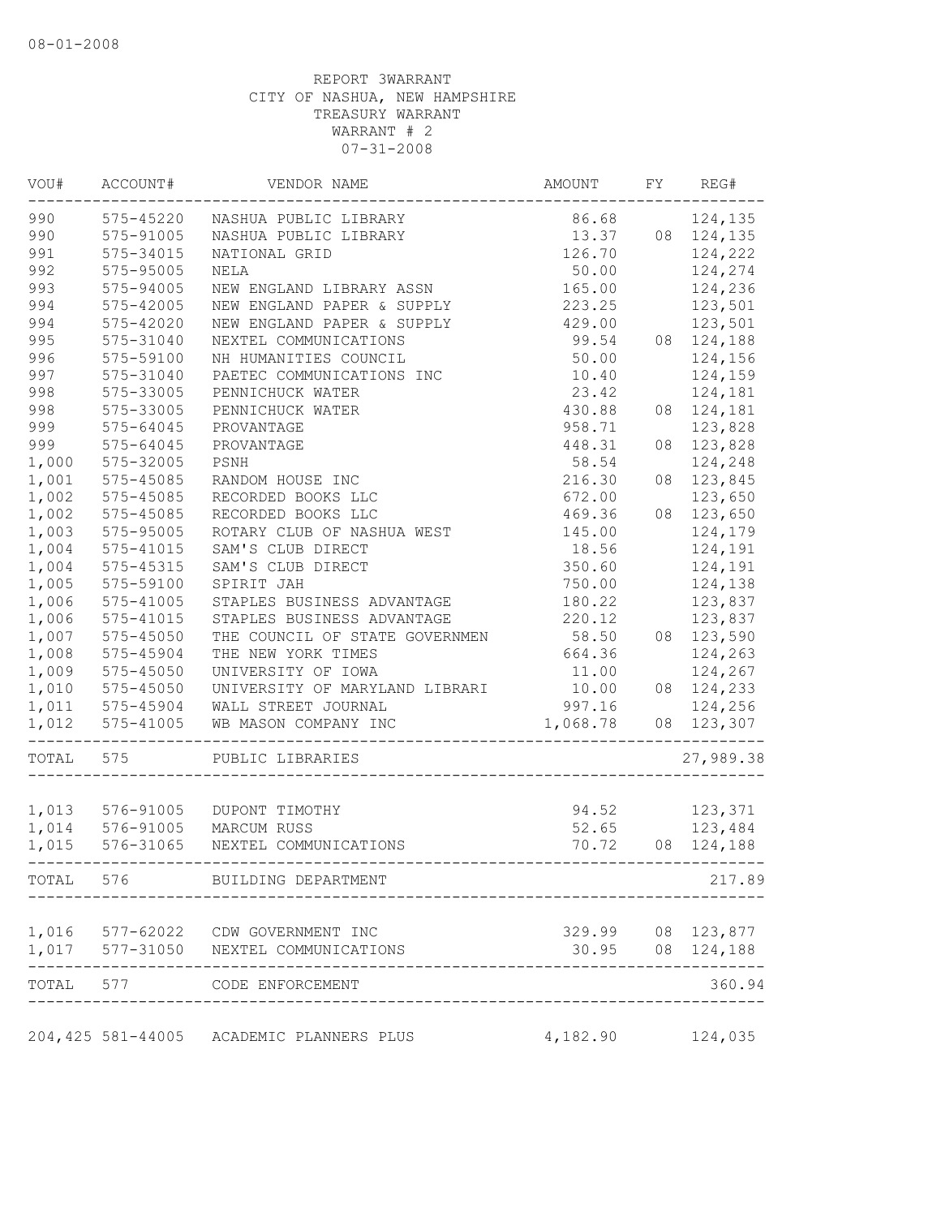08-01-2008

REPORT 3WARRANT
CITY OF NASHUA, NEW HAMPSHIRE
TREASURY WARRANT
WARRANT # 2
07-31-2008

| VOU# | ACCOUNT# | VENDOR NAME | AMOUNT | FY | REG# |
|---|---|---|---|---|---|
| 990 | 575-45220 | NASHUA PUBLIC LIBRARY | 86.68 | | 124,135 |
| 990 | 575-91005 | NASHUA PUBLIC LIBRARY | 13.37 | 08 | 124,135 |
| 991 | 575-34015 | NATIONAL GRID | 126.70 | | 124,222 |
| 992 | 575-95005 | NELA | 50.00 | | 124,274 |
| 993 | 575-94005 | NEW ENGLAND LIBRARY ASSN | 165.00 | | 124,236 |
| 994 | 575-42005 | NEW ENGLAND PAPER & SUPPLY | 223.25 | | 123,501 |
| 994 | 575-42020 | NEW ENGLAND PAPER & SUPPLY | 429.00 | | 123,501 |
| 995 | 575-31040 | NEXTEL COMMUNICATIONS | 99.54 | 08 | 124,188 |
| 996 | 575-59100 | NH HUMANITIES COUNCIL | 50.00 | | 124,156 |
| 997 | 575-31040 | PAETEC COMMUNICATIONS INC | 10.40 | | 124,159 |
| 998 | 575-33005 | PENNICHUCK WATER | 23.42 | | 124,181 |
| 998 | 575-33005 | PENNICHUCK WATER | 430.88 | 08 | 124,181 |
| 999 | 575-64045 | PROVANTAGE | 958.71 | | 123,828 |
| 999 | 575-64045 | PROVANTAGE | 448.31 | 08 | 123,828 |
| 1,000 | 575-32005 | PSNH | 58.54 | | 124,248 |
| 1,001 | 575-45085 | RANDOM HOUSE INC | 216.30 | 08 | 123,845 |
| 1,002 | 575-45085 | RECORDED BOOKS LLC | 672.00 | | 123,650 |
| 1,002 | 575-45085 | RECORDED BOOKS LLC | 469.36 | 08 | 123,650 |
| 1,003 | 575-95005 | ROTARY CLUB OF NASHUA WEST | 145.00 | | 124,179 |
| 1,004 | 575-41015 | SAM'S CLUB DIRECT | 18.56 | | 124,191 |
| 1,004 | 575-45315 | SAM'S CLUB DIRECT | 350.60 | | 124,191 |
| 1,005 | 575-59100 | SPIRIT JAH | 750.00 | | 124,138 |
| 1,006 | 575-41005 | STAPLES BUSINESS ADVANTAGE | 180.22 | | 123,837 |
| 1,006 | 575-41015 | STAPLES BUSINESS ADVANTAGE | 220.12 | | 123,837 |
| 1,007 | 575-45050 | THE COUNCIL OF STATE GOVERNMEN | 58.50 | 08 | 123,590 |
| 1,008 | 575-45904 | THE NEW YORK TIMES | 664.36 | | 124,263 |
| 1,009 | 575-45050 | UNIVERSITY OF IOWA | 11.00 | | 124,267 |
| 1,010 | 575-45050 | UNIVERSITY OF MARYLAND LIBRARI | 10.00 | 08 | 124,233 |
| 1,011 | 575-45904 | WALL STREET JOURNAL | 997.16 | | 124,256 |
| 1,012 | 575-41005 | WB MASON COMPANY INC | 1,068.78 | 08 | 123,307 |
| TOTAL | 575 | PUBLIC LIBRARIES | | | 27,989.38 |
| 1,013 | 576-91005 | DUPONT TIMOTHY | 94.52 | | 123,371 |
| 1,014 | 576-91005 | MARCUM RUSS | 52.65 | | 123,484 |
| 1,015 | 576-31065 | NEXTEL COMMUNICATIONS | 70.72 | 08 | 124,188 |
| TOTAL | 576 | BUILDING DEPARTMENT | | | 217.89 |
| 1,016 | 577-62022 | CDW GOVERNMENT INC | 329.99 | 08 | 123,877 |
| 1,017 | 577-31050 | NEXTEL COMMUNICATIONS | 30.95 | 08 | 124,188 |
| TOTAL | 577 | CODE ENFORCEMENT | | | 360.94 |
| 204,425 | 581-44005 | ACADEMIC PLANNERS PLUS | 4,182.90 | | 124,035 |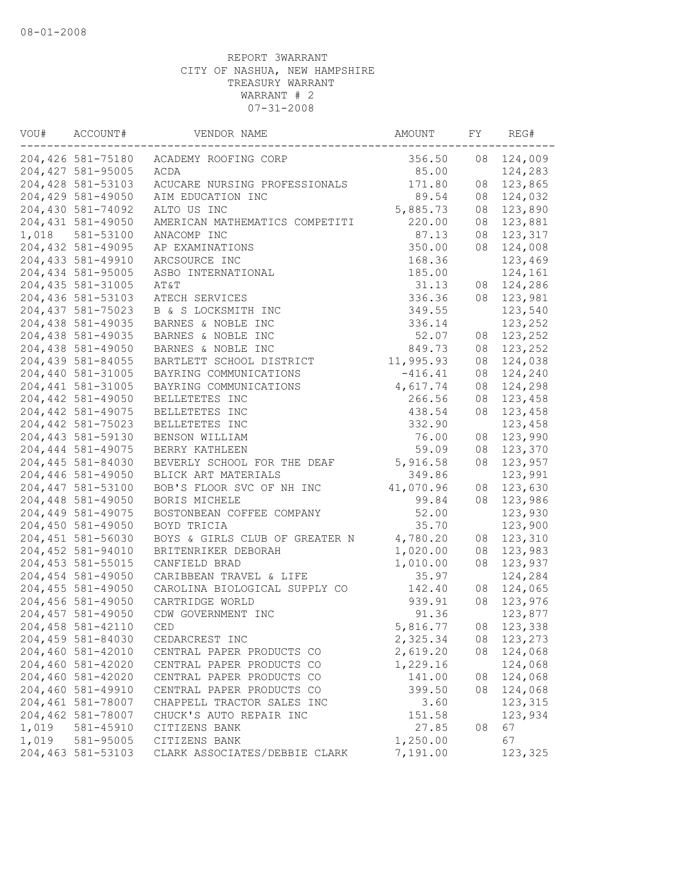08-01-2008

REPORT 3WARRANT
CITY OF NASHUA, NEW HAMPSHIRE
TREASURY WARRANT
WARRANT # 2
07-31-2008

| VOU# | ACCOUNT# | VENDOR NAME | AMOUNT | FY | REG# |
|---|---|---|---|---|---|
| 204,426 | 581-75180 | ACADEMY ROOFING CORP | 356.50 | 08 | 124,009 |
| 204,427 | 581-95005 | ACDA | 85.00 | | 124,283 |
| 204,428 | 581-53103 | ACUCARE NURSING PROFESSIONALS | 171.80 | 08 | 123,865 |
| 204,429 | 581-49050 | AIM EDUCATION INC | 89.54 | 08 | 124,032 |
| 204,430 | 581-74092 | ALTO US INC | 5,885.73 | 08 | 123,890 |
| 204,431 | 581-49050 | AMERICAN MATHEMATICS COMPETITI | 220.00 | 08 | 123,881 |
| 1,018 | 581-53100 | ANACOMP INC | 87.13 | 08 | 123,317 |
| 204,432 | 581-49095 | AP EXAMINATIONS | 350.00 | 08 | 124,008 |
| 204,433 | 581-49910 | ARCSOURCE INC | 168.36 | | 123,469 |
| 204,434 | 581-95005 | ASBO INTERNATIONAL | 185.00 | | 124,161 |
| 204,435 | 581-31005 | AT&T | 31.13 | 08 | 124,286 |
| 204,436 | 581-53103 | ATECH SERVICES | 336.36 | 08 | 123,981 |
| 204,437 | 581-75023 | B & S LOCKSMITH INC | 349.55 | | 123,540 |
| 204,438 | 581-49035 | BARNES & NOBLE INC | 336.14 | | 123,252 |
| 204,438 | 581-49035 | BARNES & NOBLE INC | 52.07 | 08 | 123,252 |
| 204,438 | 581-49050 | BARNES & NOBLE INC | 849.73 | 08 | 123,252 |
| 204,439 | 581-84055 | BARTLETT SCHOOL DISTRICT | 11,995.93 | 08 | 124,038 |
| 204,440 | 581-31005 | BAYRING COMMUNICATIONS | -416.41 | 08 | 124,240 |
| 204,441 | 581-31005 | BAYRING COMMUNICATIONS | 4,617.74 | 08 | 124,298 |
| 204,442 | 581-49050 | BELLETETES INC | 266.56 | 08 | 123,458 |
| 204,442 | 581-49075 | BELLETETES INC | 438.54 | 08 | 123,458 |
| 204,442 | 581-75023 | BELLETETES INC | 332.90 | | 123,458 |
| 204,443 | 581-59130 | BENSON WILLIAM | 76.00 | 08 | 123,990 |
| 204,444 | 581-49075 | BERRY KATHLEEN | 59.09 | 08 | 123,370 |
| 204,445 | 581-84030 | BEVERLY SCHOOL FOR THE DEAF | 5,916.58 | 08 | 123,957 |
| 204,446 | 581-49050 | BLICK ART MATERIALS | 349.86 | | 123,991 |
| 204,447 | 581-53100 | BOB'S FLOOR SVC OF NH INC | 41,070.96 | 08 | 123,630 |
| 204,448 | 581-49050 | BORIS MICHELE | 99.84 | 08 | 123,986 |
| 204,449 | 581-49075 | BOSTONBEAN COFFEE COMPANY | 52.00 | | 123,930 |
| 204,450 | 581-49050 | BOYD TRICIA | 35.70 | | 123,900 |
| 204,451 | 581-56030 | BOYS & GIRLS CLUB OF GREATER N | 4,780.20 | 08 | 123,310 |
| 204,452 | 581-94010 | BRITENRIKER DEBORAH | 1,020.00 | 08 | 123,983 |
| 204,453 | 581-55015 | CANFIELD BRAD | 1,010.00 | 08 | 123,937 |
| 204,454 | 581-49050 | CARIBBEAN TRAVEL & LIFE | 35.97 | | 124,284 |
| 204,455 | 581-49050 | CAROLINA BIOLOGICAL SUPPLY CO | 142.40 | 08 | 124,065 |
| 204,456 | 581-49050 | CARTRIDGE WORLD | 939.91 | 08 | 123,976 |
| 204,457 | 581-49050 | CDW GOVERNMENT INC | 91.36 | | 123,877 |
| 204,458 | 581-42110 | CED | 5,816.77 | 08 | 123,338 |
| 204,459 | 581-84030 | CEDARCREST INC | 2,325.34 | 08 | 123,273 |
| 204,460 | 581-42010 | CENTRAL PAPER PRODUCTS CO | 2,619.20 | 08 | 124,068 |
| 204,460 | 581-42020 | CENTRAL PAPER PRODUCTS CO | 1,229.16 | | 124,068 |
| 204,460 | 581-42020 | CENTRAL PAPER PRODUCTS CO | 141.00 | 08 | 124,068 |
| 204,460 | 581-49910 | CENTRAL PAPER PRODUCTS CO | 399.50 | 08 | 124,068 |
| 204,461 | 581-78007 | CHAPPELL TRACTOR SALES INC | 3.60 | | 123,315 |
| 204,462 | 581-78007 | CHUCK'S AUTO REPAIR INC | 151.58 | | 123,934 |
| 1,019 | 581-45910 | CITIZENS BANK | 27.85 | 08 | 67 |
| 1,019 | 581-95005 | CITIZENS BANK | 1,250.00 | | 67 |
| 204,463 | 581-53103 | CLARK ASSOCIATES/DEBBIE CLARK | 7,191.00 | | 123,325 |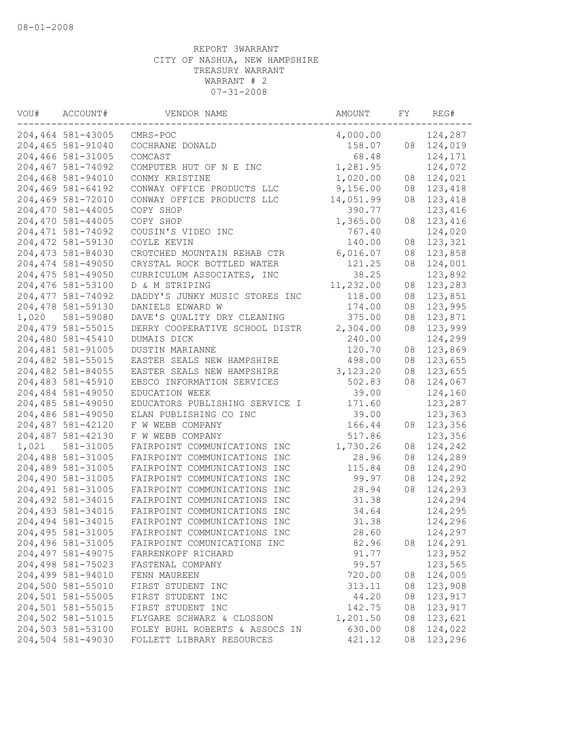08-01-2008

REPORT 3WARRANT
CITY OF NASHUA, NEW HAMPSHIRE
TREASURY WARRANT
WARRANT # 2
07-31-2008

| VOU# | ACCOUNT# | VENDOR NAME | AMOUNT | FY | REG# |
|---|---|---|---|---|---|
| 204,464 | 581-43005 | CMRS-POC | 4,000.00 | | 124,287 |
| 204,465 | 581-91040 | COCHRANE DONALD | 158.07 | 08 | 124,019 |
| 204,466 | 581-31005 | COMCAST | 68.48 | | 124,171 |
| 204,467 | 581-74092 | COMPUTER HUT OF N E INC | 1,281.95 | | 124,072 |
| 204,468 | 581-94010 | CONMY KRISTINE | 1,020.00 | 08 | 124,021 |
| 204,469 | 581-64192 | CONWAY OFFICE PRODUCTS LLC | 9,156.00 | 08 | 123,418 |
| 204,469 | 581-72010 | CONWAY OFFICE PRODUCTS LLC | 14,051.99 | 08 | 123,418 |
| 204,470 | 581-44005 | COPY SHOP | 390.77 | | 123,416 |
| 204,470 | 581-44005 | COPY SHOP | 1,365.00 | 08 | 123,416 |
| 204,471 | 581-74092 | COUSIN'S VIDEO INC | 767.40 | | 124,020 |
| 204,472 | 581-59130 | COYLE KEVIN | 140.00 | 08 | 123,321 |
| 204,473 | 581-84030 | CROTCHED MOUNTAIN REHAB CTR | 6,016.07 | 08 | 123,858 |
| 204,474 | 581-49050 | CRYSTAL ROCK BOTTLED WATER | 121.25 | 08 | 124,001 |
| 204,475 | 581-49050 | CURRICULUM ASSOCIATES, INC | 38.25 | | 123,892 |
| 204,476 | 581-53100 | D & M STRIPING | 11,232.00 | 08 | 123,283 |
| 204,477 | 581-74092 | DADDY'S JUNKY MUSIC STORES INC | 118.00 | 08 | 123,851 |
| 204,478 | 581-59130 | DANIELS EDWARD W | 174.00 | 08 | 123,995 |
| 1,020 | 581-59080 | DAVE'S QUALITY DRY CLEANING | 375.00 | 08 | 123,871 |
| 204,479 | 581-55015 | DERRY COOPERATIVE SCHOOL DISTR | 2,304.00 | 08 | 123,999 |
| 204,480 | 581-45410 | DUMAIS DICK | 240.00 | | 124,299 |
| 204,481 | 581-91005 | DUSTIN MARIANNE | 120.70 | 08 | 123,869 |
| 204,482 | 581-55015 | EASTER SEALS NEW HAMPSHIRE | 498.00 | 08 | 123,655 |
| 204,482 | 581-84055 | EASTER SEALS NEW HAMPSHIRE | 3,123.20 | 08 | 123,655 |
| 204,483 | 581-45910 | EBSCO INFORMATION SERVICES | 502.83 | 08 | 124,067 |
| 204,484 | 581-49050 | EDUCATION WEEK | 39.00 | | 124,160 |
| 204,485 | 581-49050 | EDUCATORS PUBLISHING SERVICE I | 171.60 | | 123,287 |
| 204,486 | 581-49050 | ELAN PUBLISHING CO INC | 39.00 | | 123,363 |
| 204,487 | 581-42120 | F W WEBB COMPANY | 166.44 | 08 | 123,356 |
| 204,487 | 581-42130 | F W WEBB COMPANY | 517.86 | | 123,356 |
| 1,021 | 581-31005 | FAIRPOINT COMMUNICATIONS INC | 1,730.26 | 08 | 124,242 |
| 204,488 | 581-31005 | FAIRPOINT COMMUNICATIONS INC | 28.96 | 08 | 124,289 |
| 204,489 | 581-31005 | FAIRPOINT COMMUNICATIONS INC | 115.84 | 08 | 124,290 |
| 204,490 | 581-31005 | FAIRPOINT COMMUNICATIONS INC | 99.97 | 08 | 124,292 |
| 204,491 | 581-31005 | FAIRPOINT COMMUNICATIONS INC | 28.94 | 08 | 124,293 |
| 204,492 | 581-34015 | FAIRPOINT COMMUNICATIONS INC | 31.38 | | 124,294 |
| 204,493 | 581-34015 | FAIRPOINT COMMUNICATIONS INC | 34.64 | | 124,295 |
| 204,494 | 581-34015 | FAIRPOINT COMMUNICATIONS INC | 31.38 | | 124,296 |
| 204,495 | 581-31005 | FAIRPOINT COMMUNICATIONS INC | 28.60 | | 124,297 |
| 204,496 | 581-31005 | FAIRPOINT COMUNICATIONS INC | 82.96 | 08 | 124,291 |
| 204,497 | 581-49075 | FARRENKOPF RICHARD | 91.77 | | 123,952 |
| 204,498 | 581-75023 | FASTENAL COMPANY | 99.57 | | 123,565 |
| 204,499 | 581-94010 | FENN MAUREEN | 720.00 | 08 | 124,005 |
| 204,500 | 581-55010 | FIRST STUDENT INC | 313.11 | 08 | 123,908 |
| 204,501 | 581-55005 | FIRST STUDENT INC | 44.20 | 08 | 123,917 |
| 204,501 | 581-55015 | FIRST STUDENT INC | 142.75 | 08 | 123,917 |
| 204,502 | 581-51015 | FLYGARE SCHWARZ & CLOSSON | 1,201.50 | 08 | 123,621 |
| 204,503 | 581-53100 | FOLEY BUHL ROBERTS & ASSOCS IN | 630.00 | 08 | 124,022 |
| 204,504 | 581-49030 | FOLLETT LIBRARY RESOURCES | 421.12 | 08 | 123,296 |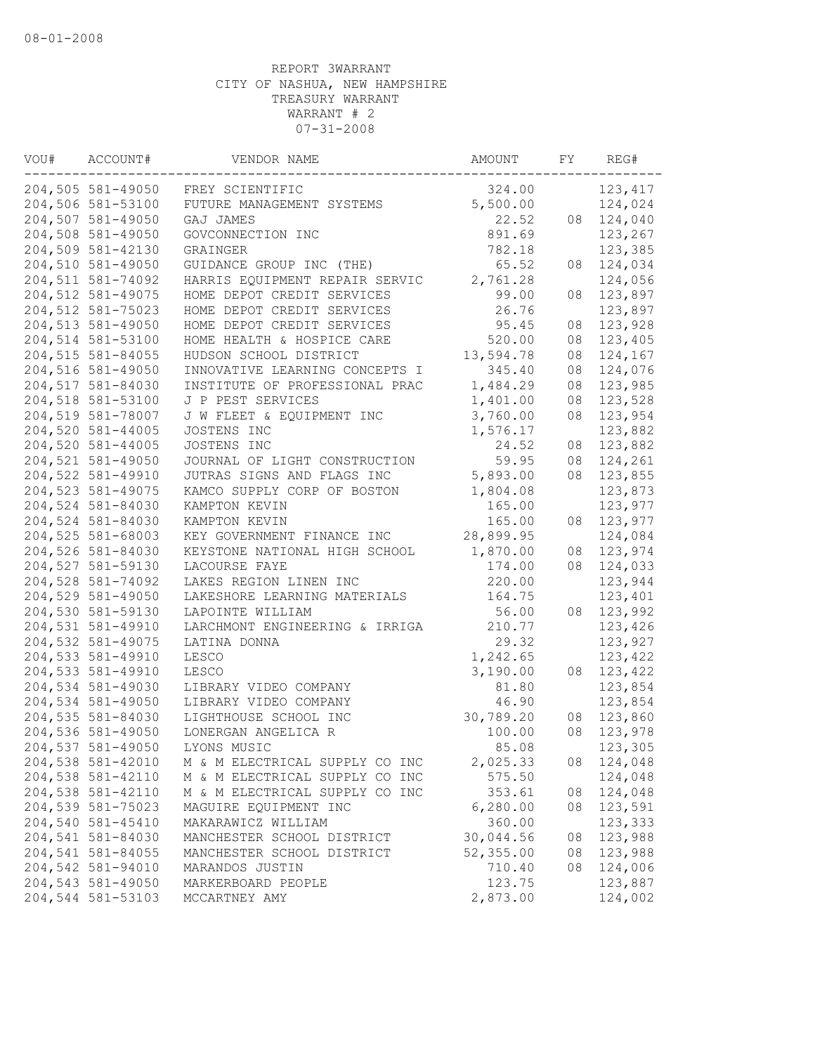08-01-2008

REPORT 3WARRANT
CITY OF NASHUA, NEW HAMPSHIRE
TREASURY WARRANT
WARRANT # 2
07-31-2008

| VOU# | ACCOUNT# | VENDOR NAME | AMOUNT | FY | REG# |
|---|---|---|---|---|---|
| 204,505 | 581-49050 | FREY SCIENTIFIC | 324.00 | | 123,417 |
| 204,506 | 581-53100 | FUTURE MANAGEMENT SYSTEMS | 5,500.00 | | 124,024 |
| 204,507 | 581-49050 | GAJ JAMES | 22.52 | 08 | 124,040 |
| 204,508 | 581-49050 | GOVCONNECTION INC | 891.69 | | 123,267 |
| 204,509 | 581-42130 | GRAINGER | 782.18 | | 123,385 |
| 204,510 | 581-49050 | GUIDANCE GROUP INC (THE) | 65.52 | 08 | 124,034 |
| 204,511 | 581-74092 | HARRIS EQUIPMENT REPAIR SERVIC | 2,761.28 | | 124,056 |
| 204,512 | 581-49075 | HOME DEPOT CREDIT SERVICES | 99.00 | 08 | 123,897 |
| 204,512 | 581-75023 | HOME DEPOT CREDIT SERVICES | 26.76 | | 123,897 |
| 204,513 | 581-49050 | HOME DEPOT CREDIT SERVICES | 95.45 | 08 | 123,928 |
| 204,514 | 581-53100 | HOME HEALTH & HOSPICE CARE | 520.00 | 08 | 123,405 |
| 204,515 | 581-84055 | HUDSON SCHOOL DISTRICT | 13,594.78 | 08 | 124,167 |
| 204,516 | 581-49050 | INNOVATIVE LEARNING CONCEPTS I | 345.40 | 08 | 124,076 |
| 204,517 | 581-84030 | INSTITUTE OF PROFESSIONAL PRAC | 1,484.29 | 08 | 123,985 |
| 204,518 | 581-53100 | J P PEST SERVICES | 1,401.00 | 08 | 123,528 |
| 204,519 | 581-78007 | J W FLEET & EQUIPMENT INC | 3,760.00 | 08 | 123,954 |
| 204,520 | 581-44005 | JOSTENS INC | 1,576.17 | | 123,882 |
| 204,520 | 581-44005 | JOSTENS INC | 24.52 | 08 | 123,882 |
| 204,521 | 581-49050 | JOURNAL OF LIGHT CONSTRUCTION | 59.95 | 08 | 124,261 |
| 204,522 | 581-49910 | JUTRAS SIGNS AND FLAGS INC | 5,893.00 | 08 | 123,855 |
| 204,523 | 581-49075 | KAMCO SUPPLY CORP OF BOSTON | 1,804.08 | | 123,873 |
| 204,524 | 581-84030 | KAMPTON KEVIN | 165.00 | | 123,977 |
| 204,524 | 581-84030 | KAMPTON KEVIN | 165.00 | 08 | 123,977 |
| 204,525 | 581-68003 | KEY GOVERNMENT FINANCE INC | 28,899.95 | | 124,084 |
| 204,526 | 581-84030 | KEYSTONE NATIONAL HIGH SCHOOL | 1,870.00 | 08 | 123,974 |
| 204,527 | 581-59130 | LACOURSE FAYE | 174.00 | 08 | 124,033 |
| 204,528 | 581-74092 | LAKES REGION LINEN INC | 220.00 | | 123,944 |
| 204,529 | 581-49050 | LAKESHORE LEARNING MATERIALS | 164.75 | | 123,401 |
| 204,530 | 581-59130 | LAPOINTE WILLIAM | 56.00 | 08 | 123,992 |
| 204,531 | 581-49910 | LARCHMONT ENGINEERING & IRRIGA | 210.77 | | 123,426 |
| 204,532 | 581-49075 | LATINA DONNA | 29.32 | | 123,927 |
| 204,533 | 581-49910 | LESCO | 1,242.65 | | 123,422 |
| 204,533 | 581-49910 | LESCO | 3,190.00 | 08 | 123,422 |
| 204,534 | 581-49030 | LIBRARY VIDEO COMPANY | 81.80 | | 123,854 |
| 204,534 | 581-49050 | LIBRARY VIDEO COMPANY | 46.90 | | 123,854 |
| 204,535 | 581-84030 | LIGHTHOUSE SCHOOL INC | 30,789.20 | 08 | 123,860 |
| 204,536 | 581-49050 | LONERGAN ANGELICA R | 100.00 | 08 | 123,978 |
| 204,537 | 581-49050 | LYONS MUSIC | 85.08 | | 123,305 |
| 204,538 | 581-42010 | M & M ELECTRICAL SUPPLY CO INC | 2,025.33 | 08 | 124,048 |
| 204,538 | 581-42110 | M & M ELECTRICAL SUPPLY CO INC | 575.50 | | 124,048 |
| 204,538 | 581-42110 | M & M ELECTRICAL SUPPLY CO INC | 353.61 | 08 | 124,048 |
| 204,539 | 581-75023 | MAGUIRE EQUIPMENT INC | 6,280.00 | 08 | 123,591 |
| 204,540 | 581-45410 | MAKARAWICZ WILLIAM | 360.00 | | 123,333 |
| 204,541 | 581-84030 | MANCHESTER SCHOOL DISTRICT | 30,044.56 | 08 | 123,988 |
| 204,541 | 581-84055 | MANCHESTER SCHOOL DISTRICT | 52,355.00 | 08 | 123,988 |
| 204,542 | 581-94010 | MARANDOS JUSTIN | 710.40 | 08 | 124,006 |
| 204,543 | 581-49050 | MARKERBOARD PEOPLE | 123.75 | | 123,887 |
| 204,544 | 581-53103 | MCCARTNEY AMY | 2,873.00 | | 124,002 |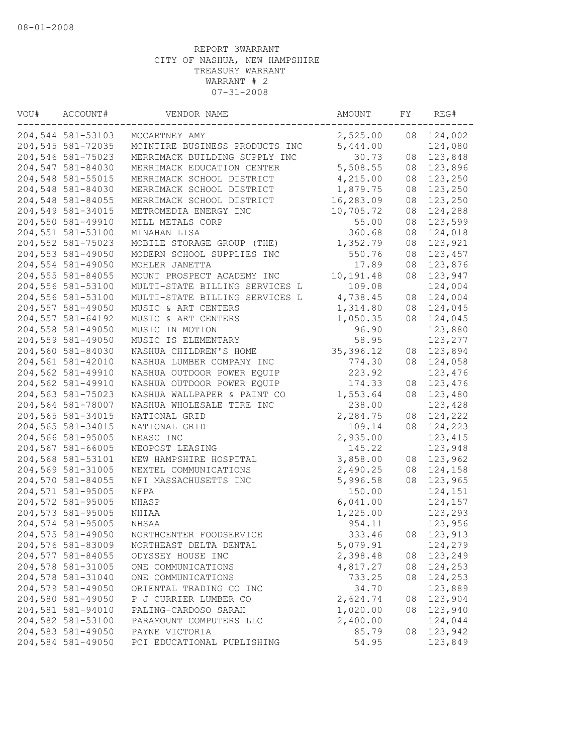08-01-2008

REPORT 3WARRANT
CITY OF NASHUA, NEW HAMPSHIRE
TREASURY WARRANT
WARRANT # 2
07-31-2008

| VOU# | ACCOUNT# | VENDOR NAME | AMOUNT | FY | REG# |
|---|---|---|---|---|---|
| 204,544 | 581-53103 | MCCARTNEY AMY | 2,525.00 | 08 | 124,002 |
| 204,545 | 581-72035 | MCINTIRE BUSINESS PRODUCTS INC | 5,444.00 | | 124,080 |
| 204,546 | 581-75023 | MERRIMACK BUILDING SUPPLY INC | 30.73 | 08 | 123,848 |
| 204,547 | 581-84030 | MERRIMACK EDUCATION CENTER | 5,508.55 | 08 | 123,896 |
| 204,548 | 581-55015 | MERRIMACK SCHOOL DISTRICT | 4,215.00 | 08 | 123,250 |
| 204,548 | 581-84030 | MERRIMACK SCHOOL DISTRICT | 1,879.75 | 08 | 123,250 |
| 204,548 | 581-84055 | MERRIMACK SCHOOL DISTRICT | 16,283.09 | 08 | 123,250 |
| 204,549 | 581-34015 | METROMEDIA ENERGY INC | 10,705.72 | 08 | 124,288 |
| 204,550 | 581-49910 | MILL METALS CORP | 55.00 | 08 | 123,599 |
| 204,551 | 581-53100 | MINAHAN LISA | 360.68 | 08 | 124,018 |
| 204,552 | 581-75023 | MOBILE STORAGE GROUP (THE) | 1,352.79 | 08 | 123,921 |
| 204,553 | 581-49050 | MODERN SCHOOL SUPPLIES INC | 550.76 | 08 | 123,457 |
| 204,554 | 581-49050 | MOHLER JANETTA | 17.89 | 08 | 123,876 |
| 204,555 | 581-84055 | MOUNT PROSPECT ACADEMY INC | 10,191.48 | 08 | 123,947 |
| 204,556 | 581-53100 | MULTI-STATE BILLING SERVICES L | 109.08 | | 124,004 |
| 204,556 | 581-53100 | MULTI-STATE BILLING SERVICES L | 4,738.45 | 08 | 124,004 |
| 204,557 | 581-49050 | MUSIC & ART CENTERS | 1,314.80 | 08 | 124,045 |
| 204,557 | 581-64192 | MUSIC & ART CENTERS | 1,050.35 | 08 | 124,045 |
| 204,558 | 581-49050 | MUSIC IN MOTION | 96.90 | | 123,880 |
| 204,559 | 581-49050 | MUSIC IS ELEMENTARY | 58.95 | | 123,277 |
| 204,560 | 581-84030 | NASHUA CHILDREN'S HOME | 35,396.12 | 08 | 123,894 |
| 204,561 | 581-42010 | NASHUA LUMBER COMPANY INC | 774.30 | 08 | 124,058 |
| 204,562 | 581-49910 | NASHUA OUTDOOR POWER EQUIP | 223.92 | | 123,476 |
| 204,562 | 581-49910 | NASHUA OUTDOOR POWER EQUIP | 174.33 | 08 | 123,476 |
| 204,563 | 581-75023 | NASHUA WALLPAPER & PAINT CO | 1,553.64 | 08 | 123,480 |
| 204,564 | 581-78007 | NASHUA WHOLESALE TIRE INC | 238.00 | | 123,428 |
| 204,565 | 581-34015 | NATIONAL GRID | 2,284.75 | 08 | 124,222 |
| 204,565 | 581-34015 | NATIONAL GRID | 109.14 | 08 | 124,223 |
| 204,566 | 581-95005 | NEASC INC | 2,935.00 | | 123,415 |
| 204,567 | 581-66005 | NEOPOST LEASING | 145.22 | | 123,948 |
| 204,568 | 581-53101 | NEW HAMPSHIRE HOSPITAL | 3,858.00 | 08 | 123,962 |
| 204,569 | 581-31005 | NEXTEL COMMUNICATIONS | 2,490.25 | 08 | 124,158 |
| 204,570 | 581-84055 | NFI MASSACHUSETTS INC | 5,996.58 | 08 | 123,965 |
| 204,571 | 581-95005 | NFPA | 150.00 | | 124,151 |
| 204,572 | 581-95005 | NHASP | 6,041.00 | | 124,157 |
| 204,573 | 581-95005 | NHIAA | 1,225.00 | | 123,293 |
| 204,574 | 581-95005 | NHSAA | 954.11 | | 123,956 |
| 204,575 | 581-49050 | NORTHCENTER FOODSERVICE | 333.46 | 08 | 123,913 |
| 204,576 | 581-83009 | NORTHEAST DELTA DENTAL | 5,079.91 | | 124,279 |
| 204,577 | 581-84055 | ODYSSEY HOUSE INC | 2,398.48 | 08 | 123,249 |
| 204,578 | 581-31005 | ONE COMMUNICATIONS | 4,817.27 | 08 | 124,253 |
| 204,578 | 581-31040 | ONE COMMUNICATIONS | 733.25 | 08 | 124,253 |
| 204,579 | 581-49050 | ORIENTAL TRADING CO INC | 34.70 | | 123,889 |
| 204,580 | 581-49050 | P J CURRIER LUMBER CO | 2,624.74 | 08 | 123,904 |
| 204,581 | 581-94010 | PALING-CARDOSO SARAH | 1,020.00 | 08 | 123,940 |
| 204,582 | 581-53100 | PARAMOUNT COMPUTERS LLC | 2,400.00 | | 124,044 |
| 204,583 | 581-49050 | PAYNE VICTORIA | 85.79 | 08 | 123,942 |
| 204,584 | 581-49050 | PCI EDUCATIONAL PUBLISHING | 54.95 | | 123,849 |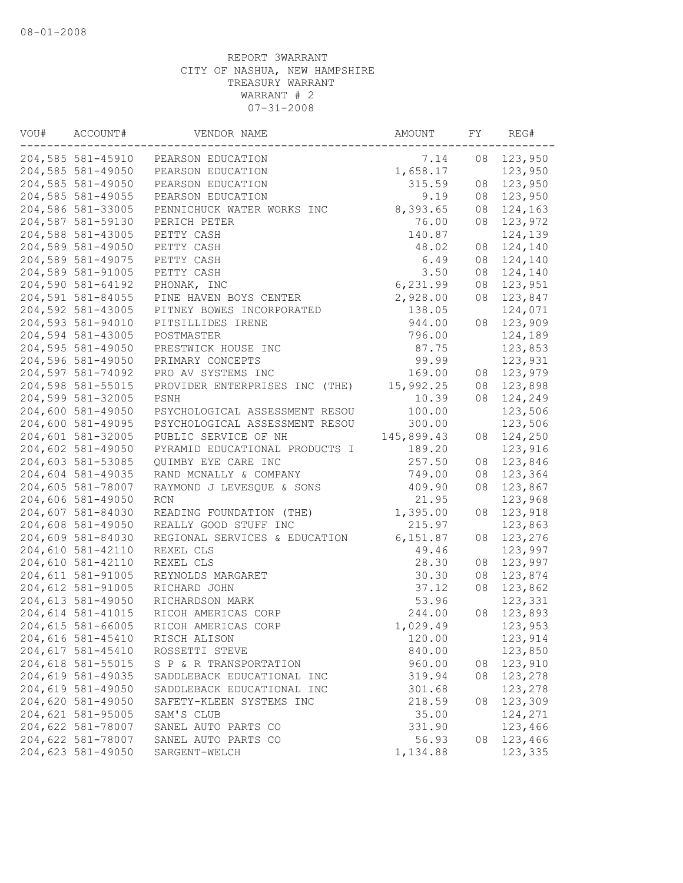08-01-2008

REPORT 3WARRANT
CITY OF NASHUA, NEW HAMPSHIRE
TREASURY WARRANT
WARRANT # 2
07-31-2008

| VOU# | ACCOUNT# | VENDOR NAME | AMOUNT | FY | REG# |
|---|---|---|---|---|---|
| 204,585 | 581-45910 | PEARSON EDUCATION | 7.14 | 08 | 123,950 |
| 204,585 | 581-49050 | PEARSON EDUCATION | 1,658.17 | | 123,950 |
| 204,585 | 581-49050 | PEARSON EDUCATION | 315.59 | 08 | 123,950 |
| 204,585 | 581-49055 | PEARSON EDUCATION | 9.19 | 08 | 123,950 |
| 204,586 | 581-33005 | PENNICHUCK WATER WORKS INC | 8,393.65 | 08 | 124,163 |
| 204,587 | 581-59130 | PERICH PETER | 76.00 | 08 | 123,972 |
| 204,588 | 581-43005 | PETTY CASH | 140.87 | | 124,139 |
| 204,589 | 581-49050 | PETTY CASH | 48.02 | 08 | 124,140 |
| 204,589 | 581-49075 | PETTY CASH | 6.49 | 08 | 124,140 |
| 204,589 | 581-91005 | PETTY CASH | 3.50 | 08 | 124,140 |
| 204,590 | 581-64192 | PHONAK, INC | 6,231.99 | 08 | 123,951 |
| 204,591 | 581-84055 | PINE HAVEN BOYS CENTER | 2,928.00 | 08 | 123,847 |
| 204,592 | 581-43005 | PITNEY BOWES INCORPORATED | 138.05 | | 124,071 |
| 204,593 | 581-94010 | PITSILLIDES IRENE | 944.00 | 08 | 123,909 |
| 204,594 | 581-43005 | POSTMASTER | 796.00 | | 124,189 |
| 204,595 | 581-49050 | PRESTWICK HOUSE INC | 87.75 | | 123,853 |
| 204,596 | 581-49050 | PRIMARY CONCEPTS | 99.99 | | 123,931 |
| 204,597 | 581-74092 | PRO AV SYSTEMS INC | 169.00 | 08 | 123,979 |
| 204,598 | 581-55015 | PROVIDER ENTERPRISES INC (THE) | 15,992.25 | 08 | 123,898 |
| 204,599 | 581-32005 | PSNH | 10.39 | 08 | 124,249 |
| 204,600 | 581-49050 | PSYCHOLOGICAL ASSESSMENT RESOU | 100.00 | | 123,506 |
| 204,600 | 581-49095 | PSYCHOLOGICAL ASSESSMENT RESOU | 300.00 | | 123,506 |
| 204,601 | 581-32005 | PUBLIC SERVICE OF NH | 145,899.43 | 08 | 124,250 |
| 204,602 | 581-49050 | PYRAMID EDUCATIONAL PRODUCTS I | 189.20 | | 123,916 |
| 204,603 | 581-53085 | QUIMBY EYE CARE INC | 257.50 | 08 | 123,846 |
| 204,604 | 581-49035 | RAND MCNALLY & COMPANY | 749.00 | 08 | 123,364 |
| 204,605 | 581-78007 | RAYMOND J LEVESQUE & SONS | 409.90 | 08 | 123,867 |
| 204,606 | 581-49050 | RCN | 21.95 | | 123,968 |
| 204,607 | 581-84030 | READING FOUNDATION (THE) | 1,395.00 | 08 | 123,918 |
| 204,608 | 581-49050 | REALLY GOOD STUFF INC | 215.97 | | 123,863 |
| 204,609 | 581-84030 | REGIONAL SERVICES & EDUCATION | 6,151.87 | 08 | 123,276 |
| 204,610 | 581-42110 | REXEL CLS | 49.46 | | 123,997 |
| 204,610 | 581-42110 | REXEL CLS | 28.30 | 08 | 123,997 |
| 204,611 | 581-91005 | REYNOLDS MARGARET | 30.30 | 08 | 123,874 |
| 204,612 | 581-91005 | RICHARD JOHN | 37.12 | 08 | 123,862 |
| 204,613 | 581-49050 | RICHARDSON MARK | 53.96 | | 123,331 |
| 204,614 | 581-41015 | RICOH AMERICAS CORP | 244.00 | 08 | 123,893 |
| 204,615 | 581-66005 | RICOH AMERICAS CORP | 1,029.49 | | 123,953 |
| 204,616 | 581-45410 | RISCH ALISON | 120.00 | | 123,914 |
| 204,617 | 581-45410 | ROSSETTI STEVE | 840.00 | | 123,850 |
| 204,618 | 581-55015 | S P & R TRANSPORTATION | 960.00 | 08 | 123,910 |
| 204,619 | 581-49035 | SADDLEBACK EDUCATIONAL INC | 319.94 | 08 | 123,278 |
| 204,619 | 581-49050 | SADDLEBACK EDUCATIONAL INC | 301.68 | | 123,278 |
| 204,620 | 581-49050 | SAFETY-KLEEN SYSTEMS INC | 218.59 | 08 | 123,309 |
| 204,621 | 581-95005 | SAM'S CLUB | 35.00 | | 124,271 |
| 204,622 | 581-78007 | SANEL AUTO PARTS CO | 331.90 | | 123,466 |
| 204,622 | 581-78007 | SANEL AUTO PARTS CO | 56.93 | 08 | 123,466 |
| 204,623 | 581-49050 | SARGENT-WELCH | 1,134.88 | | 123,335 |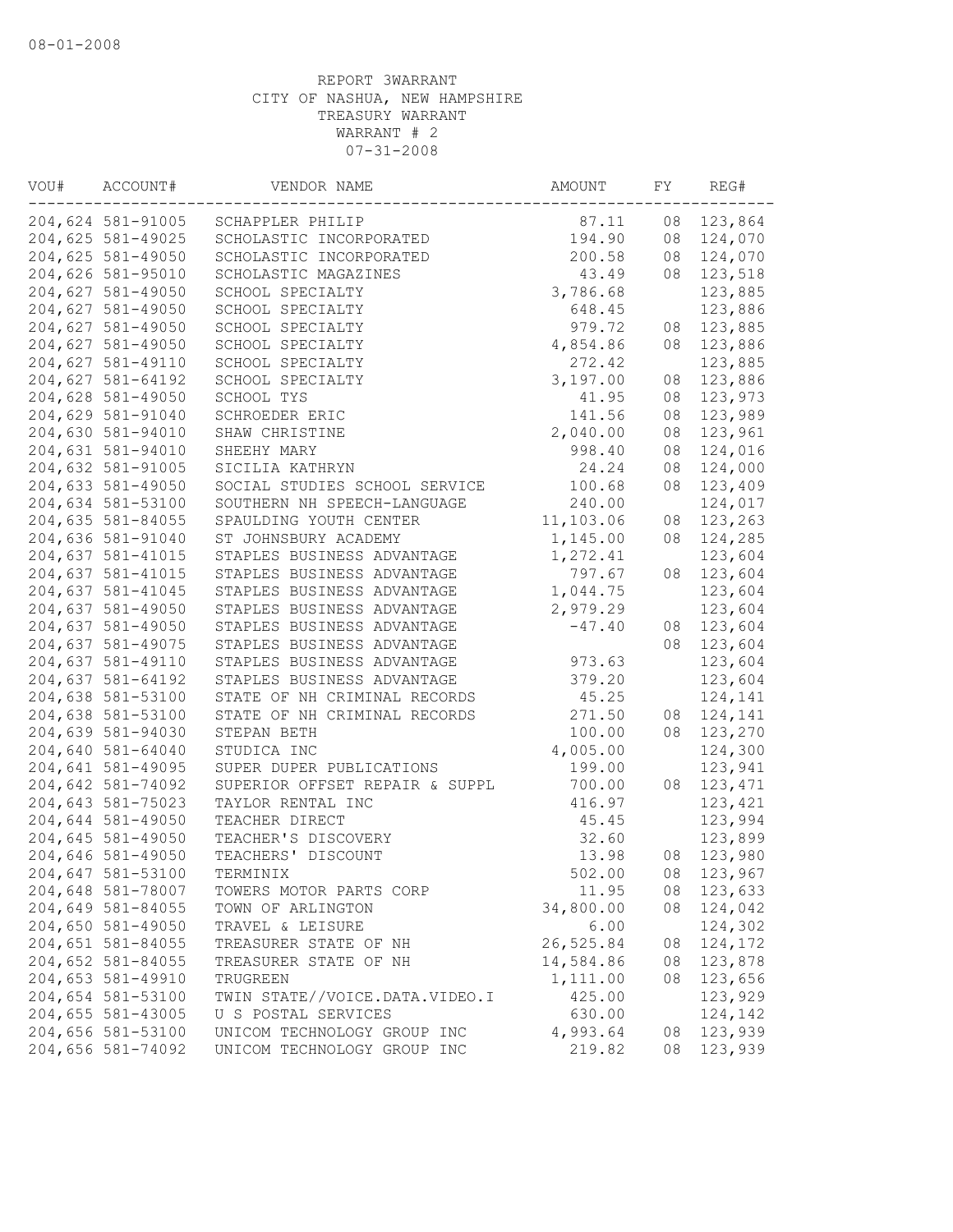REPORT 3WARRANT
CITY OF NASHUA, NEW HAMPSHIRE
TREASURY WARRANT
WARRANT # 2
07-31-2008

| VOU# | ACCOUNT# | VENDOR NAME | AMOUNT | FY | REG# |
|---|---|---|---|---|---|
| 204,624 | 581-91005 | SCHAPPLER PHILIP | 87.11 | 08 | 123,864 |
| 204,625 | 581-49025 | SCHOLASTIC INCORPORATED | 194.90 | 08 | 124,070 |
| 204,625 | 581-49050 | SCHOLASTIC INCORPORATED | 200.58 | 08 | 124,070 |
| 204,626 | 581-95010 | SCHOLASTIC MAGAZINES | 43.49 | 08 | 123,518 |
| 204,627 | 581-49050 | SCHOOL SPECIALTY | 3,786.68 | | 123,885 |
| 204,627 | 581-49050 | SCHOOL SPECIALTY | 648.45 | | 123,886 |
| 204,627 | 581-49050 | SCHOOL SPECIALTY | 979.72 | 08 | 123,885 |
| 204,627 | 581-49050 | SCHOOL SPECIALTY | 4,854.86 | 08 | 123,886 |
| 204,627 | 581-49110 | SCHOOL SPECIALTY | 272.42 | | 123,885 |
| 204,627 | 581-64192 | SCHOOL SPECIALTY | 3,197.00 | 08 | 123,886 |
| 204,628 | 581-49050 | SCHOOL TYS | 41.95 | 08 | 123,973 |
| 204,629 | 581-91040 | SCHROEDER ERIC | 141.56 | 08 | 123,989 |
| 204,630 | 581-94010 | SHAW CHRISTINE | 2,040.00 | 08 | 123,961 |
| 204,631 | 581-94010 | SHEEHY MARY | 998.40 | 08 | 124,016 |
| 204,632 | 581-91005 | SICILIA KATHRYN | 24.24 | 08 | 124,000 |
| 204,633 | 581-49050 | SOCIAL STUDIES SCHOOL SERVICE | 100.68 | 08 | 123,409 |
| 204,634 | 581-53100 | SOUTHERN NH SPEECH-LANGUAGE | 240.00 | | 124,017 |
| 204,635 | 581-84055 | SPAULDING YOUTH CENTER | 11,103.06 | 08 | 123,263 |
| 204,636 | 581-91040 | ST JOHNSBURY ACADEMY | 1,145.00 | 08 | 124,285 |
| 204,637 | 581-41015 | STAPLES BUSINESS ADVANTAGE | 1,272.41 | | 123,604 |
| 204,637 | 581-41015 | STAPLES BUSINESS ADVANTAGE | 797.67 | 08 | 123,604 |
| 204,637 | 581-41045 | STAPLES BUSINESS ADVANTAGE | 1,044.75 | | 123,604 |
| 204,637 | 581-49050 | STAPLES BUSINESS ADVANTAGE | 2,979.29 | | 123,604 |
| 204,637 | 581-49050 | STAPLES BUSINESS ADVANTAGE | -47.40 | 08 | 123,604 |
| 204,637 | 581-49075 | STAPLES BUSINESS ADVANTAGE | | 08 | 123,604 |
| 204,637 | 581-49110 | STAPLES BUSINESS ADVANTAGE | 973.63 | | 123,604 |
| 204,637 | 581-64192 | STAPLES BUSINESS ADVANTAGE | 379.20 | | 123,604 |
| 204,638 | 581-53100 | STATE OF NH CRIMINAL RECORDS | 45.25 | | 124,141 |
| 204,638 | 581-53100 | STATE OF NH CRIMINAL RECORDS | 271.50 | 08 | 124,141 |
| 204,639 | 581-94030 | STEPAN BETH | 100.00 | 08 | 123,270 |
| 204,640 | 581-64040 | STUDICA INC | 4,005.00 | | 124,300 |
| 204,641 | 581-49095 | SUPER DUPER PUBLICATIONS | 199.00 | | 123,941 |
| 204,642 | 581-74092 | SUPERIOR OFFSET REPAIR & SUPPL | 700.00 | 08 | 123,471 |
| 204,643 | 581-75023 | TAYLOR RENTAL INC | 416.97 | | 123,421 |
| 204,644 | 581-49050 | TEACHER DIRECT | 45.45 | | 123,994 |
| 204,645 | 581-49050 | TEACHER'S DISCOVERY | 32.60 | | 123,899 |
| 204,646 | 581-49050 | TEACHERS' DISCOUNT | 13.98 | 08 | 123,980 |
| 204,647 | 581-53100 | TERMINIX | 502.00 | 08 | 123,967 |
| 204,648 | 581-78007 | TOWERS MOTOR PARTS CORP | 11.95 | 08 | 123,633 |
| 204,649 | 581-84055 | TOWN OF ARLINGTON | 34,800.00 | 08 | 124,042 |
| 204,650 | 581-49050 | TRAVEL & LEISURE | 6.00 | | 124,302 |
| 204,651 | 581-84055 | TREASURER STATE OF NH | 26,525.84 | 08 | 124,172 |
| 204,652 | 581-84055 | TREASURER STATE OF NH | 14,584.86 | 08 | 123,878 |
| 204,653 | 581-49910 | TRUGREEN | 1,111.00 | 08 | 123,656 |
| 204,654 | 581-53100 | TWIN STATE//VOICE.DATA.VIDEO.I | 425.00 | | 123,929 |
| 204,655 | 581-43005 | U S POSTAL SERVICES | 630.00 | | 124,142 |
| 204,656 | 581-53100 | UNICOM TECHNOLOGY GROUP INC | 4,993.64 | 08 | 123,939 |
| 204,656 | 581-74092 | UNICOM TECHNOLOGY GROUP INC | 219.82 | 08 | 123,939 |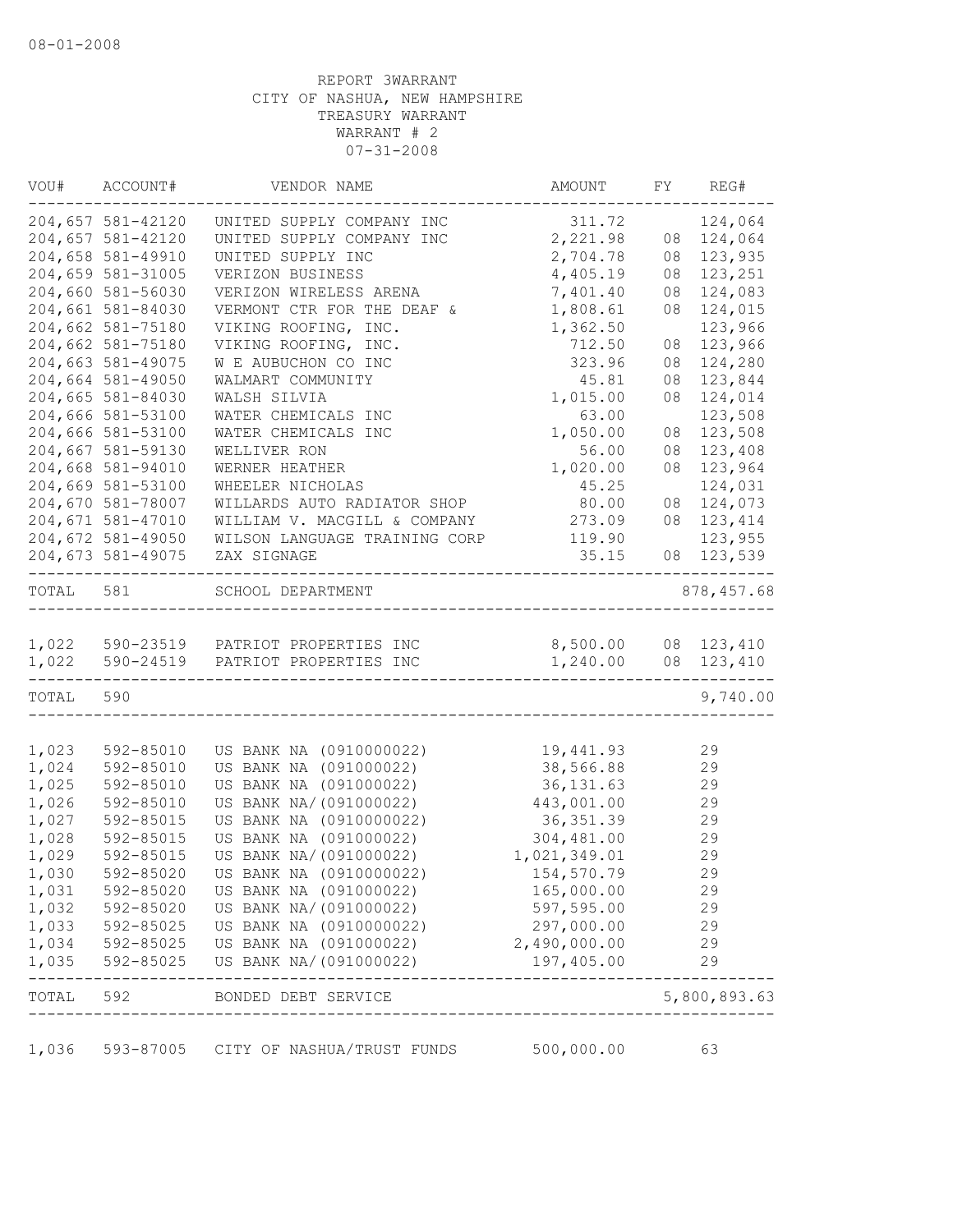08-01-2008

REPORT 3WARRANT
CITY OF NASHUA, NEW HAMPSHIRE
TREASURY WARRANT
WARRANT # 2
07-31-2008

| VOU# | ACCOUNT# | VENDOR NAME | AMOUNT | FY | REG# |
|---|---|---|---|---|---|
| 204,657 | 581-42120 | UNITED SUPPLY COMPANY INC | 311.72 | | 124,064 |
| 204,657 | 581-42120 | UNITED SUPPLY COMPANY INC | 2,221.98 | 08 | 124,064 |
| 204,658 | 581-49910 | UNITED SUPPLY INC | 2,704.78 | 08 | 123,935 |
| 204,659 | 581-31005 | VERIZON BUSINESS | 4,405.19 | 08 | 123,251 |
| 204,660 | 581-56030 | VERIZON WIRELESS ARENA | 7,401.40 | 08 | 124,083 |
| 204,661 | 581-84030 | VERMONT CTR FOR THE DEAF & | 1,808.61 | 08 | 124,015 |
| 204,662 | 581-75180 | VIKING ROOFING, INC. | 1,362.50 | | 123,966 |
| 204,662 | 581-75180 | VIKING ROOFING, INC. | 712.50 | 08 | 123,966 |
| 204,663 | 581-49075 | W E AUBUCHON CO INC | 323.96 | 08 | 124,280 |
| 204,664 | 581-49050 | WALMART COMMUNITY | 45.81 | 08 | 123,844 |
| 204,665 | 581-84030 | WALSH SILVIA | 1,015.00 | 08 | 124,014 |
| 204,666 | 581-53100 | WATER CHEMICALS INC | 63.00 | | 123,508 |
| 204,666 | 581-53100 | WATER CHEMICALS INC | 1,050.00 | 08 | 123,508 |
| 204,667 | 581-59130 | WELLIVER RON | 56.00 | 08 | 123,408 |
| 204,668 | 581-94010 | WERNER HEATHER | 1,020.00 | 08 | 123,964 |
| 204,669 | 581-53100 | WHEELER NICHOLAS | 45.25 | | 124,031 |
| 204,670 | 581-78007 | WILLARDS AUTO RADIATOR SHOP | 80.00 | 08 | 124,073 |
| 204,671 | 581-47010 | WILLIAM V. MACGILL & COMPANY | 273.09 | 08 | 123,414 |
| 204,672 | 581-49050 | WILSON LANGUAGE TRAINING CORP | 119.90 | | 123,955 |
| 204,673 | 581-49075 | ZAX SIGNAGE | 35.15 | 08 | 123,539 |
| TOTAL | 581 | SCHOOL DEPARTMENT | | | 878,457.68 |
| 1,022 | 590-23519 | PATRIOT PROPERTIES INC | 8,500.00 | 08 | 123,410 |
| 1,022 | 590-24519 | PATRIOT PROPERTIES INC | 1,240.00 | 08 | 123,410 |
| TOTAL | 590 | | | | 9,740.00 |
| 1,023 | 592-85010 | US BANK NA (0910000022) | 19,441.93 | | 29 |
| 1,024 | 592-85010 | US BANK NA (091000022) | 38,566.88 | | 29 |
| 1,025 | 592-85010 | US BANK NA (091000022) | 36,131.63 | | 29 |
| 1,026 | 592-85010 | US BANK NA/(091000022) | 443,001.00 | | 29 |
| 1,027 | 592-85015 | US BANK NA (0910000022) | 36,351.39 | | 29 |
| 1,028 | 592-85015 | US BANK NA (091000022) | 304,481.00 | | 29 |
| 1,029 | 592-85015 | US BANK NA/(091000022) | 1,021,349.01 | | 29 |
| 1,030 | 592-85020 | US BANK NA (0910000022) | 154,570.79 | | 29 |
| 1,031 | 592-85020 | US BANK NA (091000022) | 165,000.00 | | 29 |
| 1,032 | 592-85020 | US BANK NA/(091000022) | 597,595.00 | | 29 |
| 1,033 | 592-85025 | US BANK NA (0910000022) | 297,000.00 | | 29 |
| 1,034 | 592-85025 | US BANK NA (091000022) | 2,490,000.00 | | 29 |
| 1,035 | 592-85025 | US BANK NA/(091000022) | 197,405.00 | | 29 |
| TOTAL | 592 | BONDED DEBT SERVICE | | | 5,800,893.63 |
| 1,036 | 593-87005 | CITY OF NASHUA/TRUST FUNDS | 500,000.00 | | 63 |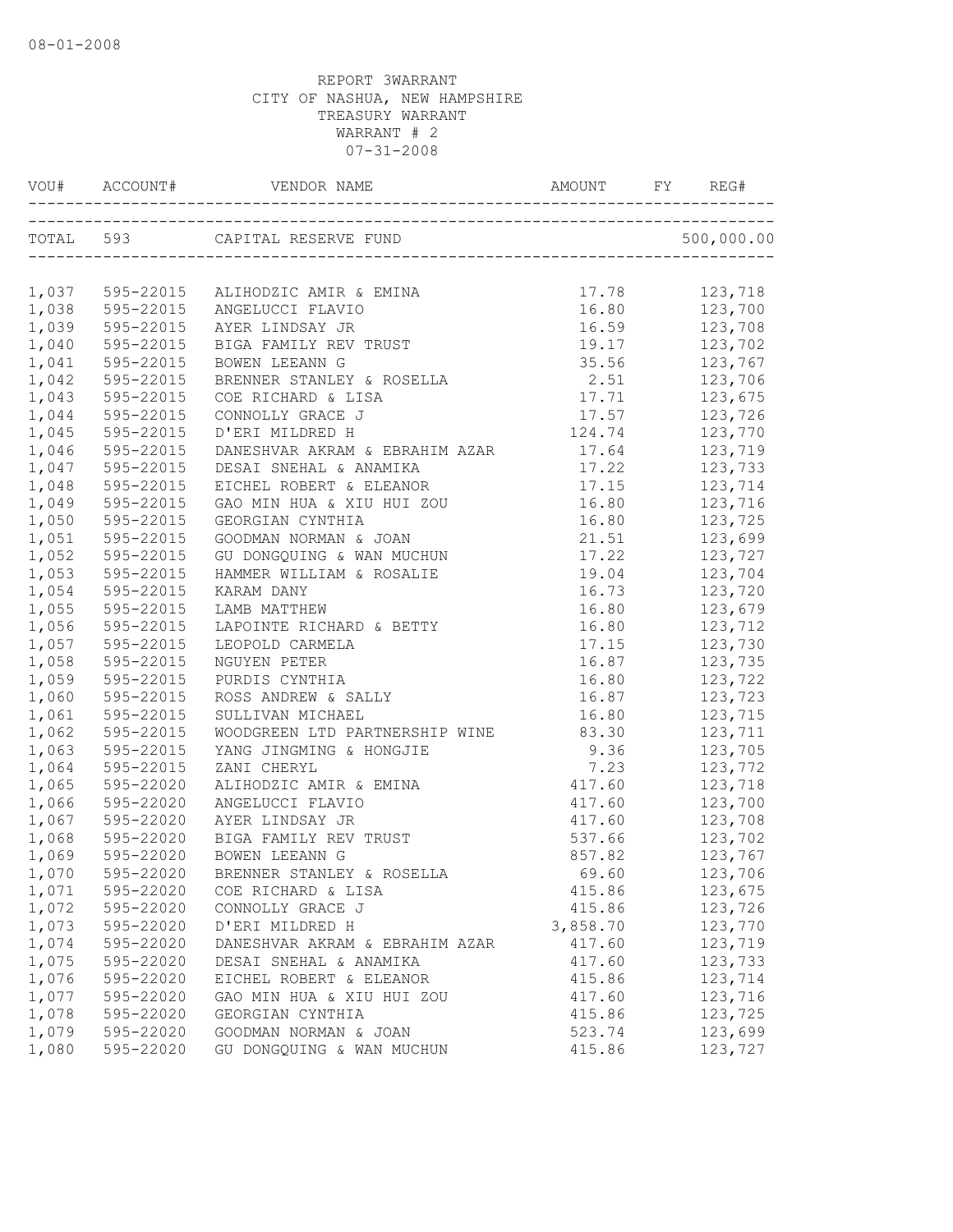08-01-2008

REPORT 3WARRANT
CITY OF NASHUA, NEW HAMPSHIRE
TREASURY WARRANT
WARRANT # 2
07-31-2008

| VOU# | ACCOUNT# | VENDOR NAME | AMOUNT | FY | REG# |
|---|---|---|---|---|---|
| TOTAL | 593 | CAPITAL RESERVE FUND | | | 500,000.00 |
| 1,037 | 595-22015 | ALIHODZIC AMIR & EMINA | 17.78 | | 123,718 |
| 1,038 | 595-22015 | ANGELUCCI FLAVIO | 16.80 | | 123,700 |
| 1,039 | 595-22015 | AYER LINDSAY JR | 16.59 | | 123,708 |
| 1,040 | 595-22015 | BIGA FAMILY REV TRUST | 19.17 | | 123,702 |
| 1,041 | 595-22015 | BOWEN LEEANN G | 35.56 | | 123,767 |
| 1,042 | 595-22015 | BRENNER STANLEY & ROSELLA | 2.51 | | 123,706 |
| 1,043 | 595-22015 | COE RICHARD & LISA | 17.71 | | 123,675 |
| 1,044 | 595-22015 | CONNOLLY GRACE J | 17.57 | | 123,726 |
| 1,045 | 595-22015 | D'ERI MILDRED H | 124.74 | | 123,770 |
| 1,046 | 595-22015 | DANESHVAR AKRAM & EBRAHIM AZAR | 17.64 | | 123,719 |
| 1,047 | 595-22015 | DESAI SNEHAL & ANAMIKA | 17.22 | | 123,733 |
| 1,048 | 595-22015 | EICHEL ROBERT & ELEANOR | 17.15 | | 123,714 |
| 1,049 | 595-22015 | GAO MIN HUA & XIU HUI ZOU | 16.80 | | 123,716 |
| 1,050 | 595-22015 | GEORGIAN CYNTHIA | 16.80 | | 123,725 |
| 1,051 | 595-22015 | GOODMAN NORMAN & JOAN | 21.51 | | 123,699 |
| 1,052 | 595-22015 | GU DONGQUING & WAN MUCHUN | 17.22 | | 123,727 |
| 1,053 | 595-22015 | HAMMER WILLIAM & ROSALIE | 19.04 | | 123,704 |
| 1,054 | 595-22015 | KARAM DANY | 16.73 | | 123,720 |
| 1,055 | 595-22015 | LAMB MATTHEW | 16.80 | | 123,679 |
| 1,056 | 595-22015 | LAPOINTE RICHARD & BETTY | 16.80 | | 123,712 |
| 1,057 | 595-22015 | LEOPOLD CARMELA | 17.15 | | 123,730 |
| 1,058 | 595-22015 | NGUYEN PETER | 16.87 | | 123,735 |
| 1,059 | 595-22015 | PURDIS CYNTHIA | 16.80 | | 123,722 |
| 1,060 | 595-22015 | ROSS ANDREW & SALLY | 16.87 | | 123,723 |
| 1,061 | 595-22015 | SULLIVAN MICHAEL | 16.80 | | 123,715 |
| 1,062 | 595-22015 | WOODGREEN LTD PARTNERSHIP WINE | 83.30 | | 123,711 |
| 1,063 | 595-22015 | YANG JINGMING & HONGJIE | 9.36 | | 123,705 |
| 1,064 | 595-22015 | ZANI CHERYL | 7.23 | | 123,772 |
| 1,065 | 595-22020 | ALIHODZIC AMIR & EMINA | 417.60 | | 123,718 |
| 1,066 | 595-22020 | ANGELUCCI FLAVIO | 417.60 | | 123,700 |
| 1,067 | 595-22020 | AYER LINDSAY JR | 417.60 | | 123,708 |
| 1,068 | 595-22020 | BIGA FAMILY REV TRUST | 537.66 | | 123,702 |
| 1,069 | 595-22020 | BOWEN LEEANN G | 857.82 | | 123,767 |
| 1,070 | 595-22020 | BRENNER STANLEY & ROSELLA | 69.60 | | 123,706 |
| 1,071 | 595-22020 | COE RICHARD & LISA | 415.86 | | 123,675 |
| 1,072 | 595-22020 | CONNOLLY GRACE J | 415.86 | | 123,726 |
| 1,073 | 595-22020 | D'ERI MILDRED H | 3,858.70 | | 123,770 |
| 1,074 | 595-22020 | DANESHVAR AKRAM & EBRAHIM AZAR | 417.60 | | 123,719 |
| 1,075 | 595-22020 | DESAI SNEHAL & ANAMIKA | 417.60 | | 123,733 |
| 1,076 | 595-22020 | EICHEL ROBERT & ELEANOR | 415.86 | | 123,714 |
| 1,077 | 595-22020 | GAO MIN HUA & XIU HUI ZOU | 417.60 | | 123,716 |
| 1,078 | 595-22020 | GEORGIAN CYNTHIA | 415.86 | | 123,725 |
| 1,079 | 595-22020 | GOODMAN NORMAN & JOAN | 523.74 | | 123,699 |
| 1,080 | 595-22020 | GU DONGQUING & WAN MUCHUN | 415.86 | | 123,727 |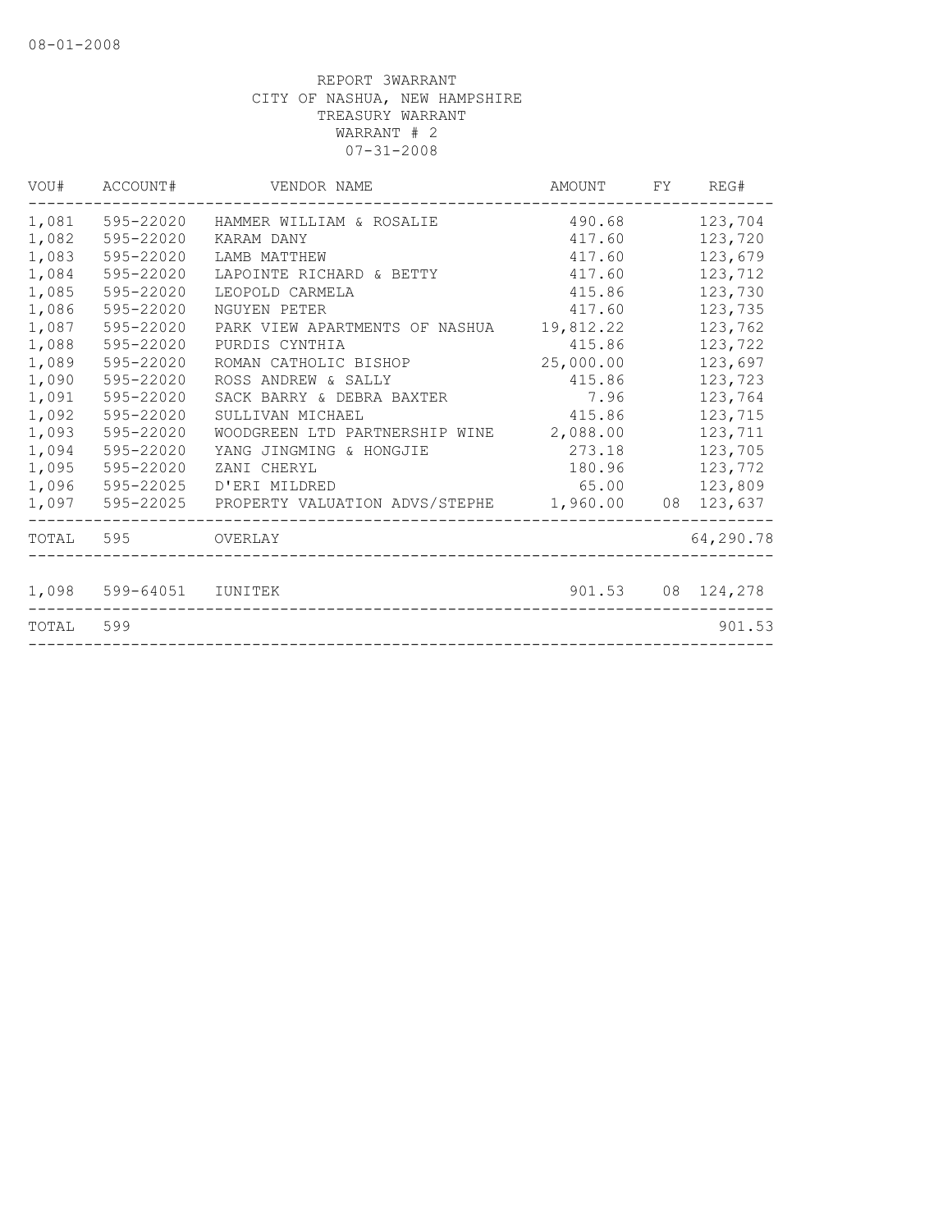REPORT 3WARRANT
CITY OF NASHUA, NEW HAMPSHIRE
TREASURY WARRANT
WARRANT # 2
07-31-2008

| VOU# | ACCOUNT# | VENDOR NAME | AMOUNT | FY | REG# |
|---|---|---|---|---|---|
| 1,081 | 595-22020 | HAMMER WILLIAM & ROSALIE | 490.68 | | 123,704 |
| 1,082 | 595-22020 | KARAM DANY | 417.60 | | 123,720 |
| 1,083 | 595-22020 | LAMB MATTHEW | 417.60 | | 123,679 |
| 1,084 | 595-22020 | LAPOINTE RICHARD & BETTY | 417.60 | | 123,712 |
| 1,085 | 595-22020 | LEOPOLD CARMELA | 415.86 | | 123,730 |
| 1,086 | 595-22020 | NGUYEN PETER | 417.60 | | 123,735 |
| 1,087 | 595-22020 | PARK VIEW APARTMENTS OF NASHUA | 19,812.22 | | 123,762 |
| 1,088 | 595-22020 | PURDIS CYNTHIA | 415.86 | | 123,722 |
| 1,089 | 595-22020 | ROMAN CATHOLIC BISHOP | 25,000.00 | | 123,697 |
| 1,090 | 595-22020 | ROSS ANDREW & SALLY | 415.86 | | 123,723 |
| 1,091 | 595-22020 | SACK BARRY & DEBRA BAXTER | 7.96 | | 123,764 |
| 1,092 | 595-22020 | SULLIVAN MICHAEL | 415.86 | | 123,715 |
| 1,093 | 595-22020 | WOODGREEN LTD PARTNERSHIP WINE | 2,088.00 | | 123,711 |
| 1,094 | 595-22020 | YANG JINGMING & HONGJIE | 273.18 | | 123,705 |
| 1,095 | 595-22020 | ZANI CHERYL | 180.96 | | 123,772 |
| 1,096 | 595-22025 | D'ERI MILDRED | 65.00 | | 123,809 |
| 1,097 | 595-22025 | PROPERTY VALUATION ADVS/STEPHE | 1,960.00 | 08 | 123,637 |
| TOTAL | 595 | OVERLAY | | | 64,290.78 |
| 1,098 | 599-64051 | IUNITEK | 901.53 | 08 | 124,278 |
| TOTAL | 599 | | | | 901.53 |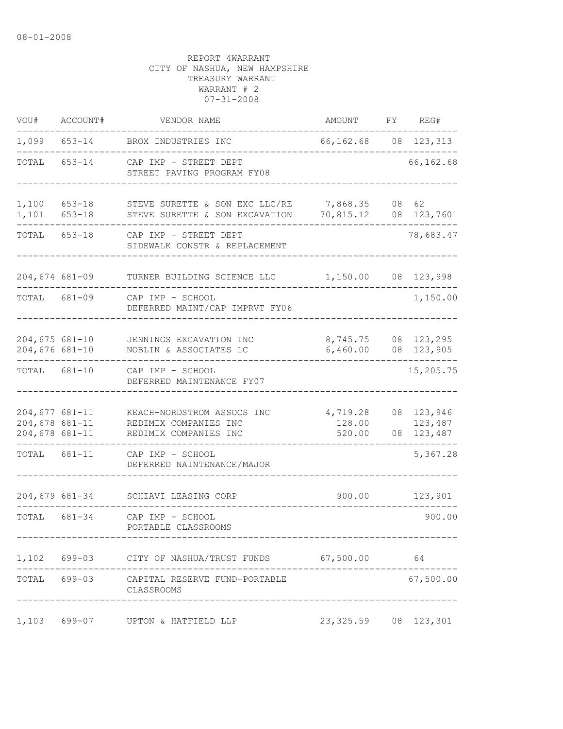08-01-2008

REPORT 4WARRANT
CITY OF NASHUA, NEW HAMPSHIRE
TREASURY WARRANT
WARRANT # 2
07-31-2008

| VOU# | ACCOUNT# | VENDOR NAME | AMOUNT | FY | REG# |
|---|---|---|---|---|---|
| 1,099 | 653-14 | BROX INDUSTRIES INC | 66,162.68 | 08 | 123,313 |
| TOTAL | 653-14 | CAP IMP - STREET DEPT<br>STREET PAVING PROGRAM FY08 | | | 66,162.68 |
| 1,100 | 653-18 | STEVE SURETTE & SON EXC LLC/RE | 7,868.35 | 08 | 62 |
| 1,101 | 653-18 | STEVE SURETTE & SON EXCAVATION | 70,815.12 | 08 | 123,760 |
| TOTAL | 653-18 | CAP IMP - STREET DEPT<br>SIDEWALK CONSTR & REPLACEMENT | | | 78,683.47 |
| 204,674 | 681-09 | TURNER BUILDING SCIENCE LLC | 1,150.00 | 08 | 123,998 |
| TOTAL | 681-09 | CAP IMP - SCHOOL<br>DEFERRED MAINT/CAP IMPRVT FY06 | | | 1,150.00 |
| 204,675 | 681-10 | JENNINGS EXCAVATION INC | 8,745.75 | 08 | 123,295 |
| 204,676 | 681-10 | NOBLIN & ASSOCIATES LC | 6,460.00 | 08 | 123,905 |
| TOTAL | 681-10 | CAP IMP - SCHOOL<br>DEFERRED MAINTENANCE FY07 | | | 15,205.75 |
| 204,677 | 681-11 | KEACH-NORDSTROM ASSOCS INC | 4,719.28 | 08 | 123,946 |
| 204,678 | 681-11 | REDIMIX COMPANIES INC | 128.00 | | 123,487 |
| 204,678 | 681-11 | REDIMIX COMPANIES INC | 520.00 | 08 | 123,487 |
| TOTAL | 681-11 | CAP IMP - SCHOOL<br>DEFERRED NAINTENANCE/MAJOR | | | 5,367.28 |
| 204,679 | 681-34 | SCHIAVI LEASING CORP | 900.00 | | 123,901 |
| TOTAL | 681-34 | CAP IMP - SCHOOL<br>PORTABLE CLASSROOMS | | | 900.00 |
| 1,102 | 699-03 | CITY OF NASHUA/TRUST FUNDS | 67,500.00 | | 64 |
| TOTAL | 699-03 | CAPITAL RESERVE FUND-PORTABLE<br>CLASSROOMS | | | 67,500.00 |
| 1,103 | 699-07 | UPTON & HATFIELD LLP | 23,325.59 | 08 | 123,301 |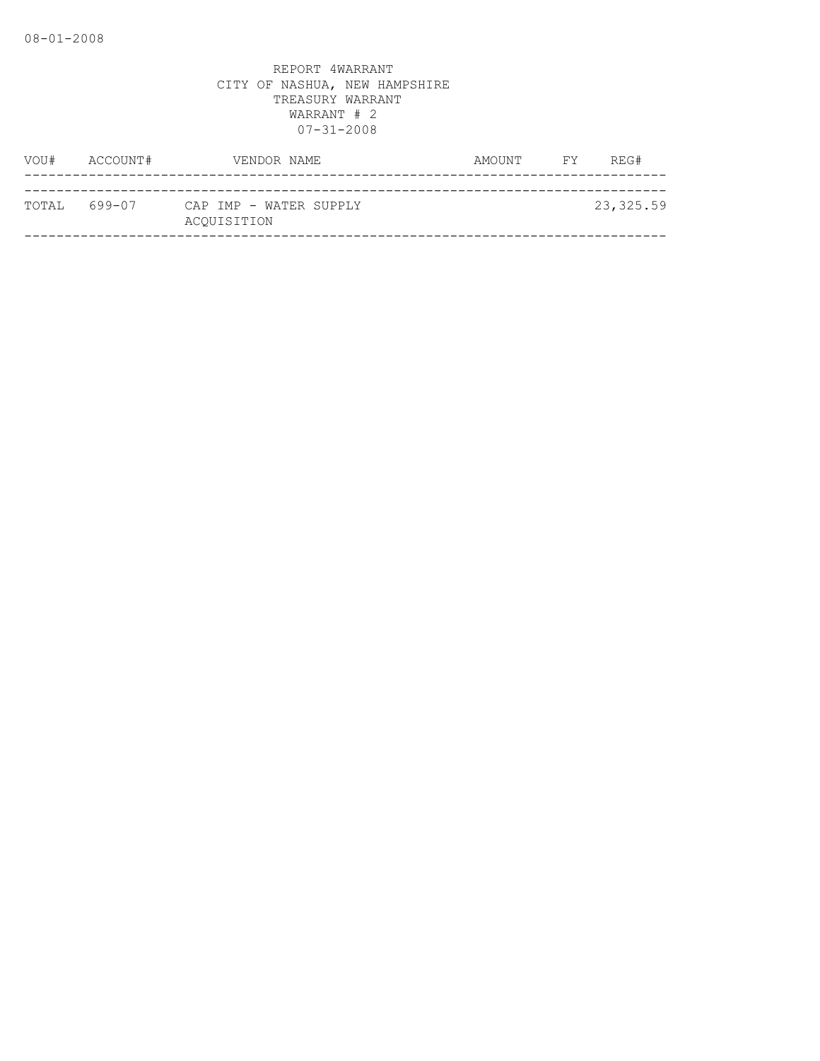REPORT 4WARRANT
CITY OF NASHUA, NEW HAMPSHIRE
TREASURY WARRANT
WARRANT # 2
07-31-2008

| VOU# | ACCOUNT# | VENDOR NAME | AMOUNT | FY | REG# |
|---|---|---|---|---|---|
| TOTAL | 699-07 | CAP IMP - WATER SUPPLY ACQUISITION | | | 23,325.59 |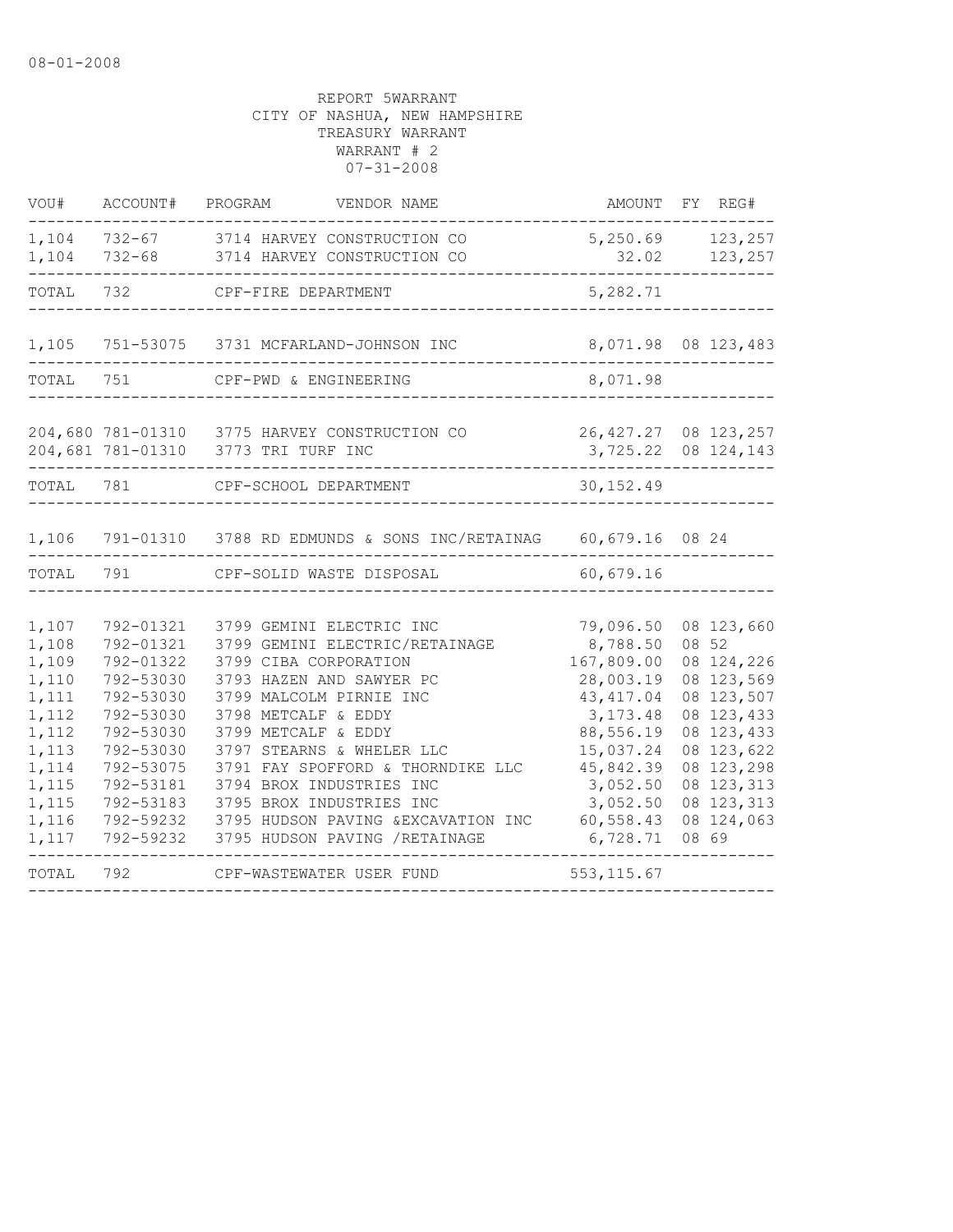08-01-2008

REPORT 5WARRANT
CITY OF NASHUA, NEW HAMPSHIRE
TREASURY WARRANT
WARRANT # 2
07-31-2008

| VOU# | ACCOUNT# | PROGRAM | VENDOR NAME | AMOUNT | FY | REG# |
|---|---|---|---|---|---|---|
| 1,104 | 732-67 | 3714 | HARVEY CONSTRUCTION CO | 5,250.69 | | 123,257 |
| 1,104 | 732-68 | 3714 | HARVEY CONSTRUCTION CO | 32.02 | | 123,257 |
| TOTAL | 732 | | CPF-FIRE DEPARTMENT | 5,282.71 | | |
| 1,105 | 751-53075 | 3731 | MCFARLAND-JOHNSON INC | 8,071.98 | 08 | 123,483 |
| TOTAL | 751 | | CPF-PWD & ENGINEERING | 8,071.98 | | |
| 204,680 | 781-01310 | 3775 | HARVEY CONSTRUCTION CO | 26,427.27 | 08 | 123,257 |
| 204,681 | 781-01310 | 3773 | TRI TURF INC | 3,725.22 | 08 | 124,143 |
| TOTAL | 781 | | CPF-SCHOOL DEPARTMENT | 30,152.49 | | |
| 1,106 | 791-01310 | 3788 | RD EDMUNDS & SONS INC/RETAINAG | 60,679.16 | 08 | 24 |
| TOTAL | 791 | | CPF-SOLID WASTE DISPOSAL | 60,679.16 | | |
| 1,107 | 792-01321 | 3799 | GEMINI ELECTRIC INC | 79,096.50 | 08 | 123,660 |
| 1,108 | 792-01321 | 3799 | GEMINI ELECTRIC/RETAINAGE | 8,788.50 | 08 | 52 |
| 1,109 | 792-01322 | 3799 | CIBA CORPORATION | 167,809.00 | 08 | 124,226 |
| 1,110 | 792-53030 | 3793 | HAZEN AND SAWYER PC | 28,003.19 | 08 | 123,569 |
| 1,111 | 792-53030 | 3799 | MALCOLM PIRNIE INC | 43,417.04 | 08 | 123,507 |
| 1,112 | 792-53030 | 3798 | METCALF & EDDY | 3,173.48 | 08 | 123,433 |
| 1,112 | 792-53030 | 3799 | METCALF & EDDY | 88,556.19 | 08 | 123,433 |
| 1,113 | 792-53030 | 3797 | STEARNS & WHELER LLC | 15,037.24 | 08 | 123,622 |
| 1,114 | 792-53075 | 3791 | FAY SPOFFORD & THORNDIKE LLC | 45,842.39 | 08 | 123,298 |
| 1,115 | 792-53181 | 3794 | BROX INDUSTRIES INC | 3,052.50 | 08 | 123,313 |
| 1,115 | 792-53183 | 3795 | BROX INDUSTRIES INC | 3,052.50 | 08 | 123,313 |
| 1,116 | 792-59232 | 3795 | HUDSON PAVING &EXCAVATION INC | 60,558.43 | 08 | 124,063 |
| 1,117 | 792-59232 | 3795 | HUDSON PAVING /RETAINAGE | 6,728.71 | 08 | 69 |
| TOTAL | 792 | | CPF-WASTEWATER USER FUND | 553,115.67 | | |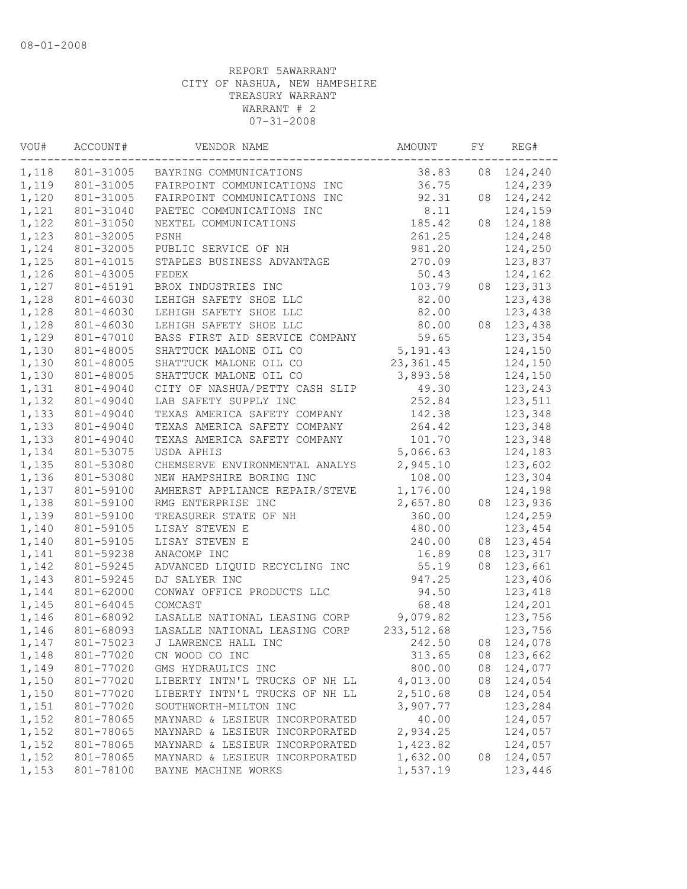08-01-2008

REPORT 5AWARRANT
CITY OF NASHUA, NEW HAMPSHIRE
TREASURY WARRANT
WARRANT # 2
07-31-2008

| VOU# | ACCOUNT# | VENDOR NAME | AMOUNT | FY | REG# |
|---|---|---|---|---|---|
| 1,118 | 801-31005 | BAYRING COMMUNICATIONS | 38.83 | 08 | 124,240 |
| 1,119 | 801-31005 | FAIRPOINT COMMUNICATIONS INC | 36.75 | | 124,239 |
| 1,120 | 801-31005 | FAIRPOINT COMMUNICATIONS INC | 92.31 | 08 | 124,242 |
| 1,121 | 801-31040 | PAETEC COMMUNICATIONS INC | 8.11 | | 124,159 |
| 1,122 | 801-31050 | NEXTEL COMMUNICATIONS | 185.42 | 08 | 124,188 |
| 1,123 | 801-32005 | PSNH | 261.25 | | 124,248 |
| 1,124 | 801-32005 | PUBLIC SERVICE OF NH | 981.20 | | 124,250 |
| 1,125 | 801-41015 | STAPLES BUSINESS ADVANTAGE | 270.09 | | 123,837 |
| 1,126 | 801-43005 | FEDEX | 50.43 | | 124,162 |
| 1,127 | 801-45191 | BROX INDUSTRIES INC | 103.79 | 08 | 123,313 |
| 1,128 | 801-46030 | LEHIGH SAFETY SHOE LLC | 82.00 | | 123,438 |
| 1,128 | 801-46030 | LEHIGH SAFETY SHOE LLC | 82.00 | | 123,438 |
| 1,128 | 801-46030 | LEHIGH SAFETY SHOE LLC | 80.00 | 08 | 123,438 |
| 1,129 | 801-47010 | BASS FIRST AID SERVICE COMPANY | 59.65 | | 123,354 |
| 1,130 | 801-48005 | SHATTUCK MALONE OIL CO | 5,191.43 | | 124,150 |
| 1,130 | 801-48005 | SHATTUCK MALONE OIL CO | 23,361.45 | | 124,150 |
| 1,130 | 801-48005 | SHATTUCK MALONE OIL CO | 3,893.58 | | 124,150 |
| 1,131 | 801-49040 | CITY OF NASHUA/PETTY CASH SLIP | 49.30 | | 123,243 |
| 1,132 | 801-49040 | LAB SAFETY SUPPLY INC | 252.84 | | 123,511 |
| 1,133 | 801-49040 | TEXAS AMERICA SAFETY COMPANY | 142.38 | | 123,348 |
| 1,133 | 801-49040 | TEXAS AMERICA SAFETY COMPANY | 264.42 | | 123,348 |
| 1,133 | 801-49040 | TEXAS AMERICA SAFETY COMPANY | 101.70 | | 123,348 |
| 1,134 | 801-53075 | USDA APHIS | 5,066.63 | | 124,183 |
| 1,135 | 801-53080 | CHEMSERVE ENVIRONMENTAL ANALYS | 2,945.10 | | 123,602 |
| 1,136 | 801-53080 | NEW HAMPSHIRE BORING INC | 108.00 | | 123,304 |
| 1,137 | 801-59100 | AMHERST APPLIANCE REPAIR/STEVE | 1,176.00 | | 124,198 |
| 1,138 | 801-59100 | RMG ENTERPRISE INC | 2,657.80 | 08 | 123,936 |
| 1,139 | 801-59100 | TREASURER STATE OF NH | 360.00 | | 124,259 |
| 1,140 | 801-59105 | LISAY STEVEN E | 480.00 | | 123,454 |
| 1,140 | 801-59105 | LISAY STEVEN E | 240.00 | 08 | 123,454 |
| 1,141 | 801-59238 | ANACOMP INC | 16.89 | 08 | 123,317 |
| 1,142 | 801-59245 | ADVANCED LIQUID RECYCLING INC | 55.19 | 08 | 123,661 |
| 1,143 | 801-59245 | DJ SALYER INC | 947.25 | | 123,406 |
| 1,144 | 801-62000 | CONWAY OFFICE PRODUCTS LLC | 94.50 | | 123,418 |
| 1,145 | 801-64045 | COMCAST | 68.48 | | 124,201 |
| 1,146 | 801-68092 | LASALLE NATIONAL LEASING CORP | 9,079.82 | | 123,756 |
| 1,146 | 801-68093 | LASALLE NATIONAL LEASING CORP | 233,512.68 | | 123,756 |
| 1,147 | 801-75023 | J LAWRENCE HALL INC | 242.50 | 08 | 124,078 |
| 1,148 | 801-77020 | CN WOOD CO INC | 313.65 | 08 | 123,662 |
| 1,149 | 801-77020 | GMS HYDRAULICS INC | 800.00 | 08 | 124,077 |
| 1,150 | 801-77020 | LIBERTY INTN'L TRUCKS OF NH LL | 4,013.00 | 08 | 124,054 |
| 1,150 | 801-77020 | LIBERTY INTN'L TRUCKS OF NH LL | 2,510.68 | 08 | 124,054 |
| 1,151 | 801-77020 | SOUTHWORTH-MILTON INC | 3,907.77 | | 123,284 |
| 1,152 | 801-78065 | MAYNARD & LESIEUR INCORPORATED | 40.00 | | 124,057 |
| 1,152 | 801-78065 | MAYNARD & LESIEUR INCORPORATED | 2,934.25 | | 124,057 |
| 1,152 | 801-78065 | MAYNARD & LESIEUR INCORPORATED | 1,423.82 | | 124,057 |
| 1,152 | 801-78065 | MAYNARD & LESIEUR INCORPORATED | 1,632.00 | 08 | 124,057 |
| 1,153 | 801-78100 | BAYNE MACHINE WORKS | 1,537.19 | | 123,446 |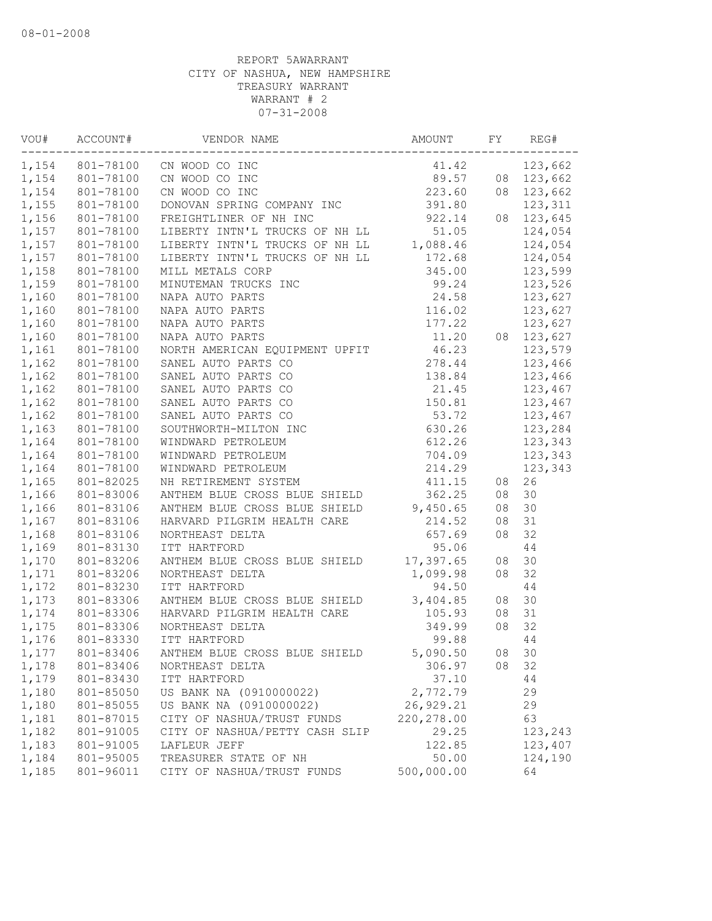08-01-2008

REPORT 5AWARRANT
CITY OF NASHUA, NEW HAMPSHIRE
TREASURY WARRANT
WARRANT # 2
07-31-2008

| VOU# | ACCOUNT# | VENDOR NAME | AMOUNT | FY | REG# |
|---|---|---|---|---|---|
| 1,154 | 801-78100 | CN WOOD CO INC | 41.42 | | 123,662 |
| 1,154 | 801-78100 | CN WOOD CO INC | 89.57 | 08 | 123,662 |
| 1,154 | 801-78100 | CN WOOD CO INC | 223.60 | 08 | 123,662 |
| 1,155 | 801-78100 | DONOVAN SPRING COMPANY INC | 391.80 | | 123,311 |
| 1,156 | 801-78100 | FREIGHTLINER OF NH INC | 922.14 | 08 | 123,645 |
| 1,157 | 801-78100 | LIBERTY INTN'L TRUCKS OF NH LL | 51.05 | | 124,054 |
| 1,157 | 801-78100 | LIBERTY INTN'L TRUCKS OF NH LL | 1,088.46 | | 124,054 |
| 1,157 | 801-78100 | LIBERTY INTN'L TRUCKS OF NH LL | 172.68 | | 124,054 |
| 1,158 | 801-78100 | MILL METALS CORP | 345.00 | | 123,599 |
| 1,159 | 801-78100 | MINUTEMAN TRUCKS INC | 99.24 | | 123,526 |
| 1,160 | 801-78100 | NAPA AUTO PARTS | 24.58 | | 123,627 |
| 1,160 | 801-78100 | NAPA AUTO PARTS | 116.02 | | 123,627 |
| 1,160 | 801-78100 | NAPA AUTO PARTS | 177.22 | | 123,627 |
| 1,160 | 801-78100 | NAPA AUTO PARTS | 11.20 | 08 | 123,627 |
| 1,161 | 801-78100 | NORTH AMERICAN EQUIPMENT UPFIT | 46.23 | | 123,579 |
| 1,162 | 801-78100 | SANEL AUTO PARTS CO | 278.44 | | 123,466 |
| 1,162 | 801-78100 | SANEL AUTO PARTS CO | 138.84 | | 123,466 |
| 1,162 | 801-78100 | SANEL AUTO PARTS CO | 21.45 | | 123,467 |
| 1,162 | 801-78100 | SANEL AUTO PARTS CO | 150.81 | | 123,467 |
| 1,162 | 801-78100 | SANEL AUTO PARTS CO | 53.72 | | 123,467 |
| 1,163 | 801-78100 | SOUTHWORTH-MILTON INC | 630.26 | | 123,284 |
| 1,164 | 801-78100 | WINDWARD PETROLEUM | 612.26 | | 123,343 |
| 1,164 | 801-78100 | WINDWARD PETROLEUM | 704.09 | | 123,343 |
| 1,164 | 801-78100 | WINDWARD PETROLEUM | 214.29 | | 123,343 |
| 1,165 | 801-82025 | NH RETIREMENT SYSTEM | 411.15 | 08 | 26 |
| 1,166 | 801-83006 | ANTHEM BLUE CROSS BLUE SHIELD | 362.25 | 08 | 30 |
| 1,166 | 801-83106 | ANTHEM BLUE CROSS BLUE SHIELD | 9,450.65 | 08 | 30 |
| 1,167 | 801-83106 | HARVARD PILGRIM HEALTH CARE | 214.52 | 08 | 31 |
| 1,168 | 801-83106 | NORTHEAST DELTA | 657.69 | 08 | 32 |
| 1,169 | 801-83130 | ITT HARTFORD | 95.06 | | 44 |
| 1,170 | 801-83206 | ANTHEM BLUE CROSS BLUE SHIELD | 17,397.65 | 08 | 30 |
| 1,171 | 801-83206 | NORTHEAST DELTA | 1,099.98 | 08 | 32 |
| 1,172 | 801-83230 | ITT HARTFORD | 94.50 | | 44 |
| 1,173 | 801-83306 | ANTHEM BLUE CROSS BLUE SHIELD | 3,404.85 | 08 | 30 |
| 1,174 | 801-83306 | HARVARD PILGRIM HEALTH CARE | 105.93 | 08 | 31 |
| 1,175 | 801-83306 | NORTHEAST DELTA | 349.99 | 08 | 32 |
| 1,176 | 801-83330 | ITT HARTFORD | 99.88 | | 44 |
| 1,177 | 801-83406 | ANTHEM BLUE CROSS BLUE SHIELD | 5,090.50 | 08 | 30 |
| 1,178 | 801-83406 | NORTHEAST DELTA | 306.97 | 08 | 32 |
| 1,179 | 801-83430 | ITT HARTFORD | 37.10 | | 44 |
| 1,180 | 801-85050 | US BANK NA (0910000022) | 2,772.79 | | 29 |
| 1,180 | 801-85055 | US BANK NA (0910000022) | 26,929.21 | | 29 |
| 1,181 | 801-87015 | CITY OF NASHUA/TRUST FUNDS | 220,278.00 | | 63 |
| 1,182 | 801-91005 | CITY OF NASHUA/PETTY CASH SLIP | 29.25 | | 123,243 |
| 1,183 | 801-91005 | LAFLEUR JEFF | 122.85 | | 123,407 |
| 1,184 | 801-95005 | TREASURER STATE OF NH | 50.00 | | 124,190 |
| 1,185 | 801-96011 | CITY OF NASHUA/TRUST FUNDS | 500,000.00 | | 64 |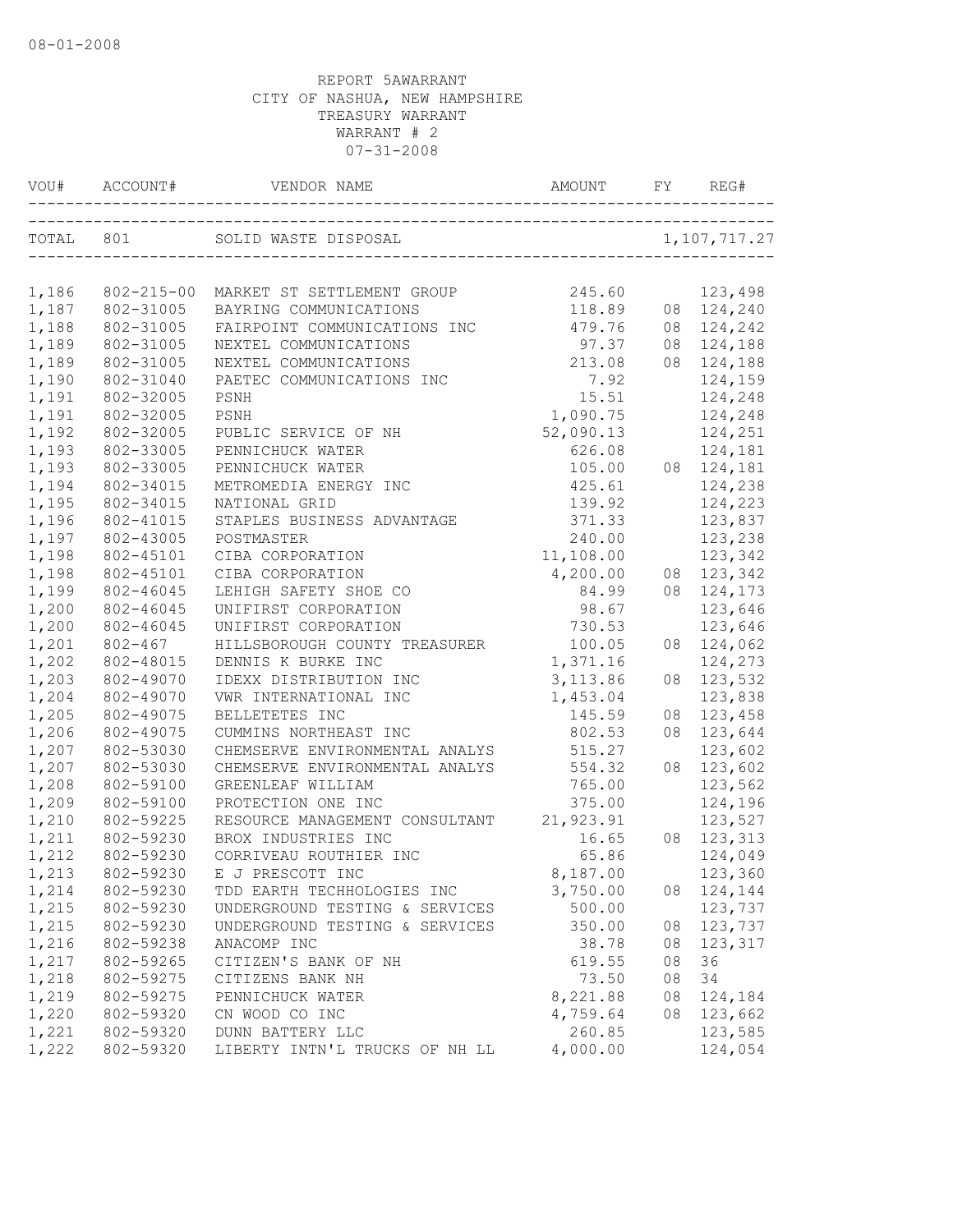08-01-2008

REPORT 5AWARRANT
CITY OF NASHUA, NEW HAMPSHIRE
TREASURY WARRANT
WARRANT # 2
07-31-2008

| VOU# | ACCOUNT# | VENDOR NAME | AMOUNT | FY | REG# |
|---|---|---|---|---|---|
| TOTAL | 801 | SOLID WASTE DISPOSAL | | | 1,107,717.27 |
| 1,186 | 802-215-00 | MARKET ST SETTLEMENT GROUP | 245.60 | | 123,498 |
| 1,187 | 802-31005 | BAYRING COMMUNICATIONS | 118.89 | 08 | 124,240 |
| 1,188 | 802-31005 | FAIRPOINT COMMUNICATIONS INC | 479.76 | 08 | 124,242 |
| 1,189 | 802-31005 | NEXTEL COMMUNICATIONS | 97.37 | 08 | 124,188 |
| 1,189 | 802-31005 | NEXTEL COMMUNICATIONS | 213.08 | 08 | 124,188 |
| 1,190 | 802-31040 | PAETEC COMMUNICATIONS INC | 7.92 | | 124,159 |
| 1,191 | 802-32005 | PSNH | 15.51 | | 124,248 |
| 1,191 | 802-32005 | PSNH | 1,090.75 | | 124,248 |
| 1,192 | 802-32005 | PUBLIC SERVICE OF NH | 52,090.13 | | 124,251 |
| 1,193 | 802-33005 | PENNICHUCK WATER | 626.08 | | 124,181 |
| 1,193 | 802-33005 | PENNICHUCK WATER | 105.00 | 08 | 124,181 |
| 1,194 | 802-34015 | METROMEDIA ENERGY INC | 425.61 | | 124,238 |
| 1,195 | 802-34015 | NATIONAL GRID | 139.92 | | 124,223 |
| 1,196 | 802-41015 | STAPLES BUSINESS ADVANTAGE | 371.33 | | 123,837 |
| 1,197 | 802-43005 | POSTMASTER | 240.00 | | 123,238 |
| 1,198 | 802-45101 | CIBA CORPORATION | 11,108.00 | | 123,342 |
| 1,198 | 802-45101 | CIBA CORPORATION | 4,200.00 | 08 | 123,342 |
| 1,199 | 802-46045 | LEHIGH SAFETY SHOE CO | 84.99 | 08 | 124,173 |
| 1,200 | 802-46045 | UNIFIRST CORPORATION | 98.67 | | 123,646 |
| 1,200 | 802-46045 | UNIFIRST CORPORATION | 730.53 | | 123,646 |
| 1,201 | 802-467 | HILLSBOROUGH COUNTY TREASURER | 100.05 | 08 | 124,062 |
| 1,202 | 802-48015 | DENNIS K BURKE INC | 1,371.16 | | 124,273 |
| 1,203 | 802-49070 | IDEXX DISTRIBUTION INC | 3,113.86 | 08 | 123,532 |
| 1,204 | 802-49070 | VWR INTERNATIONAL INC | 1,453.04 | | 123,838 |
| 1,205 | 802-49075 | BELLETETES INC | 145.59 | 08 | 123,458 |
| 1,206 | 802-49075 | CUMMINS NORTHEAST INC | 802.53 | 08 | 123,644 |
| 1,207 | 802-53030 | CHEMSERVE ENVIRONMENTAL ANALYS | 515.27 | | 123,602 |
| 1,207 | 802-53030 | CHEMSERVE ENVIRONMENTAL ANALYS | 554.32 | 08 | 123,602 |
| 1,208 | 802-59100 | GREENLEAF WILLIAM | 765.00 | | 123,562 |
| 1,209 | 802-59100 | PROTECTION ONE INC | 375.00 | | 124,196 |
| 1,210 | 802-59225 | RESOURCE MANAGEMENT CONSULTANT | 21,923.91 | | 123,527 |
| 1,211 | 802-59230 | BROX INDUSTRIES INC | 16.65 | 08 | 123,313 |
| 1,212 | 802-59230 | CORRIVEAU ROUTHIER INC | 65.86 | | 124,049 |
| 1,213 | 802-59230 | E J PRESCOTT INC | 8,187.00 | | 123,360 |
| 1,214 | 802-59230 | TDD EARTH TECHHOLOGIES INC | 3,750.00 | 08 | 124,144 |
| 1,215 | 802-59230 | UNDERGROUND TESTING & SERVICES | 500.00 | | 123,737 |
| 1,215 | 802-59230 | UNDERGROUND TESTING & SERVICES | 350.00 | 08 | 123,737 |
| 1,216 | 802-59238 | ANACOMP INC | 38.78 | 08 | 123,317 |
| 1,217 | 802-59265 | CITIZEN'S BANK OF NH | 619.55 | 08 | 36 |
| 1,218 | 802-59275 | CITIZENS BANK NH | 73.50 | 08 | 34 |
| 1,219 | 802-59275 | PENNICHUCK WATER | 8,221.88 | 08 | 124,184 |
| 1,220 | 802-59320 | CN WOOD CO INC | 4,759.64 | 08 | 123,662 |
| 1,221 | 802-59320 | DUNN BATTERY LLC | 260.85 | | 123,585 |
| 1,222 | 802-59320 | LIBERTY INTN'L TRUCKS OF NH LL | 4,000.00 | | 124,054 |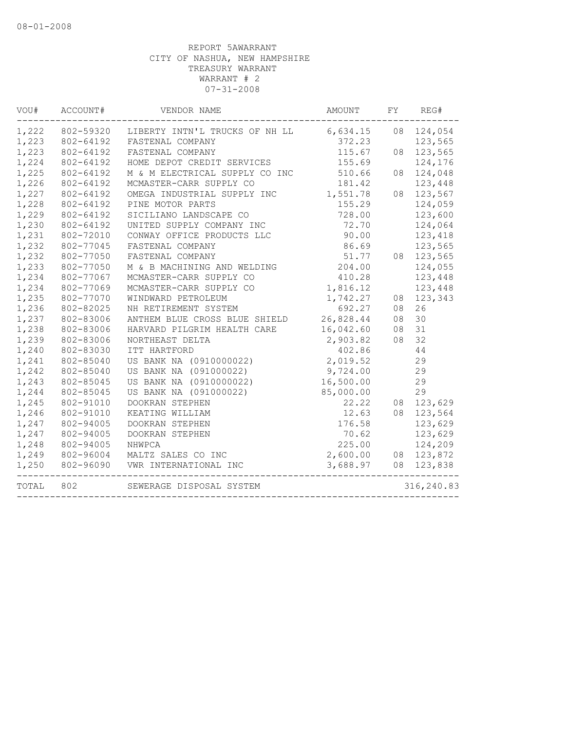08-01-2008

REPORT 5AWARRANT
CITY OF NASHUA, NEW HAMPSHIRE
TREASURY WARRANT
WARRANT # 2
07-31-2008

| VOU# | ACCOUNT# | VENDOR NAME | AMOUNT | FY | REG# |
|---|---|---|---|---|---|
| 1,222 | 802-59320 | LIBERTY INTN'L TRUCKS OF NH LL | 6,634.15 | 08 | 124,054 |
| 1,223 | 802-64192 | FASTENAL COMPANY | 372.23 | | 123,565 |
| 1,223 | 802-64192 | FASTENAL COMPANY | 115.67 | 08 | 123,565 |
| 1,224 | 802-64192 | HOME DEPOT CREDIT SERVICES | 155.69 | | 124,176 |
| 1,225 | 802-64192 | M & M ELECTRICAL SUPPLY CO INC | 510.66 | 08 | 124,048 |
| 1,226 | 802-64192 | MCMASTER-CARR SUPPLY CO | 181.42 | | 123,448 |
| 1,227 | 802-64192 | OMEGA INDUSTRIAL SUPPLY INC | 1,551.78 | 08 | 123,567 |
| 1,228 | 802-64192 | PINE MOTOR PARTS | 155.29 | | 124,059 |
| 1,229 | 802-64192 | SICILIANO LANDSCAPE CO | 728.00 | | 123,600 |
| 1,230 | 802-64192 | UNITED SUPPLY COMPANY INC | 72.70 | | 124,064 |
| 1,231 | 802-72010 | CONWAY OFFICE PRODUCTS LLC | 90.00 | | 123,418 |
| 1,232 | 802-77045 | FASTENAL COMPANY | 86.69 | | 123,565 |
| 1,232 | 802-77050 | FASTENAL COMPANY | 51.77 | 08 | 123,565 |
| 1,233 | 802-77050 | M & B MACHINING AND WELDING | 204.00 | | 124,055 |
| 1,234 | 802-77067 | MCMASTER-CARR SUPPLY CO | 410.28 | | 123,448 |
| 1,234 | 802-77069 | MCMASTER-CARR SUPPLY CO | 1,816.12 | | 123,448 |
| 1,235 | 802-77070 | WINDWARD PETROLEUM | 1,742.27 | 08 | 123,343 |
| 1,236 | 802-82025 | NH RETIREMENT SYSTEM | 692.27 | 08 | 26 |
| 1,237 | 802-83006 | ANTHEM BLUE CROSS BLUE SHIELD | 26,828.44 | 08 | 30 |
| 1,238 | 802-83006 | HARVARD PILGRIM HEALTH CARE | 16,042.60 | 08 | 31 |
| 1,239 | 802-83006 | NORTHEAST DELTA | 2,903.82 | 08 | 32 |
| 1,240 | 802-83030 | ITT HARTFORD | 402.86 | | 44 |
| 1,241 | 802-85040 | US BANK NA (0910000022) | 2,019.52 | | 29 |
| 1,242 | 802-85040 | US BANK NA (091000022) | 9,724.00 | | 29 |
| 1,243 | 802-85045 | US BANK NA (0910000022) | 16,500.00 | | 29 |
| 1,244 | 802-85045 | US BANK NA (091000022) | 85,000.00 | | 29 |
| 1,245 | 802-91010 | DOOKRAN STEPHEN | 22.22 | 08 | 123,629 |
| 1,246 | 802-91010 | KEATING WILLIAM | 12.63 | 08 | 123,564 |
| 1,247 | 802-94005 | DOOKRAN STEPHEN | 176.58 | | 123,629 |
| 1,247 | 802-94005 | DOOKRAN STEPHEN | 70.62 | | 123,629 |
| 1,248 | 802-94005 | NHWPCA | 225.00 | | 124,209 |
| 1,249 | 802-96004 | MALTZ SALES CO INC | 2,600.00 | 08 | 123,872 |
| 1,250 | 802-96090 | VWR INTERNATIONAL INC | 3,688.97 | 08 | 123,838 |
| TOTAL | 802 | SEWERAGE DISPOSAL SYSTEM | | | 316,240.83 |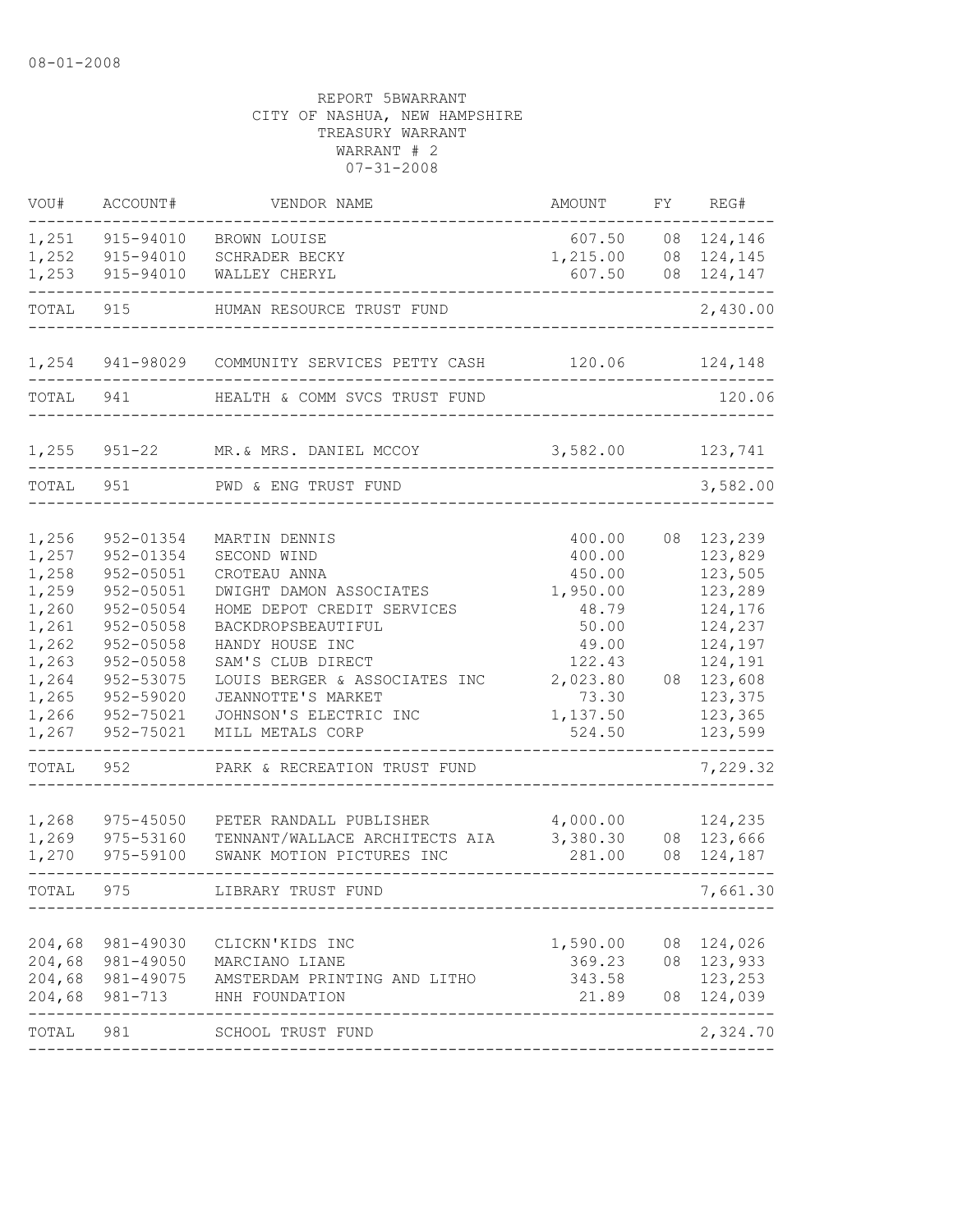08-01-2008

REPORT 5BWARRANT
CITY OF NASHUA, NEW HAMPSHIRE
TREASURY WARRANT
WARRANT # 2
07-31-2008

| VOU# | ACCOUNT# | VENDOR NAME | AMOUNT | FY | REG# |
|---|---|---|---|---|---|
| 1,251 | 915-94010 | BROWN LOUISE | 607.50 | 08 | 124,146 |
| 1,252 | 915-94010 | SCHRADER BECKY | 1,215.00 | 08 | 124,145 |
| 1,253 | 915-94010 | WALLEY CHERYL | 607.50 | 08 | 124,147 |
| TOTAL | 915 | HUMAN RESOURCE TRUST FUND | | | 2,430.00 |
| 1,254 | 941-98029 | COMMUNITY SERVICES PETTY CASH | 120.06 | | 124,148 |
| TOTAL | 941 | HEALTH & COMM SVCS TRUST FUND | | | 120.06 |
| 1,255 | 951-22 | MR.& MRS. DANIEL MCCOY | 3,582.00 | | 123,741 |
| TOTAL | 951 | PWD & ENG TRUST FUND | | | 3,582.00 |
| 1,256 | 952-01354 | MARTIN DENNIS | 400.00 | 08 | 123,239 |
| 1,257 | 952-01354 | SECOND WIND | 400.00 | | 123,829 |
| 1,258 | 952-05051 | CROTEAU ANNA | 450.00 | | 123,505 |
| 1,259 | 952-05051 | DWIGHT DAMON ASSOCIATES | 1,950.00 | | 123,289 |
| 1,260 | 952-05054 | HOME DEPOT CREDIT SERVICES | 48.79 | | 124,176 |
| 1,261 | 952-05058 | BACKDROPSBEAUTIFUL | 50.00 | | 124,237 |
| 1,262 | 952-05058 | HANDY HOUSE INC | 49.00 | | 124,197 |
| 1,263 | 952-05058 | SAM'S CLUB DIRECT | 122.43 | | 124,191 |
| 1,264 | 952-53075 | LOUIS BERGER & ASSOCIATES INC | 2,023.80 | 08 | 123,608 |
| 1,265 | 952-59020 | JEANNOTTE'S MARKET | 73.30 | | 123,375 |
| 1,266 | 952-75021 | JOHNSON'S ELECTRIC INC | 1,137.50 | | 123,365 |
| 1,267 | 952-75021 | MILL METALS CORP | 524.50 | | 123,599 |
| TOTAL | 952 | PARK & RECREATION TRUST FUND | | | 7,229.32 |
| 1,268 | 975-45050 | PETER RANDALL PUBLISHER | 4,000.00 | | 124,235 |
| 1,269 | 975-53160 | TENNANT/WALLACE ARCHITECTS AIA | 3,380.30 | 08 | 123,666 |
| 1,270 | 975-59100 | SWANK MOTION PICTURES INC | 281.00 | 08 | 124,187 |
| TOTAL | 975 | LIBRARY TRUST FUND | | | 7,661.30 |
| 204,68 | 981-49030 | CLICKN'KIDS INC | 1,590.00 | 08 | 124,026 |
| 204,68 | 981-49050 | MARCIANO LIANE | 369.23 | 08 | 123,933 |
| 204,68 | 981-49075 | AMSTERDAM PRINTING AND LITHO | 343.58 | | 123,253 |
| 204,68 | 981-713 | HNH FOUNDATION | 21.89 | 08 | 124,039 |
| TOTAL | 981 | SCHOOL TRUST FUND | | | 2,324.70 |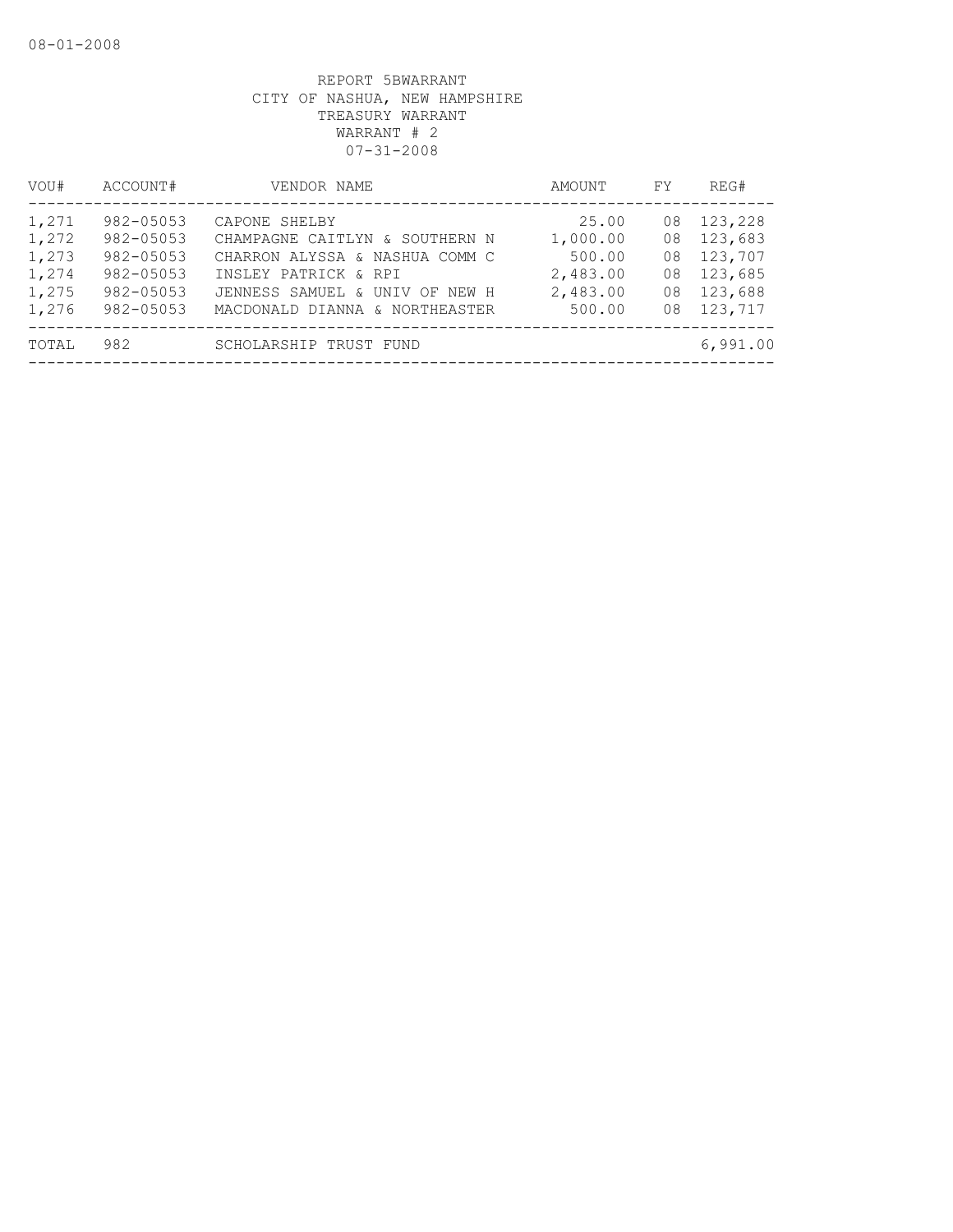08-01-2008

REPORT 5BWARRANT
CITY OF NASHUA, NEW HAMPSHIRE
TREASURY WARRANT
WARRANT # 2
07-31-2008

| VOU# | ACCOUNT# | VENDOR NAME | AMOUNT | FY | REG# |
|---|---|---|---|---|---|
| 1,271 | 982-05053 | CAPONE SHELBY | 25.00 | 08 | 123,228 |
| 1,272 | 982-05053 | CHAMPAGNE CAITLYN & SOUTHERN N | 1,000.00 | 08 | 123,683 |
| 1,273 | 982-05053 | CHARRON ALYSSA & NASHUA COMM C | 500.00 | 08 | 123,707 |
| 1,274 | 982-05053 | INSLEY PATRICK & RPI | 2,483.00 | 08 | 123,685 |
| 1,275 | 982-05053 | JENNESS SAMUEL & UNIV OF NEW H | 2,483.00 | 08 | 123,688 |
| 1,276 | 982-05053 | MACDONALD DIANNA & NORTHEASTER | 500.00 | 08 | 123,717 |
| TOTAL | 982 | SCHOLARSHIP TRUST FUND | | | 6,991.00 |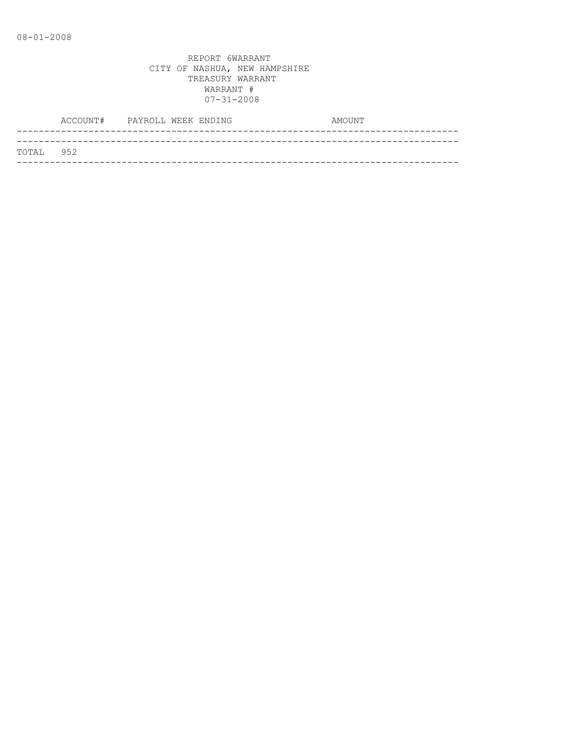08-01-2008

REPORT 6WARRANT
CITY OF NASHUA, NEW HAMPSHIRE
TREASURY WARRANT
WARRANT #
07-31-2008

| ACCOUNT# | PAYROLL WEEK ENDING | AMOUNT |
|---|---|---|
| TOTAL 952 | | |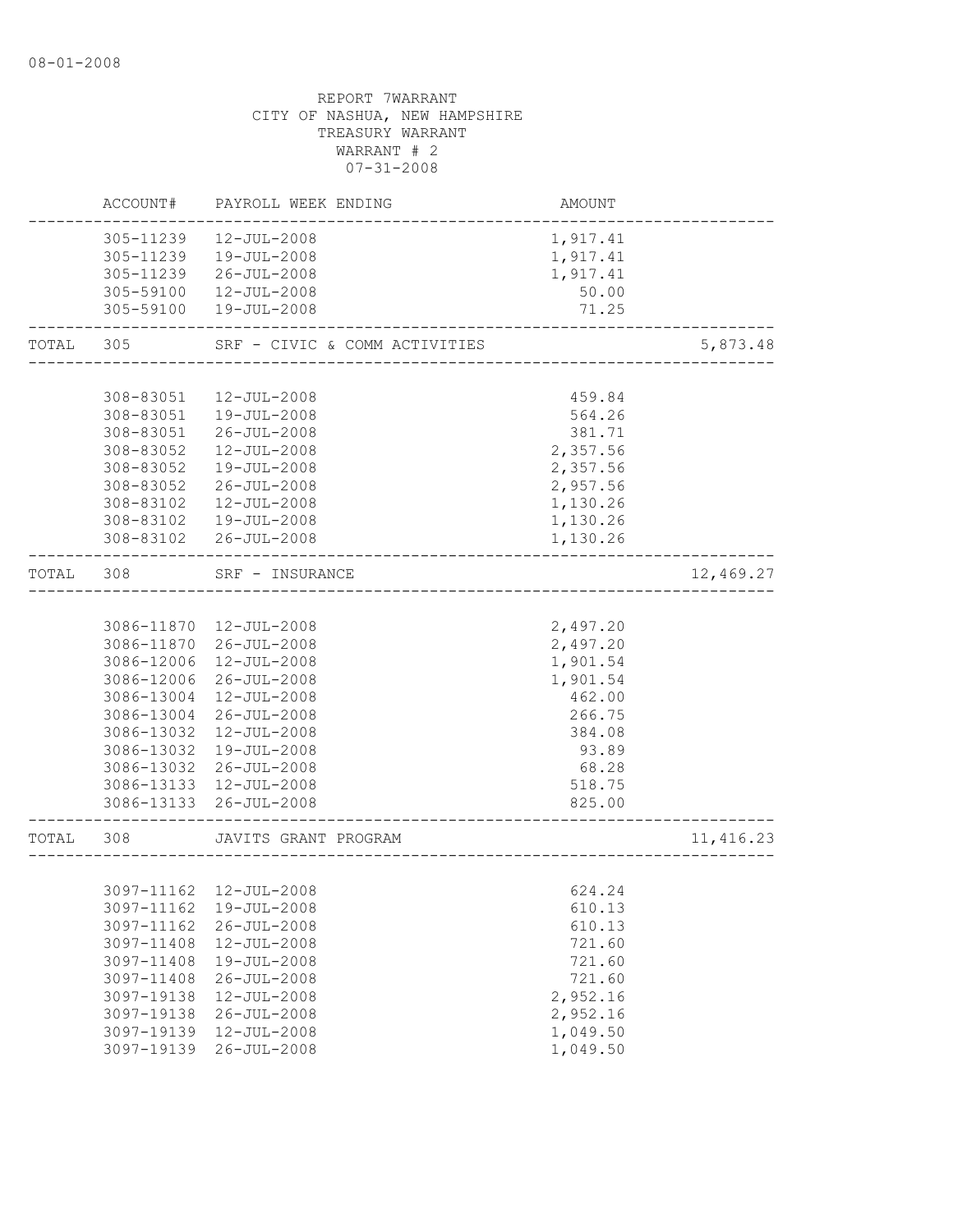08-01-2008

REPORT 7WARRANT
CITY OF NASHUA, NEW HAMPSHIRE
TREASURY WARRANT
WARRANT # 2
07-31-2008

| | ACCOUNT# | PAYROLL WEEK ENDING | AMOUNT | |
|---|---|---|---|---|
| | 305-11239 | 12-JUL-2008 | 1,917.41 | |
| | 305-11239 | 19-JUL-2008 | 1,917.41 | |
| | 305-11239 | 26-JUL-2008 | 1,917.41 | |
| | 305-59100 | 12-JUL-2008 | 50.00 | |
| | 305-59100 | 19-JUL-2008 | 71.25 | |
| TOTAL | 305 | SRF - CIVIC & COMM ACTIVITIES | | 5,873.48 |
| | 308-83051 | 12-JUL-2008 | 459.84 | |
| | 308-83051 | 19-JUL-2008 | 564.26 | |
| | 308-83051 | 26-JUL-2008 | 381.71 | |
| | 308-83052 | 12-JUL-2008 | 2,357.56 | |
| | 308-83052 | 19-JUL-2008 | 2,357.56 | |
| | 308-83052 | 26-JUL-2008 | 2,957.56 | |
| | 308-83102 | 12-JUL-2008 | 1,130.26 | |
| | 308-83102 | 19-JUL-2008 | 1,130.26 | |
| | 308-83102 | 26-JUL-2008 | 1,130.26 | |
| TOTAL | 308 | SRF - INSURANCE | | 12,469.27 |
| | 3086-11870 | 12-JUL-2008 | 2,497.20 | |
| | 3086-11870 | 26-JUL-2008 | 2,497.20 | |
| | 3086-12006 | 12-JUL-2008 | 1,901.54 | |
| | 3086-12006 | 26-JUL-2008 | 1,901.54 | |
| | 3086-13004 | 12-JUL-2008 | 462.00 | |
| | 3086-13004 | 26-JUL-2008 | 266.75 | |
| | 3086-13032 | 12-JUL-2008 | 384.08 | |
| | 3086-13032 | 19-JUL-2008 | 93.89 | |
| | 3086-13032 | 26-JUL-2008 | 68.28 | |
| | 3086-13133 | 12-JUL-2008 | 518.75 | |
| | 3086-13133 | 26-JUL-2008 | 825.00 | |
| TOTAL | 308 | JAVITS GRANT PROGRAM | | 11,416.23 |
| | 3097-11162 | 12-JUL-2008 | 624.24 | |
| | 3097-11162 | 19-JUL-2008 | 610.13 | |
| | 3097-11162 | 26-JUL-2008 | 610.13 | |
| | 3097-11408 | 12-JUL-2008 | 721.60 | |
| | 3097-11408 | 19-JUL-2008 | 721.60 | |
| | 3097-11408 | 26-JUL-2008 | 721.60 | |
| | 3097-19138 | 12-JUL-2008 | 2,952.16 | |
| | 3097-19138 | 26-JUL-2008 | 2,952.16 | |
| | 3097-19139 | 12-JUL-2008 | 1,049.50 | |
| | 3097-19139 | 26-JUL-2008 | 1,049.50 | |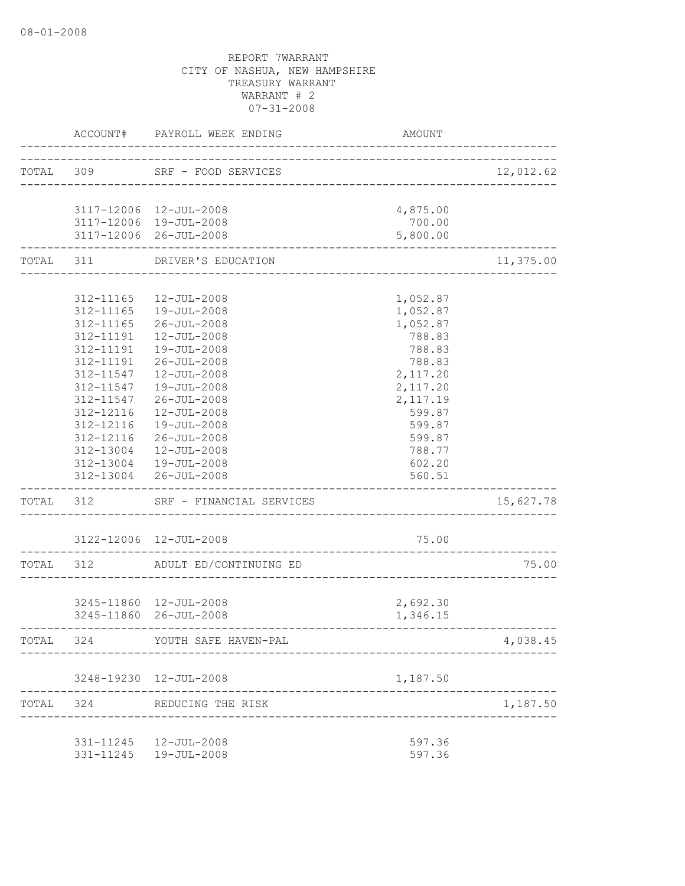08-01-2008

REPORT 7WARRANT
CITY OF NASHUA, NEW HAMPSHIRE
TREASURY WARRANT
WARRANT # 2
07-31-2008

| | ACCOUNT# | PAYROLL WEEK ENDING | AMOUNT | |
|---|---|---|---|---|
| TOTAL | 309 | SRF - FOOD SERVICES | | 12,012.62 |
| | 3117-12006 | 12-JUL-2008 | 4,875.00 | |
| | 3117-12006 | 19-JUL-2008 | 700.00 | |
| | 3117-12006 | 26-JUL-2008 | 5,800.00 | |
| TOTAL | 311 | DRIVER'S EDUCATION | | 11,375.00 |
| | 312-11165 | 12-JUL-2008 | 1,052.87 | |
| | 312-11165 | 19-JUL-2008 | 1,052.87 | |
| | 312-11165 | 26-JUL-2008 | 1,052.87 | |
| | 312-11191 | 12-JUL-2008 | 788.83 | |
| | 312-11191 | 19-JUL-2008 | 788.83 | |
| | 312-11191 | 26-JUL-2008 | 788.83 | |
| | 312-11547 | 12-JUL-2008 | 2,117.20 | |
| | 312-11547 | 19-JUL-2008 | 2,117.20 | |
| | 312-11547 | 26-JUL-2008 | 2,117.19 | |
| | 312-12116 | 12-JUL-2008 | 599.87 | |
| | 312-12116 | 19-JUL-2008 | 599.87 | |
| | 312-12116 | 26-JUL-2008 | 599.87 | |
| | 312-13004 | 12-JUL-2008 | 788.77 | |
| | 312-13004 | 19-JUL-2008 | 602.20 | |
| | 312-13004 | 26-JUL-2008 | 560.51 | |
| TOTAL | 312 | SRF - FINANCIAL SERVICES | | 15,627.78 |
| | 3122-12006 | 12-JUL-2008 | 75.00 | |
| TOTAL | 312 | ADULT ED/CONTINUING ED | | 75.00 |
| | 3245-11860 | 12-JUL-2008 | 2,692.30 | |
| | 3245-11860 | 26-JUL-2008 | 1,346.15 | |
| TOTAL | 324 | YOUTH SAFE HAVEN-PAL | | 4,038.45 |
| | 3248-19230 | 12-JUL-2008 | 1,187.50 | |
| TOTAL | 324 | REDUCING THE RISK | | 1,187.50 |
| | 331-11245 | 12-JUL-2008 | 597.36 | |
| | 331-11245 | 19-JUL-2008 | 597.36 | |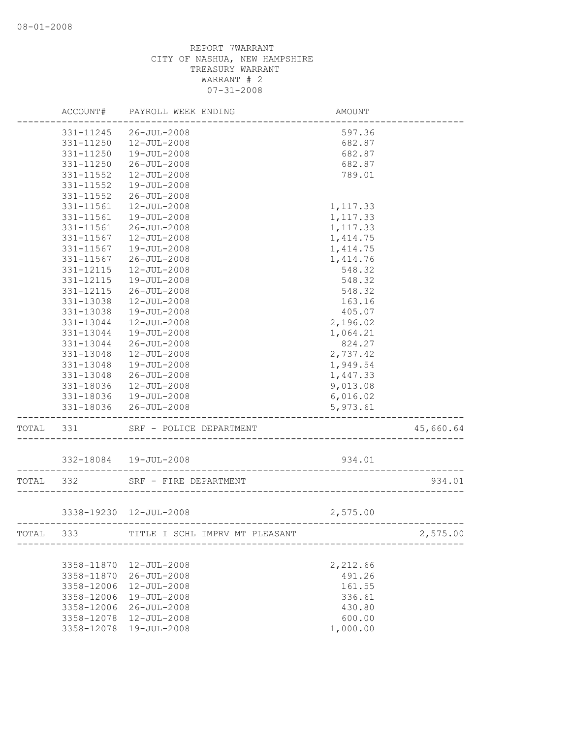REPORT 7WARRANT
CITY OF NASHUA, NEW HAMPSHIRE
TREASURY WARRANT
WARRANT # 2
07-31-2008

| | ACCOUNT# | PAYROLL WEEK ENDING | AMOUNT | |
|---|---|---|---|---|
| | 331-11245 | 26-JUL-2008 | 597.36 | |
| | 331-11250 | 12-JUL-2008 | 682.87 | |
| | 331-11250 | 19-JUL-2008 | 682.87 | |
| | 331-11250 | 26-JUL-2008 | 682.87 | |
| | 331-11552 | 12-JUL-2008 | 789.01 | |
| | 331-11552 | 19-JUL-2008 | | |
| | 331-11552 | 26-JUL-2008 | | |
| | 331-11561 | 12-JUL-2008 | 1,117.33 | |
| | 331-11561 | 19-JUL-2008 | 1,117.33 | |
| | 331-11561 | 26-JUL-2008 | 1,117.33 | |
| | 331-11567 | 12-JUL-2008 | 1,414.75 | |
| | 331-11567 | 19-JUL-2008 | 1,414.75 | |
| | 331-11567 | 26-JUL-2008 | 1,414.76 | |
| | 331-12115 | 12-JUL-2008 | 548.32 | |
| | 331-12115 | 19-JUL-2008 | 548.32 | |
| | 331-12115 | 26-JUL-2008 | 548.32 | |
| | 331-13038 | 12-JUL-2008 | 163.16 | |
| | 331-13038 | 19-JUL-2008 | 405.07 | |
| | 331-13044 | 12-JUL-2008 | 2,196.02 | |
| | 331-13044 | 19-JUL-2008 | 1,064.21 | |
| | 331-13044 | 26-JUL-2008 | 824.27 | |
| | 331-13048 | 12-JUL-2008 | 2,737.42 | |
| | 331-13048 | 19-JUL-2008 | 1,949.54 | |
| | 331-13048 | 26-JUL-2008 | 1,447.33 | |
| | 331-18036 | 12-JUL-2008 | 9,013.08 | |
| | 331-18036 | 19-JUL-2008 | 6,016.02 | |
| | 331-18036 | 26-JUL-2008 | 5,973.61 | |
| TOTAL | 331 | SRF - POLICE DEPARTMENT | | 45,660.64 |
| | 332-18084 | 19-JUL-2008 | 934.01 | |
| TOTAL | 332 | SRF - FIRE DEPARTMENT | | 934.01 |
| | 3338-19230 | 12-JUL-2008 | 2,575.00 | |
| TOTAL | 333 | TITLE I SCHL IMPRV MT PLEASANT | | 2,575.00 |
| | 3358-11870 | 12-JUL-2008 | 2,212.66 | |
| | 3358-11870 | 26-JUL-2008 | 491.26 | |
| | 3358-12006 | 12-JUL-2008 | 161.55 | |
| | 3358-12006 | 19-JUL-2008 | 336.61 | |
| | 3358-12006 | 26-JUL-2008 | 430.80 | |
| | 3358-12078 | 12-JUL-2008 | 600.00 | |
| | 3358-12078 | 19-JUL-2008 | 1,000.00 | |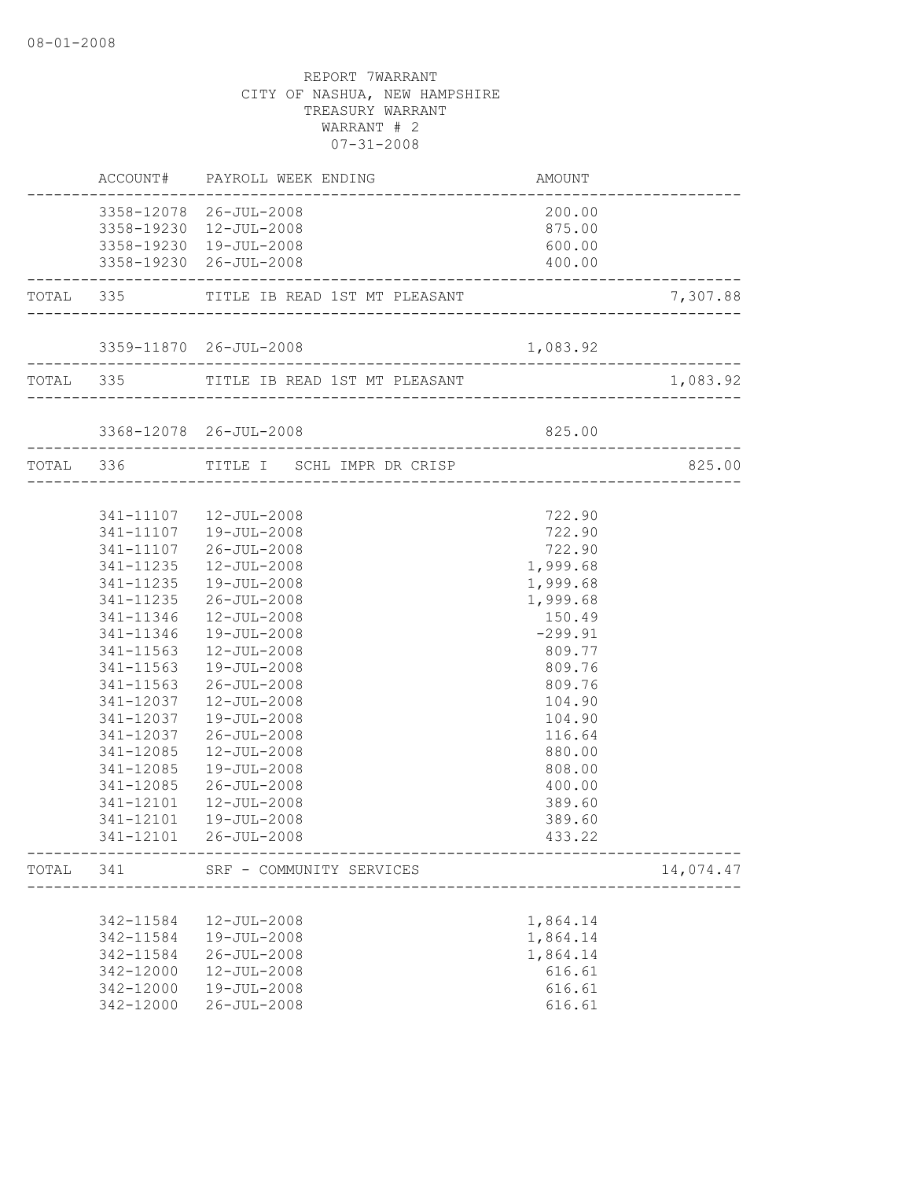08-01-2008

REPORT 7WARRANT
CITY OF NASHUA, NEW HAMPSHIRE
TREASURY WARRANT
WARRANT # 2
07-31-2008

| | ACCOUNT# | PAYROLL WEEK ENDING | AMOUNT | |
|---|---|---|---|---|
| | 3358-12078 | 26-JUL-2008 | 200.00 | |
| | 3358-19230 | 12-JUL-2008 | 875.00 | |
| | 3358-19230 | 19-JUL-2008 | 600.00 | |
| | 3358-19230 | 26-JUL-2008 | 400.00 | |
| TOTAL | 335 | TITLE IB READ 1ST MT PLEASANT | | 7,307.88 |
| | 3359-11870 | 26-JUL-2008 | 1,083.92 | |
| TOTAL | 335 | TITLE IB READ 1ST MT PLEASANT | | 1,083.92 |
| | 3368-12078 | 26-JUL-2008 | 825.00 | |
| TOTAL | 336 | TITLE I SCHL IMPR DR CRISP | | 825.00 |
| | 341-11107 | 12-JUL-2008 | 722.90 | |
| | 341-11107 | 19-JUL-2008 | 722.90 | |
| | 341-11107 | 26-JUL-2008 | 722.90 | |
| | 341-11235 | 12-JUL-2008 | 1,999.68 | |
| | 341-11235 | 19-JUL-2008 | 1,999.68 | |
| | 341-11235 | 26-JUL-2008 | 1,999.68 | |
| | 341-11346 | 12-JUL-2008 | 150.49 | |
| | 341-11346 | 19-JUL-2008 | -299.91 | |
| | 341-11563 | 12-JUL-2008 | 809.77 | |
| | 341-11563 | 19-JUL-2008 | 809.76 | |
| | 341-11563 | 26-JUL-2008 | 809.76 | |
| | 341-12037 | 12-JUL-2008 | 104.90 | |
| | 341-12037 | 19-JUL-2008 | 104.90 | |
| | 341-12037 | 26-JUL-2008 | 116.64 | |
| | 341-12085 | 12-JUL-2008 | 880.00 | |
| | 341-12085 | 19-JUL-2008 | 808.00 | |
| | 341-12085 | 26-JUL-2008 | 400.00 | |
| | 341-12101 | 12-JUL-2008 | 389.60 | |
| | 341-12101 | 19-JUL-2008 | 389.60 | |
| | 341-12101 | 26-JUL-2008 | 433.22 | |
| TOTAL | 341 | SRF - COMMUNITY SERVICES | | 14,074.47 |
| | 342-11584 | 12-JUL-2008 | 1,864.14 | |
| | 342-11584 | 19-JUL-2008 | 1,864.14 | |
| | 342-11584 | 26-JUL-2008 | 1,864.14 | |
| | 342-12000 | 12-JUL-2008 | 616.61 | |
| | 342-12000 | 19-JUL-2008 | 616.61 | |
| | 342-12000 | 26-JUL-2008 | 616.61 | |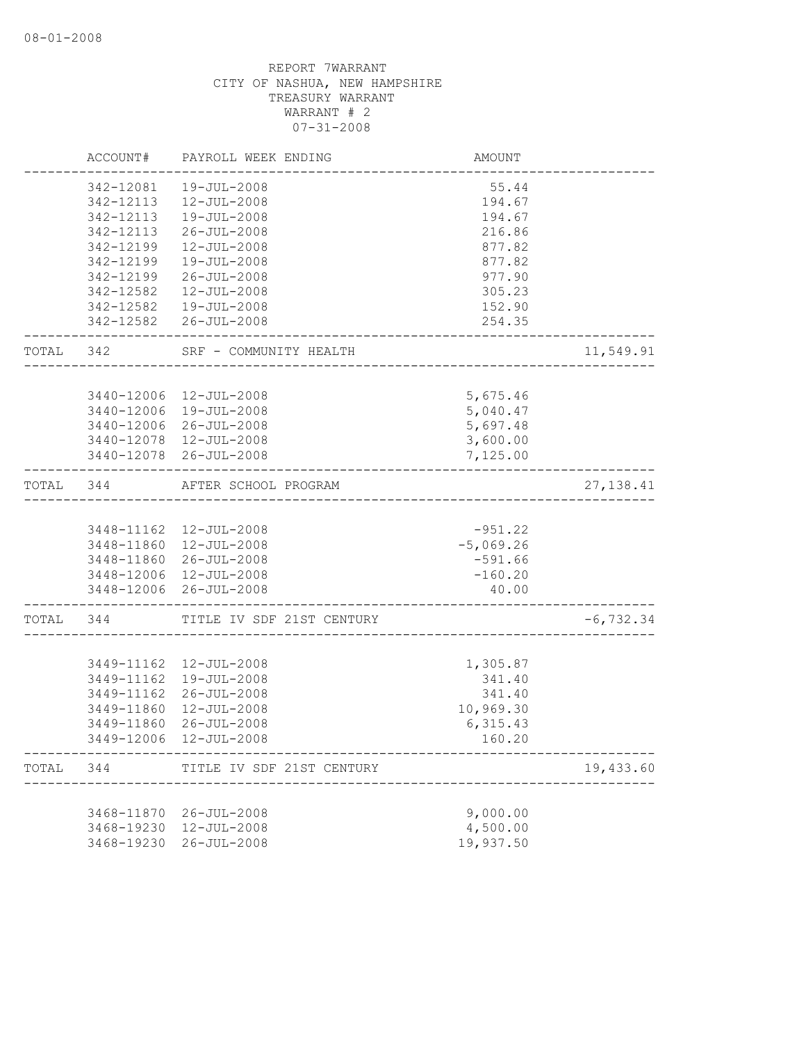08-01-2008

REPORT 7WARRANT
CITY OF NASHUA, NEW HAMPSHIRE
TREASURY WARRANT
WARRANT # 2
07-31-2008

| | ACCOUNT# | PAYROLL WEEK ENDING | AMOUNT | |
|---|---|---|---|---|
| | 342-12081 | 19-JUL-2008 | 55.44 | |
| | 342-12113 | 12-JUL-2008 | 194.67 | |
| | 342-12113 | 19-JUL-2008 | 194.67 | |
| | 342-12113 | 26-JUL-2008 | 216.86 | |
| | 342-12199 | 12-JUL-2008 | 877.82 | |
| | 342-12199 | 19-JUL-2008 | 877.82 | |
| | 342-12199 | 26-JUL-2008 | 977.90 | |
| | 342-12582 | 12-JUL-2008 | 305.23 | |
| | 342-12582 | 19-JUL-2008 | 152.90 | |
| | 342-12582 | 26-JUL-2008 | 254.35 | |
| TOTAL | 342 | SRF - COMMUNITY HEALTH | | 11,549.91 |
| | 3440-12006 | 12-JUL-2008 | 5,675.46 | |
| | 3440-12006 | 19-JUL-2008 | 5,040.47 | |
| | 3440-12006 | 26-JUL-2008 | 5,697.48 | |
| | 3440-12078 | 12-JUL-2008 | 3,600.00 | |
| | 3440-12078 | 26-JUL-2008 | 7,125.00 | |
| TOTAL | 344 | AFTER SCHOOL PROGRAM | | 27,138.41 |
| | 3448-11162 | 12-JUL-2008 | -951.22 | |
| | 3448-11860 | 12-JUL-2008 | -5,069.26 | |
| | 3448-11860 | 26-JUL-2008 | -591.66 | |
| | 3448-12006 | 12-JUL-2008 | -160.20 | |
| | 3448-12006 | 26-JUL-2008 | 40.00 | |
| TOTAL | 344 | TITLE IV SDF 21ST CENTURY | | -6,732.34 |
| | 3449-11162 | 12-JUL-2008 | 1,305.87 | |
| | 3449-11162 | 19-JUL-2008 | 341.40 | |
| | 3449-11162 | 26-JUL-2008 | 341.40 | |
| | 3449-11860 | 12-JUL-2008 | 10,969.30 | |
| | 3449-11860 | 26-JUL-2008 | 6,315.43 | |
| | 3449-12006 | 12-JUL-2008 | 160.20 | |
| TOTAL | 344 | TITLE IV SDF 21ST CENTURY | | 19,433.60 |
| | 3468-11870 | 26-JUL-2008 | 9,000.00 | |
| | 3468-19230 | 12-JUL-2008 | 4,500.00 | |
| | 3468-19230 | 26-JUL-2008 | 19,937.50 | |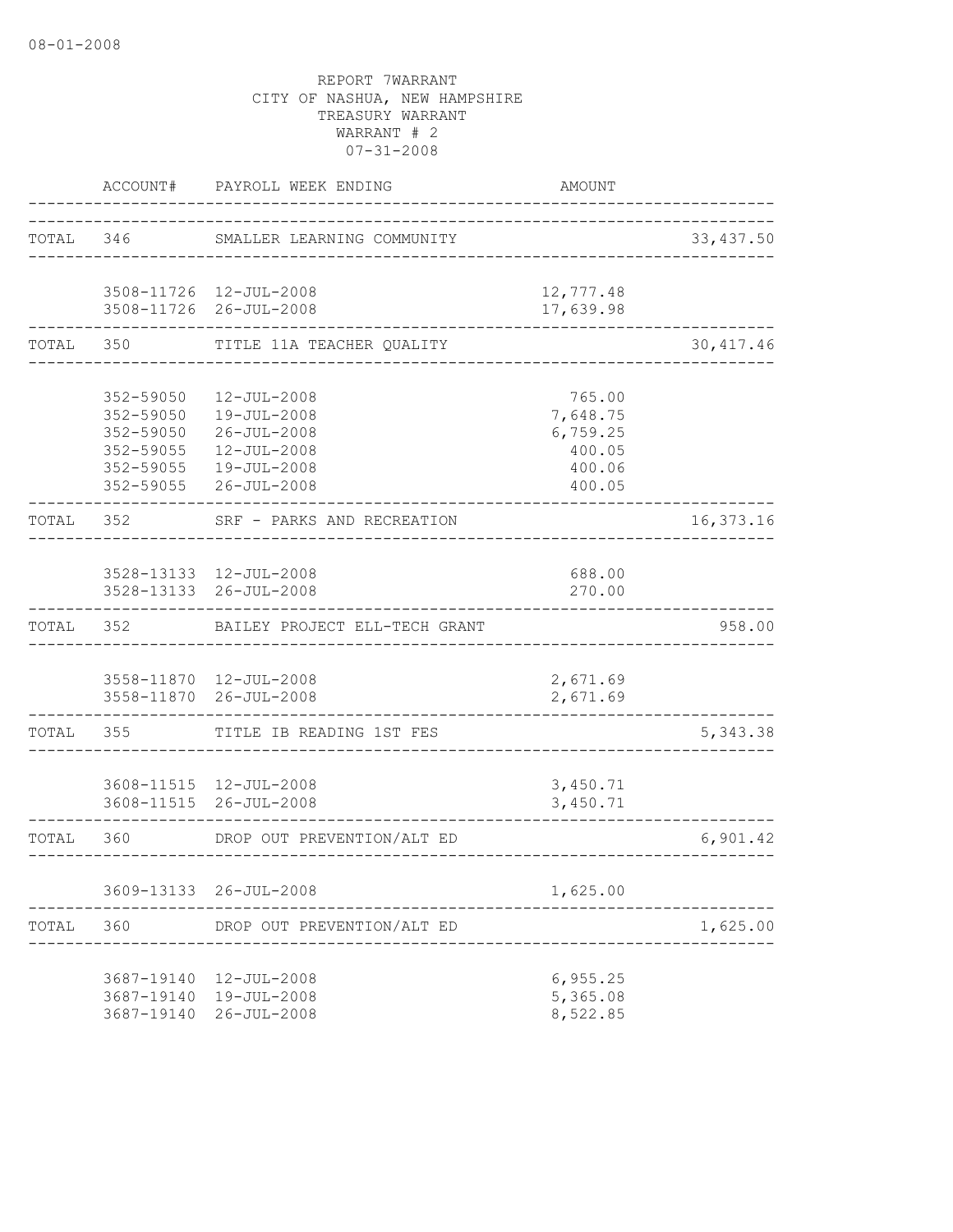REPORT 7WARRANT
CITY OF NASHUA, NEW HAMPSHIRE
TREASURY WARRANT
WARRANT # 2
07-31-2008

| | ACCOUNT# | PAYROLL WEEK ENDING | AMOUNT | |
|---|---|---|---|---|
| TOTAL | 346 | SMALLER LEARNING COMMUNITY | | 33,437.50 |
| | 3508-11726 | 12-JUL-2008 | 12,777.48 | |
| | 3508-11726 | 26-JUL-2008 | 17,639.98 | |
| TOTAL | 350 | TITLE 11A TEACHER QUALITY | | 30,417.46 |
| | 352-59050 | 12-JUL-2008 | 765.00 | |
| | 352-59050 | 19-JUL-2008 | 7,648.75 | |
| | 352-59050 | 26-JUL-2008 | 6,759.25 | |
| | 352-59055 | 12-JUL-2008 | 400.05 | |
| | 352-59055 | 19-JUL-2008 | 400.06 | |
| | 352-59055 | 26-JUL-2008 | 400.05 | |
| TOTAL | 352 | SRF - PARKS AND RECREATION | | 16,373.16 |
| | 3528-13133 | 12-JUL-2008 | 688.00 | |
| | 3528-13133 | 26-JUL-2008 | 270.00 | |
| TOTAL | 352 | BAILEY PROJECT ELL-TECH GRANT | | 958.00 |
| | 3558-11870 | 12-JUL-2008 | 2,671.69 | |
| | 3558-11870 | 26-JUL-2008 | 2,671.69 | |
| TOTAL | 355 | TITLE IB READING 1ST FES | | 5,343.38 |
| | 3608-11515 | 12-JUL-2008 | 3,450.71 | |
| | 3608-11515 | 26-JUL-2008 | 3,450.71 | |
| TOTAL | 360 | DROP OUT PREVENTION/ALT ED | | 6,901.42 |
| | 3609-13133 | 26-JUL-2008 | 1,625.00 | |
| TOTAL | 360 | DROP OUT PREVENTION/ALT ED | | 1,625.00 |
| | 3687-19140 | 12-JUL-2008 | 6,955.25 | |
| | 3687-19140 | 19-JUL-2008 | 5,365.08 | |
| | 3687-19140 | 26-JUL-2008 | 8,522.85 | |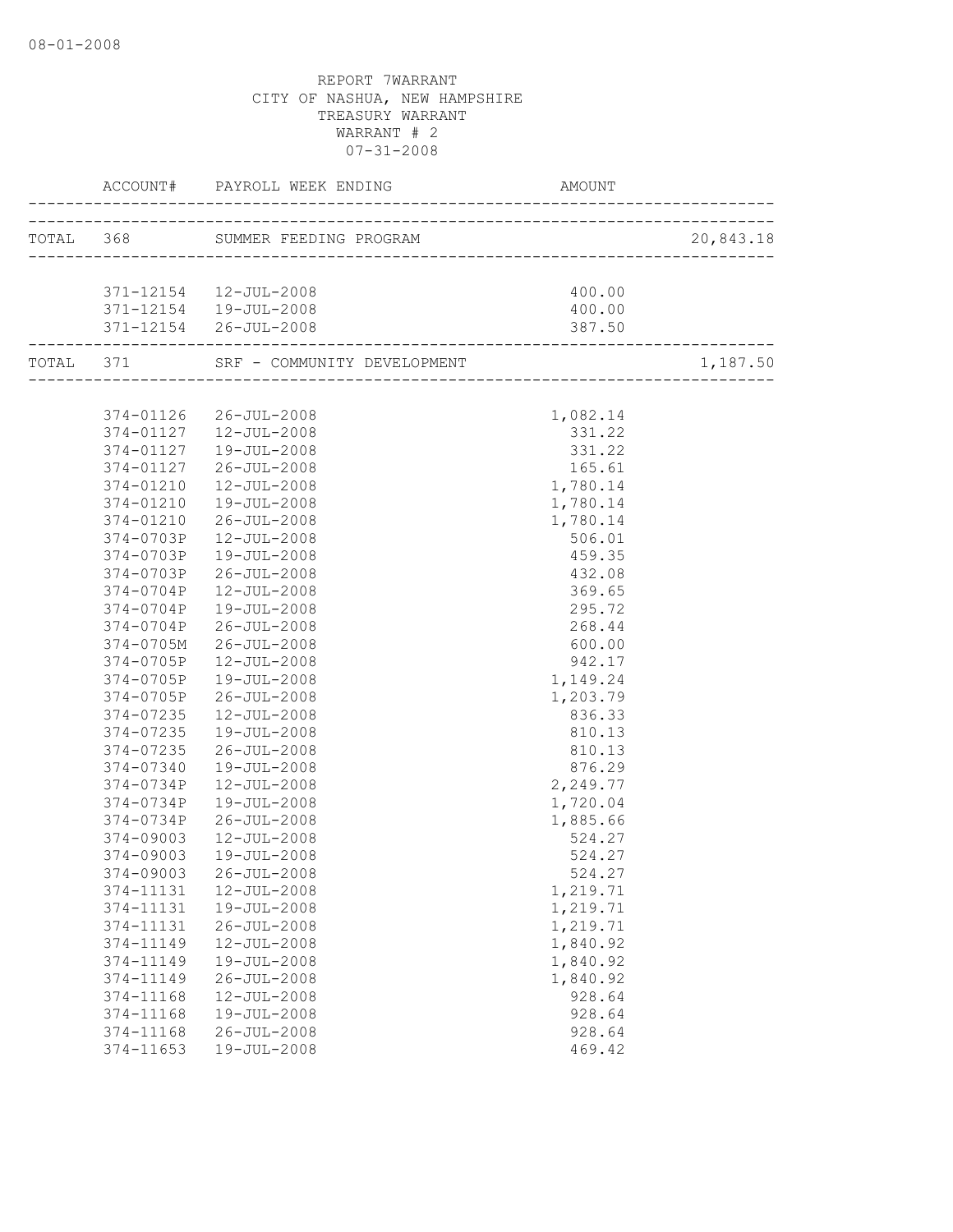REPORT 7WARRANT
CITY OF NASHUA, NEW HAMPSHIRE
TREASURY WARRANT
WARRANT # 2
07-31-2008

| ACCOUNT# | PAYROLL WEEK ENDING | AMOUNT | |
|---|---|---|---|
| TOTAL 368 | SUMMER FEEDING PROGRAM | | 20,843.18 |
| 371-12154 | 12-JUL-2008 | 400.00 | |
| 371-12154 | 19-JUL-2008 | 400.00 | |
| 371-12154 | 26-JUL-2008 | 387.50 | |
| TOTAL 371 | SRF - COMMUNITY DEVELOPMENT | | 1,187.50 |
| 374-01126 | 26-JUL-2008 | 1,082.14 | |
| 374-01127 | 12-JUL-2008 | 331.22 | |
| 374-01127 | 19-JUL-2008 | 331.22 | |
| 374-01127 | 26-JUL-2008 | 165.61 | |
| 374-01210 | 12-JUL-2008 | 1,780.14 | |
| 374-01210 | 19-JUL-2008 | 1,780.14 | |
| 374-01210 | 26-JUL-2008 | 1,780.14 | |
| 374-0703P | 12-JUL-2008 | 506.01 | |
| 374-0703P | 19-JUL-2008 | 459.35 | |
| 374-0703P | 26-JUL-2008 | 432.08 | |
| 374-0704P | 12-JUL-2008 | 369.65 | |
| 374-0704P | 19-JUL-2008 | 295.72 | |
| 374-0704P | 26-JUL-2008 | 268.44 | |
| 374-0705M | 26-JUL-2008 | 600.00 | |
| 374-0705P | 12-JUL-2008 | 942.17 | |
| 374-0705P | 19-JUL-2008 | 1,149.24 | |
| 374-0705P | 26-JUL-2008 | 1,203.79 | |
| 374-07235 | 12-JUL-2008 | 836.33 | |
| 374-07235 | 19-JUL-2008 | 810.13 | |
| 374-07235 | 26-JUL-2008 | 810.13 | |
| 374-07340 | 19-JUL-2008 | 876.29 | |
| 374-0734P | 12-JUL-2008 | 2,249.77 | |
| 374-0734P | 19-JUL-2008 | 1,720.04 | |
| 374-0734P | 26-JUL-2008 | 1,885.66 | |
| 374-09003 | 12-JUL-2008 | 524.27 | |
| 374-09003 | 19-JUL-2008 | 524.27 | |
| 374-09003 | 26-JUL-2008 | 524.27 | |
| 374-11131 | 12-JUL-2008 | 1,219.71 | |
| 374-11131 | 19-JUL-2008 | 1,219.71 | |
| 374-11131 | 26-JUL-2008 | 1,219.71 | |
| 374-11149 | 12-JUL-2008 | 1,840.92 | |
| 374-11149 | 19-JUL-2008 | 1,840.92 | |
| 374-11149 | 26-JUL-2008 | 1,840.92 | |
| 374-11168 | 12-JUL-2008 | 928.64 | |
| 374-11168 | 19-JUL-2008 | 928.64 | |
| 374-11168 | 26-JUL-2008 | 928.64 | |
| 374-11653 | 19-JUL-2008 | 469.42 | |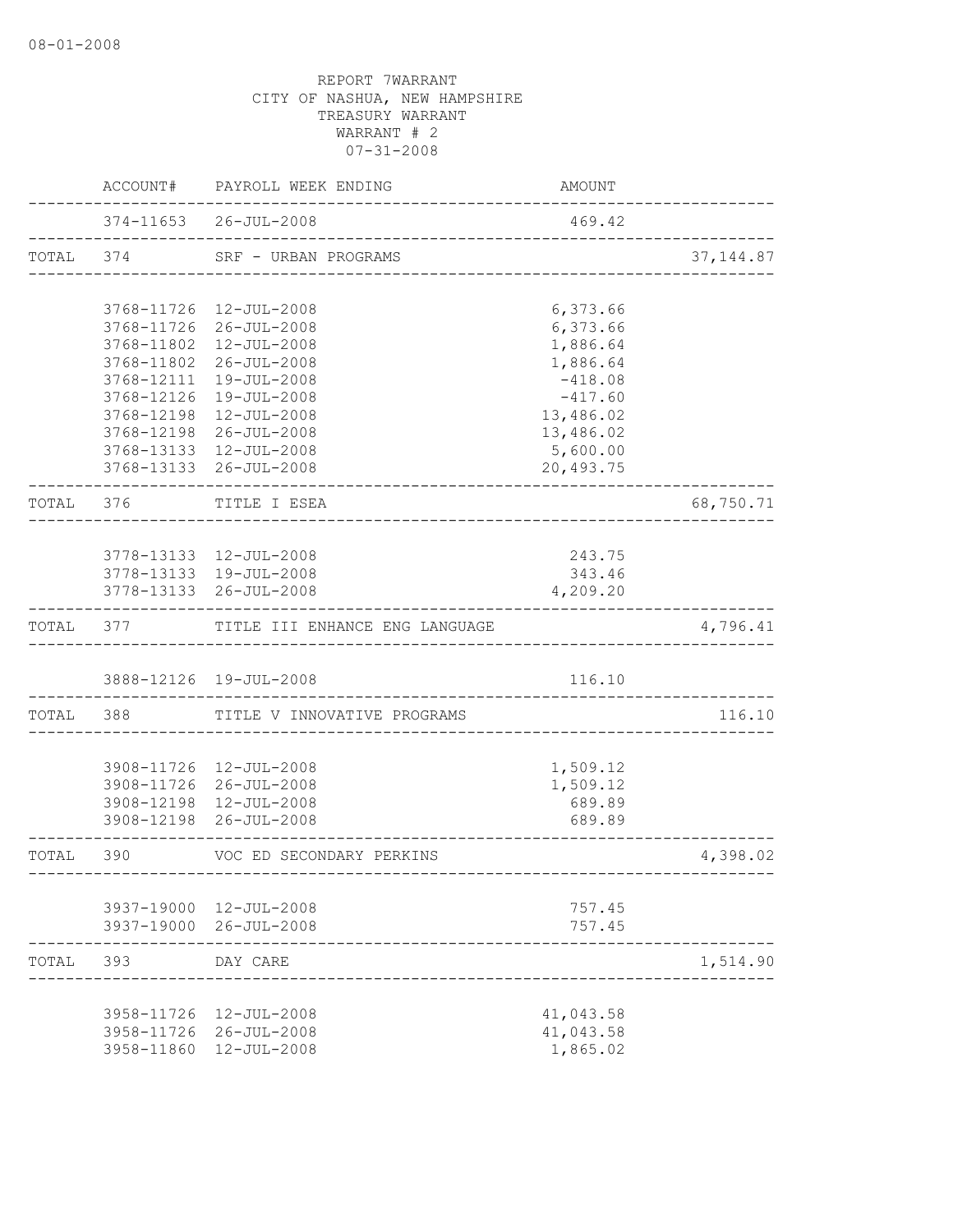08-01-2008

REPORT 7WARRANT
CITY OF NASHUA, NEW HAMPSHIRE
TREASURY WARRANT
WARRANT # 2
07-31-2008

| | ACCOUNT# | PAYROLL WEEK ENDING | AMOUNT | |
|---|---|---|---|---|
| | 374-11653 | 26-JUL-2008 | 469.42 | |
| TOTAL | 374 | SRF - URBAN PROGRAMS | | 37,144.87 |
| | 3768-11726 | 12-JUL-2008 | 6,373.66 | |
| | 3768-11726 | 26-JUL-2008 | 6,373.66 | |
| | 3768-11802 | 12-JUL-2008 | 1,886.64 | |
| | 3768-11802 | 26-JUL-2008 | 1,886.64 | |
| | 3768-12111 | 19-JUL-2008 | -418.08 | |
| | 3768-12126 | 19-JUL-2008 | -417.60 | |
| | 3768-12198 | 12-JUL-2008 | 13,486.02 | |
| | 3768-12198 | 26-JUL-2008 | 13,486.02 | |
| | 3768-13133 | 12-JUL-2008 | 5,600.00 | |
| | 3768-13133 | 26-JUL-2008 | 20,493.75 | |
| TOTAL | 376 | TITLE I ESEA | | 68,750.71 |
| | 3778-13133 | 12-JUL-2008 | 243.75 | |
| | 3778-13133 | 19-JUL-2008 | 343.46 | |
| | 3778-13133 | 26-JUL-2008 | 4,209.20 | |
| TOTAL | 377 | TITLE III ENHANCE ENG LANGUAGE | | 4,796.41 |
| | 3888-12126 | 19-JUL-2008 | 116.10 | |
| TOTAL | 388 | TITLE V INNOVATIVE PROGRAMS | | 116.10 |
| | 3908-11726 | 12-JUL-2008 | 1,509.12 | |
| | 3908-11726 | 26-JUL-2008 | 1,509.12 | |
| | 3908-12198 | 12-JUL-2008 | 689.89 | |
| | 3908-12198 | 26-JUL-2008 | 689.89 | |
| TOTAL | 390 | VOC ED SECONDARY PERKINS | | 4,398.02 |
| | 3937-19000 | 12-JUL-2008 | 757.45 | |
| | 3937-19000 | 26-JUL-2008 | 757.45 | |
| TOTAL | 393 | DAY CARE | | 1,514.90 |
| | 3958-11726 | 12-JUL-2008 | 41,043.58 | |
| | 3958-11726 | 26-JUL-2008 | 41,043.58 | |
| | 3958-11860 | 12-JUL-2008 | 1,865.02 | |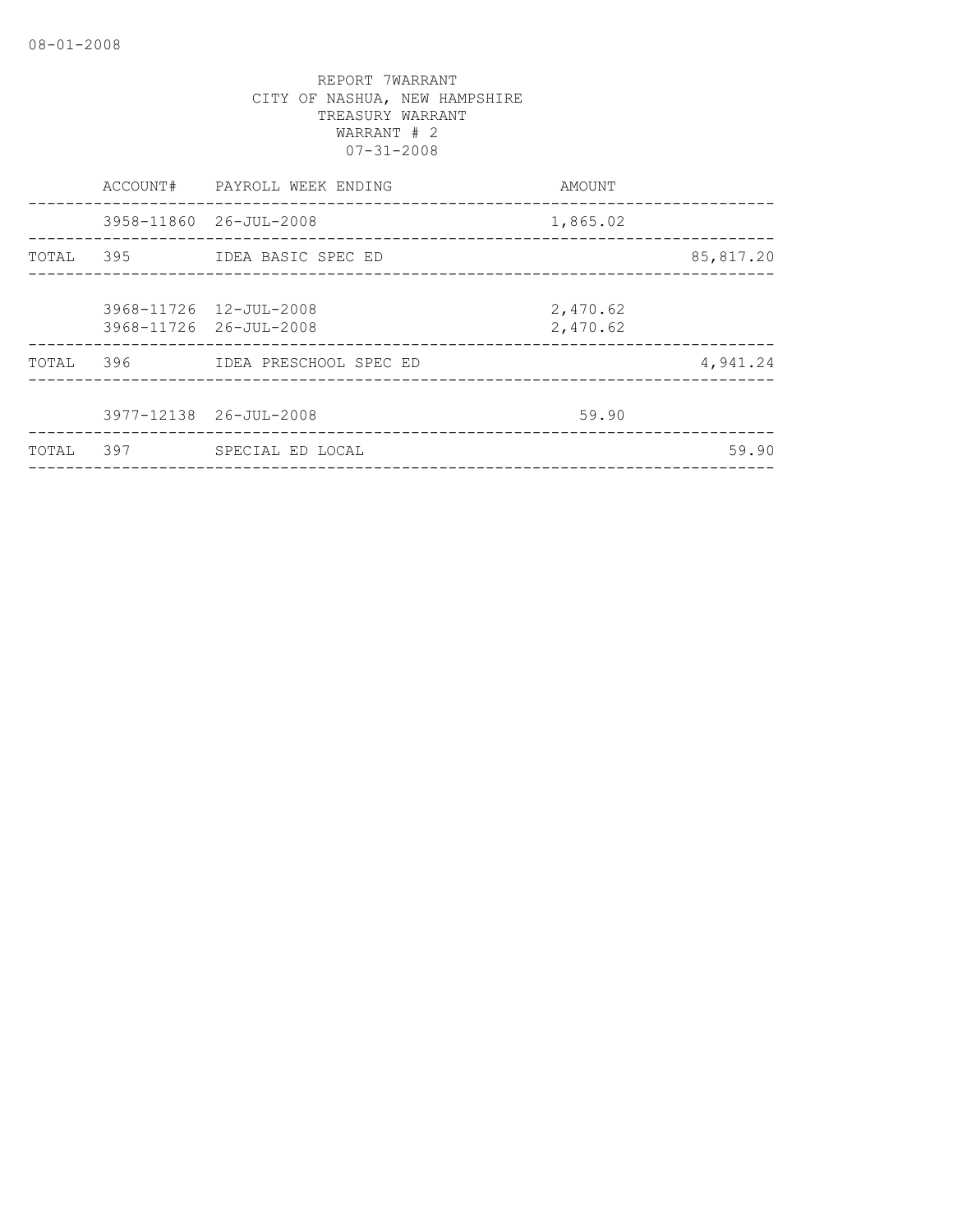08-01-2008

REPORT 7WARRANT
CITY OF NASHUA, NEW HAMPSHIRE
TREASURY WARRANT
WARRANT # 2
07-31-2008

| | ACCOUNT# | PAYROLL WEEK ENDING | AMOUNT | |
|---|---|---|---|---|
| | 3958-11860 | 26-JUL-2008 | 1,865.02 | |
| TOTAL | 395 | IDEA BASIC SPEC ED | | 85,817.20 |
| | 3968-11726 | 12-JUL-2008 | 2,470.62 | |
| | 3968-11726 | 26-JUL-2008 | 2,470.62 | |
| TOTAL | 396 | IDEA PRESCHOOL SPEC ED | | 4,941.24 |
| | 3977-12138 | 26-JUL-2008 | 59.90 | |
| TOTAL | 397 | SPECIAL ED LOCAL | | 59.90 |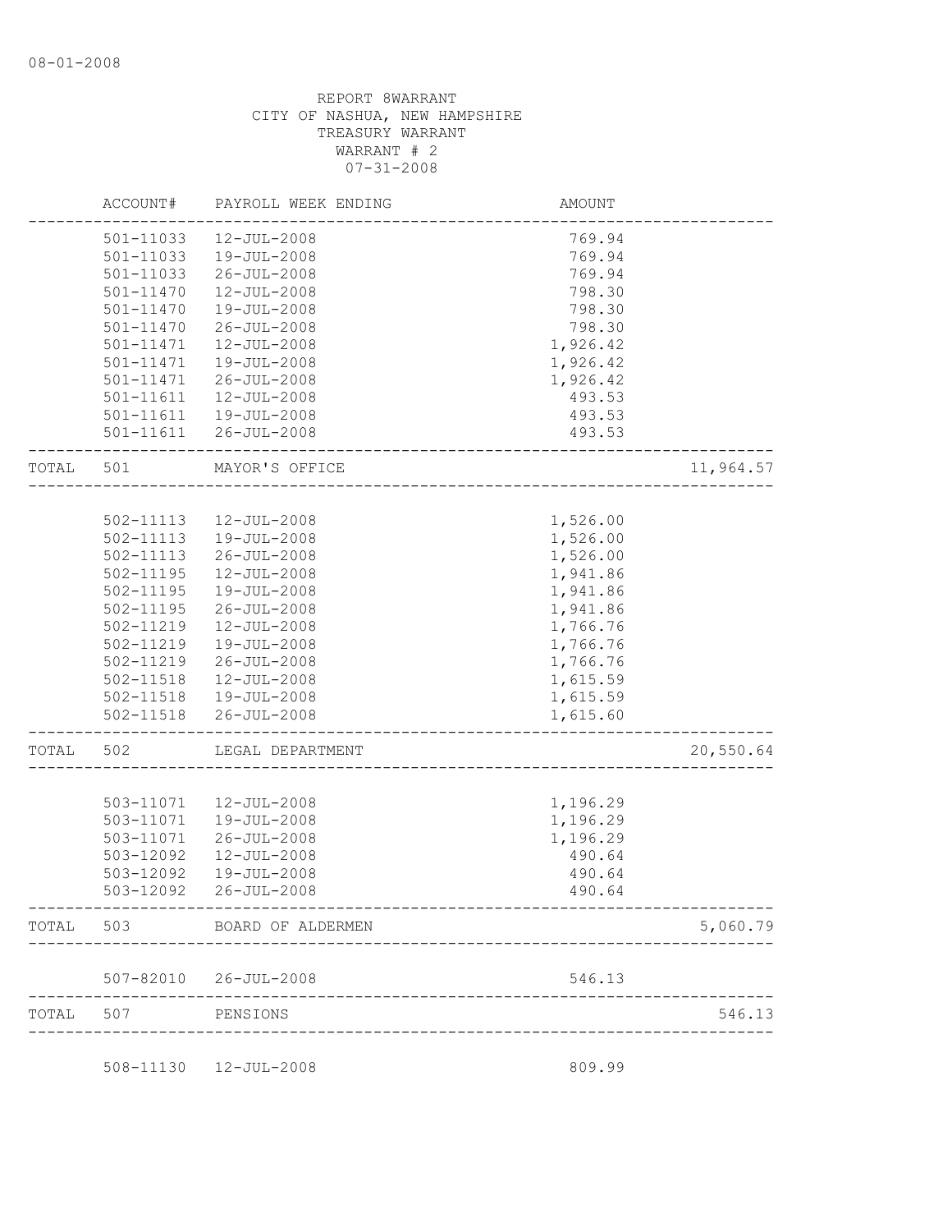08-01-2008

REPORT 8WARRANT
CITY OF NASHUA, NEW HAMPSHIRE
TREASURY WARRANT
WARRANT # 2
07-31-2008

| | ACCOUNT# | PAYROLL WEEK ENDING | AMOUNT | |
|---|---|---|---|---|
| | 501-11033 | 12-JUL-2008 | 769.94 | |
| | 501-11033 | 19-JUL-2008 | 769.94 | |
| | 501-11033 | 26-JUL-2008 | 769.94 | |
| | 501-11470 | 12-JUL-2008 | 798.30 | |
| | 501-11470 | 19-JUL-2008 | 798.30 | |
| | 501-11470 | 26-JUL-2008 | 798.30 | |
| | 501-11471 | 12-JUL-2008 | 1,926.42 | |
| | 501-11471 | 19-JUL-2008 | 1,926.42 | |
| | 501-11471 | 26-JUL-2008 | 1,926.42 | |
| | 501-11611 | 12-JUL-2008 | 493.53 | |
| | 501-11611 | 19-JUL-2008 | 493.53 | |
| | 501-11611 | 26-JUL-2008 | 493.53 | |
| TOTAL | 501 | MAYOR'S OFFICE | | 11,964.57 |
| | 502-11113 | 12-JUL-2008 | 1,526.00 | |
| | 502-11113 | 19-JUL-2008 | 1,526.00 | |
| | 502-11113 | 26-JUL-2008 | 1,526.00 | |
| | 502-11195 | 12-JUL-2008 | 1,941.86 | |
| | 502-11195 | 19-JUL-2008 | 1,941.86 | |
| | 502-11195 | 26-JUL-2008 | 1,941.86 | |
| | 502-11219 | 12-JUL-2008 | 1,766.76 | |
| | 502-11219 | 19-JUL-2008 | 1,766.76 | |
| | 502-11219 | 26-JUL-2008 | 1,766.76 | |
| | 502-11518 | 12-JUL-2008 | 1,615.59 | |
| | 502-11518 | 19-JUL-2008 | 1,615.59 | |
| | 502-11518 | 26-JUL-2008 | 1,615.60 | |
| TOTAL | 502 | LEGAL DEPARTMENT | | 20,550.64 |
| | 503-11071 | 12-JUL-2008 | 1,196.29 | |
| | 503-11071 | 19-JUL-2008 | 1,196.29 | |
| | 503-11071 | 26-JUL-2008 | 1,196.29 | |
| | 503-12092 | 12-JUL-2008 | 490.64 | |
| | 503-12092 | 19-JUL-2008 | 490.64 | |
| | 503-12092 | 26-JUL-2008 | 490.64 | |
| TOTAL | 503 | BOARD OF ALDERMEN | | 5,060.79 |
| | 507-82010 | 26-JUL-2008 | 546.13 | |
| TOTAL | 507 | PENSIONS | | 546.13 |
| | 508-11130 | 12-JUL-2008 | 809.99 | |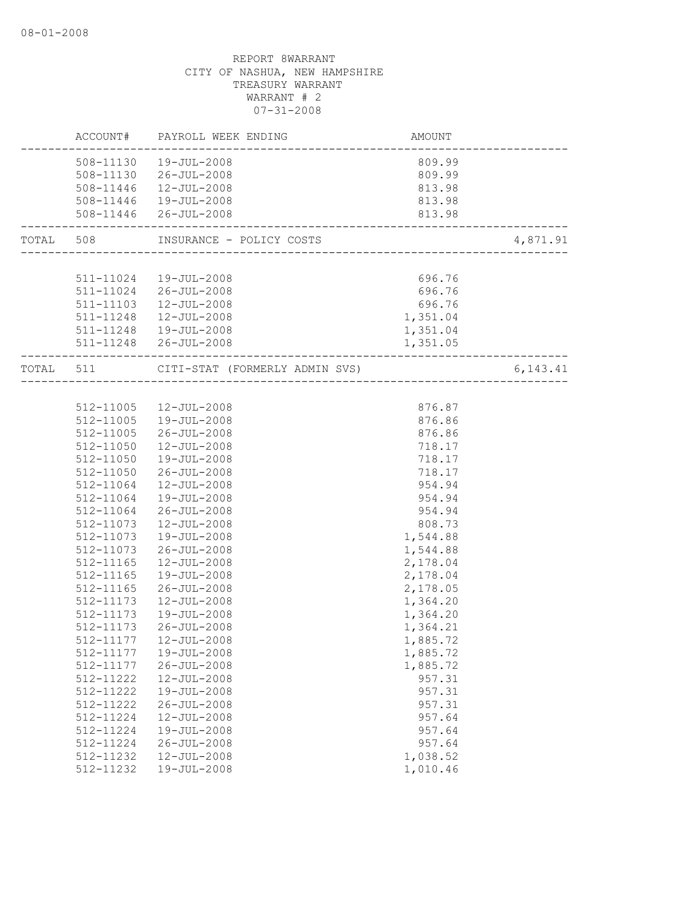REPORT 8WARRANT
CITY OF NASHUA, NEW HAMPSHIRE
TREASURY WARRANT
WARRANT # 2
07-31-2008

| | ACCOUNT# | PAYROLL WEEK ENDING | AMOUNT | |
|---|---|---|---|---|
| | 508-11130 | 19-JUL-2008 | 809.99 | |
| | 508-11130 | 26-JUL-2008 | 809.99 | |
| | 508-11446 | 12-JUL-2008 | 813.98 | |
| | 508-11446 | 19-JUL-2008 | 813.98 | |
| | 508-11446 | 26-JUL-2008 | 813.98 | |
| TOTAL | 508 | INSURANCE - POLICY COSTS | | 4,871.91 |
| | 511-11024 | 19-JUL-2008 | 696.76 | |
| | 511-11024 | 26-JUL-2008 | 696.76 | |
| | 511-11103 | 12-JUL-2008 | 696.76 | |
| | 511-11248 | 12-JUL-2008 | 1,351.04 | |
| | 511-11248 | 19-JUL-2008 | 1,351.04 | |
| | 511-11248 | 26-JUL-2008 | 1,351.05 | |
| TOTAL | 511 | CITI-STAT (FORMERLY ADMIN SVS) | | 6,143.41 |
| | 512-11005 | 12-JUL-2008 | 876.87 | |
| | 512-11005 | 19-JUL-2008 | 876.86 | |
| | 512-11005 | 26-JUL-2008 | 876.86 | |
| | 512-11050 | 12-JUL-2008 | 718.17 | |
| | 512-11050 | 19-JUL-2008 | 718.17 | |
| | 512-11050 | 26-JUL-2008 | 718.17 | |
| | 512-11064 | 12-JUL-2008 | 954.94 | |
| | 512-11064 | 19-JUL-2008 | 954.94 | |
| | 512-11064 | 26-JUL-2008 | 954.94 | |
| | 512-11073 | 12-JUL-2008 | 808.73 | |
| | 512-11073 | 19-JUL-2008 | 1,544.88 | |
| | 512-11073 | 26-JUL-2008 | 1,544.88 | |
| | 512-11165 | 12-JUL-2008 | 2,178.04 | |
| | 512-11165 | 19-JUL-2008 | 2,178.04 | |
| | 512-11165 | 26-JUL-2008 | 2,178.05 | |
| | 512-11173 | 12-JUL-2008 | 1,364.20 | |
| | 512-11173 | 19-JUL-2008 | 1,364.20 | |
| | 512-11173 | 26-JUL-2008 | 1,364.21 | |
| | 512-11177 | 12-JUL-2008 | 1,885.72 | |
| | 512-11177 | 19-JUL-2008 | 1,885.72 | |
| | 512-11177 | 26-JUL-2008 | 1,885.72 | |
| | 512-11222 | 12-JUL-2008 | 957.31 | |
| | 512-11222 | 19-JUL-2008 | 957.31 | |
| | 512-11222 | 26-JUL-2008 | 957.31 | |
| | 512-11224 | 12-JUL-2008 | 957.64 | |
| | 512-11224 | 19-JUL-2008 | 957.64 | |
| | 512-11224 | 26-JUL-2008 | 957.64 | |
| | 512-11232 | 12-JUL-2008 | 1,038.52 | |
| | 512-11232 | 19-JUL-2008 | 1,010.46 | |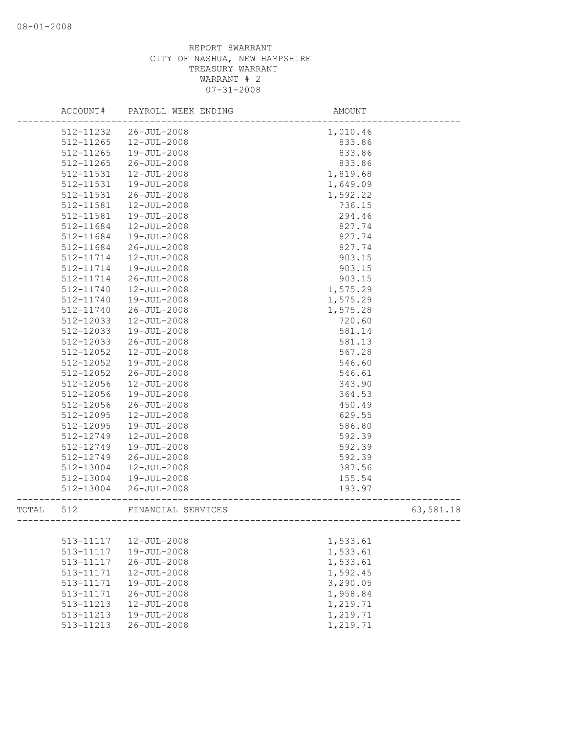REPORT 8WARRANT
CITY OF NASHUA, NEW HAMPSHIRE
TREASURY WARRANT
WARRANT # 2
07-31-2008

| | ACCOUNT# | PAYROLL WEEK ENDING | AMOUNT | |
|---|---|---|---|---|
| | 512-11232 | 26-JUL-2008 | 1,010.46 | |
| | 512-11265 | 12-JUL-2008 | 833.86 | |
| | 512-11265 | 19-JUL-2008 | 833.86 | |
| | 512-11265 | 26-JUL-2008 | 833.86 | |
| | 512-11531 | 12-JUL-2008 | 1,819.68 | |
| | 512-11531 | 19-JUL-2008 | 1,649.09 | |
| | 512-11531 | 26-JUL-2008 | 1,592.22 | |
| | 512-11581 | 12-JUL-2008 | 736.15 | |
| | 512-11581 | 19-JUL-2008 | 294.46 | |
| | 512-11684 | 12-JUL-2008 | 827.74 | |
| | 512-11684 | 19-JUL-2008 | 827.74 | |
| | 512-11684 | 26-JUL-2008 | 827.74 | |
| | 512-11714 | 12-JUL-2008 | 903.15 | |
| | 512-11714 | 19-JUL-2008 | 903.15 | |
| | 512-11714 | 26-JUL-2008 | 903.15 | |
| | 512-11740 | 12-JUL-2008 | 1,575.29 | |
| | 512-11740 | 19-JUL-2008 | 1,575.29 | |
| | 512-11740 | 26-JUL-2008 | 1,575.28 | |
| | 512-12033 | 12-JUL-2008 | 720.60 | |
| | 512-12033 | 19-JUL-2008 | 581.14 | |
| | 512-12033 | 26-JUL-2008 | 581.13 | |
| | 512-12052 | 12-JUL-2008 | 567.28 | |
| | 512-12052 | 19-JUL-2008 | 546.60 | |
| | 512-12052 | 26-JUL-2008 | 546.61 | |
| | 512-12056 | 12-JUL-2008 | 343.90 | |
| | 512-12056 | 19-JUL-2008 | 364.53 | |
| | 512-12056 | 26-JUL-2008 | 450.49 | |
| | 512-12095 | 12-JUL-2008 | 629.55 | |
| | 512-12095 | 19-JUL-2008 | 586.80 | |
| | 512-12749 | 12-JUL-2008 | 592.39 | |
| | 512-12749 | 19-JUL-2008 | 592.39 | |
| | 512-12749 | 26-JUL-2008 | 592.39 | |
| | 512-13004 | 12-JUL-2008 | 387.56 | |
| | 512-13004 | 19-JUL-2008 | 155.54 | |
| | 512-13004 | 26-JUL-2008 | 193.97 | |
| TOTAL | 512 | FINANCIAL SERVICES | | 63,581.18 |
| | 513-11117 | 12-JUL-2008 | 1,533.61 | |
| | 513-11117 | 19-JUL-2008 | 1,533.61 | |
| | 513-11117 | 26-JUL-2008 | 1,533.61 | |
| | 513-11171 | 12-JUL-2008 | 1,592.45 | |
| | 513-11171 | 19-JUL-2008 | 3,290.05 | |
| | 513-11171 | 26-JUL-2008 | 1,958.84 | |
| | 513-11213 | 12-JUL-2008 | 1,219.71 | |
| | 513-11213 | 19-JUL-2008 | 1,219.71 | |
| | 513-11213 | 26-JUL-2008 | 1,219.71 | |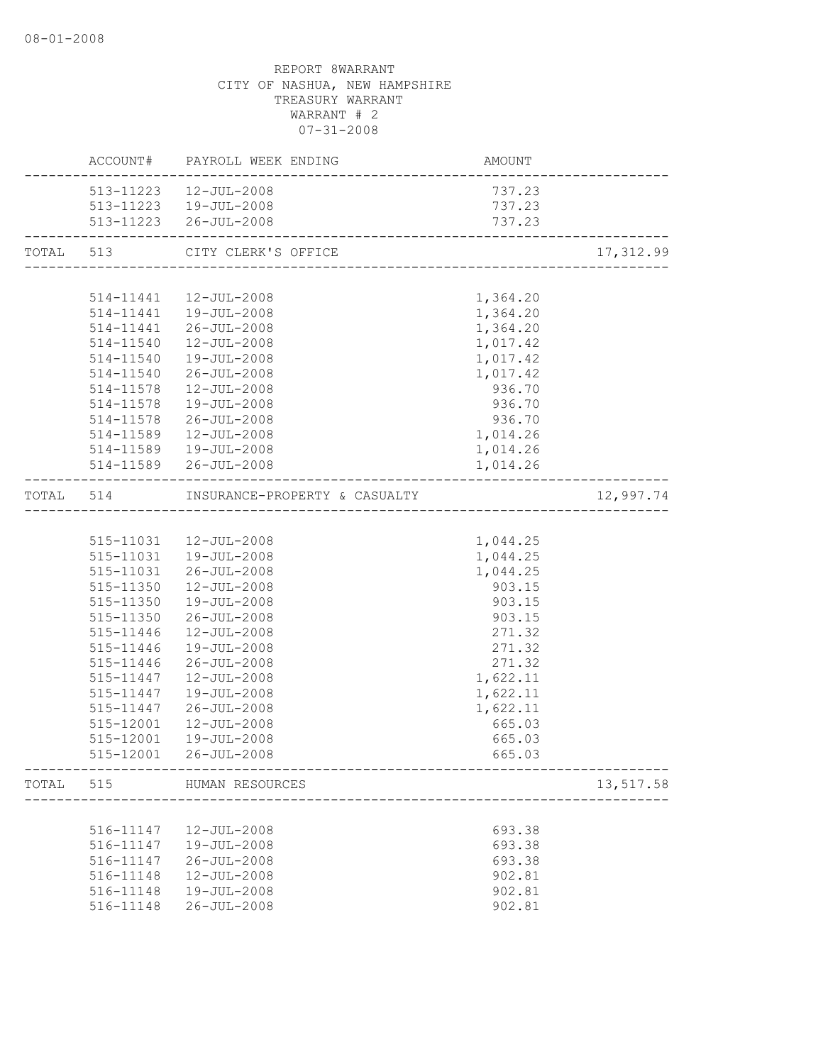08-01-2008

REPORT 8WARRANT
CITY OF NASHUA, NEW HAMPSHIRE
TREASURY WARRANT
WARRANT # 2
07-31-2008

| | ACCOUNT# | PAYROLL WEEK ENDING | AMOUNT | |
|---|---|---|---|---|
| | 513-11223 | 12-JUL-2008 | 737.23 | |
| | 513-11223 | 19-JUL-2008 | 737.23 | |
| | 513-11223 | 26-JUL-2008 | 737.23 | |
| TOTAL | 513 | CITY CLERK'S OFFICE | | 17,312.99 |
| | 514-11441 | 12-JUL-2008 | 1,364.20 | |
| | 514-11441 | 19-JUL-2008 | 1,364.20 | |
| | 514-11441 | 26-JUL-2008 | 1,364.20 | |
| | 514-11540 | 12-JUL-2008 | 1,017.42 | |
| | 514-11540 | 19-JUL-2008 | 1,017.42 | |
| | 514-11540 | 26-JUL-2008 | 1,017.42 | |
| | 514-11578 | 12-JUL-2008 | 936.70 | |
| | 514-11578 | 19-JUL-2008 | 936.70 | |
| | 514-11578 | 26-JUL-2008 | 936.70 | |
| | 514-11589 | 12-JUL-2008 | 1,014.26 | |
| | 514-11589 | 19-JUL-2008 | 1,014.26 | |
| | 514-11589 | 26-JUL-2008 | 1,014.26 | |
| TOTAL | 514 | INSURANCE-PROPERTY & CASUALTY | | 12,997.74 |
| | 515-11031 | 12-JUL-2008 | 1,044.25 | |
| | 515-11031 | 19-JUL-2008 | 1,044.25 | |
| | 515-11031 | 26-JUL-2008 | 1,044.25 | |
| | 515-11350 | 12-JUL-2008 | 903.15 | |
| | 515-11350 | 19-JUL-2008 | 903.15 | |
| | 515-11350 | 26-JUL-2008 | 903.15 | |
| | 515-11446 | 12-JUL-2008 | 271.32 | |
| | 515-11446 | 19-JUL-2008 | 271.32 | |
| | 515-11446 | 26-JUL-2008 | 271.32 | |
| | 515-11447 | 12-JUL-2008 | 1,622.11 | |
| | 515-11447 | 19-JUL-2008 | 1,622.11 | |
| | 515-11447 | 26-JUL-2008 | 1,622.11 | |
| | 515-12001 | 12-JUL-2008 | 665.03 | |
| | 515-12001 | 19-JUL-2008 | 665.03 | |
| | 515-12001 | 26-JUL-2008 | 665.03 | |
| TOTAL | 515 | HUMAN RESOURCES | | 13,517.58 |
| | 516-11147 | 12-JUL-2008 | 693.38 | |
| | 516-11147 | 19-JUL-2008 | 693.38 | |
| | 516-11147 | 26-JUL-2008 | 693.38 | |
| | 516-11148 | 12-JUL-2008 | 902.81 | |
| | 516-11148 | 19-JUL-2008 | 902.81 | |
| | 516-11148 | 26-JUL-2008 | 902.81 | |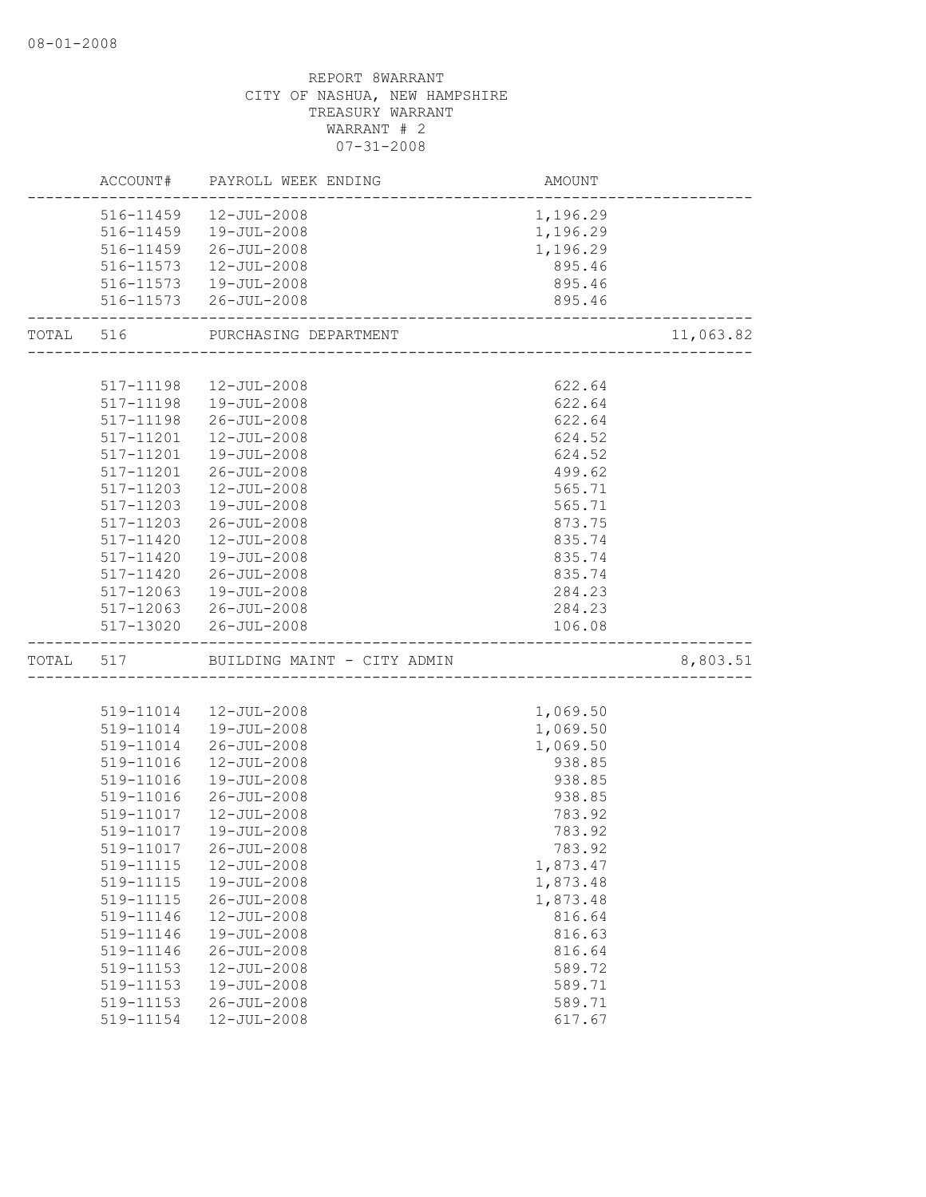08-01-2008

REPORT 8WARRANT
CITY OF NASHUA, NEW HAMPSHIRE
TREASURY WARRANT
WARRANT # 2
07-31-2008

| | ACCOUNT# | PAYROLL WEEK ENDING | AMOUNT | |
|---|---|---|---|---|
| | 516-11459 | 12-JUL-2008 | 1,196.29 | |
| | 516-11459 | 19-JUL-2008 | 1,196.29 | |
| | 516-11459 | 26-JUL-2008 | 1,196.29 | |
| | 516-11573 | 12-JUL-2008 | 895.46 | |
| | 516-11573 | 19-JUL-2008 | 895.46 | |
| | 516-11573 | 26-JUL-2008 | 895.46 | |
| TOTAL | 516 | PURCHASING DEPARTMENT | | 11,063.82 |
| | 517-11198 | 12-JUL-2008 | 622.64 | |
| | 517-11198 | 19-JUL-2008 | 622.64 | |
| | 517-11198 | 26-JUL-2008 | 622.64 | |
| | 517-11201 | 12-JUL-2008 | 624.52 | |
| | 517-11201 | 19-JUL-2008 | 624.52 | |
| | 517-11201 | 26-JUL-2008 | 499.62 | |
| | 517-11203 | 12-JUL-2008 | 565.71 | |
| | 517-11203 | 19-JUL-2008 | 565.71 | |
| | 517-11203 | 26-JUL-2008 | 873.75 | |
| | 517-11420 | 12-JUL-2008 | 835.74 | |
| | 517-11420 | 19-JUL-2008 | 835.74 | |
| | 517-11420 | 26-JUL-2008 | 835.74 | |
| | 517-12063 | 19-JUL-2008 | 284.23 | |
| | 517-12063 | 26-JUL-2008 | 284.23 | |
| | 517-13020 | 26-JUL-2008 | 106.08 | |
| TOTAL | 517 | BUILDING MAINT - CITY ADMIN | | 8,803.51 |
| | 519-11014 | 12-JUL-2008 | 1,069.50 | |
| | 519-11014 | 19-JUL-2008 | 1,069.50 | |
| | 519-11014 | 26-JUL-2008 | 1,069.50 | |
| | 519-11016 | 12-JUL-2008 | 938.85 | |
| | 519-11016 | 19-JUL-2008 | 938.85 | |
| | 519-11016 | 26-JUL-2008 | 938.85 | |
| | 519-11017 | 12-JUL-2008 | 783.92 | |
| | 519-11017 | 19-JUL-2008 | 783.92 | |
| | 519-11017 | 26-JUL-2008 | 783.92 | |
| | 519-11115 | 12-JUL-2008 | 1,873.47 | |
| | 519-11115 | 19-JUL-2008 | 1,873.48 | |
| | 519-11115 | 26-JUL-2008 | 1,873.48 | |
| | 519-11146 | 12-JUL-2008 | 816.64 | |
| | 519-11146 | 19-JUL-2008 | 816.63 | |
| | 519-11146 | 26-JUL-2008 | 816.64 | |
| | 519-11153 | 12-JUL-2008 | 589.72 | |
| | 519-11153 | 19-JUL-2008 | 589.71 | |
| | 519-11153 | 26-JUL-2008 | 589.71 | |
| | 519-11154 | 12-JUL-2008 | 617.67 | |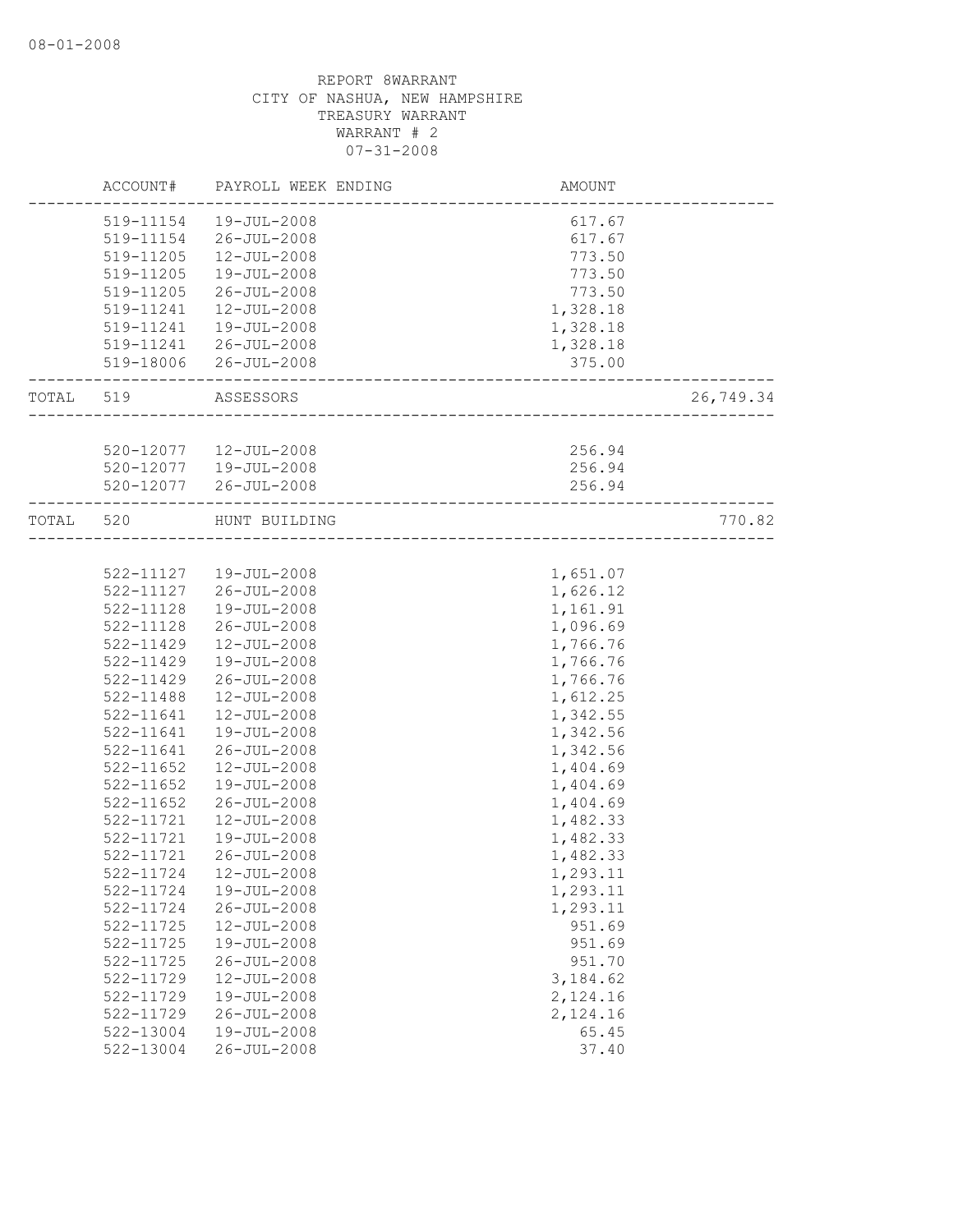REPORT 8WARRANT
CITY OF NASHUA, NEW HAMPSHIRE
TREASURY WARRANT
WARRANT # 2
07-31-2008

| | ACCOUNT# | PAYROLL WEEK ENDING | AMOUNT | |
|---|---|---|---|---|
| | 519-11154 | 19-JUL-2008 | 617.67 | |
| | 519-11154 | 26-JUL-2008 | 617.67 | |
| | 519-11205 | 12-JUL-2008 | 773.50 | |
| | 519-11205 | 19-JUL-2008 | 773.50 | |
| | 519-11205 | 26-JUL-2008 | 773.50 | |
| | 519-11241 | 12-JUL-2008 | 1,328.18 | |
| | 519-11241 | 19-JUL-2008 | 1,328.18 | |
| | 519-11241 | 26-JUL-2008 | 1,328.18 | |
| | 519-18006 | 26-JUL-2008 | 375.00 | |
| TOTAL | 519 | ASSESSORS | | 26,749.34 |
| | 520-12077 | 12-JUL-2008 | 256.94 | |
| | 520-12077 | 19-JUL-2008 | 256.94 | |
| | 520-12077 | 26-JUL-2008 | 256.94 | |
| TOTAL | 520 | HUNT BUILDING | | 770.82 |
| | 522-11127 | 19-JUL-2008 | 1,651.07 | |
| | 522-11127 | 26-JUL-2008 | 1,626.12 | |
| | 522-11128 | 19-JUL-2008 | 1,161.91 | |
| | 522-11128 | 26-JUL-2008 | 1,096.69 | |
| | 522-11429 | 12-JUL-2008 | 1,766.76 | |
| | 522-11429 | 19-JUL-2008 | 1,766.76 | |
| | 522-11429 | 26-JUL-2008 | 1,766.76 | |
| | 522-11488 | 12-JUL-2008 | 1,612.25 | |
| | 522-11641 | 12-JUL-2008 | 1,342.55 | |
| | 522-11641 | 19-JUL-2008 | 1,342.56 | |
| | 522-11641 | 26-JUL-2008 | 1,342.56 | |
| | 522-11652 | 12-JUL-2008 | 1,404.69 | |
| | 522-11652 | 19-JUL-2008 | 1,404.69 | |
| | 522-11652 | 26-JUL-2008 | 1,404.69 | |
| | 522-11721 | 12-JUL-2008 | 1,482.33 | |
| | 522-11721 | 19-JUL-2008 | 1,482.33 | |
| | 522-11721 | 26-JUL-2008 | 1,482.33 | |
| | 522-11724 | 12-JUL-2008 | 1,293.11 | |
| | 522-11724 | 19-JUL-2008 | 1,293.11 | |
| | 522-11724 | 26-JUL-2008 | 1,293.11 | |
| | 522-11725 | 12-JUL-2008 | 951.69 | |
| | 522-11725 | 19-JUL-2008 | 951.69 | |
| | 522-11725 | 26-JUL-2008 | 951.70 | |
| | 522-11729 | 12-JUL-2008 | 3,184.62 | |
| | 522-11729 | 19-JUL-2008 | 2,124.16 | |
| | 522-11729 | 26-JUL-2008 | 2,124.16 | |
| | 522-13004 | 19-JUL-2008 | 65.45 | |
| | 522-13004 | 26-JUL-2008 | 37.40 | |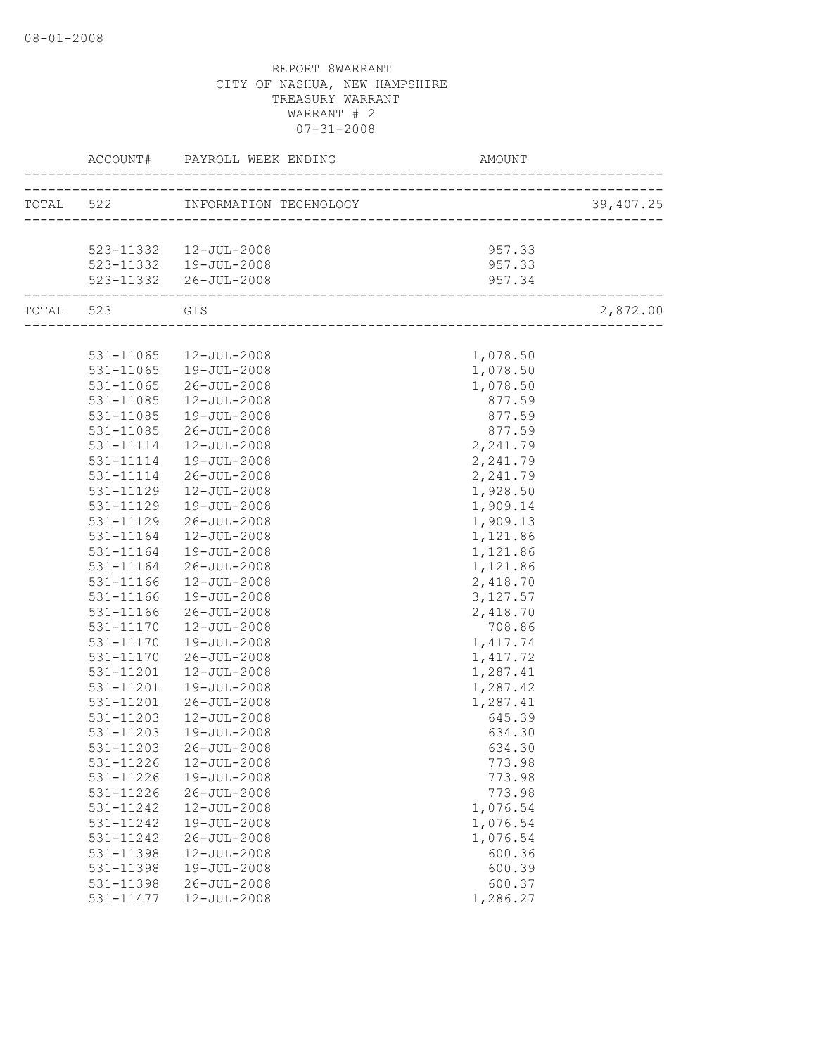08-01-2008

REPORT 8WARRANT
CITY OF NASHUA, NEW HAMPSHIRE
TREASURY WARRANT
WARRANT # 2
07-31-2008

| | ACCOUNT# | PAYROLL WEEK ENDING | AMOUNT | |
|---|---|---|---|---|
| TOTAL | 522 | INFORMATION TECHNOLOGY | | 39,407.25 |
| | 523-11332 | 12-JUL-2008 | 957.33 | |
| | 523-11332 | 19-JUL-2008 | 957.33 | |
| | 523-11332 | 26-JUL-2008 | 957.34 | |
| TOTAL | 523 | GIS | | 2,872.00 |
| | 531-11065 | 12-JUL-2008 | 1,078.50 | |
| | 531-11065 | 19-JUL-2008 | 1,078.50 | |
| | 531-11065 | 26-JUL-2008 | 1,078.50 | |
| | 531-11085 | 12-JUL-2008 | 877.59 | |
| | 531-11085 | 19-JUL-2008 | 877.59 | |
| | 531-11085 | 26-JUL-2008 | 877.59 | |
| | 531-11114 | 12-JUL-2008 | 2,241.79 | |
| | 531-11114 | 19-JUL-2008 | 2,241.79 | |
| | 531-11114 | 26-JUL-2008 | 2,241.79 | |
| | 531-11129 | 12-JUL-2008 | 1,928.50 | |
| | 531-11129 | 19-JUL-2008 | 1,909.14 | |
| | 531-11129 | 26-JUL-2008 | 1,909.13 | |
| | 531-11164 | 12-JUL-2008 | 1,121.86 | |
| | 531-11164 | 19-JUL-2008 | 1,121.86 | |
| | 531-11164 | 26-JUL-2008 | 1,121.86 | |
| | 531-11166 | 12-JUL-2008 | 2,418.70 | |
| | 531-11166 | 19-JUL-2008 | 3,127.57 | |
| | 531-11166 | 26-JUL-2008 | 2,418.70 | |
| | 531-11170 | 12-JUL-2008 | 708.86 | |
| | 531-11170 | 19-JUL-2008 | 1,417.74 | |
| | 531-11170 | 26-JUL-2008 | 1,417.72 | |
| | 531-11201 | 12-JUL-2008 | 1,287.41 | |
| | 531-11201 | 19-JUL-2008 | 1,287.42 | |
| | 531-11201 | 26-JUL-2008 | 1,287.41 | |
| | 531-11203 | 12-JUL-2008 | 645.39 | |
| | 531-11203 | 19-JUL-2008 | 634.30 | |
| | 531-11203 | 26-JUL-2008 | 634.30 | |
| | 531-11226 | 12-JUL-2008 | 773.98 | |
| | 531-11226 | 19-JUL-2008 | 773.98 | |
| | 531-11226 | 26-JUL-2008 | 773.98 | |
| | 531-11242 | 12-JUL-2008 | 1,076.54 | |
| | 531-11242 | 19-JUL-2008 | 1,076.54 | |
| | 531-11242 | 26-JUL-2008 | 1,076.54 | |
| | 531-11398 | 12-JUL-2008 | 600.36 | |
| | 531-11398 | 19-JUL-2008 | 600.39 | |
| | 531-11398 | 26-JUL-2008 | 600.37 | |
| | 531-11477 | 12-JUL-2008 | 1,286.27 | |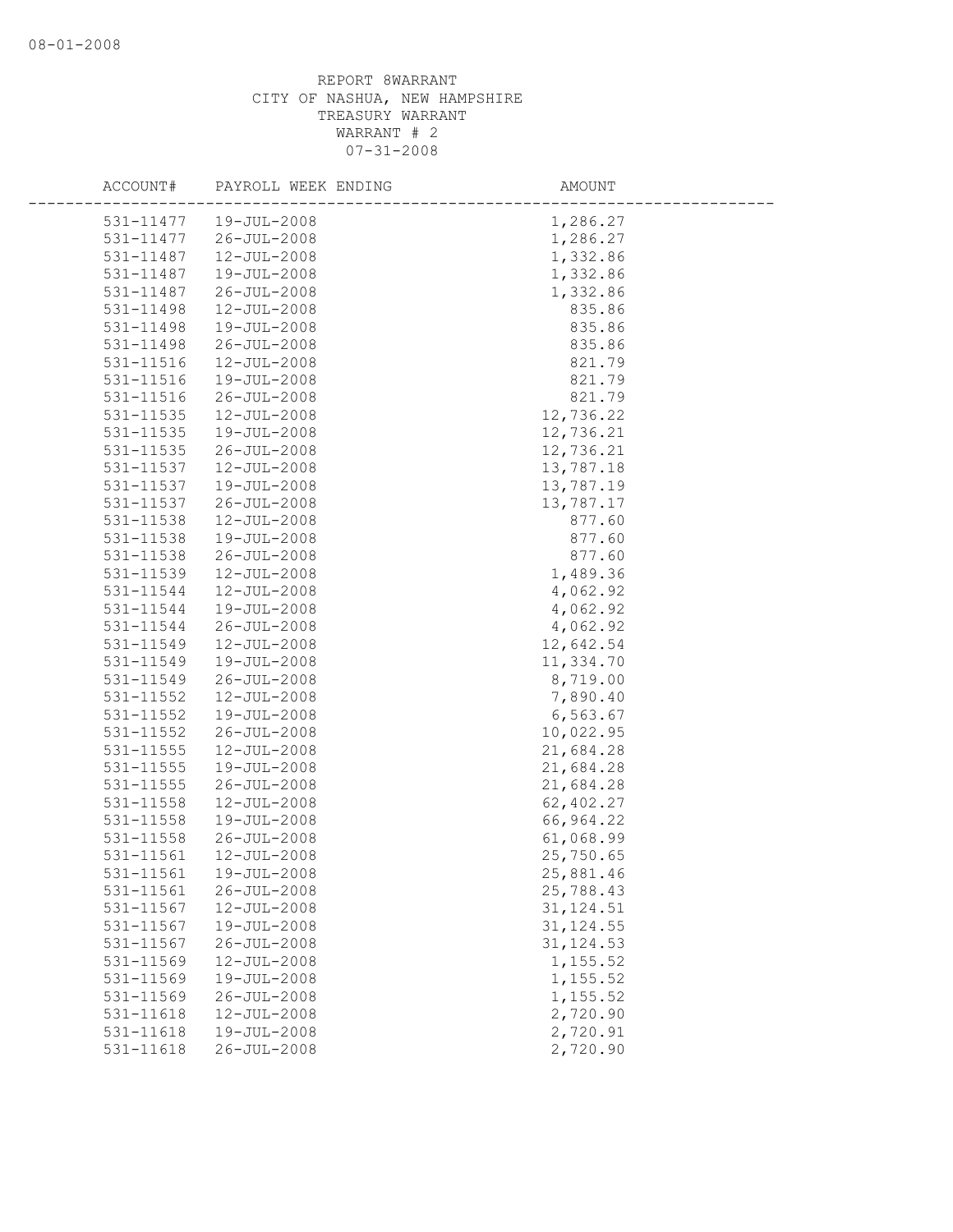REPORT 8WARRANT
CITY OF NASHUA, NEW HAMPSHIRE
TREASURY WARRANT
WARRANT # 2
07-31-2008

| ACCOUNT# | PAYROLL WEEK ENDING | AMOUNT |
|---|---|---|
| 531-11477 | 19-JUL-2008 | 1,286.27 |
| 531-11477 | 26-JUL-2008 | 1,286.27 |
| 531-11487 | 12-JUL-2008 | 1,332.86 |
| 531-11487 | 19-JUL-2008 | 1,332.86 |
| 531-11487 | 26-JUL-2008 | 1,332.86 |
| 531-11498 | 12-JUL-2008 | 835.86 |
| 531-11498 | 19-JUL-2008 | 835.86 |
| 531-11498 | 26-JUL-2008 | 835.86 |
| 531-11516 | 12-JUL-2008 | 821.79 |
| 531-11516 | 19-JUL-2008 | 821.79 |
| 531-11516 | 26-JUL-2008 | 821.79 |
| 531-11535 | 12-JUL-2008 | 12,736.22 |
| 531-11535 | 19-JUL-2008 | 12,736.21 |
| 531-11535 | 26-JUL-2008 | 12,736.21 |
| 531-11537 | 12-JUL-2008 | 13,787.18 |
| 531-11537 | 19-JUL-2008 | 13,787.19 |
| 531-11537 | 26-JUL-2008 | 13,787.17 |
| 531-11538 | 12-JUL-2008 | 877.60 |
| 531-11538 | 19-JUL-2008 | 877.60 |
| 531-11538 | 26-JUL-2008 | 877.60 |
| 531-11539 | 12-JUL-2008 | 1,489.36 |
| 531-11544 | 12-JUL-2008 | 4,062.92 |
| 531-11544 | 19-JUL-2008 | 4,062.92 |
| 531-11544 | 26-JUL-2008 | 4,062.92 |
| 531-11549 | 12-JUL-2008 | 12,642.54 |
| 531-11549 | 19-JUL-2008 | 11,334.70 |
| 531-11549 | 26-JUL-2008 | 8,719.00 |
| 531-11552 | 12-JUL-2008 | 7,890.40 |
| 531-11552 | 19-JUL-2008 | 6,563.67 |
| 531-11552 | 26-JUL-2008 | 10,022.95 |
| 531-11555 | 12-JUL-2008 | 21,684.28 |
| 531-11555 | 19-JUL-2008 | 21,684.28 |
| 531-11555 | 26-JUL-2008 | 21,684.28 |
| 531-11558 | 12-JUL-2008 | 62,402.27 |
| 531-11558 | 19-JUL-2008 | 66,964.22 |
| 531-11558 | 26-JUL-2008 | 61,068.99 |
| 531-11561 | 12-JUL-2008 | 25,750.65 |
| 531-11561 | 19-JUL-2008 | 25,881.46 |
| 531-11561 | 26-JUL-2008 | 25,788.43 |
| 531-11567 | 12-JUL-2008 | 31,124.51 |
| 531-11567 | 19-JUL-2008 | 31,124.55 |
| 531-11567 | 26-JUL-2008 | 31,124.53 |
| 531-11569 | 12-JUL-2008 | 1,155.52 |
| 531-11569 | 19-JUL-2008 | 1,155.52 |
| 531-11569 | 26-JUL-2008 | 1,155.52 |
| 531-11618 | 12-JUL-2008 | 2,720.90 |
| 531-11618 | 19-JUL-2008 | 2,720.91 |
| 531-11618 | 26-JUL-2008 | 2,720.90 |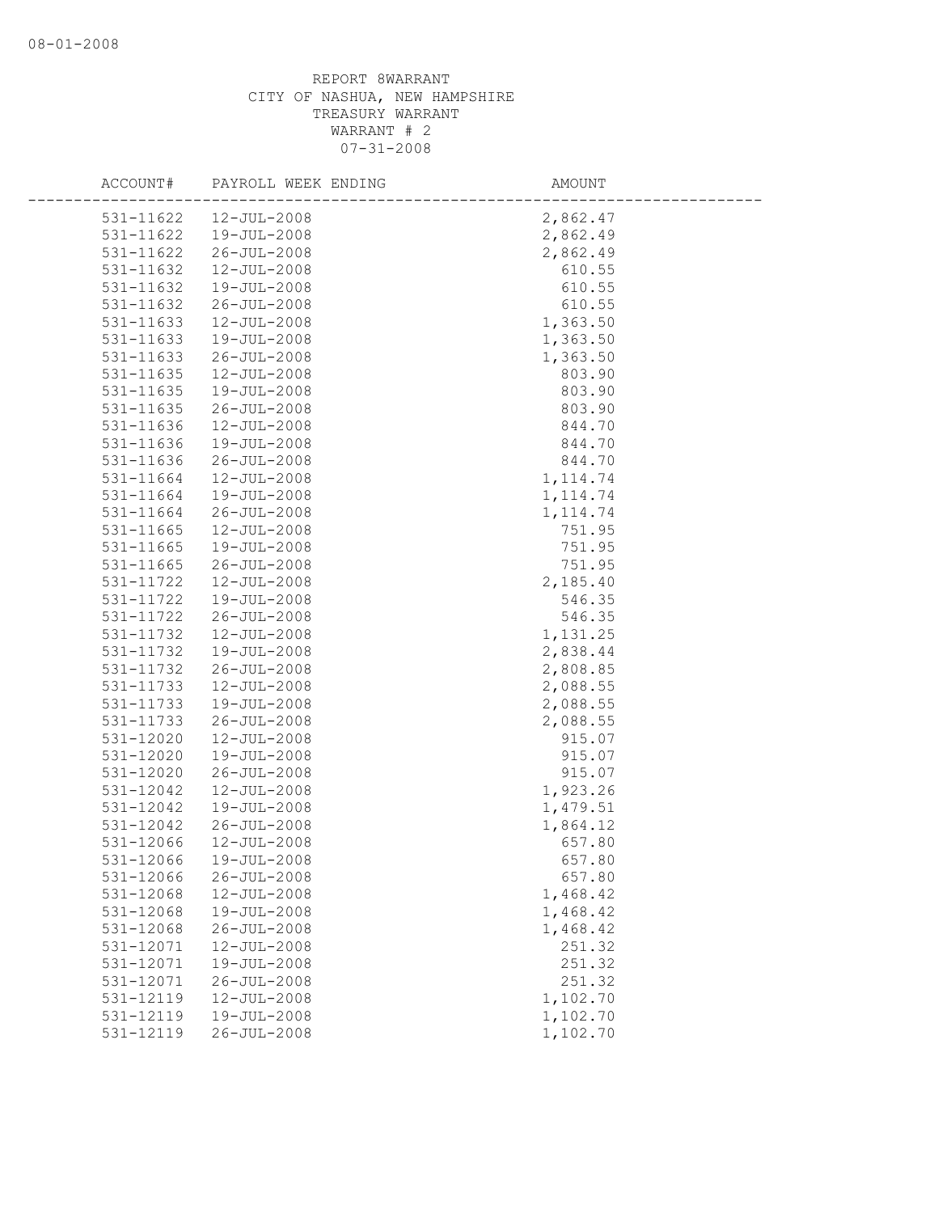REPORT 8WARRANT
CITY OF NASHUA, NEW HAMPSHIRE
TREASURY WARRANT
WARRANT # 2
07-31-2008

| ACCOUNT# | PAYROLL WEEK ENDING | AMOUNT |
|---|---|---|
| 531-11622 | 12-JUL-2008 | 2,862.47 |
| 531-11622 | 19-JUL-2008 | 2,862.49 |
| 531-11622 | 26-JUL-2008 | 2,862.49 |
| 531-11632 | 12-JUL-2008 | 610.55 |
| 531-11632 | 19-JUL-2008 | 610.55 |
| 531-11632 | 26-JUL-2008 | 610.55 |
| 531-11633 | 12-JUL-2008 | 1,363.50 |
| 531-11633 | 19-JUL-2008 | 1,363.50 |
| 531-11633 | 26-JUL-2008 | 1,363.50 |
| 531-11635 | 12-JUL-2008 | 803.90 |
| 531-11635 | 19-JUL-2008 | 803.90 |
| 531-11635 | 26-JUL-2008 | 803.90 |
| 531-11636 | 12-JUL-2008 | 844.70 |
| 531-11636 | 19-JUL-2008 | 844.70 |
| 531-11636 | 26-JUL-2008 | 844.70 |
| 531-11664 | 12-JUL-2008 | 1,114.74 |
| 531-11664 | 19-JUL-2008 | 1,114.74 |
| 531-11664 | 26-JUL-2008 | 1,114.74 |
| 531-11665 | 12-JUL-2008 | 751.95 |
| 531-11665 | 19-JUL-2008 | 751.95 |
| 531-11665 | 26-JUL-2008 | 751.95 |
| 531-11722 | 12-JUL-2008 | 2,185.40 |
| 531-11722 | 19-JUL-2008 | 546.35 |
| 531-11722 | 26-JUL-2008 | 546.35 |
| 531-11732 | 12-JUL-2008 | 1,131.25 |
| 531-11732 | 19-JUL-2008 | 2,838.44 |
| 531-11732 | 26-JUL-2008 | 2,808.85 |
| 531-11733 | 12-JUL-2008 | 2,088.55 |
| 531-11733 | 19-JUL-2008 | 2,088.55 |
| 531-11733 | 26-JUL-2008 | 2,088.55 |
| 531-12020 | 12-JUL-2008 | 915.07 |
| 531-12020 | 19-JUL-2008 | 915.07 |
| 531-12020 | 26-JUL-2008 | 915.07 |
| 531-12042 | 12-JUL-2008 | 1,923.26 |
| 531-12042 | 19-JUL-2008 | 1,479.51 |
| 531-12042 | 26-JUL-2008 | 1,864.12 |
| 531-12066 | 12-JUL-2008 | 657.80 |
| 531-12066 | 19-JUL-2008 | 657.80 |
| 531-12066 | 26-JUL-2008 | 657.80 |
| 531-12068 | 12-JUL-2008 | 1,468.42 |
| 531-12068 | 19-JUL-2008 | 1,468.42 |
| 531-12068 | 26-JUL-2008 | 1,468.42 |
| 531-12071 | 12-JUL-2008 | 251.32 |
| 531-12071 | 19-JUL-2008 | 251.32 |
| 531-12071 | 26-JUL-2008 | 251.32 |
| 531-12119 | 12-JUL-2008 | 1,102.70 |
| 531-12119 | 19-JUL-2008 | 1,102.70 |
| 531-12119 | 26-JUL-2008 | 1,102.70 |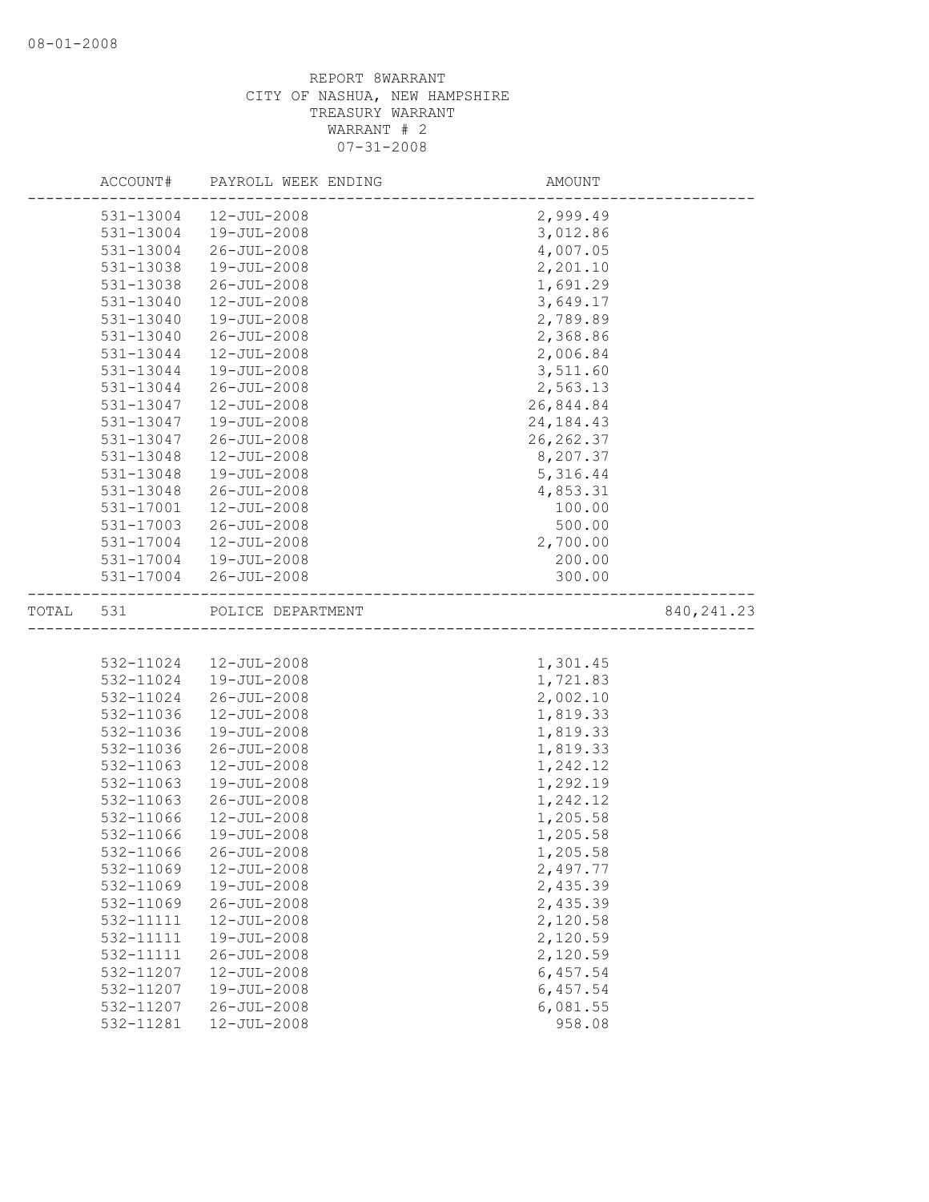REPORT 8WARRANT
CITY OF NASHUA, NEW HAMPSHIRE
TREASURY WARRANT
WARRANT # 2
07-31-2008

| ACCOUNT# | PAYROLL WEEK ENDING | AMOUNT | |
|---|---|---|---|
| 531-13004 | 12-JUL-2008 | 2,999.49 | |
| 531-13004 | 19-JUL-2008 | 3,012.86 | |
| 531-13004 | 26-JUL-2008 | 4,007.05 | |
| 531-13038 | 19-JUL-2008 | 2,201.10 | |
| 531-13038 | 26-JUL-2008 | 1,691.29 | |
| 531-13040 | 12-JUL-2008 | 3,649.17 | |
| 531-13040 | 19-JUL-2008 | 2,789.89 | |
| 531-13040 | 26-JUL-2008 | 2,368.86 | |
| 531-13044 | 12-JUL-2008 | 2,006.84 | |
| 531-13044 | 19-JUL-2008 | 3,511.60 | |
| 531-13044 | 26-JUL-2008 | 2,563.13 | |
| 531-13047 | 12-JUL-2008 | 26,844.84 | |
| 531-13047 | 19-JUL-2008 | 24,184.43 | |
| 531-13047 | 26-JUL-2008 | 26,262.37 | |
| 531-13048 | 12-JUL-2008 | 8,207.37 | |
| 531-13048 | 19-JUL-2008 | 5,316.44 | |
| 531-13048 | 26-JUL-2008 | 4,853.31 | |
| 531-17001 | 12-JUL-2008 | 100.00 | |
| 531-17003 | 26-JUL-2008 | 500.00 | |
| 531-17004 | 12-JUL-2008 | 2,700.00 | |
| 531-17004 | 19-JUL-2008 | 200.00 | |
| 531-17004 | 26-JUL-2008 | 300.00 | |
| TOTAL 531 | POLICE DEPARTMENT | | 840,241.23 |

| ACCOUNT# | PAYROLL WEEK ENDING | AMOUNT |
|---|---|---|
| 532-11024 | 12-JUL-2008 | 1,301.45 |
| 532-11024 | 19-JUL-2008 | 1,721.83 |
| 532-11024 | 26-JUL-2008 | 2,002.10 |
| 532-11036 | 12-JUL-2008 | 1,819.33 |
| 532-11036 | 19-JUL-2008 | 1,819.33 |
| 532-11036 | 26-JUL-2008 | 1,819.33 |
| 532-11063 | 12-JUL-2008 | 1,242.12 |
| 532-11063 | 19-JUL-2008 | 1,292.19 |
| 532-11063 | 26-JUL-2008 | 1,242.12 |
| 532-11066 | 12-JUL-2008 | 1,205.58 |
| 532-11066 | 19-JUL-2008 | 1,205.58 |
| 532-11066 | 26-JUL-2008 | 1,205.58 |
| 532-11069 | 12-JUL-2008 | 2,497.77 |
| 532-11069 | 19-JUL-2008 | 2,435.39 |
| 532-11069 | 26-JUL-2008 | 2,435.39 |
| 532-11111 | 12-JUL-2008 | 2,120.58 |
| 532-11111 | 19-JUL-2008 | 2,120.59 |
| 532-11111 | 26-JUL-2008 | 2,120.59 |
| 532-11207 | 12-JUL-2008 | 6,457.54 |
| 532-11207 | 19-JUL-2008 | 6,457.54 |
| 532-11207 | 26-JUL-2008 | 6,081.55 |
| 532-11281 | 12-JUL-2008 | 958.08 |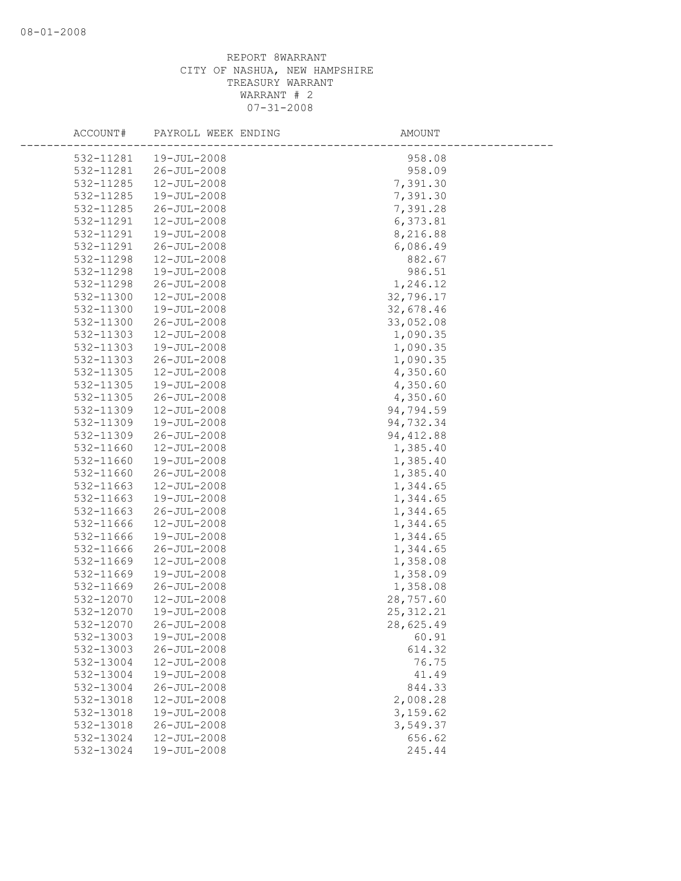REPORT 8WARRANT
CITY OF NASHUA, NEW HAMPSHIRE
TREASURY WARRANT
WARRANT # 2
07-31-2008

| ACCOUNT# | PAYROLL WEEK ENDING | AMOUNT |
|---|---|---|
| 532-11281 | 19-JUL-2008 | 958.08 |
| 532-11281 | 26-JUL-2008 | 958.09 |
| 532-11285 | 12-JUL-2008 | 7,391.30 |
| 532-11285 | 19-JUL-2008 | 7,391.30 |
| 532-11285 | 26-JUL-2008 | 7,391.28 |
| 532-11291 | 12-JUL-2008 | 6,373.81 |
| 532-11291 | 19-JUL-2008 | 8,216.88 |
| 532-11291 | 26-JUL-2008 | 6,086.49 |
| 532-11298 | 12-JUL-2008 | 882.67 |
| 532-11298 | 19-JUL-2008 | 986.51 |
| 532-11298 | 26-JUL-2008 | 1,246.12 |
| 532-11300 | 12-JUL-2008 | 32,796.17 |
| 532-11300 | 19-JUL-2008 | 32,678.46 |
| 532-11300 | 26-JUL-2008 | 33,052.08 |
| 532-11303 | 12-JUL-2008 | 1,090.35 |
| 532-11303 | 19-JUL-2008 | 1,090.35 |
| 532-11303 | 26-JUL-2008 | 1,090.35 |
| 532-11305 | 12-JUL-2008 | 4,350.60 |
| 532-11305 | 19-JUL-2008 | 4,350.60 |
| 532-11305 | 26-JUL-2008 | 4,350.60 |
| 532-11309 | 12-JUL-2008 | 94,794.59 |
| 532-11309 | 19-JUL-2008 | 94,732.34 |
| 532-11309 | 26-JUL-2008 | 94,412.88 |
| 532-11660 | 12-JUL-2008 | 1,385.40 |
| 532-11660 | 19-JUL-2008 | 1,385.40 |
| 532-11660 | 26-JUL-2008 | 1,385.40 |
| 532-11663 | 12-JUL-2008 | 1,344.65 |
| 532-11663 | 19-JUL-2008 | 1,344.65 |
| 532-11663 | 26-JUL-2008 | 1,344.65 |
| 532-11666 | 12-JUL-2008 | 1,344.65 |
| 532-11666 | 19-JUL-2008 | 1,344.65 |
| 532-11666 | 26-JUL-2008 | 1,344.65 |
| 532-11669 | 12-JUL-2008 | 1,358.08 |
| 532-11669 | 19-JUL-2008 | 1,358.09 |
| 532-11669 | 26-JUL-2008 | 1,358.08 |
| 532-12070 | 12-JUL-2008 | 28,757.60 |
| 532-12070 | 19-JUL-2008 | 25,312.21 |
| 532-12070 | 26-JUL-2008 | 28,625.49 |
| 532-13003 | 19-JUL-2008 | 60.91 |
| 532-13003 | 26-JUL-2008 | 614.32 |
| 532-13004 | 12-JUL-2008 | 76.75 |
| 532-13004 | 19-JUL-2008 | 41.49 |
| 532-13004 | 26-JUL-2008 | 844.33 |
| 532-13018 | 12-JUL-2008 | 2,008.28 |
| 532-13018 | 19-JUL-2008 | 3,159.62 |
| 532-13018 | 26-JUL-2008 | 3,549.37 |
| 532-13024 | 12-JUL-2008 | 656.62 |
| 532-13024 | 19-JUL-2008 | 245.44 |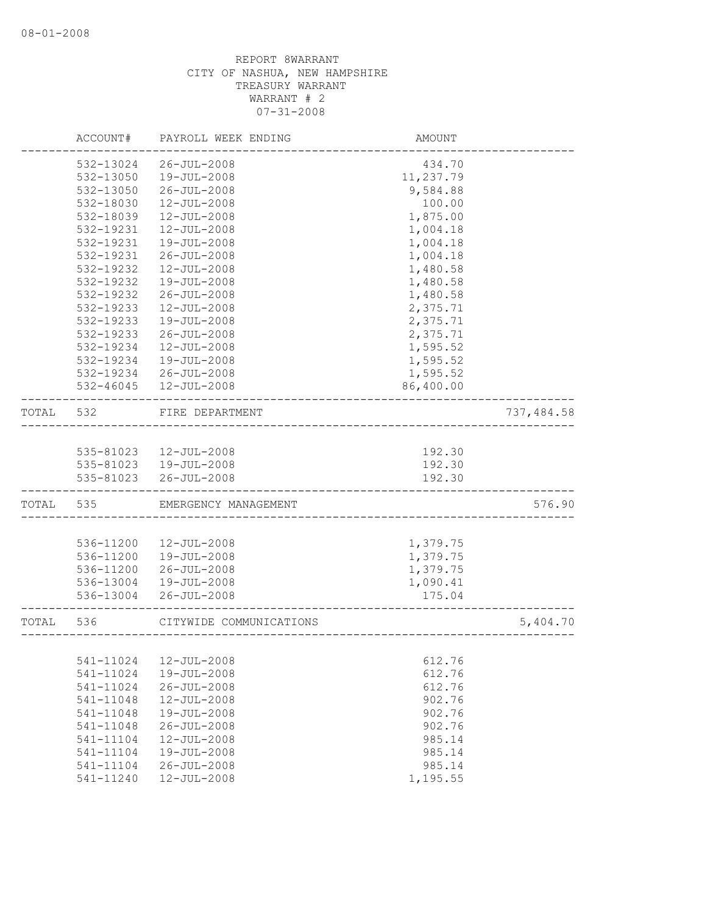08-01-2008

REPORT 8WARRANT
CITY OF NASHUA, NEW HAMPSHIRE
TREASURY WARRANT
WARRANT # 2
07-31-2008

| | ACCOUNT# | PAYROLL WEEK ENDING | AMOUNT | |
|---|---|---|---|---|
| | 532-13024 | 26-JUL-2008 | 434.70 | |
| | 532-13050 | 19-JUL-2008 | 11,237.79 | |
| | 532-13050 | 26-JUL-2008 | 9,584.88 | |
| | 532-18030 | 12-JUL-2008 | 100.00 | |
| | 532-18039 | 12-JUL-2008 | 1,875.00 | |
| | 532-19231 | 12-JUL-2008 | 1,004.18 | |
| | 532-19231 | 19-JUL-2008 | 1,004.18 | |
| | 532-19231 | 26-JUL-2008 | 1,004.18 | |
| | 532-19232 | 12-JUL-2008 | 1,480.58 | |
| | 532-19232 | 19-JUL-2008 | 1,480.58 | |
| | 532-19232 | 26-JUL-2008 | 1,480.58 | |
| | 532-19233 | 12-JUL-2008 | 2,375.71 | |
| | 532-19233 | 19-JUL-2008 | 2,375.71 | |
| | 532-19233 | 26-JUL-2008 | 2,375.71 | |
| | 532-19234 | 12-JUL-2008 | 1,595.52 | |
| | 532-19234 | 19-JUL-2008 | 1,595.52 | |
| | 532-19234 | 26-JUL-2008 | 1,595.52 | |
| | 532-46045 | 12-JUL-2008 | 86,400.00 | |
| TOTAL | 532 | FIRE DEPARTMENT | | 737,484.58 |
| | 535-81023 | 12-JUL-2008 | 192.30 | |
| | 535-81023 | 19-JUL-2008 | 192.30 | |
| | 535-81023 | 26-JUL-2008 | 192.30 | |
| TOTAL | 535 | EMERGENCY MANAGEMENT | | 576.90 |
| | 536-11200 | 12-JUL-2008 | 1,379.75 | |
| | 536-11200 | 19-JUL-2008 | 1,379.75 | |
| | 536-11200 | 26-JUL-2008 | 1,379.75 | |
| | 536-13004 | 19-JUL-2008 | 1,090.41 | |
| | 536-13004 | 26-JUL-2008 | 175.04 | |
| TOTAL | 536 | CITYWIDE COMMUNICATIONS | | 5,404.70 |
| | 541-11024 | 12-JUL-2008 | 612.76 | |
| | 541-11024 | 19-JUL-2008 | 612.76 | |
| | 541-11024 | 26-JUL-2008 | 612.76 | |
| | 541-11048 | 12-JUL-2008 | 902.76 | |
| | 541-11048 | 19-JUL-2008 | 902.76 | |
| | 541-11048 | 26-JUL-2008 | 902.76 | |
| | 541-11104 | 12-JUL-2008 | 985.14 | |
| | 541-11104 | 19-JUL-2008 | 985.14 | |
| | 541-11104 | 26-JUL-2008 | 985.14 | |
| | 541-11240 | 12-JUL-2008 | 1,195.55 | |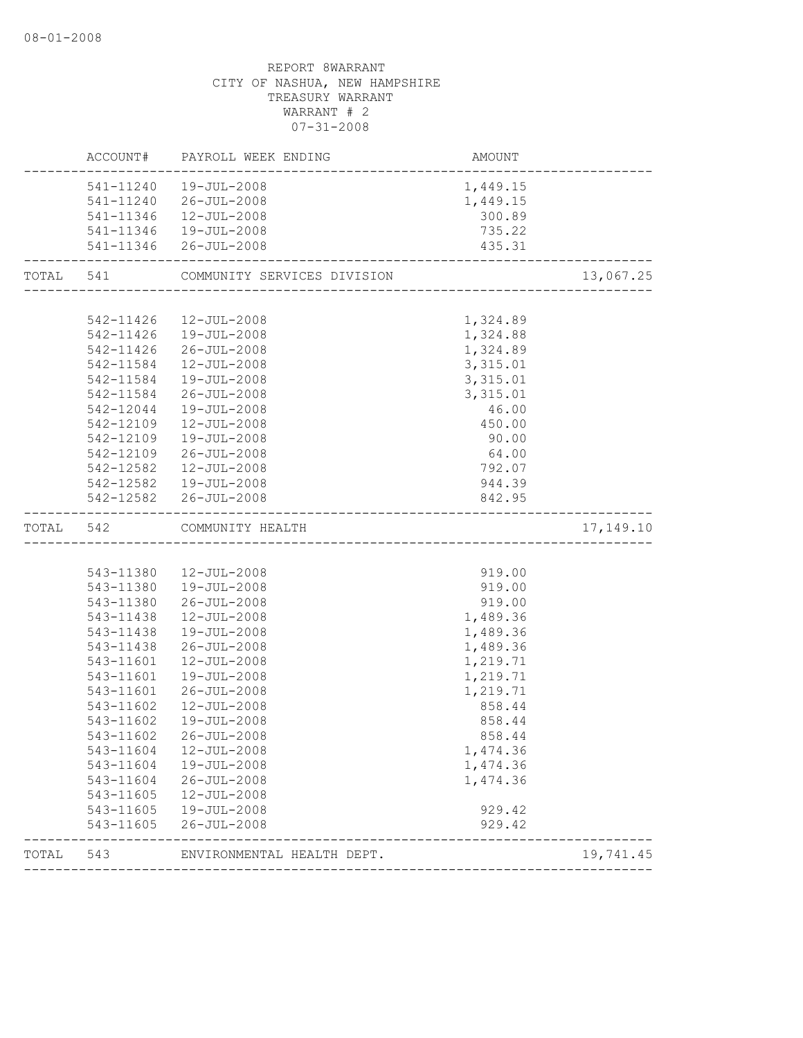REPORT 8WARRANT
CITY OF NASHUA, NEW HAMPSHIRE
TREASURY WARRANT
WARRANT # 2
07-31-2008

| | ACCOUNT# | PAYROLL WEEK ENDING | AMOUNT | |
|---|---|---|---|---|
| | 541-11240 | 19-JUL-2008 | 1,449.15 | |
| | 541-11240 | 26-JUL-2008 | 1,449.15 | |
| | 541-11346 | 12-JUL-2008 | 300.89 | |
| | 541-11346 | 19-JUL-2008 | 735.22 | |
| | 541-11346 | 26-JUL-2008 | 435.31 | |
| TOTAL | 541 | COMMUNITY SERVICES DIVISION | | 13,067.25 |
| | 542-11426 | 12-JUL-2008 | 1,324.89 | |
| | 542-11426 | 19-JUL-2008 | 1,324.88 | |
| | 542-11426 | 26-JUL-2008 | 1,324.89 | |
| | 542-11584 | 12-JUL-2008 | 3,315.01 | |
| | 542-11584 | 19-JUL-2008 | 3,315.01 | |
| | 542-11584 | 26-JUL-2008 | 3,315.01 | |
| | 542-12044 | 19-JUL-2008 | 46.00 | |
| | 542-12109 | 12-JUL-2008 | 450.00 | |
| | 542-12109 | 19-JUL-2008 | 90.00 | |
| | 542-12109 | 26-JUL-2008 | 64.00 | |
| | 542-12582 | 12-JUL-2008 | 792.07 | |
| | 542-12582 | 19-JUL-2008 | 944.39 | |
| | 542-12582 | 26-JUL-2008 | 842.95 | |
| TOTAL | 542 | COMMUNITY HEALTH | | 17,149.10 |
| | 543-11380 | 12-JUL-2008 | 919.00 | |
| | 543-11380 | 19-JUL-2008 | 919.00 | |
| | 543-11380 | 26-JUL-2008 | 919.00 | |
| | 543-11438 | 12-JUL-2008 | 1,489.36 | |
| | 543-11438 | 19-JUL-2008 | 1,489.36 | |
| | 543-11438 | 26-JUL-2008 | 1,489.36 | |
| | 543-11601 | 12-JUL-2008 | 1,219.71 | |
| | 543-11601 | 19-JUL-2008 | 1,219.71 | |
| | 543-11601 | 26-JUL-2008 | 1,219.71 | |
| | 543-11602 | 12-JUL-2008 | 858.44 | |
| | 543-11602 | 19-JUL-2008 | 858.44 | |
| | 543-11602 | 26-JUL-2008 | 858.44 | |
| | 543-11604 | 12-JUL-2008 | 1,474.36 | |
| | 543-11604 | 19-JUL-2008 | 1,474.36 | |
| | 543-11604 | 26-JUL-2008 | 1,474.36 | |
| | 543-11605 | 12-JUL-2008 | | |
| | 543-11605 | 19-JUL-2008 | 929.42 | |
| | 543-11605 | 26-JUL-2008 | 929.42 | |
| TOTAL | 543 | ENVIRONMENTAL HEALTH DEPT. | | 19,741.45 |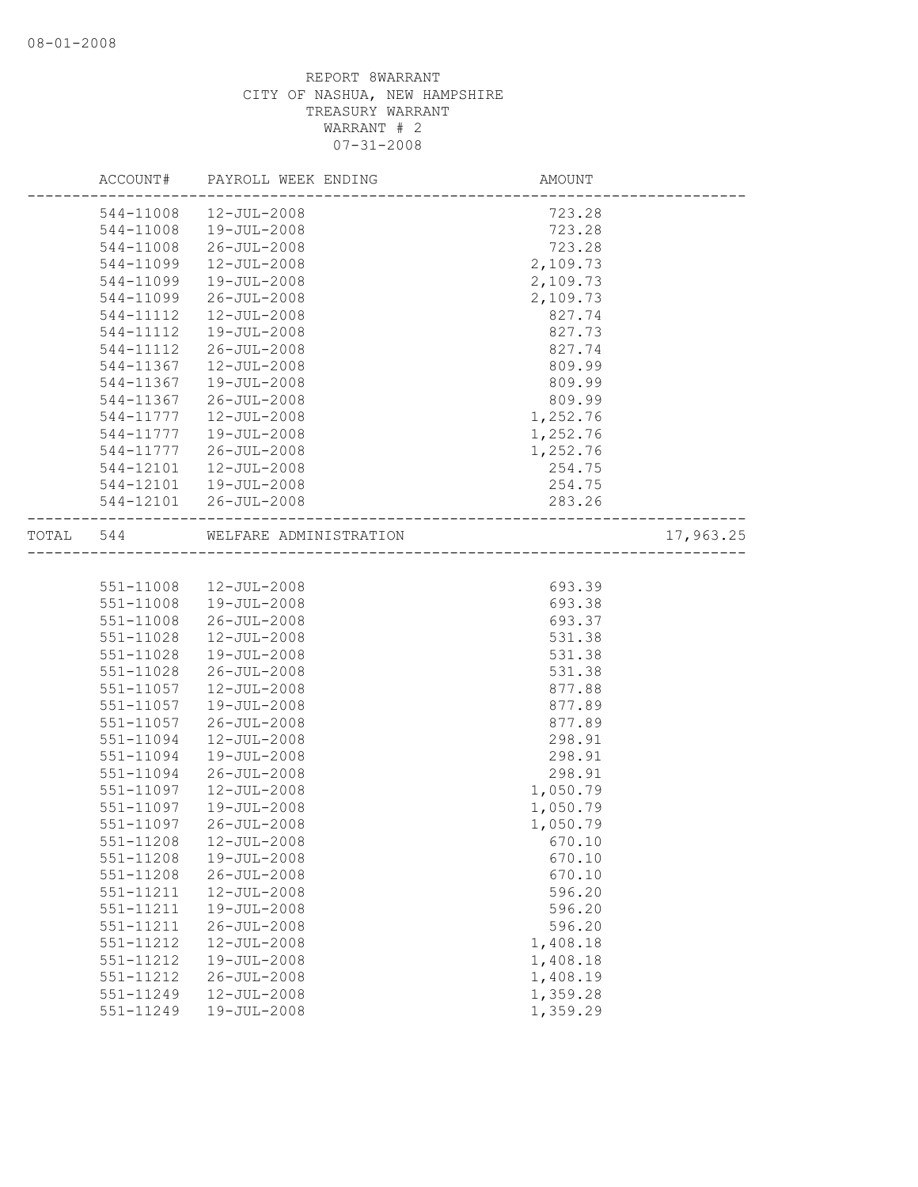REPORT 8WARRANT
CITY OF NASHUA, NEW HAMPSHIRE
TREASURY WARRANT
WARRANT # 2
07-31-2008

| | ACCOUNT# | PAYROLL WEEK ENDING | AMOUNT | |
|---|---|---|---|---|
| | 544-11008 | 12-JUL-2008 | 723.28 | |
| | 544-11008 | 19-JUL-2008 | 723.28 | |
| | 544-11008 | 26-JUL-2008 | 723.28 | |
| | 544-11099 | 12-JUL-2008 | 2,109.73 | |
| | 544-11099 | 19-JUL-2008 | 2,109.73 | |
| | 544-11099 | 26-JUL-2008 | 2,109.73 | |
| | 544-11112 | 12-JUL-2008 | 827.74 | |
| | 544-11112 | 19-JUL-2008 | 827.73 | |
| | 544-11112 | 26-JUL-2008 | 827.74 | |
| | 544-11367 | 12-JUL-2008 | 809.99 | |
| | 544-11367 | 19-JUL-2008 | 809.99 | |
| | 544-11367 | 26-JUL-2008 | 809.99 | |
| | 544-11777 | 12-JUL-2008 | 1,252.76 | |
| | 544-11777 | 19-JUL-2008 | 1,252.76 | |
| | 544-11777 | 26-JUL-2008 | 1,252.76 | |
| | 544-12101 | 12-JUL-2008 | 254.75 | |
| | 544-12101 | 19-JUL-2008 | 254.75 | |
| | 544-12101 | 26-JUL-2008 | 283.26 | |
| TOTAL | 544 | WELFARE ADMINISTRATION | | 17,963.25 |
| | 551-11008 | 12-JUL-2008 | 693.39 | |
| | 551-11008 | 19-JUL-2008 | 693.38 | |
| | 551-11008 | 26-JUL-2008 | 693.37 | |
| | 551-11028 | 12-JUL-2008 | 531.38 | |
| | 551-11028 | 19-JUL-2008 | 531.38 | |
| | 551-11028 | 26-JUL-2008 | 531.38 | |
| | 551-11057 | 12-JUL-2008 | 877.88 | |
| | 551-11057 | 19-JUL-2008 | 877.89 | |
| | 551-11057 | 26-JUL-2008 | 877.89 | |
| | 551-11094 | 12-JUL-2008 | 298.91 | |
| | 551-11094 | 19-JUL-2008 | 298.91 | |
| | 551-11094 | 26-JUL-2008 | 298.91 | |
| | 551-11097 | 12-JUL-2008 | 1,050.79 | |
| | 551-11097 | 19-JUL-2008 | 1,050.79 | |
| | 551-11097 | 26-JUL-2008 | 1,050.79 | |
| | 551-11208 | 12-JUL-2008 | 670.10 | |
| | 551-11208 | 19-JUL-2008 | 670.10 | |
| | 551-11208 | 26-JUL-2008 | 670.10 | |
| | 551-11211 | 12-JUL-2008 | 596.20 | |
| | 551-11211 | 19-JUL-2008 | 596.20 | |
| | 551-11211 | 26-JUL-2008 | 596.20 | |
| | 551-11212 | 12-JUL-2008 | 1,408.18 | |
| | 551-11212 | 19-JUL-2008 | 1,408.18 | |
| | 551-11212 | 26-JUL-2008 | 1,408.19 | |
| | 551-11249 | 12-JUL-2008 | 1,359.28 | |
| | 551-11249 | 19-JUL-2008 | 1,359.29 | |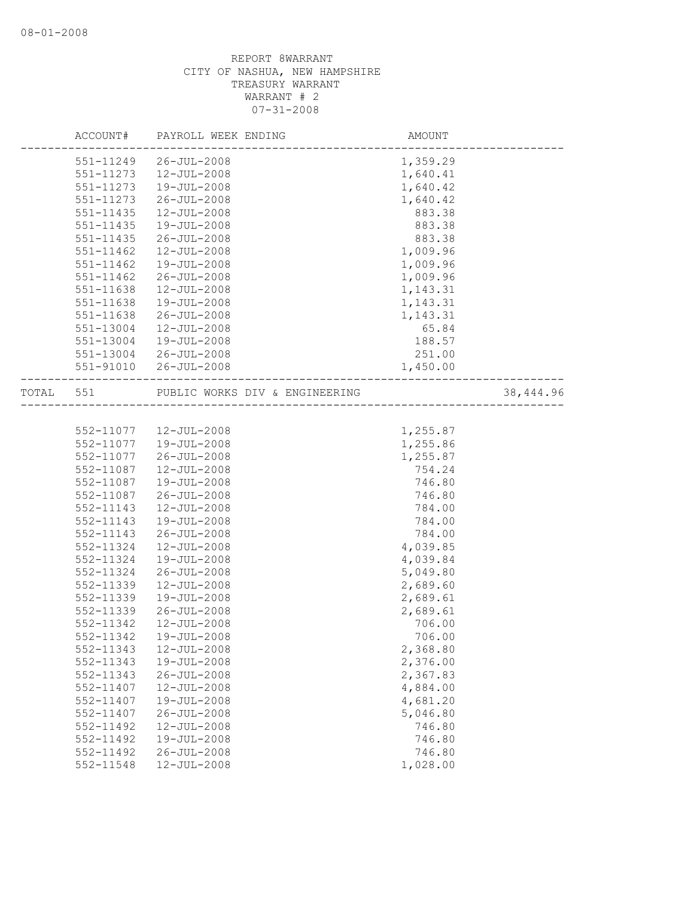08-01-2008

REPORT 8WARRANT
CITY OF NASHUA, NEW HAMPSHIRE
TREASURY WARRANT
WARRANT # 2
07-31-2008

| | ACCOUNT# | PAYROLL WEEK ENDING | AMOUNT | |
|---|---|---|---|---|
| | 551-11249 | 26-JUL-2008 | 1,359.29 | |
| | 551-11273 | 12-JUL-2008 | 1,640.41 | |
| | 551-11273 | 19-JUL-2008 | 1,640.42 | |
| | 551-11273 | 26-JUL-2008 | 1,640.42 | |
| | 551-11435 | 12-JUL-2008 | 883.38 | |
| | 551-11435 | 19-JUL-2008 | 883.38 | |
| | 551-11435 | 26-JUL-2008 | 883.38 | |
| | 551-11462 | 12-JUL-2008 | 1,009.96 | |
| | 551-11462 | 19-JUL-2008 | 1,009.96 | |
| | 551-11462 | 26-JUL-2008 | 1,009.96 | |
| | 551-11638 | 12-JUL-2008 | 1,143.31 | |
| | 551-11638 | 19-JUL-2008 | 1,143.31 | |
| | 551-11638 | 26-JUL-2008 | 1,143.31 | |
| | 551-13004 | 12-JUL-2008 | 65.84 | |
| | 551-13004 | 19-JUL-2008 | 188.57 | |
| | 551-13004 | 26-JUL-2008 | 251.00 | |
| | 551-91010 | 26-JUL-2008 | 1,450.00 | |
| TOTAL | 551 | PUBLIC WORKS DIV & ENGINEERING | | 38,444.96 |
| | 552-11077 | 12-JUL-2008 | 1,255.87 | |
| | 552-11077 | 19-JUL-2008 | 1,255.86 | |
| | 552-11077 | 26-JUL-2008 | 1,255.87 | |
| | 552-11087 | 12-JUL-2008 | 754.24 | |
| | 552-11087 | 19-JUL-2008 | 746.80 | |
| | 552-11087 | 26-JUL-2008 | 746.80 | |
| | 552-11143 | 12-JUL-2008 | 784.00 | |
| | 552-11143 | 19-JUL-2008 | 784.00 | |
| | 552-11143 | 26-JUL-2008 | 784.00 | |
| | 552-11324 | 12-JUL-2008 | 4,039.85 | |
| | 552-11324 | 19-JUL-2008 | 4,039.84 | |
| | 552-11324 | 26-JUL-2008 | 5,049.80 | |
| | 552-11339 | 12-JUL-2008 | 2,689.60 | |
| | 552-11339 | 19-JUL-2008 | 2,689.61 | |
| | 552-11339 | 26-JUL-2008 | 2,689.61 | |
| | 552-11342 | 12-JUL-2008 | 706.00 | |
| | 552-11342 | 19-JUL-2008 | 706.00 | |
| | 552-11343 | 12-JUL-2008 | 2,368.80 | |
| | 552-11343 | 19-JUL-2008 | 2,376.00 | |
| | 552-11343 | 26-JUL-2008 | 2,367.83 | |
| | 552-11407 | 12-JUL-2008 | 4,884.00 | |
| | 552-11407 | 19-JUL-2008 | 4,681.20 | |
| | 552-11407 | 26-JUL-2008 | 5,046.80 | |
| | 552-11492 | 12-JUL-2008 | 746.80 | |
| | 552-11492 | 19-JUL-2008 | 746.80 | |
| | 552-11492 | 26-JUL-2008 | 746.80 | |
| | 552-11548 | 12-JUL-2008 | 1,028.00 | |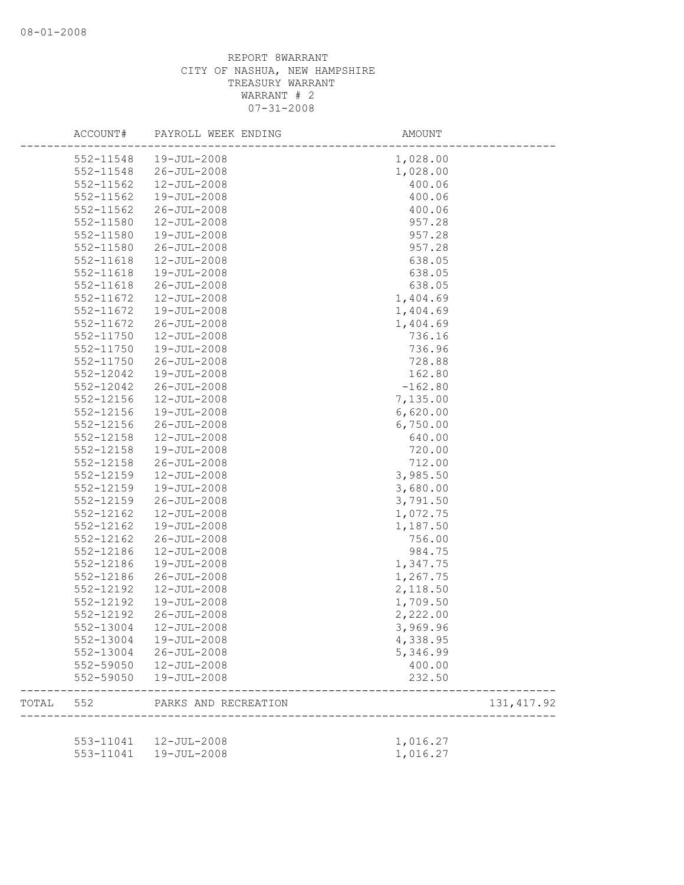REPORT 8WARRANT
CITY OF NASHUA, NEW HAMPSHIRE
TREASURY WARRANT
WARRANT # 2
07-31-2008

| ACCOUNT# | PAYROLL WEEK ENDING | AMOUNT | |
|---|---|---|---|
| 552-11548 | 19-JUL-2008 | 1,028.00 | |
| 552-11548 | 26-JUL-2008 | 1,028.00 | |
| 552-11562 | 12-JUL-2008 | 400.06 | |
| 552-11562 | 19-JUL-2008 | 400.06 | |
| 552-11562 | 26-JUL-2008 | 400.06 | |
| 552-11580 | 12-JUL-2008 | 957.28 | |
| 552-11580 | 19-JUL-2008 | 957.28 | |
| 552-11580 | 26-JUL-2008 | 957.28 | |
| 552-11618 | 12-JUL-2008 | 638.05 | |
| 552-11618 | 19-JUL-2008 | 638.05 | |
| 552-11618 | 26-JUL-2008 | 638.05 | |
| 552-11672 | 12-JUL-2008 | 1,404.69 | |
| 552-11672 | 19-JUL-2008 | 1,404.69 | |
| 552-11672 | 26-JUL-2008 | 1,404.69 | |
| 552-11750 | 12-JUL-2008 | 736.16 | |
| 552-11750 | 19-JUL-2008 | 736.96 | |
| 552-11750 | 26-JUL-2008 | 728.88 | |
| 552-12042 | 19-JUL-2008 | 162.80 | |
| 552-12042 | 26-JUL-2008 | -162.80 | |
| 552-12156 | 12-JUL-2008 | 7,135.00 | |
| 552-12156 | 19-JUL-2008 | 6,620.00 | |
| 552-12156 | 26-JUL-2008 | 6,750.00 | |
| 552-12158 | 12-JUL-2008 | 640.00 | |
| 552-12158 | 19-JUL-2008 | 720.00 | |
| 552-12158 | 26-JUL-2008 | 712.00 | |
| 552-12159 | 12-JUL-2008 | 3,985.50 | |
| 552-12159 | 19-JUL-2008 | 3,680.00 | |
| 552-12159 | 26-JUL-2008 | 3,791.50 | |
| 552-12162 | 12-JUL-2008 | 1,072.75 | |
| 552-12162 | 19-JUL-2008 | 1,187.50 | |
| 552-12162 | 26-JUL-2008 | 756.00 | |
| 552-12186 | 12-JUL-2008 | 984.75 | |
| 552-12186 | 19-JUL-2008 | 1,347.75 | |
| 552-12186 | 26-JUL-2008 | 1,267.75 | |
| 552-12192 | 12-JUL-2008 | 2,118.50 | |
| 552-12192 | 19-JUL-2008 | 1,709.50 | |
| 552-12192 | 26-JUL-2008 | 2,222.00 | |
| 552-13004 | 12-JUL-2008 | 3,969.96 | |
| 552-13004 | 19-JUL-2008 | 4,338.95 | |
| 552-13004 | 26-JUL-2008 | 5,346.99 | |
| 552-59050 | 12-JUL-2008 | 400.00 | |
| 552-59050 | 19-JUL-2008 | 232.50 | |
| TOTAL 552 | PARKS AND RECREATION | | 131,417.92 |
| 553-11041 | 12-JUL-2008 | 1,016.27 | |
| 553-11041 | 19-JUL-2008 | 1,016.27 | |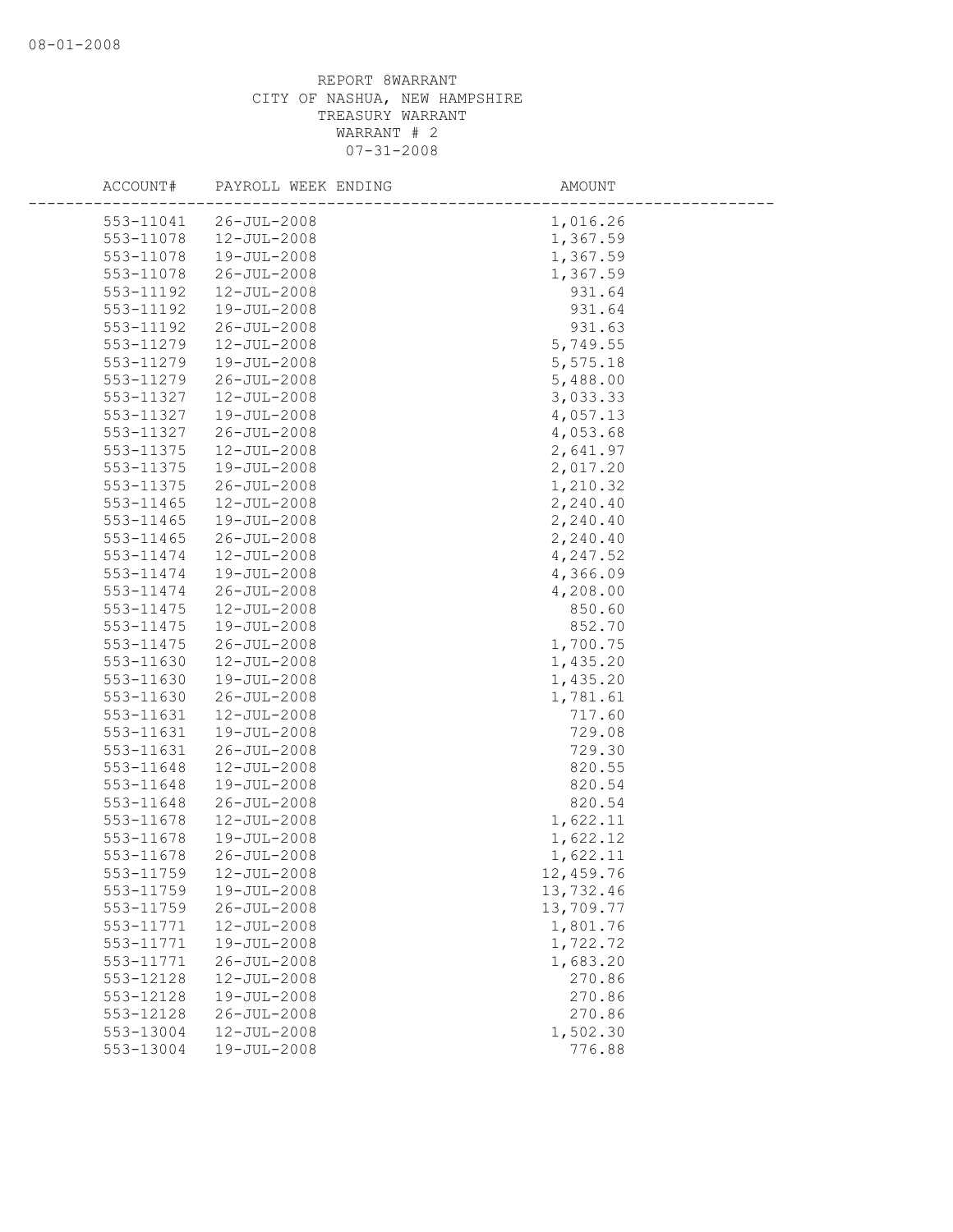REPORT 8WARRANT
CITY OF NASHUA, NEW HAMPSHIRE
TREASURY WARRANT
WARRANT # 2
07-31-2008

| ACCOUNT# | PAYROLL WEEK ENDING | AMOUNT |
|---|---|---|
| 553-11041 | 26-JUL-2008 | 1,016.26 |
| 553-11078 | 12-JUL-2008 | 1,367.59 |
| 553-11078 | 19-JUL-2008 | 1,367.59 |
| 553-11078 | 26-JUL-2008 | 1,367.59 |
| 553-11192 | 12-JUL-2008 | 931.64 |
| 553-11192 | 19-JUL-2008 | 931.64 |
| 553-11192 | 26-JUL-2008 | 931.63 |
| 553-11279 | 12-JUL-2008 | 5,749.55 |
| 553-11279 | 19-JUL-2008 | 5,575.18 |
| 553-11279 | 26-JUL-2008 | 5,488.00 |
| 553-11327 | 12-JUL-2008 | 3,033.33 |
| 553-11327 | 19-JUL-2008 | 4,057.13 |
| 553-11327 | 26-JUL-2008 | 4,053.68 |
| 553-11375 | 12-JUL-2008 | 2,641.97 |
| 553-11375 | 19-JUL-2008 | 2,017.20 |
| 553-11375 | 26-JUL-2008 | 1,210.32 |
| 553-11465 | 12-JUL-2008 | 2,240.40 |
| 553-11465 | 19-JUL-2008 | 2,240.40 |
| 553-11465 | 26-JUL-2008 | 2,240.40 |
| 553-11474 | 12-JUL-2008 | 4,247.52 |
| 553-11474 | 19-JUL-2008 | 4,366.09 |
| 553-11474 | 26-JUL-2008 | 4,208.00 |
| 553-11475 | 12-JUL-2008 | 850.60 |
| 553-11475 | 19-JUL-2008 | 852.70 |
| 553-11475 | 26-JUL-2008 | 1,700.75 |
| 553-11630 | 12-JUL-2008 | 1,435.20 |
| 553-11630 | 19-JUL-2008 | 1,435.20 |
| 553-11630 | 26-JUL-2008 | 1,781.61 |
| 553-11631 | 12-JUL-2008 | 717.60 |
| 553-11631 | 19-JUL-2008 | 729.08 |
| 553-11631 | 26-JUL-2008 | 729.30 |
| 553-11648 | 12-JUL-2008 | 820.55 |
| 553-11648 | 19-JUL-2008 | 820.54 |
| 553-11648 | 26-JUL-2008 | 820.54 |
| 553-11678 | 12-JUL-2008 | 1,622.11 |
| 553-11678 | 19-JUL-2008 | 1,622.12 |
| 553-11678 | 26-JUL-2008 | 1,622.11 |
| 553-11759 | 12-JUL-2008 | 12,459.76 |
| 553-11759 | 19-JUL-2008 | 13,732.46 |
| 553-11759 | 26-JUL-2008 | 13,709.77 |
| 553-11771 | 12-JUL-2008 | 1,801.76 |
| 553-11771 | 19-JUL-2008 | 1,722.72 |
| 553-11771 | 26-JUL-2008 | 1,683.20 |
| 553-12128 | 12-JUL-2008 | 270.86 |
| 553-12128 | 19-JUL-2008 | 270.86 |
| 553-12128 | 26-JUL-2008 | 270.86 |
| 553-13004 | 12-JUL-2008 | 1,502.30 |
| 553-13004 | 19-JUL-2008 | 776.88 |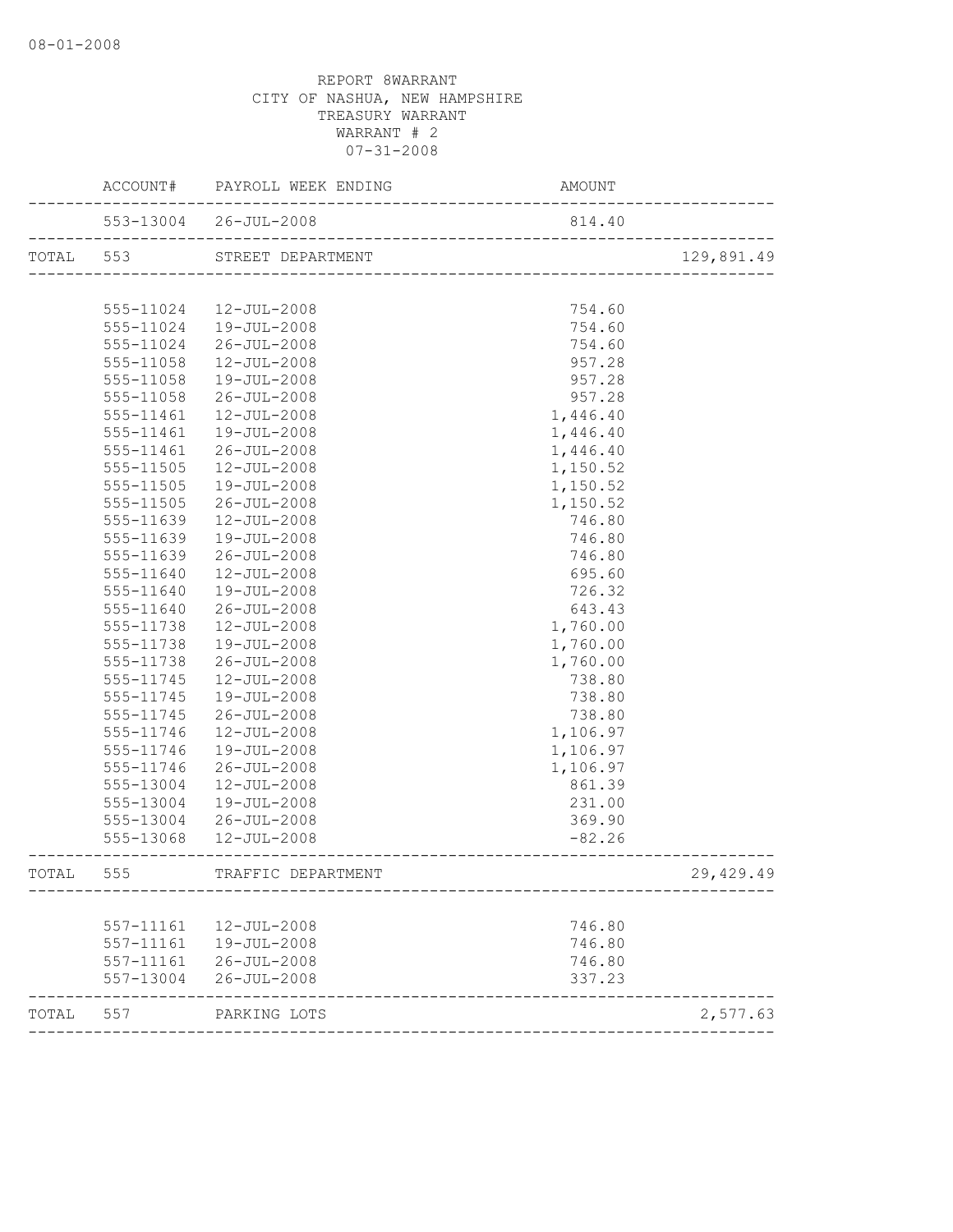08-01-2008

REPORT 8WARRANT
CITY OF NASHUA, NEW HAMPSHIRE
TREASURY WARRANT
WARRANT # 2
07-31-2008

| | ACCOUNT# | PAYROLL WEEK ENDING | AMOUNT | |
|---|---|---|---|---|
| | 553-13004 | 26-JUL-2008 | 814.40 | |
| TOTAL | 553 | STREET DEPARTMENT | | 129,891.49 |
| | 555-11024 | 12-JUL-2008 | 754.60 | |
| | 555-11024 | 19-JUL-2008 | 754.60 | |
| | 555-11024 | 26-JUL-2008 | 754.60 | |
| | 555-11058 | 12-JUL-2008 | 957.28 | |
| | 555-11058 | 19-JUL-2008 | 957.28 | |
| | 555-11058 | 26-JUL-2008 | 957.28 | |
| | 555-11461 | 12-JUL-2008 | 1,446.40 | |
| | 555-11461 | 19-JUL-2008 | 1,446.40 | |
| | 555-11461 | 26-JUL-2008 | 1,446.40 | |
| | 555-11505 | 12-JUL-2008 | 1,150.52 | |
| | 555-11505 | 19-JUL-2008 | 1,150.52 | |
| | 555-11505 | 26-JUL-2008 | 1,150.52 | |
| | 555-11639 | 12-JUL-2008 | 746.80 | |
| | 555-11639 | 19-JUL-2008 | 746.80 | |
| | 555-11639 | 26-JUL-2008 | 746.80 | |
| | 555-11640 | 12-JUL-2008 | 695.60 | |
| | 555-11640 | 19-JUL-2008 | 726.32 | |
| | 555-11640 | 26-JUL-2008 | 643.43 | |
| | 555-11738 | 12-JUL-2008 | 1,760.00 | |
| | 555-11738 | 19-JUL-2008 | 1,760.00 | |
| | 555-11738 | 26-JUL-2008 | 1,760.00 | |
| | 555-11745 | 12-JUL-2008 | 738.80 | |
| | 555-11745 | 19-JUL-2008 | 738.80 | |
| | 555-11745 | 26-JUL-2008 | 738.80 | |
| | 555-11746 | 12-JUL-2008 | 1,106.97 | |
| | 555-11746 | 19-JUL-2008 | 1,106.97 | |
| | 555-11746 | 26-JUL-2008 | 1,106.97 | |
| | 555-13004 | 12-JUL-2008 | 861.39 | |
| | 555-13004 | 19-JUL-2008 | 231.00 | |
| | 555-13004 | 26-JUL-2008 | 369.90 | |
| | 555-13068 | 12-JUL-2008 | -82.26 | |
| TOTAL | 555 | TRAFFIC DEPARTMENT | | 29,429.49 |
| | 557-11161 | 12-JUL-2008 | 746.80 | |
| | 557-11161 | 19-JUL-2008 | 746.80 | |
| | 557-11161 | 26-JUL-2008 | 746.80 | |
| | 557-13004 | 26-JUL-2008 | 337.23 | |
| TOTAL | 557 | PARKING LOTS | | 2,577.63 |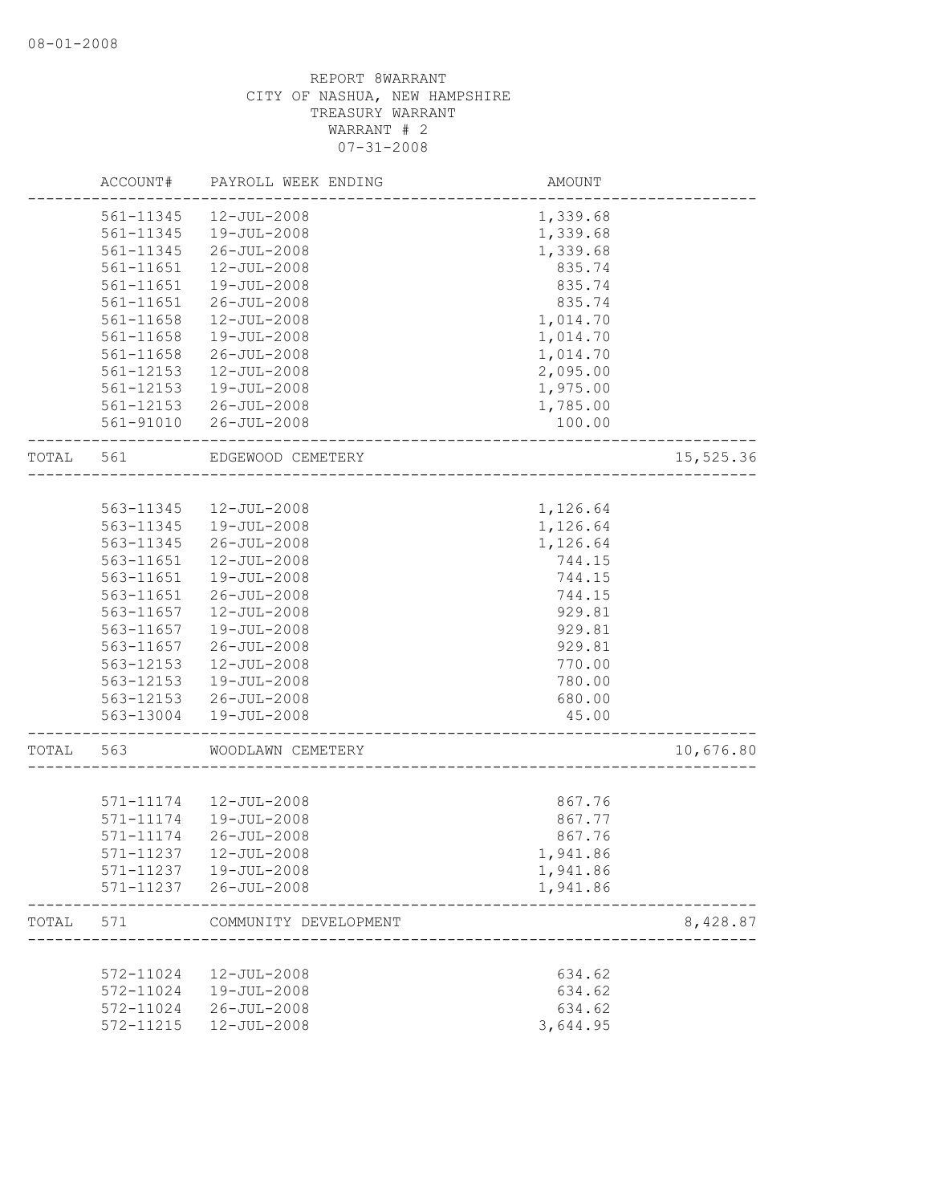REPORT 8WARRANT
CITY OF NASHUA, NEW HAMPSHIRE
TREASURY WARRANT
WARRANT # 2
07-31-2008

| ACCOUNT# | PAYROLL WEEK ENDING | AMOUNT | |
|---|---|---|---|
| 561-11345 | 12-JUL-2008 | 1,339.68 | |
| 561-11345 | 19-JUL-2008 | 1,339.68 | |
| 561-11345 | 26-JUL-2008 | 1,339.68 | |
| 561-11651 | 12-JUL-2008 | 835.74 | |
| 561-11651 | 19-JUL-2008 | 835.74 | |
| 561-11651 | 26-JUL-2008 | 835.74 | |
| 561-11658 | 12-JUL-2008 | 1,014.70 | |
| 561-11658 | 19-JUL-2008 | 1,014.70 | |
| 561-11658 | 26-JUL-2008 | 1,014.70 | |
| 561-12153 | 12-JUL-2008 | 2,095.00 | |
| 561-12153 | 19-JUL-2008 | 1,975.00 | |
| 561-12153 | 26-JUL-2008 | 1,785.00 | |
| 561-91010 | 26-JUL-2008 | 100.00 | |
| TOTAL 561 | EDGEWOOD CEMETERY | | 15,525.36 |
| 563-11345 | 12-JUL-2008 | 1,126.64 | |
| 563-11345 | 19-JUL-2008 | 1,126.64 | |
| 563-11345 | 26-JUL-2008 | 1,126.64 | |
| 563-11651 | 12-JUL-2008 | 744.15 | |
| 563-11651 | 19-JUL-2008 | 744.15 | |
| 563-11651 | 26-JUL-2008 | 744.15 | |
| 563-11657 | 12-JUL-2008 | 929.81 | |
| 563-11657 | 19-JUL-2008 | 929.81 | |
| 563-11657 | 26-JUL-2008 | 929.81 | |
| 563-12153 | 12-JUL-2008 | 770.00 | |
| 563-12153 | 19-JUL-2008 | 780.00 | |
| 563-12153 | 26-JUL-2008 | 680.00 | |
| 563-13004 | 19-JUL-2008 | 45.00 | |
| TOTAL 563 | WOODLAWN CEMETERY | | 10,676.80 |
| 571-11174 | 12-JUL-2008 | 867.76 | |
| 571-11174 | 19-JUL-2008 | 867.77 | |
| 571-11174 | 26-JUL-2008 | 867.76 | |
| 571-11237 | 12-JUL-2008 | 1,941.86 | |
| 571-11237 | 19-JUL-2008 | 1,941.86 | |
| 571-11237 | 26-JUL-2008 | 1,941.86 | |
| TOTAL 571 | COMMUNITY DEVELOPMENT | | 8,428.87 |
| 572-11024 | 12-JUL-2008 | 634.62 | |
| 572-11024 | 19-JUL-2008 | 634.62 | |
| 572-11024 | 26-JUL-2008 | 634.62 | |
| 572-11215 | 12-JUL-2008 | 3,644.95 | |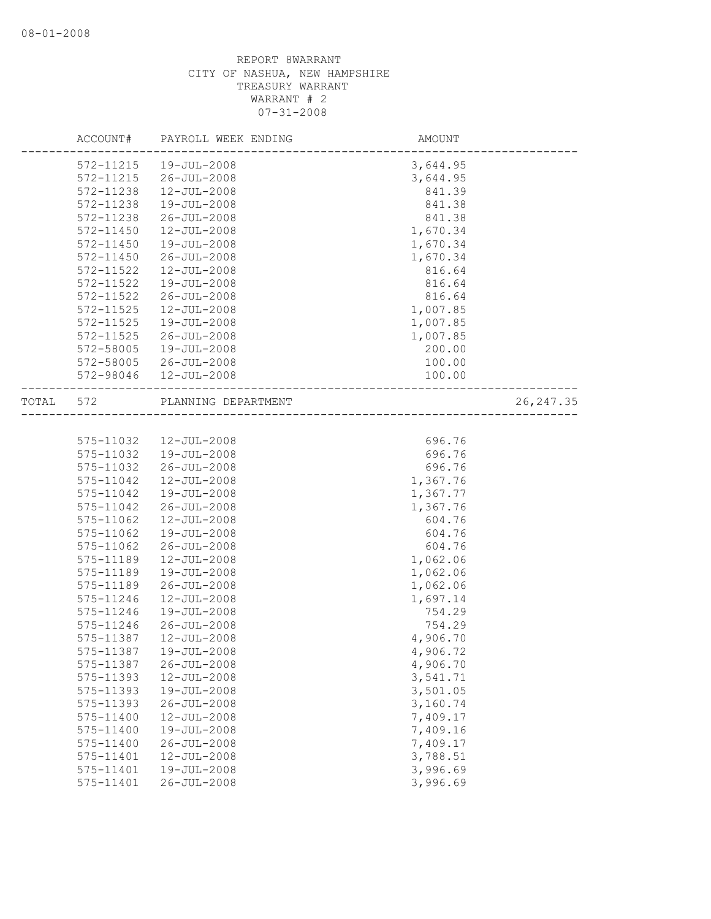REPORT 8WARRANT
CITY OF NASHUA, NEW HAMPSHIRE
TREASURY WARRANT
WARRANT # 2
07-31-2008

| ACCOUNT# | PAYROLL WEEK ENDING | AMOUNT | |
|---|---|---|---|
| 572-11215 | 19-JUL-2008 | 3,644.95 | |
| 572-11215 | 26-JUL-2008 | 3,644.95 | |
| 572-11238 | 12-JUL-2008 | 841.39 | |
| 572-11238 | 19-JUL-2008 | 841.38 | |
| 572-11238 | 26-JUL-2008 | 841.38 | |
| 572-11450 | 12-JUL-2008 | 1,670.34 | |
| 572-11450 | 19-JUL-2008 | 1,670.34 | |
| 572-11450 | 26-JUL-2008 | 1,670.34 | |
| 572-11522 | 12-JUL-2008 | 816.64 | |
| 572-11522 | 19-JUL-2008 | 816.64 | |
| 572-11522 | 26-JUL-2008 | 816.64 | |
| 572-11525 | 12-JUL-2008 | 1,007.85 | |
| 572-11525 | 19-JUL-2008 | 1,007.85 | |
| 572-11525 | 26-JUL-2008 | 1,007.85 | |
| 572-58005 | 19-JUL-2008 | 200.00 | |
| 572-58005 | 26-JUL-2008 | 100.00 | |
| 572-98046 | 12-JUL-2008 | 100.00 | |
| TOTAL 572 | PLANNING DEPARTMENT | | 26,247.35 |
| 575-11032 | 12-JUL-2008 | 696.76 | |
| 575-11032 | 19-JUL-2008 | 696.76 | |
| 575-11032 | 26-JUL-2008 | 696.76 | |
| 575-11042 | 12-JUL-2008 | 1,367.76 | |
| 575-11042 | 19-JUL-2008 | 1,367.77 | |
| 575-11042 | 26-JUL-2008 | 1,367.76 | |
| 575-11062 | 12-JUL-2008 | 604.76 | |
| 575-11062 | 19-JUL-2008 | 604.76 | |
| 575-11062 | 26-JUL-2008 | 604.76 | |
| 575-11189 | 12-JUL-2008 | 1,062.06 | |
| 575-11189 | 19-JUL-2008 | 1,062.06 | |
| 575-11189 | 26-JUL-2008 | 1,062.06 | |
| 575-11246 | 12-JUL-2008 | 1,697.14 | |
| 575-11246 | 19-JUL-2008 | 754.29 | |
| 575-11246 | 26-JUL-2008 | 754.29 | |
| 575-11387 | 12-JUL-2008 | 4,906.70 | |
| 575-11387 | 19-JUL-2008 | 4,906.72 | |
| 575-11387 | 26-JUL-2008 | 4,906.70 | |
| 575-11393 | 12-JUL-2008 | 3,541.71 | |
| 575-11393 | 19-JUL-2008 | 3,501.05 | |
| 575-11393 | 26-JUL-2008 | 3,160.74 | |
| 575-11400 | 12-JUL-2008 | 7,409.17 | |
| 575-11400 | 19-JUL-2008 | 7,409.16 | |
| 575-11400 | 26-JUL-2008 | 7,409.17 | |
| 575-11401 | 12-JUL-2008 | 3,788.51 | |
| 575-11401 | 19-JUL-2008 | 3,996.69 | |
| 575-11401 | 26-JUL-2008 | 3,996.69 | |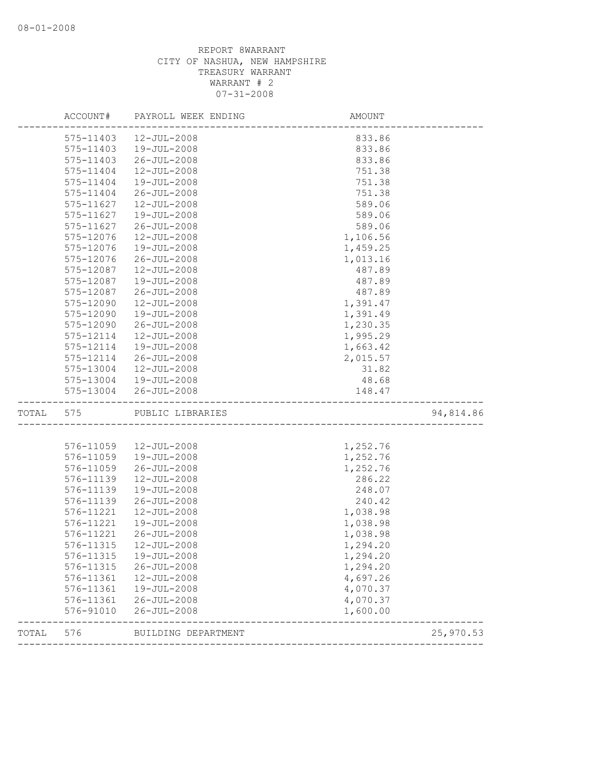08-01-2008

REPORT 8WARRANT
CITY OF NASHUA, NEW HAMPSHIRE
TREASURY WARRANT
WARRANT # 2
07-31-2008

| | ACCOUNT# | PAYROLL WEEK ENDING | AMOUNT | |
|---|---|---|---|---|
| | 575-11403 | 12-JUL-2008 | 833.86 | |
| | 575-11403 | 19-JUL-2008 | 833.86 | |
| | 575-11403 | 26-JUL-2008 | 833.86 | |
| | 575-11404 | 12-JUL-2008 | 751.38 | |
| | 575-11404 | 19-JUL-2008 | 751.38 | |
| | 575-11404 | 26-JUL-2008 | 751.38 | |
| | 575-11627 | 12-JUL-2008 | 589.06 | |
| | 575-11627 | 19-JUL-2008 | 589.06 | |
| | 575-11627 | 26-JUL-2008 | 589.06 | |
| | 575-12076 | 12-JUL-2008 | 1,106.56 | |
| | 575-12076 | 19-JUL-2008 | 1,459.25 | |
| | 575-12076 | 26-JUL-2008 | 1,013.16 | |
| | 575-12087 | 12-JUL-2008 | 487.89 | |
| | 575-12087 | 19-JUL-2008 | 487.89 | |
| | 575-12087 | 26-JUL-2008 | 487.89 | |
| | 575-12090 | 12-JUL-2008 | 1,391.47 | |
| | 575-12090 | 19-JUL-2008 | 1,391.49 | |
| | 575-12090 | 26-JUL-2008 | 1,230.35 | |
| | 575-12114 | 12-JUL-2008 | 1,995.29 | |
| | 575-12114 | 19-JUL-2008 | 1,663.42 | |
| | 575-12114 | 26-JUL-2008 | 2,015.57 | |
| | 575-13004 | 12-JUL-2008 | 31.82 | |
| | 575-13004 | 19-JUL-2008 | 48.68 | |
| | 575-13004 | 26-JUL-2008 | 148.47 | |
| TOTAL | 575 | PUBLIC LIBRARIES | | 94,814.86 |
| | 576-11059 | 12-JUL-2008 | 1,252.76 | |
| | 576-11059 | 19-JUL-2008 | 1,252.76 | |
| | 576-11059 | 26-JUL-2008 | 1,252.76 | |
| | 576-11139 | 12-JUL-2008 | 286.22 | |
| | 576-11139 | 19-JUL-2008 | 248.07 | |
| | 576-11139 | 26-JUL-2008 | 240.42 | |
| | 576-11221 | 12-JUL-2008 | 1,038.98 | |
| | 576-11221 | 19-JUL-2008 | 1,038.98 | |
| | 576-11221 | 26-JUL-2008 | 1,038.98 | |
| | 576-11315 | 12-JUL-2008 | 1,294.20 | |
| | 576-11315 | 19-JUL-2008 | 1,294.20 | |
| | 576-11315 | 26-JUL-2008 | 1,294.20 | |
| | 576-11361 | 12-JUL-2008 | 4,697.26 | |
| | 576-11361 | 19-JUL-2008 | 4,070.37 | |
| | 576-11361 | 26-JUL-2008 | 4,070.37 | |
| | 576-91010 | 26-JUL-2008 | 1,600.00 | |
| TOTAL | 576 | BUILDING DEPARTMENT | | 25,970.53 |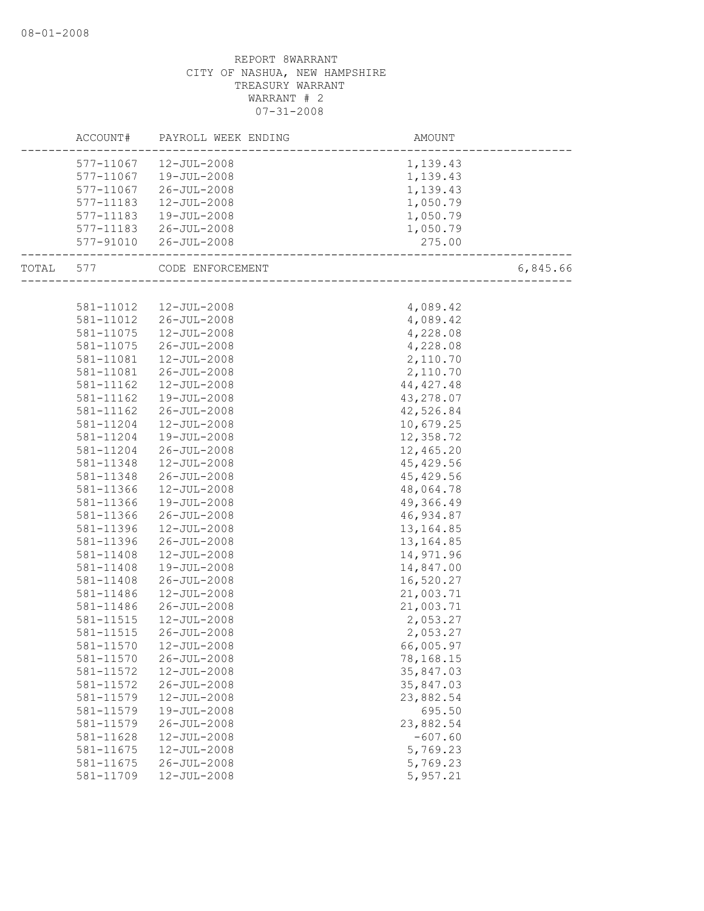REPORT 8WARRANT
CITY OF NASHUA, NEW HAMPSHIRE
TREASURY WARRANT
WARRANT # 2
07-31-2008

| | ACCOUNT# | PAYROLL WEEK ENDING | AMOUNT | |
|---|---|---|---|---|
| | 577-11067 | 12-JUL-2008 | 1,139.43 | |
| | 577-11067 | 19-JUL-2008 | 1,139.43 | |
| | 577-11067 | 26-JUL-2008 | 1,139.43 | |
| | 577-11183 | 12-JUL-2008 | 1,050.79 | |
| | 577-11183 | 19-JUL-2008 | 1,050.79 | |
| | 577-11183 | 26-JUL-2008 | 1,050.79 | |
| | 577-91010 | 26-JUL-2008 | 275.00 | |
| TOTAL | 577 | CODE ENFORCEMENT | | 6,845.66 |
| | 581-11012 | 12-JUL-2008 | 4,089.42 | |
| | 581-11012 | 26-JUL-2008 | 4,089.42 | |
| | 581-11075 | 12-JUL-2008 | 4,228.08 | |
| | 581-11075 | 26-JUL-2008 | 4,228.08 | |
| | 581-11081 | 12-JUL-2008 | 2,110.70 | |
| | 581-11081 | 26-JUL-2008 | 2,110.70 | |
| | 581-11162 | 12-JUL-2008 | 44,427.48 | |
| | 581-11162 | 19-JUL-2008 | 43,278.07 | |
| | 581-11162 | 26-JUL-2008 | 42,526.84 | |
| | 581-11204 | 12-JUL-2008 | 10,679.25 | |
| | 581-11204 | 19-JUL-2008 | 12,358.72 | |
| | 581-11204 | 26-JUL-2008 | 12,465.20 | |
| | 581-11348 | 12-JUL-2008 | 45,429.56 | |
| | 581-11348 | 26-JUL-2008 | 45,429.56 | |
| | 581-11366 | 12-JUL-2008 | 48,064.78 | |
| | 581-11366 | 19-JUL-2008 | 49,366.49 | |
| | 581-11366 | 26-JUL-2008 | 46,934.87 | |
| | 581-11396 | 12-JUL-2008 | 13,164.85 | |
| | 581-11396 | 26-JUL-2008 | 13,164.85 | |
| | 581-11408 | 12-JUL-2008 | 14,971.96 | |
| | 581-11408 | 19-JUL-2008 | 14,847.00 | |
| | 581-11408 | 26-JUL-2008 | 16,520.27 | |
| | 581-11486 | 12-JUL-2008 | 21,003.71 | |
| | 581-11486 | 26-JUL-2008 | 21,003.71 | |
| | 581-11515 | 12-JUL-2008 | 2,053.27 | |
| | 581-11515 | 26-JUL-2008 | 2,053.27 | |
| | 581-11570 | 12-JUL-2008 | 66,005.97 | |
| | 581-11570 | 26-JUL-2008 | 78,168.15 | |
| | 581-11572 | 12-JUL-2008 | 35,847.03 | |
| | 581-11572 | 26-JUL-2008 | 35,847.03 | |
| | 581-11579 | 12-JUL-2008 | 23,882.54 | |
| | 581-11579 | 19-JUL-2008 | 695.50 | |
| | 581-11579 | 26-JUL-2008 | 23,882.54 | |
| | 581-11628 | 12-JUL-2008 | -607.60 | |
| | 581-11675 | 12-JUL-2008 | 5,769.23 | |
| | 581-11675 | 26-JUL-2008 | 5,769.23 | |
| | 581-11709 | 12-JUL-2008 | 5,957.21 | |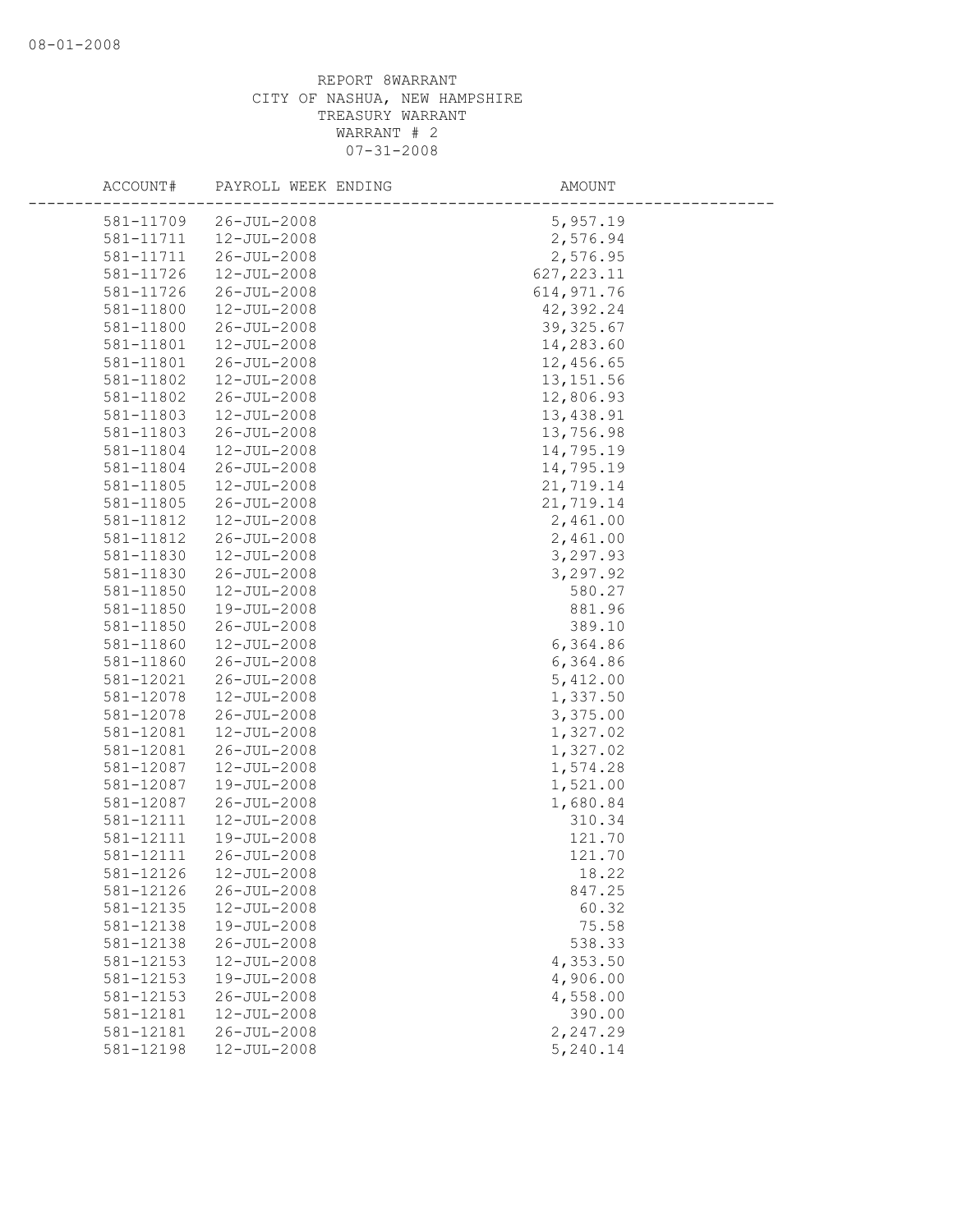REPORT 8WARRANT
CITY OF NASHUA, NEW HAMPSHIRE
TREASURY WARRANT
WARRANT # 2
07-31-2008

| ACCOUNT# | PAYROLL WEEK ENDING | AMOUNT |
|---|---|---|
| 581-11709 | 26-JUL-2008 | 5,957.19 |
| 581-11711 | 12-JUL-2008 | 2,576.94 |
| 581-11711 | 26-JUL-2008 | 2,576.95 |
| 581-11726 | 12-JUL-2008 | 627,223.11 |
| 581-11726 | 26-JUL-2008 | 614,971.76 |
| 581-11800 | 12-JUL-2008 | 42,392.24 |
| 581-11800 | 26-JUL-2008 | 39,325.67 |
| 581-11801 | 12-JUL-2008 | 14,283.60 |
| 581-11801 | 26-JUL-2008 | 12,456.65 |
| 581-11802 | 12-JUL-2008 | 13,151.56 |
| 581-11802 | 26-JUL-2008 | 12,806.93 |
| 581-11803 | 12-JUL-2008 | 13,438.91 |
| 581-11803 | 26-JUL-2008 | 13,756.98 |
| 581-11804 | 12-JUL-2008 | 14,795.19 |
| 581-11804 | 26-JUL-2008 | 14,795.19 |
| 581-11805 | 12-JUL-2008 | 21,719.14 |
| 581-11805 | 26-JUL-2008 | 21,719.14 |
| 581-11812 | 12-JUL-2008 | 2,461.00 |
| 581-11812 | 26-JUL-2008 | 2,461.00 |
| 581-11830 | 12-JUL-2008 | 3,297.93 |
| 581-11830 | 26-JUL-2008 | 3,297.92 |
| 581-11850 | 12-JUL-2008 | 580.27 |
| 581-11850 | 19-JUL-2008 | 881.96 |
| 581-11850 | 26-JUL-2008 | 389.10 |
| 581-11860 | 12-JUL-2008 | 6,364.86 |
| 581-11860 | 26-JUL-2008 | 6,364.86 |
| 581-12021 | 26-JUL-2008 | 5,412.00 |
| 581-12078 | 12-JUL-2008 | 1,337.50 |
| 581-12078 | 26-JUL-2008 | 3,375.00 |
| 581-12081 | 12-JUL-2008 | 1,327.02 |
| 581-12081 | 26-JUL-2008 | 1,327.02 |
| 581-12087 | 12-JUL-2008 | 1,574.28 |
| 581-12087 | 19-JUL-2008 | 1,521.00 |
| 581-12087 | 26-JUL-2008 | 1,680.84 |
| 581-12111 | 12-JUL-2008 | 310.34 |
| 581-12111 | 19-JUL-2008 | 121.70 |
| 581-12111 | 26-JUL-2008 | 121.70 |
| 581-12126 | 12-JUL-2008 | 18.22 |
| 581-12126 | 26-JUL-2008 | 847.25 |
| 581-12135 | 12-JUL-2008 | 60.32 |
| 581-12138 | 19-JUL-2008 | 75.58 |
| 581-12138 | 26-JUL-2008 | 538.33 |
| 581-12153 | 12-JUL-2008 | 4,353.50 |
| 581-12153 | 19-JUL-2008 | 4,906.00 |
| 581-12153 | 26-JUL-2008 | 4,558.00 |
| 581-12181 | 12-JUL-2008 | 390.00 |
| 581-12181 | 26-JUL-2008 | 2,247.29 |
| 581-12198 | 12-JUL-2008 | 5,240.14 |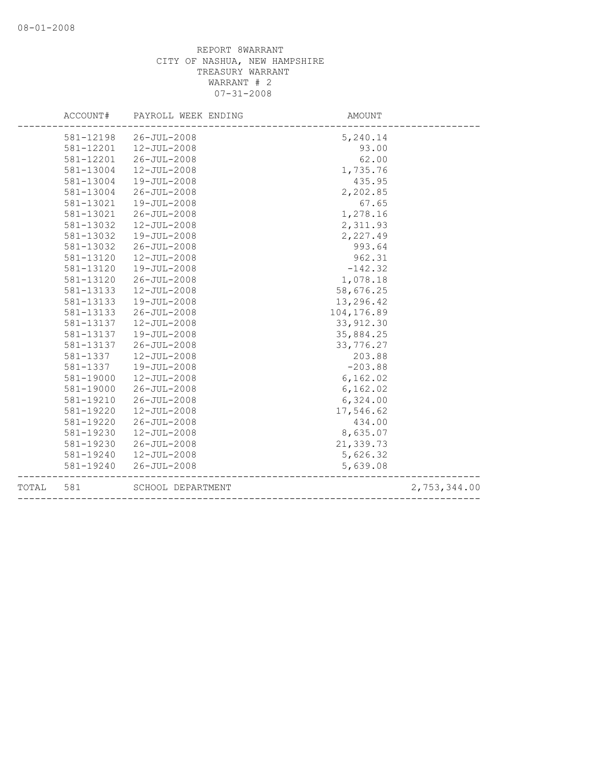REPORT 8WARRANT
CITY OF NASHUA, NEW HAMPSHIRE
TREASURY WARRANT
WARRANT # 2
07-31-2008

| | ACCOUNT# | PAYROLL WEEK ENDING | AMOUNT | |
|---|---|---|---|---|
| | 581-12198 | 26-JUL-2008 | 5,240.14 | |
| | 581-12201 | 12-JUL-2008 | 93.00 | |
| | 581-12201 | 26-JUL-2008 | 62.00 | |
| | 581-13004 | 12-JUL-2008 | 1,735.76 | |
| | 581-13004 | 19-JUL-2008 | 435.95 | |
| | 581-13004 | 26-JUL-2008 | 2,202.85 | |
| | 581-13021 | 19-JUL-2008 | 67.65 | |
| | 581-13021 | 26-JUL-2008 | 1,278.16 | |
| | 581-13032 | 12-JUL-2008 | 2,311.93 | |
| | 581-13032 | 19-JUL-2008 | 2,227.49 | |
| | 581-13032 | 26-JUL-2008 | 993.64 | |
| | 581-13120 | 12-JUL-2008 | 962.31 | |
| | 581-13120 | 19-JUL-2008 | -142.32 | |
| | 581-13120 | 26-JUL-2008 | 1,078.18 | |
| | 581-13133 | 12-JUL-2008 | 58,676.25 | |
| | 581-13133 | 19-JUL-2008 | 13,296.42 | |
| | 581-13133 | 26-JUL-2008 | 104,176.89 | |
| | 581-13137 | 12-JUL-2008 | 33,912.30 | |
| | 581-13137 | 19-JUL-2008 | 35,884.25 | |
| | 581-13137 | 26-JUL-2008 | 33,776.27 | |
| | 581-1337 | 12-JUL-2008 | 203.88 | |
| | 581-1337 | 19-JUL-2008 | -203.88 | |
| | 581-19000 | 12-JUL-2008 | 6,162.02 | |
| | 581-19000 | 26-JUL-2008 | 6,162.02 | |
| | 581-19210 | 26-JUL-2008 | 6,324.00 | |
| | 581-19220 | 12-JUL-2008 | 17,546.62 | |
| | 581-19220 | 26-JUL-2008 | 434.00 | |
| | 581-19230 | 12-JUL-2008 | 8,635.07 | |
| | 581-19230 | 26-JUL-2008 | 21,339.73 | |
| | 581-19240 | 12-JUL-2008 | 5,626.32 | |
| | 581-19240 | 26-JUL-2008 | 5,639.08 | |
| TOTAL | 581 | SCHOOL DEPARTMENT | | 2,753,344.00 |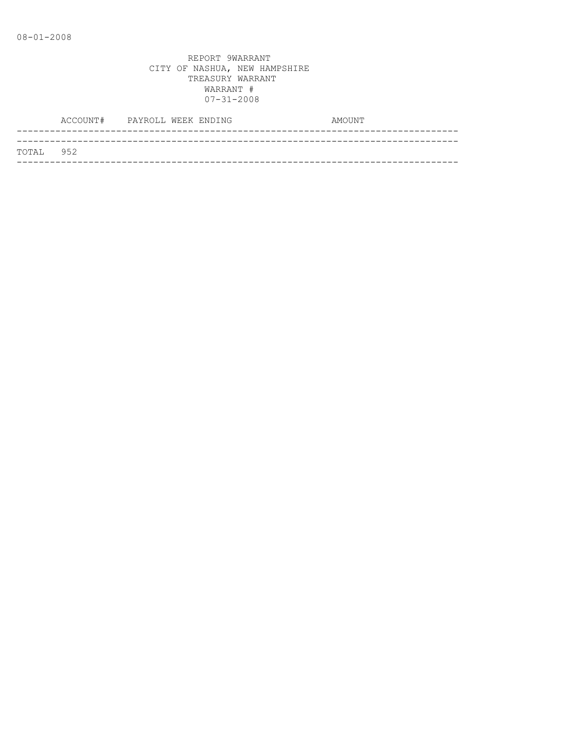08-01-2008

REPORT 9WARRANT
CITY OF NASHUA, NEW HAMPSHIRE
TREASURY WARRANT
WARRANT #
07-31-2008

| ACCOUNT# | PAYROLL WEEK ENDING | AMOUNT |
|---|---|---|
| TOTAL 952 | | |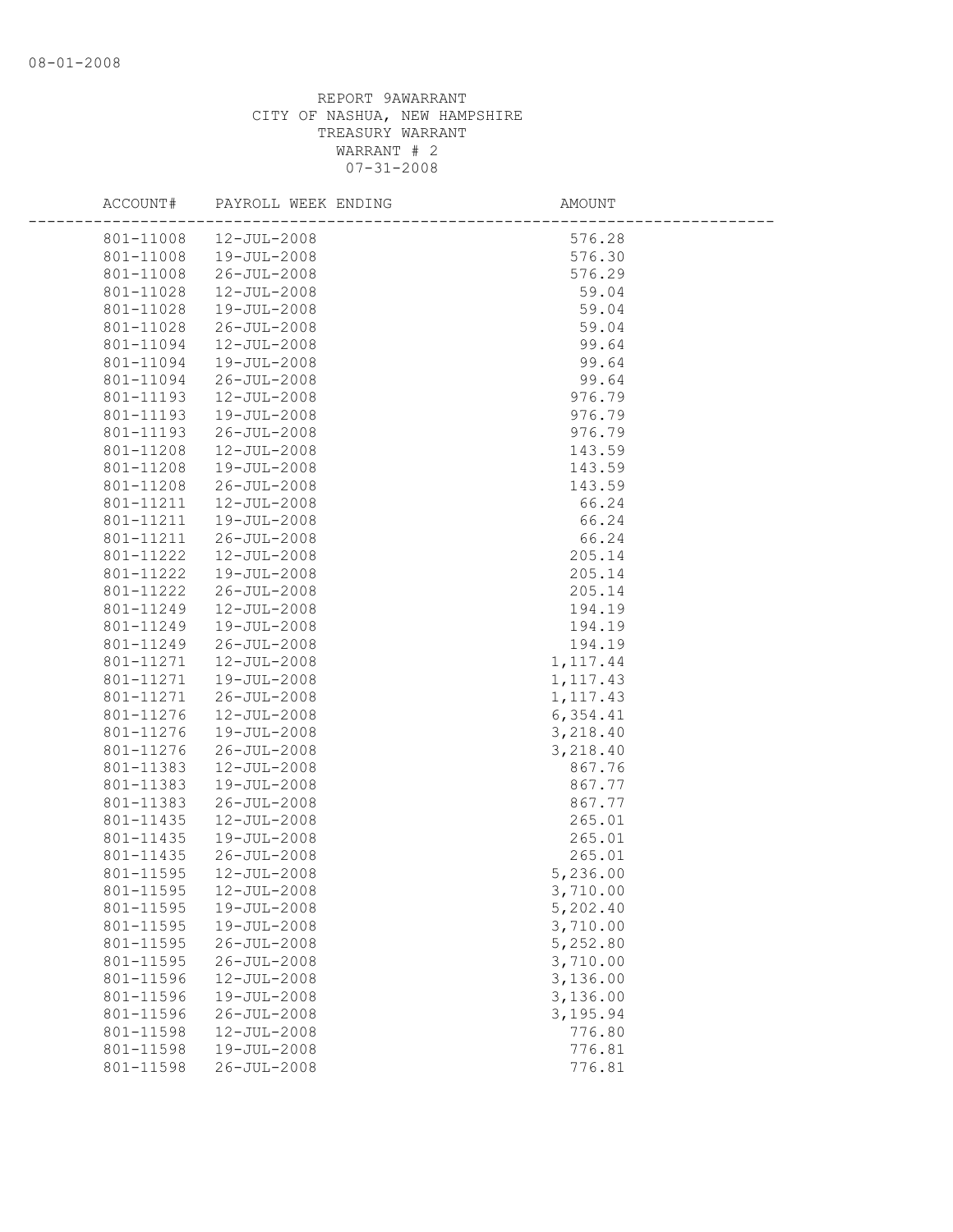REPORT 9AWARRANT
CITY OF NASHUA, NEW HAMPSHIRE
TREASURY WARRANT
WARRANT # 2
07-31-2008

| ACCOUNT# | PAYROLL WEEK ENDING | AMOUNT |
|---|---|---|
| 801-11008 | 12-JUL-2008 | 576.28 |
| 801-11008 | 19-JUL-2008 | 576.30 |
| 801-11008 | 26-JUL-2008 | 576.29 |
| 801-11028 | 12-JUL-2008 | 59.04 |
| 801-11028 | 19-JUL-2008 | 59.04 |
| 801-11028 | 26-JUL-2008 | 59.04 |
| 801-11094 | 12-JUL-2008 | 99.64 |
| 801-11094 | 19-JUL-2008 | 99.64 |
| 801-11094 | 26-JUL-2008 | 99.64 |
| 801-11193 | 12-JUL-2008 | 976.79 |
| 801-11193 | 19-JUL-2008 | 976.79 |
| 801-11193 | 26-JUL-2008 | 976.79 |
| 801-11208 | 12-JUL-2008 | 143.59 |
| 801-11208 | 19-JUL-2008 | 143.59 |
| 801-11208 | 26-JUL-2008 | 143.59 |
| 801-11211 | 12-JUL-2008 | 66.24 |
| 801-11211 | 19-JUL-2008 | 66.24 |
| 801-11211 | 26-JUL-2008 | 66.24 |
| 801-11222 | 12-JUL-2008 | 205.14 |
| 801-11222 | 19-JUL-2008 | 205.14 |
| 801-11222 | 26-JUL-2008 | 205.14 |
| 801-11249 | 12-JUL-2008 | 194.19 |
| 801-11249 | 19-JUL-2008 | 194.19 |
| 801-11249 | 26-JUL-2008 | 194.19 |
| 801-11271 | 12-JUL-2008 | 1,117.44 |
| 801-11271 | 19-JUL-2008 | 1,117.43 |
| 801-11271 | 26-JUL-2008 | 1,117.43 |
| 801-11276 | 12-JUL-2008 | 6,354.41 |
| 801-11276 | 19-JUL-2008 | 3,218.40 |
| 801-11276 | 26-JUL-2008 | 3,218.40 |
| 801-11383 | 12-JUL-2008 | 867.76 |
| 801-11383 | 19-JUL-2008 | 867.77 |
| 801-11383 | 26-JUL-2008 | 867.77 |
| 801-11435 | 12-JUL-2008 | 265.01 |
| 801-11435 | 19-JUL-2008 | 265.01 |
| 801-11435 | 26-JUL-2008 | 265.01 |
| 801-11595 | 12-JUL-2008 | 5,236.00 |
| 801-11595 | 12-JUL-2008 | 3,710.00 |
| 801-11595 | 19-JUL-2008 | 5,202.40 |
| 801-11595 | 19-JUL-2008 | 3,710.00 |
| 801-11595 | 26-JUL-2008 | 5,252.80 |
| 801-11595 | 26-JUL-2008 | 3,710.00 |
| 801-11596 | 12-JUL-2008 | 3,136.00 |
| 801-11596 | 19-JUL-2008 | 3,136.00 |
| 801-11596 | 26-JUL-2008 | 3,195.94 |
| 801-11598 | 12-JUL-2008 | 776.80 |
| 801-11598 | 19-JUL-2008 | 776.81 |
| 801-11598 | 26-JUL-2008 | 776.81 |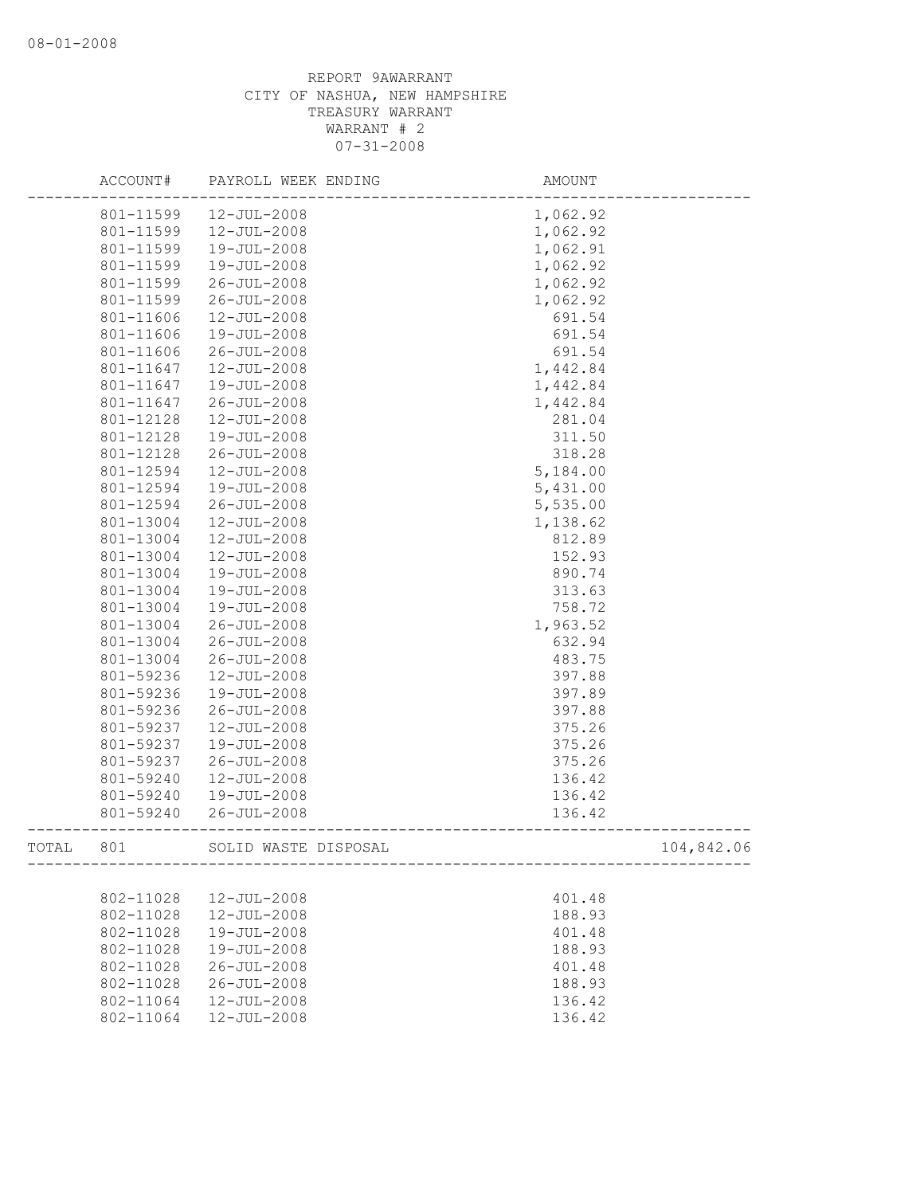08-01-2008

REPORT 9AWARRANT
CITY OF NASHUA, NEW HAMPSHIRE
TREASURY WARRANT
WARRANT # 2
07-31-2008

| | ACCOUNT# | PAYROLL WEEK ENDING | AMOUNT | |
|---|---|---|---|---|
| | 801-11599 | 12-JUL-2008 | 1,062.92 | |
| | 801-11599 | 12-JUL-2008 | 1,062.92 | |
| | 801-11599 | 19-JUL-2008 | 1,062.91 | |
| | 801-11599 | 19-JUL-2008 | 1,062.92 | |
| | 801-11599 | 26-JUL-2008 | 1,062.92 | |
| | 801-11599 | 26-JUL-2008 | 1,062.92 | |
| | 801-11606 | 12-JUL-2008 | 691.54 | |
| | 801-11606 | 19-JUL-2008 | 691.54 | |
| | 801-11606 | 26-JUL-2008 | 691.54 | |
| | 801-11647 | 12-JUL-2008 | 1,442.84 | |
| | 801-11647 | 19-JUL-2008 | 1,442.84 | |
| | 801-11647 | 26-JUL-2008 | 1,442.84 | |
| | 801-12128 | 12-JUL-2008 | 281.04 | |
| | 801-12128 | 19-JUL-2008 | 311.50 | |
| | 801-12128 | 26-JUL-2008 | 318.28 | |
| | 801-12594 | 12-JUL-2008 | 5,184.00 | |
| | 801-12594 | 19-JUL-2008 | 5,431.00 | |
| | 801-12594 | 26-JUL-2008 | 5,535.00 | |
| | 801-13004 | 12-JUL-2008 | 1,138.62 | |
| | 801-13004 | 12-JUL-2008 | 812.89 | |
| | 801-13004 | 12-JUL-2008 | 152.93 | |
| | 801-13004 | 19-JUL-2008 | 890.74 | |
| | 801-13004 | 19-JUL-2008 | 313.63 | |
| | 801-13004 | 19-JUL-2008 | 758.72 | |
| | 801-13004 | 26-JUL-2008 | 1,963.52 | |
| | 801-13004 | 26-JUL-2008 | 632.94 | |
| | 801-13004 | 26-JUL-2008 | 483.75 | |
| | 801-59236 | 12-JUL-2008 | 397.88 | |
| | 801-59236 | 19-JUL-2008 | 397.89 | |
| | 801-59236 | 26-JUL-2008 | 397.88 | |
| | 801-59237 | 12-JUL-2008 | 375.26 | |
| | 801-59237 | 19-JUL-2008 | 375.26 | |
| | 801-59237 | 26-JUL-2008 | 375.26 | |
| | 801-59240 | 12-JUL-2008 | 136.42 | |
| | 801-59240 | 19-JUL-2008 | 136.42 | |
| | 801-59240 | 26-JUL-2008 | 136.42 | |
| TOTAL | 801 | SOLID WASTE DISPOSAL | | 104,842.06 |
| | 802-11028 | 12-JUL-2008 | 401.48 | |
| | 802-11028 | 12-JUL-2008 | 188.93 | |
| | 802-11028 | 19-JUL-2008 | 401.48 | |
| | 802-11028 | 19-JUL-2008 | 188.93 | |
| | 802-11028 | 26-JUL-2008 | 401.48 | |
| | 802-11028 | 26-JUL-2008 | 188.93 | |
| | 802-11064 | 12-JUL-2008 | 136.42 | |
| | 802-11064 | 12-JUL-2008 | 136.42 | |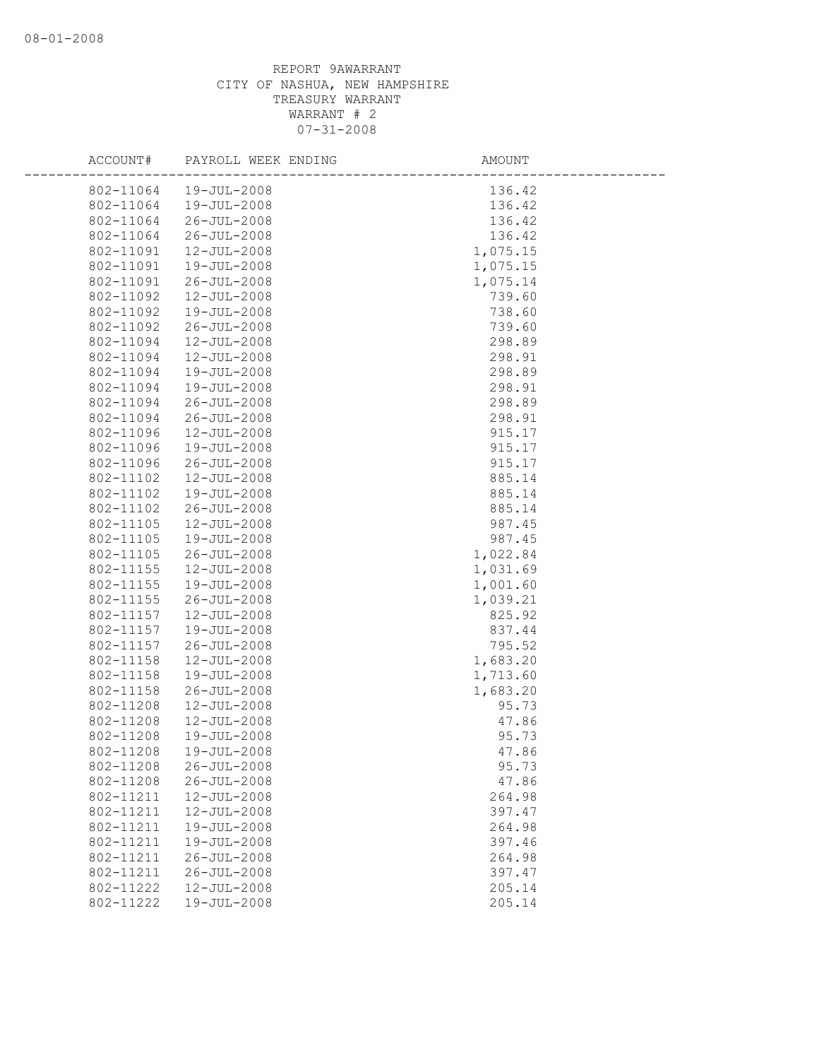REPORT 9AWARRANT
CITY OF NASHUA, NEW HAMPSHIRE
TREASURY WARRANT
WARRANT # 2
07-31-2008

| ACCOUNT# | PAYROLL WEEK ENDING | AMOUNT |
|---|---|---|
| 802-11064 | 19-JUL-2008 | 136.42 |
| 802-11064 | 19-JUL-2008 | 136.42 |
| 802-11064 | 26-JUL-2008 | 136.42 |
| 802-11064 | 26-JUL-2008 | 136.42 |
| 802-11091 | 12-JUL-2008 | 1,075.15 |
| 802-11091 | 19-JUL-2008 | 1,075.15 |
| 802-11091 | 26-JUL-2008 | 1,075.14 |
| 802-11092 | 12-JUL-2008 | 739.60 |
| 802-11092 | 19-JUL-2008 | 738.60 |
| 802-11092 | 26-JUL-2008 | 739.60 |
| 802-11094 | 12-JUL-2008 | 298.89 |
| 802-11094 | 12-JUL-2008 | 298.91 |
| 802-11094 | 19-JUL-2008 | 298.89 |
| 802-11094 | 19-JUL-2008 | 298.91 |
| 802-11094 | 26-JUL-2008 | 298.89 |
| 802-11094 | 26-JUL-2008 | 298.91 |
| 802-11096 | 12-JUL-2008 | 915.17 |
| 802-11096 | 19-JUL-2008 | 915.17 |
| 802-11096 | 26-JUL-2008 | 915.17 |
| 802-11102 | 12-JUL-2008 | 885.14 |
| 802-11102 | 19-JUL-2008 | 885.14 |
| 802-11102 | 26-JUL-2008 | 885.14 |
| 802-11105 | 12-JUL-2008 | 987.45 |
| 802-11105 | 19-JUL-2008 | 987.45 |
| 802-11105 | 26-JUL-2008 | 1,022.84 |
| 802-11155 | 12-JUL-2008 | 1,031.69 |
| 802-11155 | 19-JUL-2008 | 1,001.60 |
| 802-11155 | 26-JUL-2008 | 1,039.21 |
| 802-11157 | 12-JUL-2008 | 825.92 |
| 802-11157 | 19-JUL-2008 | 837.44 |
| 802-11157 | 26-JUL-2008 | 795.52 |
| 802-11158 | 12-JUL-2008 | 1,683.20 |
| 802-11158 | 19-JUL-2008 | 1,713.60 |
| 802-11158 | 26-JUL-2008 | 1,683.20 |
| 802-11208 | 12-JUL-2008 | 95.73 |
| 802-11208 | 12-JUL-2008 | 47.86 |
| 802-11208 | 19-JUL-2008 | 95.73 |
| 802-11208 | 19-JUL-2008 | 47.86 |
| 802-11208 | 26-JUL-2008 | 95.73 |
| 802-11208 | 26-JUL-2008 | 47.86 |
| 802-11211 | 12-JUL-2008 | 264.98 |
| 802-11211 | 12-JUL-2008 | 397.47 |
| 802-11211 | 19-JUL-2008 | 264.98 |
| 802-11211 | 19-JUL-2008 | 397.46 |
| 802-11211 | 26-JUL-2008 | 264.98 |
| 802-11211 | 26-JUL-2008 | 397.47 |
| 802-11222 | 12-JUL-2008 | 205.14 |
| 802-11222 | 19-JUL-2008 | 205.14 |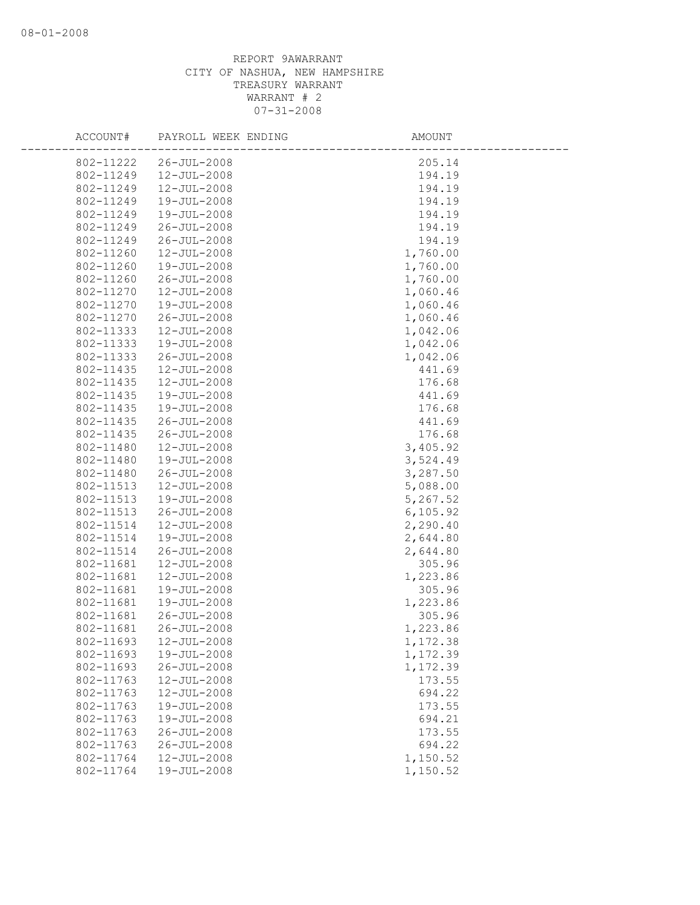REPORT 9AWARRANT
CITY OF NASHUA, NEW HAMPSHIRE
TREASURY WARRANT
WARRANT # 2
07-31-2008

| ACCOUNT# | PAYROLL WEEK ENDING | AMOUNT |
|---|---|---|
| 802-11222 | 26-JUL-2008 | 205.14 |
| 802-11249 | 12-JUL-2008 | 194.19 |
| 802-11249 | 12-JUL-2008 | 194.19 |
| 802-11249 | 19-JUL-2008 | 194.19 |
| 802-11249 | 19-JUL-2008 | 194.19 |
| 802-11249 | 26-JUL-2008 | 194.19 |
| 802-11249 | 26-JUL-2008 | 194.19 |
| 802-11260 | 12-JUL-2008 | 1,760.00 |
| 802-11260 | 19-JUL-2008 | 1,760.00 |
| 802-11260 | 26-JUL-2008 | 1,760.00 |
| 802-11270 | 12-JUL-2008 | 1,060.46 |
| 802-11270 | 19-JUL-2008 | 1,060.46 |
| 802-11270 | 26-JUL-2008 | 1,060.46 |
| 802-11333 | 12-JUL-2008 | 1,042.06 |
| 802-11333 | 19-JUL-2008 | 1,042.06 |
| 802-11333 | 26-JUL-2008 | 1,042.06 |
| 802-11435 | 12-JUL-2008 | 441.69 |
| 802-11435 | 12-JUL-2008 | 176.68 |
| 802-11435 | 19-JUL-2008 | 441.69 |
| 802-11435 | 19-JUL-2008 | 176.68 |
| 802-11435 | 26-JUL-2008 | 441.69 |
| 802-11435 | 26-JUL-2008 | 176.68 |
| 802-11480 | 12-JUL-2008 | 3,405.92 |
| 802-11480 | 19-JUL-2008 | 3,524.49 |
| 802-11480 | 26-JUL-2008 | 3,287.50 |
| 802-11513 | 12-JUL-2008 | 5,088.00 |
| 802-11513 | 19-JUL-2008 | 5,267.52 |
| 802-11513 | 26-JUL-2008 | 6,105.92 |
| 802-11514 | 12-JUL-2008 | 2,290.40 |
| 802-11514 | 19-JUL-2008 | 2,644.80 |
| 802-11514 | 26-JUL-2008 | 2,644.80 |
| 802-11681 | 12-JUL-2008 | 305.96 |
| 802-11681 | 12-JUL-2008 | 1,223.86 |
| 802-11681 | 19-JUL-2008 | 305.96 |
| 802-11681 | 19-JUL-2008 | 1,223.86 |
| 802-11681 | 26-JUL-2008 | 305.96 |
| 802-11681 | 26-JUL-2008 | 1,223.86 |
| 802-11693 | 12-JUL-2008 | 1,172.38 |
| 802-11693 | 19-JUL-2008 | 1,172.39 |
| 802-11693 | 26-JUL-2008 | 1,172.39 |
| 802-11763 | 12-JUL-2008 | 173.55 |
| 802-11763 | 12-JUL-2008 | 694.22 |
| 802-11763 | 19-JUL-2008 | 173.55 |
| 802-11763 | 19-JUL-2008 | 694.21 |
| 802-11763 | 26-JUL-2008 | 173.55 |
| 802-11763 | 26-JUL-2008 | 694.22 |
| 802-11764 | 12-JUL-2008 | 1,150.52 |
| 802-11764 | 19-JUL-2008 | 1,150.52 |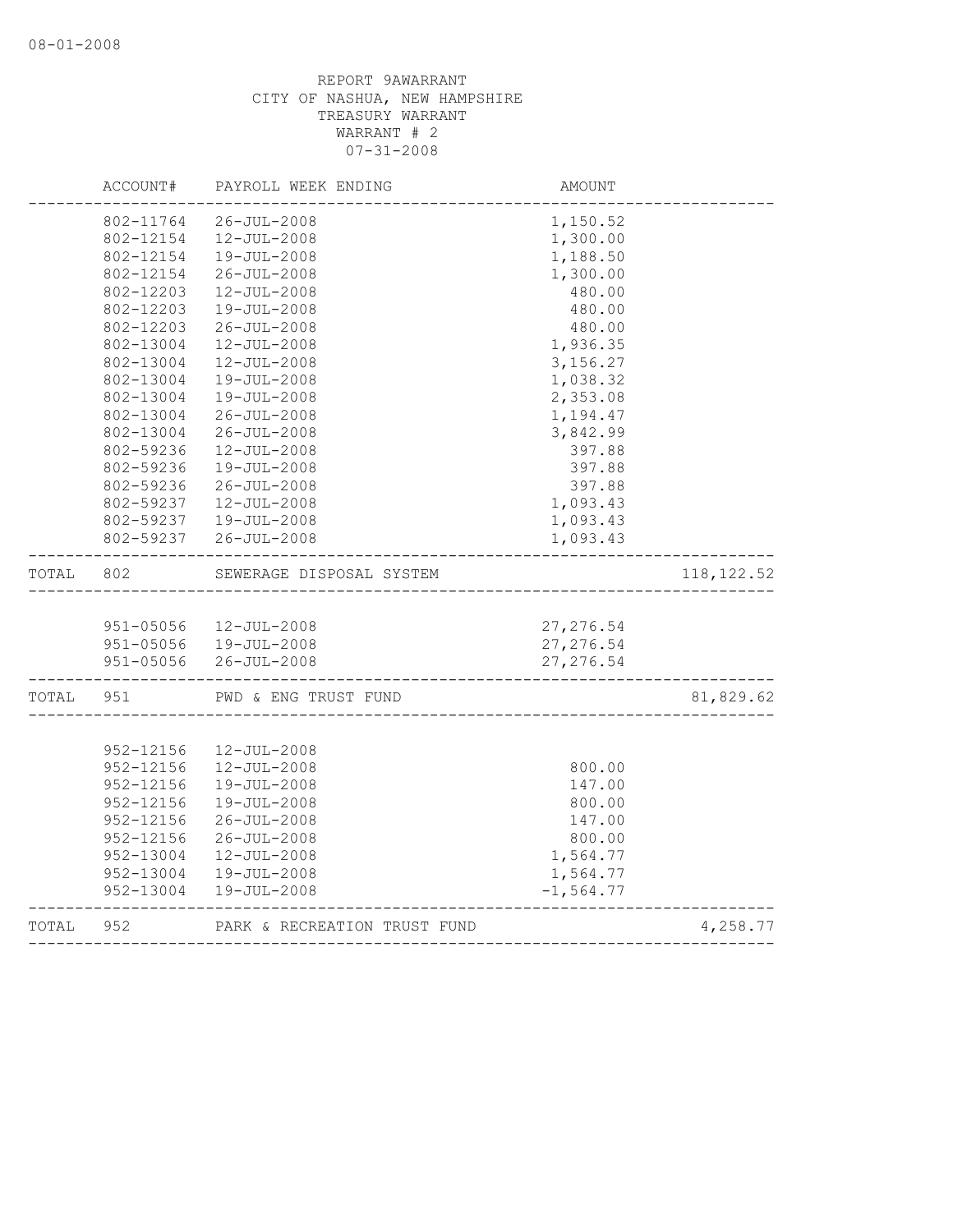08-01-2008

REPORT 9AWARRANT
CITY OF NASHUA, NEW HAMPSHIRE
TREASURY WARRANT
WARRANT # 2
07-31-2008

| | ACCOUNT# | PAYROLL WEEK ENDING | AMOUNT | |
|---|---|---|---|---|
| | 802-11764 | 26-JUL-2008 | 1,150.52 | |
| | 802-12154 | 12-JUL-2008 | 1,300.00 | |
| | 802-12154 | 19-JUL-2008 | 1,188.50 | |
| | 802-12154 | 26-JUL-2008 | 1,300.00 | |
| | 802-12203 | 12-JUL-2008 | 480.00 | |
| | 802-12203 | 19-JUL-2008 | 480.00 | |
| | 802-12203 | 26-JUL-2008 | 480.00 | |
| | 802-13004 | 12-JUL-2008 | 1,936.35 | |
| | 802-13004 | 12-JUL-2008 | 3,156.27 | |
| | 802-13004 | 19-JUL-2008 | 1,038.32 | |
| | 802-13004 | 19-JUL-2008 | 2,353.08 | |
| | 802-13004 | 26-JUL-2008 | 1,194.47 | |
| | 802-13004 | 26-JUL-2008 | 3,842.99 | |
| | 802-59236 | 12-JUL-2008 | 397.88 | |
| | 802-59236 | 19-JUL-2008 | 397.88 | |
| | 802-59236 | 26-JUL-2008 | 397.88 | |
| | 802-59237 | 12-JUL-2008 | 1,093.43 | |
| | 802-59237 | 19-JUL-2008 | 1,093.43 | |
| | 802-59237 | 26-JUL-2008 | 1,093.43 | |
| TOTAL | 802 | SEWERAGE DISPOSAL SYSTEM | | 118,122.52 |
| | 951-05056 | 12-JUL-2008 | 27,276.54 | |
| | 951-05056 | 19-JUL-2008 | 27,276.54 | |
| | 951-05056 | 26-JUL-2008 | 27,276.54 | |
| TOTAL | 951 | PWD & ENG TRUST FUND | | 81,829.62 |
| | 952-12156 | 12-JUL-2008 | | |
| | 952-12156 | 12-JUL-2008 | 800.00 | |
| | 952-12156 | 19-JUL-2008 | 147.00 | |
| | 952-12156 | 19-JUL-2008 | 800.00 | |
| | 952-12156 | 26-JUL-2008 | 147.00 | |
| | 952-12156 | 26-JUL-2008 | 800.00 | |
| | 952-13004 | 12-JUL-2008 | 1,564.77 | |
| | 952-13004 | 19-JUL-2008 | 1,564.77 | |
| | 952-13004 | 19-JUL-2008 | -1,564.77 | |
| TOTAL | 952 | PARK & RECREATION TRUST FUND | | 4,258.77 |